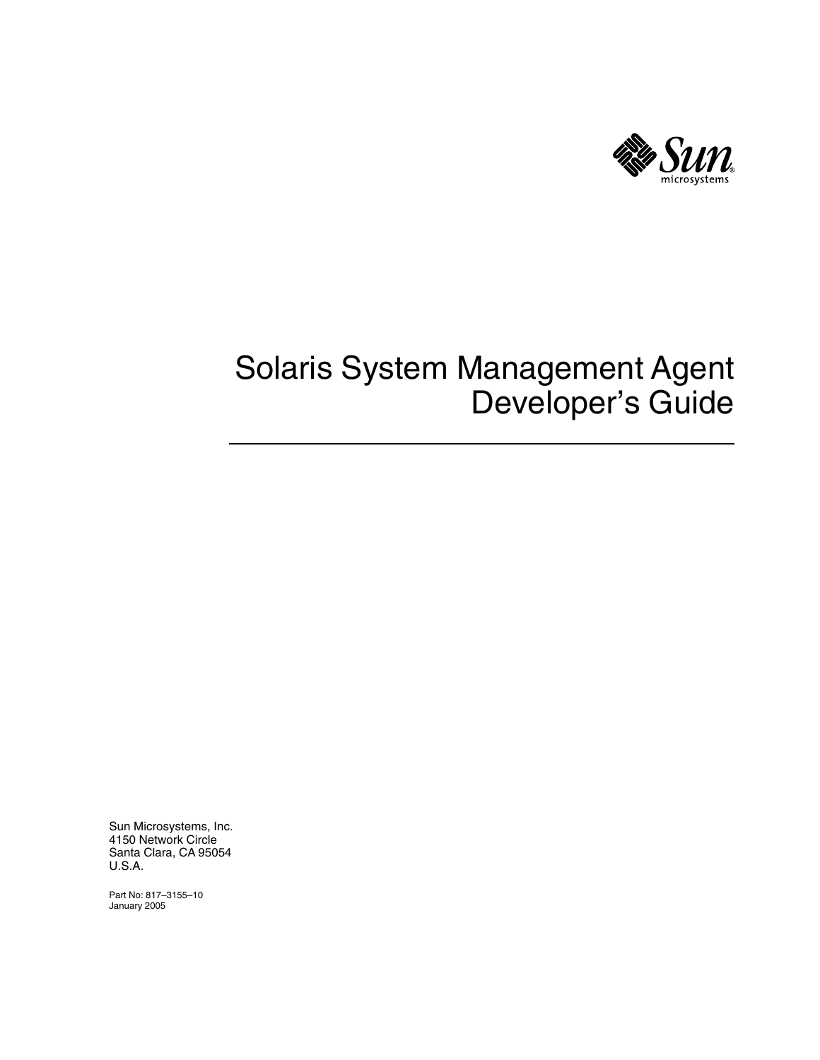# Solaris System Management Agent Developer's Guide

Sun Microsystems, Inc.
4150 Network Circle
Santa Clara, CA 95054
U.S.A.

Part No: 817–3155–10
January 2005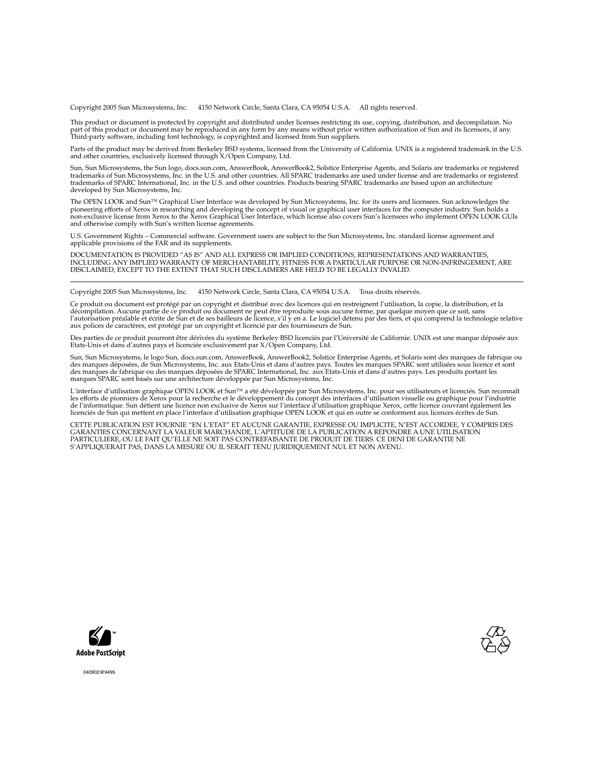Copyright 2005 Sun Microsystems, Inc. 4150 Network Circle, Santa Clara, CA 95054 U.S.A. All rights reserved.

This product or document is protected by copyright and distributed under licenses restricting its use, copying, distribution, and decompilation. No part of this product or document may be reproduced in any form by any means without prior written authorization of Sun and its licensors, if any. Third-party software, including font technology, is copyrighted and licensed from Sun suppliers.

Parts of the product may be derived from Berkeley BSD systems, licensed from the University of California. UNIX is a registered trademark in the U.S. and other countries, exclusively licensed through X/Open Company, Ltd.

Sun, Sun Microsystems, the Sun logo, docs.sun.com, AnswerBook, AnswerBook2, Solstice Enterprise Agents, and Solaris are trademarks or registered trademarks of Sun Microsystems, Inc. in the U.S. and other countries. All SPARC trademarks are used under license and are trademarks or registered trademarks of SPARC International, Inc. in the U.S. and other countries. Products bearing SPARC trademarks are based upon an architecture developed by Sun Microsystems, Inc.

The OPEN LOOK and Sun™ Graphical User Interface was developed by Sun Microsystems, Inc. for its users and licensees. Sun acknowledges the pioneering efforts of Xerox in researching and developing the concept of visual or graphical user interfaces for the computer industry. Sun holds a non-exclusive license from Xerox to the Xerox Graphical User Interface, which license also covers Sun's licensees who implement OPEN LOOK GUIs and otherwise comply with Sun's written license agreements.

U.S. Government Rights – Commercial software. Government users are subject to the Sun Microsystems, Inc. standard license agreement and applicable provisions of the FAR and its supplements.

DOCUMENTATION IS PROVIDED "AS IS" AND ALL EXPRESS OR IMPLIED CONDITIONS, REPRESENTATIONS AND WARRANTIES, INCLUDING ANY IMPLIED WARRANTY OF MERCHANTABILITY, FITNESS FOR A PARTICULAR PURPOSE OR NON-INFRINGEMENT, ARE DISCLAIMED, EXCEPT TO THE EXTENT THAT SUCH DISCLAIMERS ARE HELD TO BE LEGALLY INVALID.

---

Copyright 2005 Sun Microsystems, Inc. 4150 Network Circle, Santa Clara, CA 95054 U.S.A. Tous droits réservés.

Ce produit ou document est protégé par un copyright et distribué avec des licences qui en restreignent l'utilisation, la copie, la distribution, et la décompilation. Aucune partie de ce produit ou document ne peut être reproduite sous aucune forme, par quelque moyen que ce soit, sans l'autorisation préalable et écrite de Sun et de ses bailleurs de licence, s'il y en a. Le logiciel détenu par des tiers, et qui comprend la technologie relative aux polices de caractères, est protégé par un copyright et licencié par des fournisseurs de Sun.

Des parties de ce produit pourront être dérivées du système Berkeley BSD licenciés par l'Université de Californie. UNIX est une marque déposée aux Etats-Unis et dans d'autres pays et licenciée exclusivement par X/Open Company, Ltd.

Sun, Sun Microsystems, le logo Sun, docs.sun.com, AnswerBook, AnswerBook2, Solstice Enterprise Agents, et Solaris sont des marques de fabrique ou des marques déposées, de Sun Microsystems, Inc. aux Etats-Unis et dans d'autres pays. Toutes les marques SPARC sont utilisées sous licence et sont des marques de fabrique ou des marques déposées de SPARC International, Inc. aux Etats-Unis et dans d'autres pays. Les produits portant les marques SPARC sont basés sur une architecture développée par Sun Microsystems, Inc.

L'interface d'utilisation graphique OPEN LOOK et Sun™ a été développée par Sun Microsystems, Inc. pour ses utilisateurs et licenciés. Sun reconnaît les efforts de pionniers de Xerox pour la recherche et le développement du concept des interfaces d'utilisation visuelle ou graphique pour l'industrie de l'informatique. Sun détient une licence non exclusive de Xerox sur l'interface d'utilisation graphique Xerox, cette licence couvrant également les licenciés de Sun qui mettent en place l'interface d'utilisation graphique OPEN LOOK et qui en outre se conforment aux licences écrites de Sun.

CETTE PUBLICATION EST FOURNIE "EN L'ETAT" ET AUCUNE GARANTIE, EXPRESSE OU IMPLICITE, N'EST ACCORDEE, Y COMPRIS DES GARANTIES CONCERNANT LA VALEUR MARCHANDE, L'APTITUDE DE LA PUBLICATION A REPONDRE A UNE UTILISATION PARTICULIERE, OU LE FAIT QU'ELLE NE SOIT PAS CONTREFAISANTE DE PRODUIT DE TIERS. CE DENI DE GARANTIE NE S'APPLIQUERAIT PAS, DANS LA MESURE OU IL SERAIT TENU JURIDIQUEMENT NUL ET NON AVENU.

Adobe PostScript

040902@9495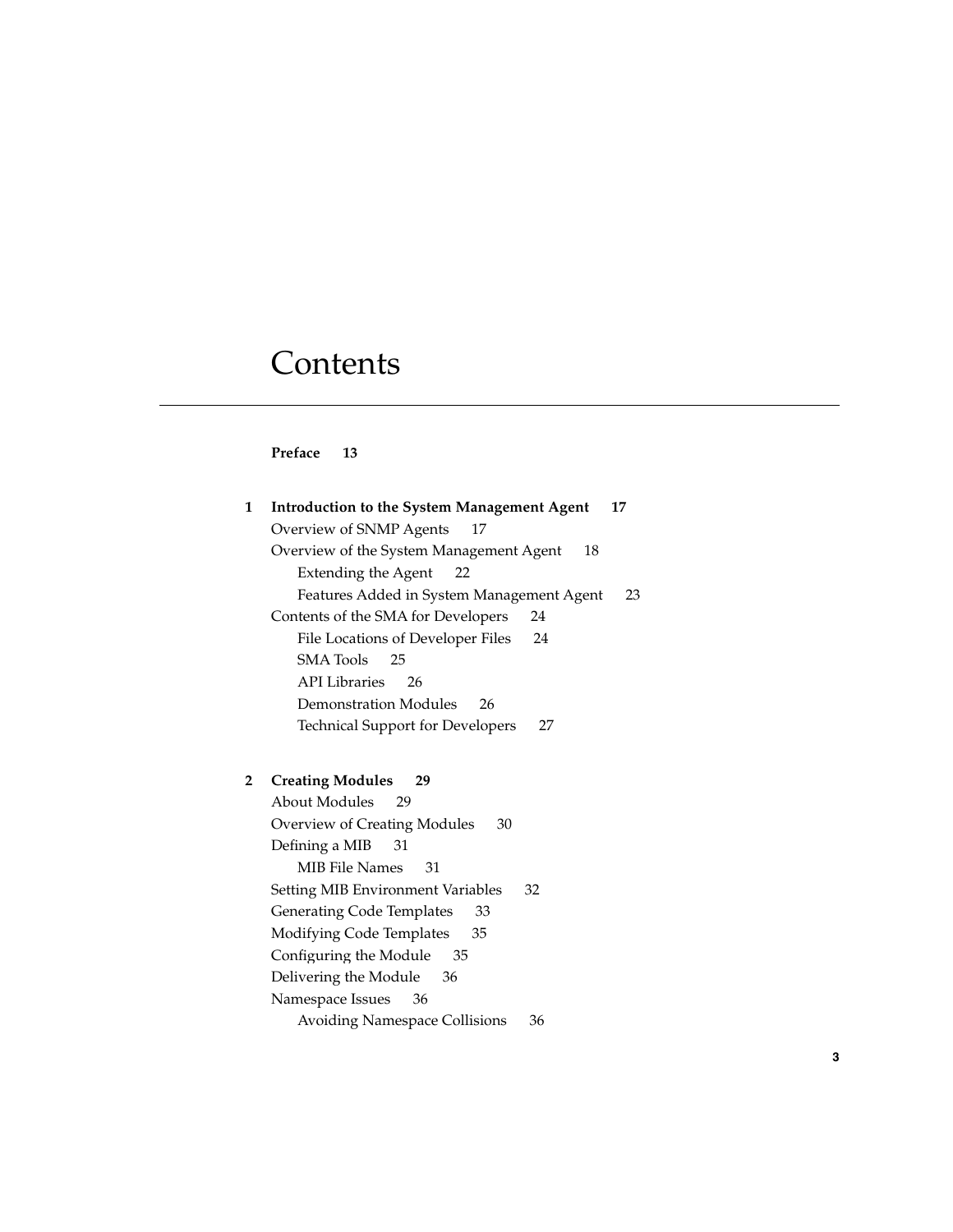# Contents

**Preface 13**

**1 Introduction to the System Management Agent 17**

- Overview of SNMP Agents 17
- Overview of the System Management Agent 18
  - Extending the Agent 22
  - Features Added in System Management Agent 23
- Contents of the SMA for Developers 24
  - File Locations of Developer Files 24
  - SMA Tools 25
  - API Libraries 26
  - Demonstration Modules 26
  - Technical Support for Developers 27

**2 Creating Modules 29**

- About Modules 29
- Overview of Creating Modules 30
- Defining a MIB 31
  - MIB File Names 31
- Setting MIB Environment Variables 32
- Generating Code Templates 33
- Modifying Code Templates 35
- Configuring the Module 35
- Delivering the Module 36
- Namespace Issues 36
  - Avoiding Namespace Collisions 36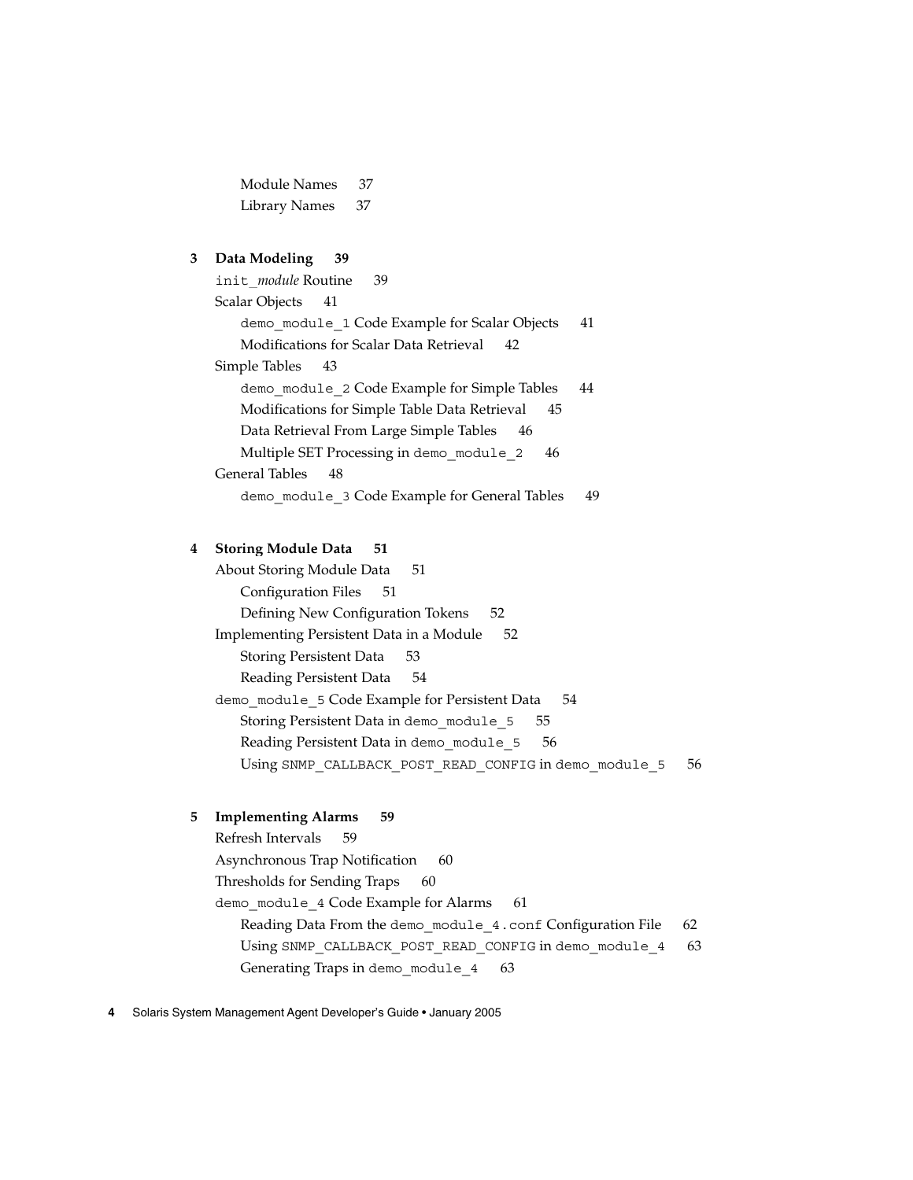Module Names 37
Library Names 37

**3 Data Modeling 39**

init_*module* Routine 39

Scalar Objects 41

demo_module_1 Code Example for Scalar Objects 41

Modifications for Scalar Data Retrieval 42

Simple Tables 43

demo_module_2 Code Example for Simple Tables 44

Modifications for Simple Table Data Retrieval 45

Data Retrieval From Large Simple Tables 46

Multiple SET Processing in demo_module_2 46

General Tables 48

demo_module_3 Code Example for General Tables 49

**4 Storing Module Data 51**

About Storing Module Data 51

Configuration Files 51

Defining New Configuration Tokens 52

Implementing Persistent Data in a Module 52

Storing Persistent Data 53

Reading Persistent Data 54

demo_module_5 Code Example for Persistent Data 54

Storing Persistent Data in demo_module_5 55

Reading Persistent Data in demo_module_5 56

Using SNMP_CALLBACK_POST_READ_CONFIG in demo_module_5 56

**5 Implementing Alarms 59**

Refresh Intervals 59

Asynchronous Trap Notification 60

Thresholds for Sending Traps 60

demo_module_4 Code Example for Alarms 61

Reading Data From the demo_module_4.conf Configuration File 62

Using SNMP_CALLBACK_POST_READ_CONFIG in demo_module_4 63

Generating Traps in demo_module_4 63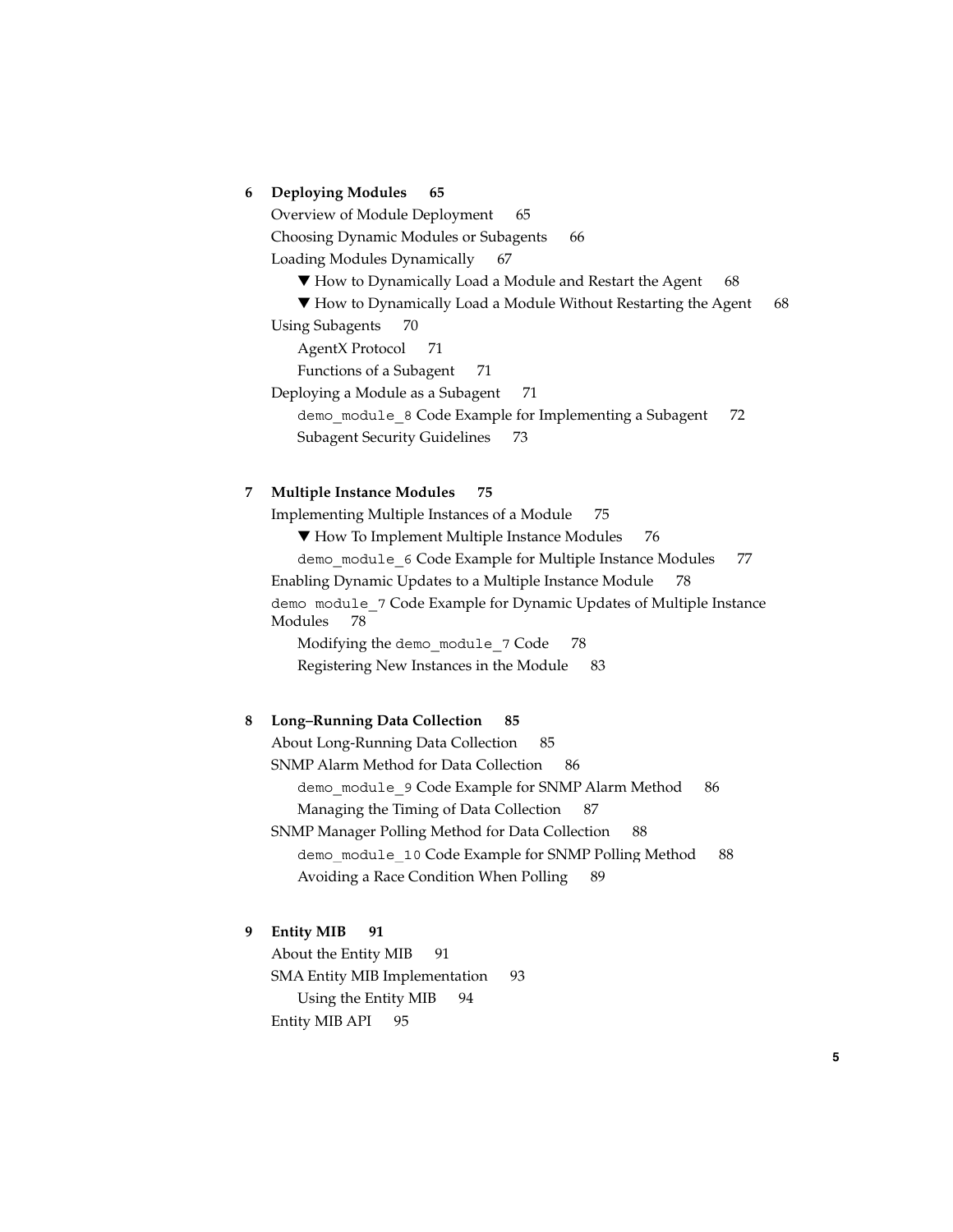**6 Deploying Modules 65**

- Overview of Module Deployment 65
- Choosing Dynamic Modules or Subagents 66
- Loading Modules Dynamically 67
  - ▼ How to Dynamically Load a Module and Restart the Agent 68
  - ▼ How to Dynamically Load a Module Without Restarting the Agent 68
- Using Subagents 70
  - AgentX Protocol 71
  - Functions of a Subagent 71
- Deploying a Module as a Subagent 71
  - `demo_module_8` Code Example for Implementing a Subagent 72
  - Subagent Security Guidelines 73

**7 Multiple Instance Modules 75**

- Implementing Multiple Instances of a Module 75
  - ▼ How To Implement Multiple Instance Modules 76
  - `demo_module_6` Code Example for Multiple Instance Modules 77
- Enabling Dynamic Updates to a Multiple Instance Module 78
- `demo module_7` Code Example for Dynamic Updates of Multiple Instance Modules 78
  - Modifying the `demo_module_7` Code 78
  - Registering New Instances in the Module 83

**8 Long–Running Data Collection 85**

- About Long-Running Data Collection 85
- SNMP Alarm Method for Data Collection 86
  - `demo_module_9` Code Example for SNMP Alarm Method 86
  - Managing the Timing of Data Collection 87
- SNMP Manager Polling Method for Data Collection 88
  - `demo_module_10` Code Example for SNMP Polling Method 88
  - Avoiding a Race Condition When Polling 89

**9 Entity MIB 91**

- About the Entity MIB 91
- SMA Entity MIB Implementation 93
  - Using the Entity MIB 94
- Entity MIB API 95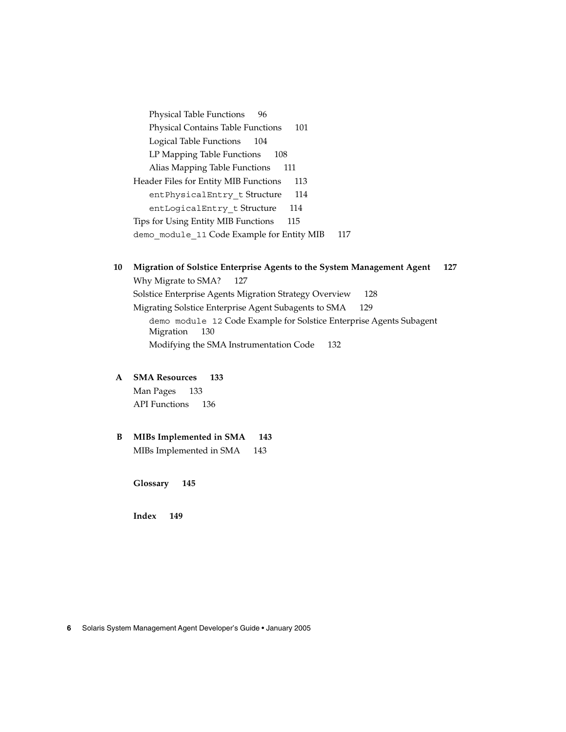Physical Table Functions 96
Physical Contains Table Functions 101
Logical Table Functions 104
LP Mapping Table Functions 108
Alias Mapping Table Functions 111
Header Files for Entity MIB Functions 113
`entPhysicalEntry_t` Structure 114
`entLogicalEntry_t` Structure 114
Tips for Using Entity MIB Functions 115
`demo_module_11` Code Example for Entity MIB 117

**10 Migration of Solstice Enterprise Agents to the System Management Agent 127**
Why Migrate to SMA? 127
Solstice Enterprise Agents Migration Strategy Overview 128
Migrating Solstice Enterprise Agent Subagents to SMA 129
`demo module 12` Code Example for Solstice Enterprise Agents Subagent Migration 130
Modifying the SMA Instrumentation Code 132

**A SMA Resources 133**
Man Pages 133
API Functions 136

**B MIBs Implemented in SMA 143**
MIBs Implemented in SMA 143

**Glossary 145**

**Index 149**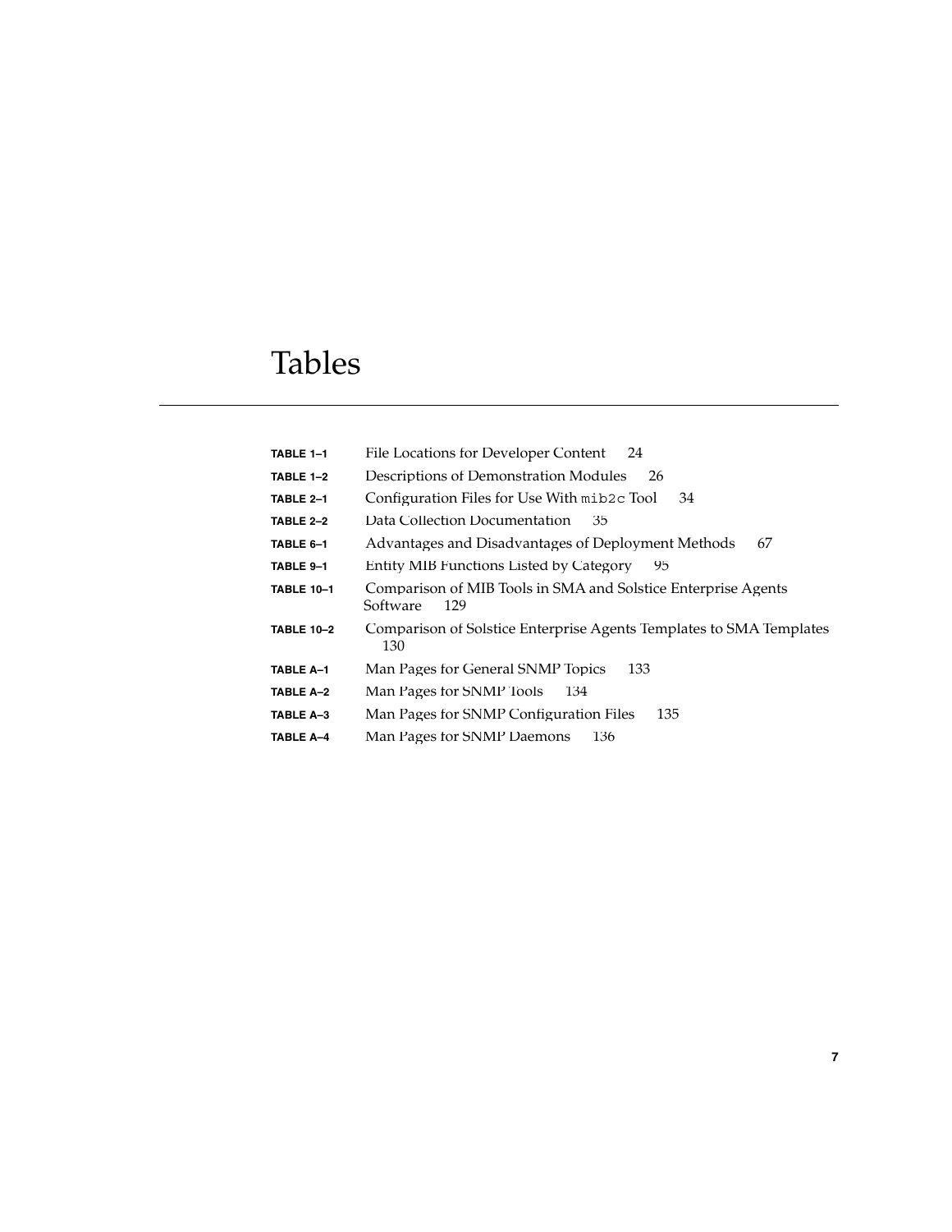# Tables

**TABLE 1–1** File Locations for Developer Content 24

**TABLE 1–2** Descriptions of Demonstration Modules 26

**TABLE 2–1** Configuration Files for Use With `mib2c` Tool 34

**TABLE 2–2** Data Collection Documentation 35

**TABLE 6–1** Advantages and Disadvantages of Deployment Methods 67

**TABLE 9–1** Entity MIB Functions Listed by Category 95

**TABLE 10–1** Comparison of MIB Tools in SMA and Solstice Enterprise Agents Software 129

**TABLE 10–2** Comparison of Solstice Enterprise Agents Templates to SMA Templates 130

**TABLE A–1** Man Pages for General SNMP Topics 133

**TABLE A–2** Man Pages for SNMP Tools 134

**TABLE A–3** Man Pages for SNMP Configuration Files 135

**TABLE A–4** Man Pages for SNMP Daemons 136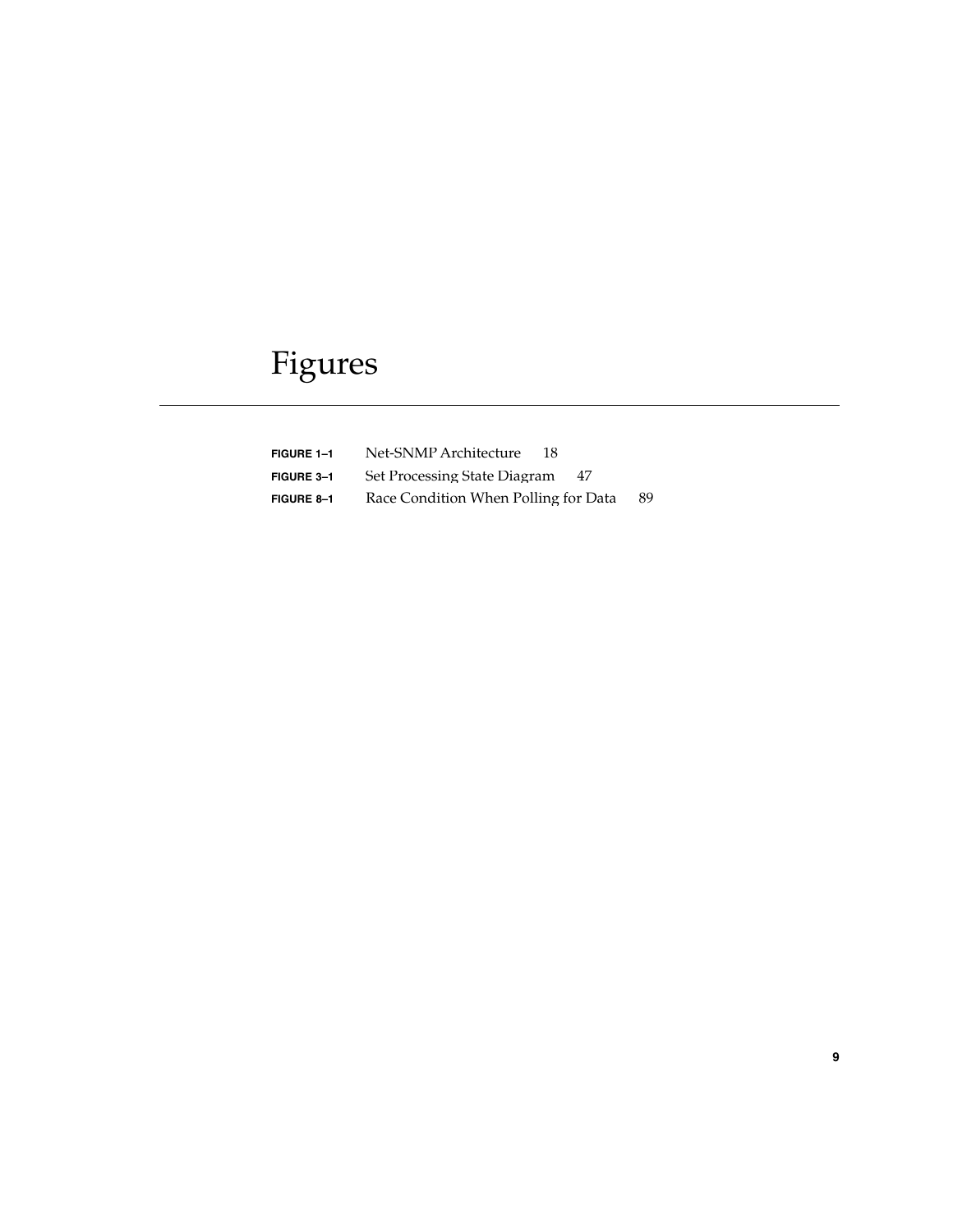# Figures

**FIGURE 1–1** Net-SNMP Architecture 18

**FIGURE 3–1** Set Processing State Diagram 47

**FIGURE 8–1** Race Condition When Polling for Data 89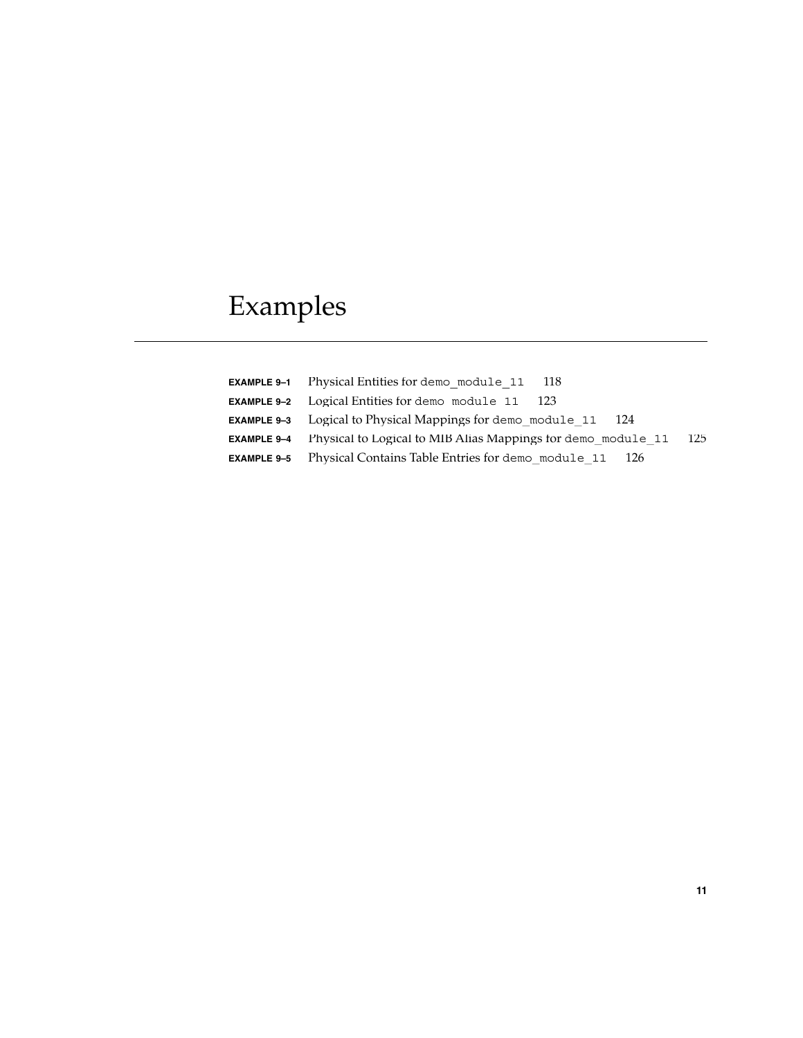# Examples

**EXAMPLE 9–1** Physical Entities for `demo_module_11` 118

**EXAMPLE 9–2** Logical Entities for `demo_module_11` 123

**EXAMPLE 9–3** Logical to Physical Mappings for `demo_module_11` 124

**EXAMPLE 9–4** Physical to Logical to MIB Alias Mappings for `demo_module_11` 125

**EXAMPLE 9–5** Physical Contains Table Entries for `demo_module_11` 126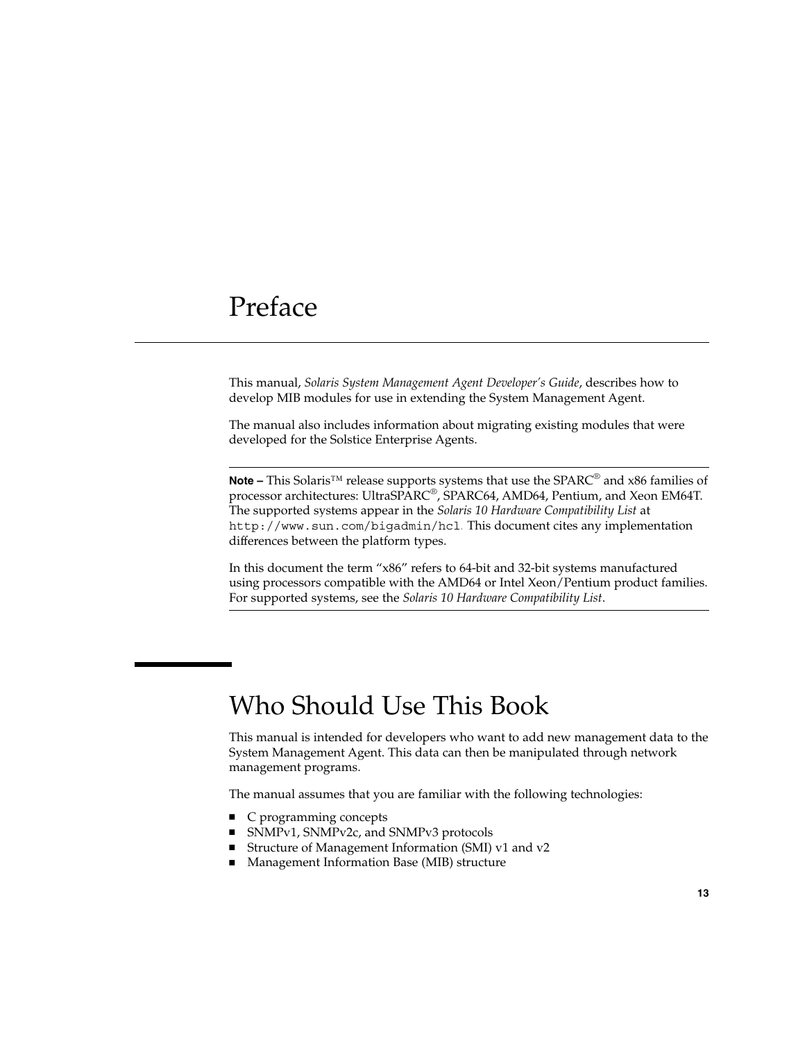# Preface

This manual, *Solaris System Management Agent Developer's Guide*, describes how to develop MIB modules for use in extending the System Management Agent.

The manual also includes information about migrating existing modules that were developed for the Solstice Enterprise Agents.

---

**Note –** This Solaris™ release supports systems that use the SPARC® and x86 families of processor architectures: UltraSPARC®, SPARC64, AMD64, Pentium, and Xeon EM64T. The supported systems appear in the *Solaris 10 Hardware Compatibility List* at `http://www.sun.com/bigadmin/hcl`. This document cites any implementation differences between the platform types.

In this document the term "x86" refers to 64-bit and 32-bit systems manufactured using processors compatible with the AMD64 or Intel Xeon/Pentium product families. For supported systems, see the *Solaris 10 Hardware Compatibility List*.

---

## Who Should Use This Book

This manual is intended for developers who want to add new management data to the System Management Agent. This data can then be manipulated through network management programs.

The manual assumes that you are familiar with the following technologies:

- C programming concepts
- SNMPv1, SNMPv2c, and SNMPv3 protocols
- Structure of Management Information (SMI) v1 and v2
- Management Information Base (MIB) structure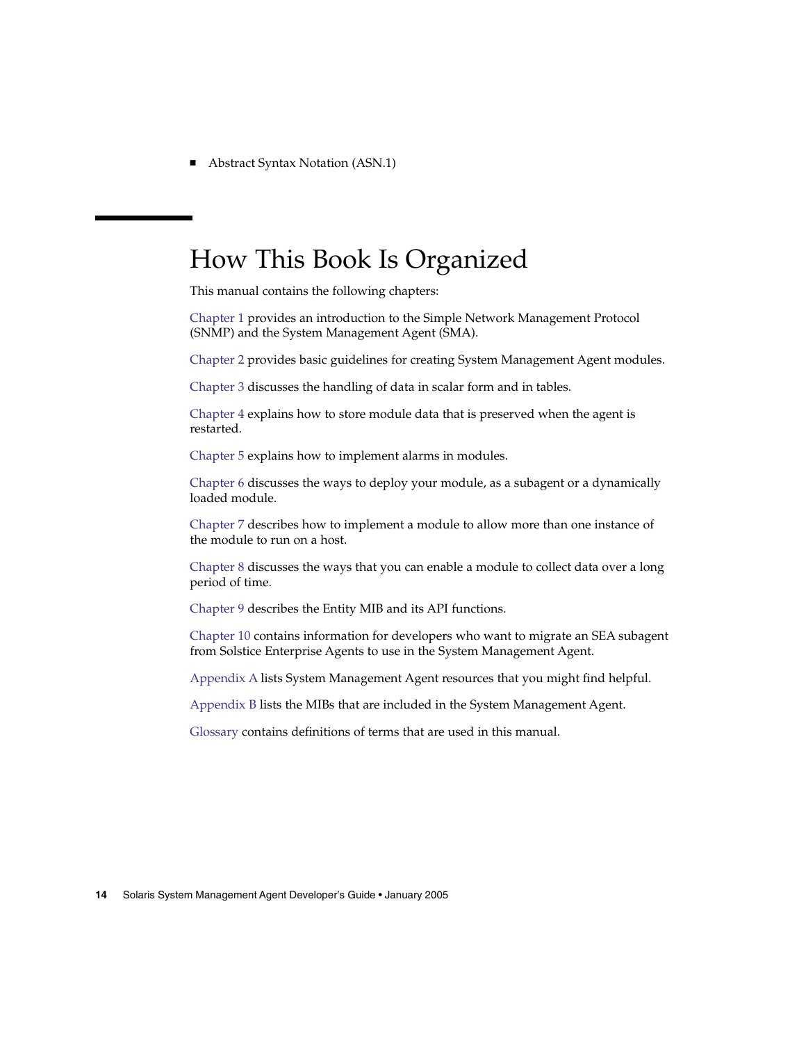- Abstract Syntax Notation (ASN.1)

## How This Book Is Organized

This manual contains the following chapters:

Chapter 1 provides an introduction to the Simple Network Management Protocol (SNMP) and the System Management Agent (SMA).

Chapter 2 provides basic guidelines for creating System Management Agent modules.

Chapter 3 discusses the handling of data in scalar form and in tables.

Chapter 4 explains how to store module data that is preserved when the agent is restarted.

Chapter 5 explains how to implement alarms in modules.

Chapter 6 discusses the ways to deploy your module, as a subagent or a dynamically loaded module.

Chapter 7 describes how to implement a module to allow more than one instance of the module to run on a host.

Chapter 8 discusses the ways that you can enable a module to collect data over a long period of time.

Chapter 9 describes the Entity MIB and its API functions.

Chapter 10 contains information for developers who want to migrate an SEA subagent from Solstice Enterprise Agents to use in the System Management Agent.

Appendix A lists System Management Agent resources that you might find helpful.

Appendix B lists the MIBs that are included in the System Management Agent.

Glossary contains definitions of terms that are used in this manual.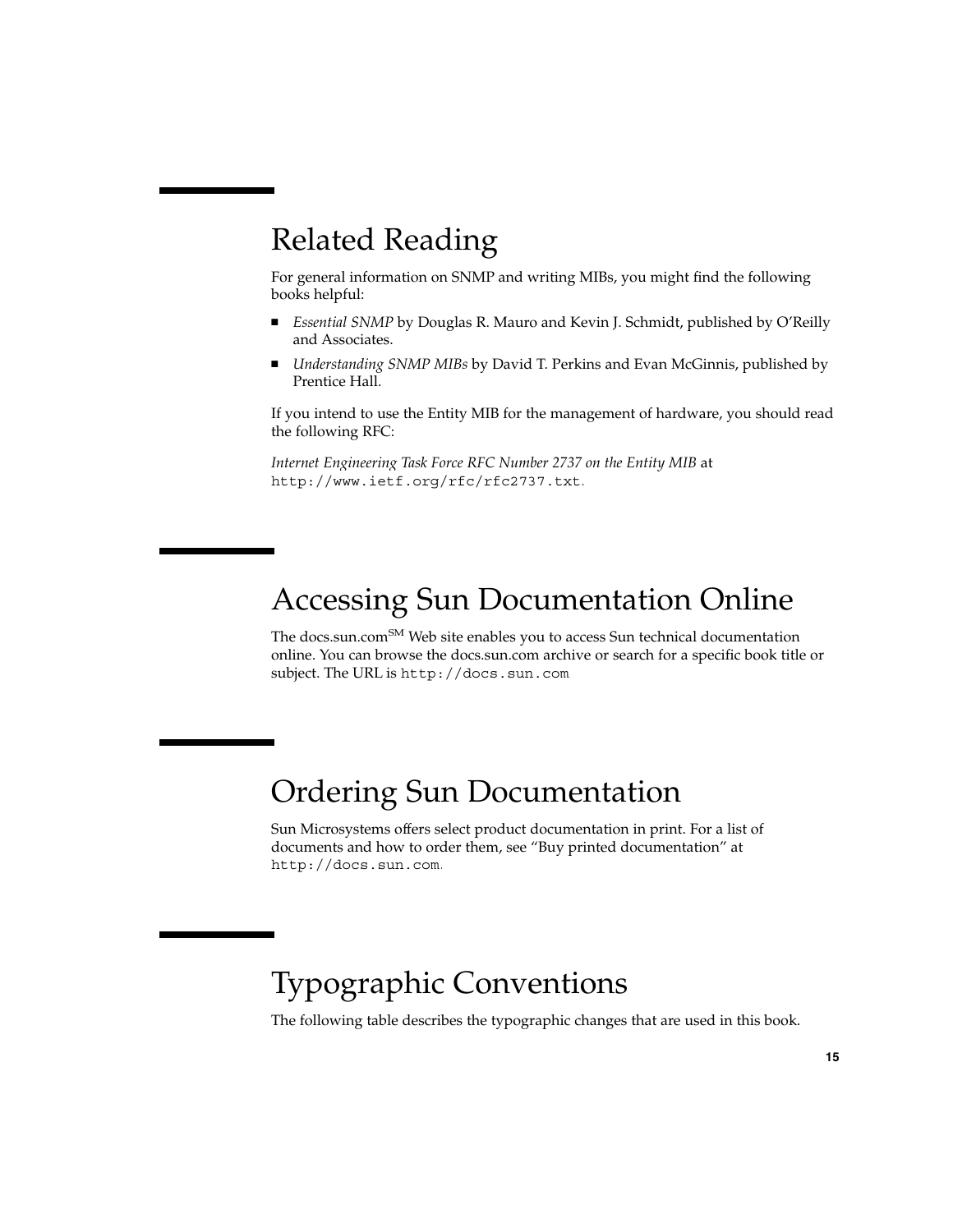## Related Reading

For general information on SNMP and writing MIBs, you might find the following books helpful:

- *Essential SNMP* by Douglas R. Mauro and Kevin J. Schmidt, published by O'Reilly and Associates.
- *Understanding SNMP MIBs* by David T. Perkins and Evan McGinnis, published by Prentice Hall.

If you intend to use the Entity MIB for the management of hardware, you should read the following RFC:

*Internet Engineering Task Force RFC Number 2737 on the Entity MIB* at `http://www.ietf.org/rfc/rfc2737.txt`.

## Accessing Sun Documentation Online

The docs.sun.com[SM] Web site enables you to access Sun technical documentation online. You can browse the docs.sun.com archive or search for a specific book title or subject. The URL is `http://docs.sun.com`

## Ordering Sun Documentation

Sun Microsystems offers select product documentation in print. For a list of documents and how to order them, see "Buy printed documentation" at `http://docs.sun.com`.

## Typographic Conventions

The following table describes the typographic changes that are used in this book.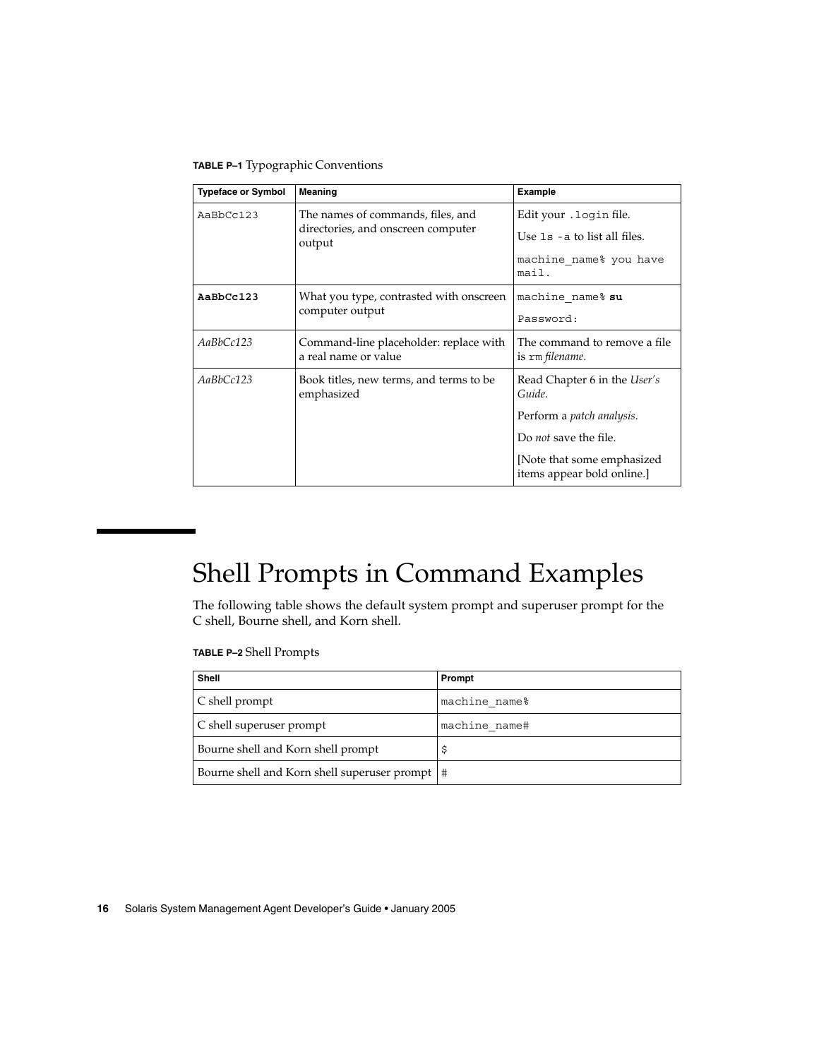**TABLE P–1** Typographic Conventions

| Typeface or Symbol | Meaning | Example |
| --- | --- | --- |
| `AaBbCc123` | The names of commands, files, and directories, and onscreen computer output | Edit your `.login` file.<br>Use `ls -a` to list all files.<br>`machine_name% you have mail.` |
| **`AaBbCc123`** | What you type, contrasted with onscreen computer output | `machine_name%` **`su`**<br>`Password:` |
| *AaBbCc123* | Command-line placeholder: replace with a real name or value | The command to remove a file is `rm` *filename*. |
| *AaBbCc123* | Book titles, new terms, and terms to be emphasized | Read Chapter 6 in the *User's Guide*.<br>Perform a *patch analysis*.<br>Do *not* save the file.<br>[Note that some emphasized items appear bold online.] |

# Shell Prompts in Command Examples

The following table shows the default system prompt and superuser prompt for the C shell, Bourne shell, and Korn shell.

**TABLE P–2** Shell Prompts

| Shell | Prompt |
| --- | --- |
| C shell prompt | `machine_name%` |
| C shell superuser prompt | `machine_name#` |
| Bourne shell and Korn shell prompt | `$` |
| Bourne shell and Korn shell superuser prompt | `#` |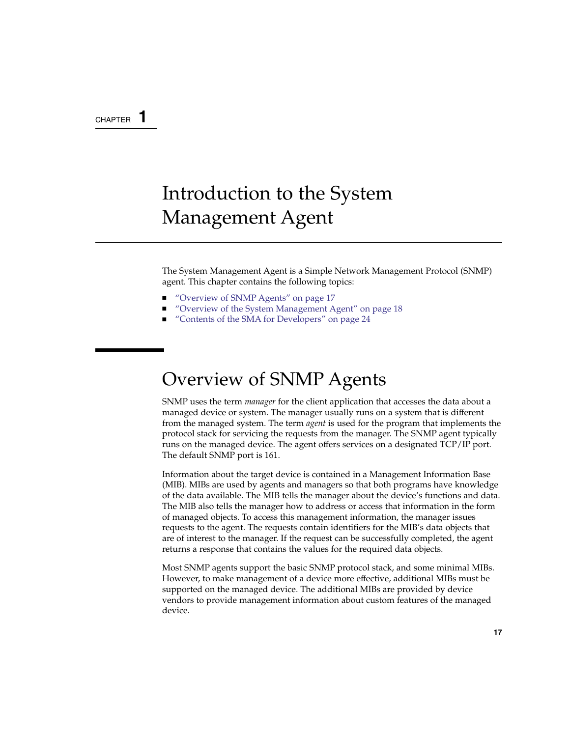CHAPTER 1

# Introduction to the System Management Agent

The System Management Agent is a Simple Network Management Protocol (SNMP) agent. This chapter contains the following topics:

- "Overview of SNMP Agents" on page 17
- "Overview of the System Management Agent" on page 18
- "Contents of the SMA for Developers" on page 24

## Overview of SNMP Agents

SNMP uses the term *manager* for the client application that accesses the data about a managed device or system. The manager usually runs on a system that is different from the managed system. The term *agent* is used for the program that implements the protocol stack for servicing the requests from the manager. The SNMP agent typically runs on the managed device. The agent offers services on a designated TCP/IP port. The default SNMP port is 161.

Information about the target device is contained in a Management Information Base (MIB). MIBs are used by agents and managers so that both programs have knowledge of the data available. The MIB tells the manager about the device's functions and data. The MIB also tells the manager how to address or access that information in the form of managed objects. To access this management information, the manager issues requests to the agent. The requests contain identifiers for the MIB's data objects that are of interest to the manager. If the request can be successfully completed, the agent returns a response that contains the values for the required data objects.

Most SNMP agents support the basic SNMP protocol stack, and some minimal MIBs. However, to make management of a device more effective, additional MIBs must be supported on the managed device. The additional MIBs are provided by device vendors to provide management information about custom features of the managed device.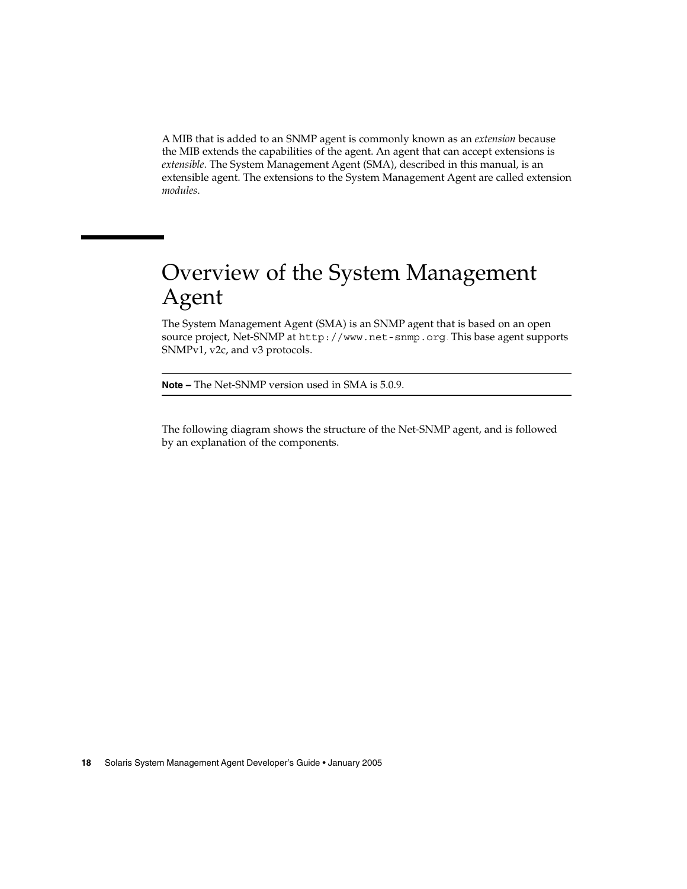A MIB that is added to an SNMP agent is commonly known as an *extension* because the MIB extends the capabilities of the agent. An agent that can accept extensions is *extensible*. The System Management Agent (SMA), described in this manual, is an extensible agent. The extensions to the System Management Agent are called extension *modules*.

## Overview of the System Management Agent

The System Management Agent (SMA) is an SNMP agent that is based on an open source project, Net-SNMP at `http://www.net-snmp.org`. This base agent supports SNMPv1, v2c, and v3 protocols.

---

**Note –** The Net-SNMP version used in SMA is 5.0.9.

---

The following diagram shows the structure of the Net-SNMP agent, and is followed by an explanation of the components.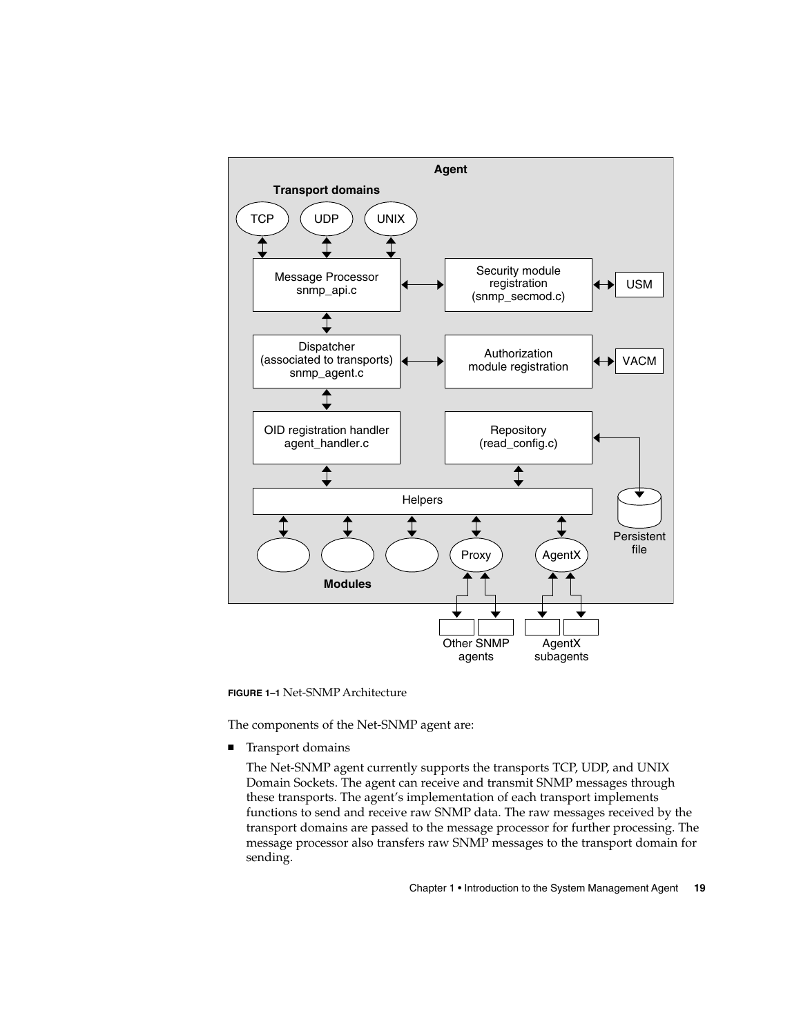FIGURE 1–1 Net-SNMP Architecture

The components of the Net-SNMP agent are:

- Transport domains

  The Net-SNMP agent currently supports the transports TCP, UDP, and UNIX Domain Sockets. The agent can receive and transmit SNMP messages through these transports. The agent's implementation of each transport implements functions to send and receive raw SNMP data. The raw messages received by the transport domains are passed to the message processor for further processing. The message processor also transfers raw SNMP messages to the transport domain for sending.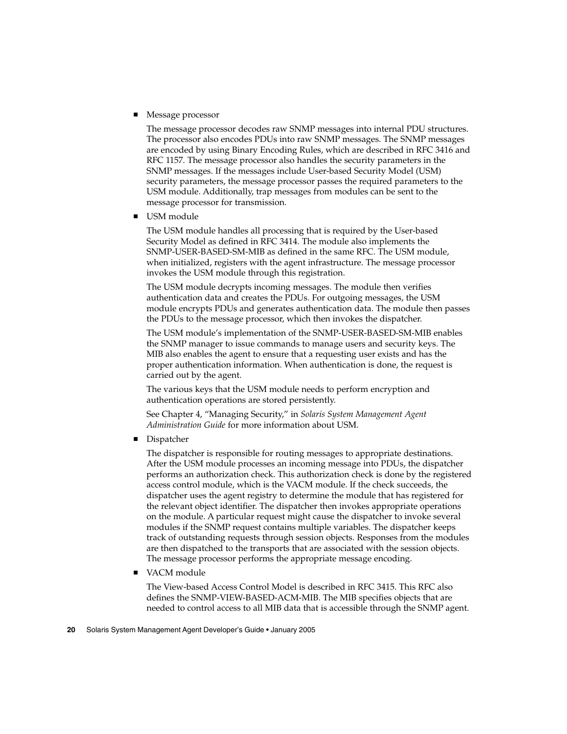- Message processor

  The message processor decodes raw SNMP messages into internal PDU structures. The processor also encodes PDUs into raw SNMP messages. The SNMP messages are encoded by using Binary Encoding Rules, which are described in RFC 3416 and RFC 1157. The message processor also handles the security parameters in the SNMP messages. If the messages include User-based Security Model (USM) security parameters, the message processor passes the required parameters to the USM module. Additionally, trap messages from modules can be sent to the message processor for transmission.

- USM module

  The USM module handles all processing that is required by the User-based Security Model as defined in RFC 3414. The module also implements the SNMP-USER-BASED-SM-MIB as defined in the same RFC. The USM module, when initialized, registers with the agent infrastructure. The message processor invokes the USM module through this registration.

  The USM module decrypts incoming messages. The module then verifies authentication data and creates the PDUs. For outgoing messages, the USM module encrypts PDUs and generates authentication data. The module then passes the PDUs to the message processor, which then invokes the dispatcher.

  The USM module's implementation of the SNMP-USER-BASED-SM-MIB enables the SNMP manager to issue commands to manage users and security keys. The MIB also enables the agent to ensure that a requesting user exists and has the proper authentication information. When authentication is done, the request is carried out by the agent.

  The various keys that the USM module needs to perform encryption and authentication operations are stored persistently.

  See Chapter 4, "Managing Security," in *Solaris System Management Agent Administration Guide* for more information about USM.

- Dispatcher

  The dispatcher is responsible for routing messages to appropriate destinations. After the USM module processes an incoming message into PDUs, the dispatcher performs an authorization check. This authorization check is done by the registered access control module, which is the VACM module. If the check succeeds, the dispatcher uses the agent registry to determine the module that has registered for the relevant object identifier. The dispatcher then invokes appropriate operations on the module. A particular request might cause the dispatcher to invoke several modules if the SNMP request contains multiple variables. The dispatcher keeps track of outstanding requests through session objects. Responses from the modules are then dispatched to the transports that are associated with the session objects. The message processor performs the appropriate message encoding.

- VACM module

  The View-based Access Control Model is described in RFC 3415. This RFC also defines the SNMP-VIEW-BASED-ACM-MIB. The MIB specifies objects that are needed to control access to all MIB data that is accessible through the SNMP agent.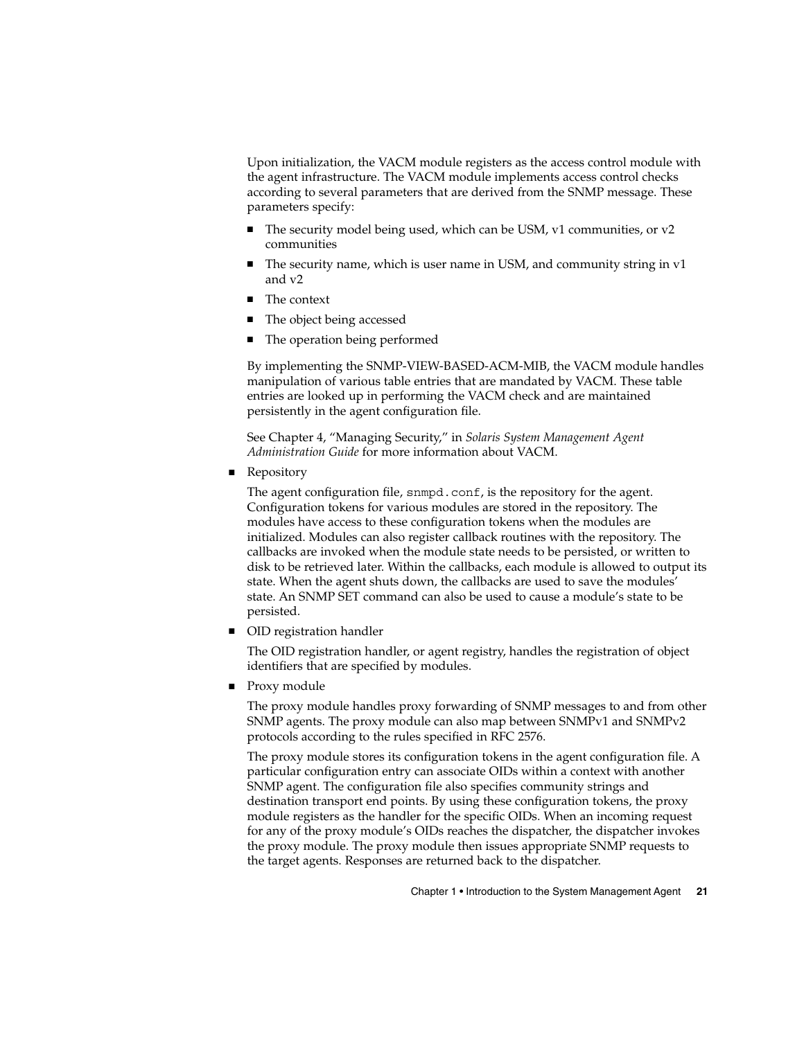Upon initialization, the VACM module registers as the access control module with the agent infrastructure. The VACM module implements access control checks according to several parameters that are derived from the SNMP message. These parameters specify:

- The security model being used, which can be USM, v1 communities, or v2 communities
- The security name, which is user name in USM, and community string in v1 and v2
- The context
- The object being accessed
- The operation being performed

By implementing the SNMP-VIEW-BASED-ACM-MIB, the VACM module handles manipulation of various table entries that are mandated by VACM. These table entries are looked up in performing the VACM check and are maintained persistently in the agent configuration file.

See Chapter 4, "Managing Security," in *Solaris System Management Agent Administration Guide* for more information about VACM.

- Repository

  The agent configuration file, `snmpd.conf`, is the repository for the agent. Configuration tokens for various modules are stored in the repository. The modules have access to these configuration tokens when the modules are initialized. Modules can also register callback routines with the repository. The callbacks are invoked when the module state needs to be persisted, or written to disk to be retrieved later. Within the callbacks, each module is allowed to output its state. When the agent shuts down, the callbacks are used to save the modules' state. An SNMP SET command can also be used to cause a module's state to be persisted.

- OID registration handler

  The OID registration handler, or agent registry, handles the registration of object identifiers that are specified by modules.

- Proxy module

  The proxy module handles proxy forwarding of SNMP messages to and from other SNMP agents. The proxy module can also map between SNMPv1 and SNMPv2 protocols according to the rules specified in RFC 2576.

  The proxy module stores its configuration tokens in the agent configuration file. A particular configuration entry can associate OIDs within a context with another SNMP agent. The configuration file also specifies community strings and destination transport end points. By using these configuration tokens, the proxy module registers as the handler for the specific OIDs. When an incoming request for any of the proxy module's OIDs reaches the dispatcher, the dispatcher invokes the proxy module. The proxy module then issues appropriate SNMP requests to the target agents. Responses are returned back to the dispatcher.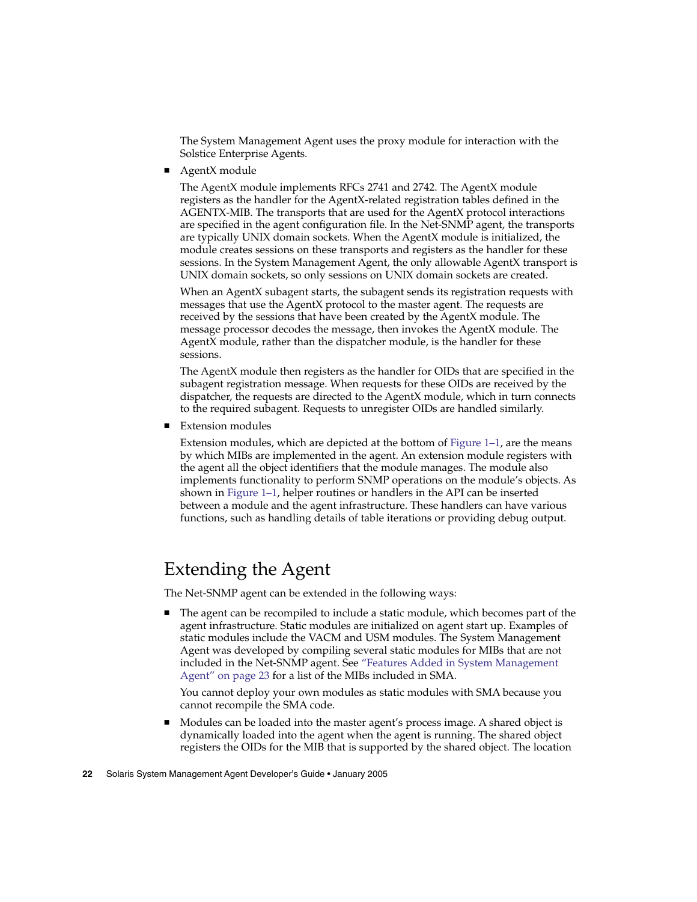The System Management Agent uses the proxy module for interaction with the Solstice Enterprise Agents.

- AgentX module

  The AgentX module implements RFCs 2741 and 2742. The AgentX module registers as the handler for the AgentX-related registration tables defined in the AGENTX-MIB. The transports that are used for the AgentX protocol interactions are specified in the agent configuration file. In the Net-SNMP agent, the transports are typically UNIX domain sockets. When the AgentX module is initialized, the module creates sessions on these transports and registers as the handler for these sessions. In the System Management Agent, the only allowable AgentX transport is UNIX domain sockets, so only sessions on UNIX domain sockets are created.

  When an AgentX subagent starts, the subagent sends its registration requests with messages that use the AgentX protocol to the master agent. The requests are received by the sessions that have been created by the AgentX module. The message processor decodes the message, then invokes the AgentX module. The AgentX module, rather than the dispatcher module, is the handler for these sessions.

  The AgentX module then registers as the handler for OIDs that are specified in the subagent registration message. When requests for these OIDs are received by the dispatcher, the requests are directed to the AgentX module, which in turn connects to the required subagent. Requests to unregister OIDs are handled similarly.

- Extension modules

  Extension modules, which are depicted at the bottom of Figure 1–1, are the means by which MIBs are implemented in the agent. An extension module registers with the agent all the object identifiers that the module manages. The module also implements functionality to perform SNMP operations on the module's objects. As shown in Figure 1–1, helper routines or handlers in the API can be inserted between a module and the agent infrastructure. These handlers can have various functions, such as handling details of table iterations or providing debug output.

# Extending the Agent

The Net-SNMP agent can be extended in the following ways:

- The agent can be recompiled to include a static module, which becomes part of the agent infrastructure. Static modules are initialized on agent start up. Examples of static modules include the VACM and USM modules. The System Management Agent was developed by compiling several static modules for MIBs that are not included in the Net-SNMP agent. See "Features Added in System Management Agent" on page 23 for a list of the MIBs included in SMA.

  You cannot deploy your own modules as static modules with SMA because you cannot recompile the SMA code.

- Modules can be loaded into the master agent's process image. A shared object is dynamically loaded into the agent when the agent is running. The shared object registers the OIDs for the MIB that is supported by the shared object. The location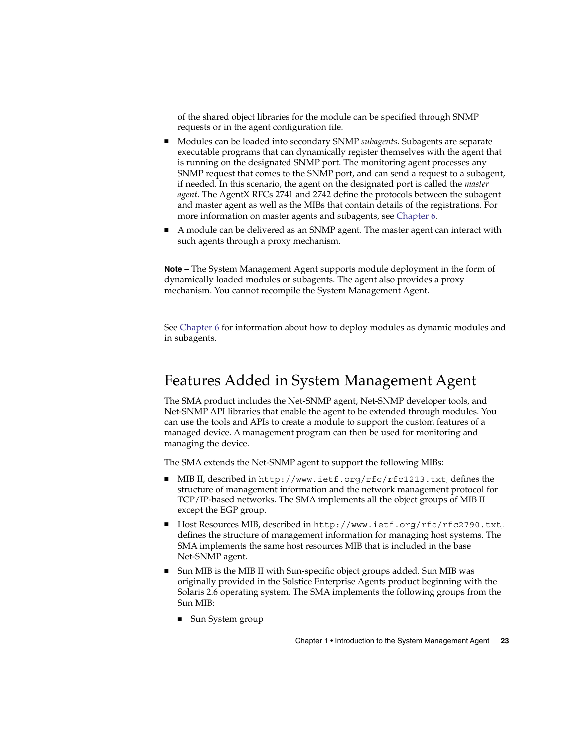of the shared object libraries for the module can be specified through SNMP requests or in the agent configuration file.

- Modules can be loaded into secondary SNMP *subagents*. Subagents are separate executable programs that can dynamically register themselves with the agent that is running on the designated SNMP port. The monitoring agent processes any SNMP request that comes to the SNMP port, and can send a request to a subagent, if needed. In this scenario, the agent on the designated port is called the *master agent*. The AgentX RFCs 2741 and 2742 define the protocols between the subagent and master agent as well as the MIBs that contain details of the registrations. For more information on master agents and subagents, see Chapter 6.
- A module can be delivered as an SNMP agent. The master agent can interact with such agents through a proxy mechanism.

---

**Note –** The System Management Agent supports module deployment in the form of dynamically loaded modules or subagents. The agent also provides a proxy mechanism. You cannot recompile the System Management Agent.

---

See Chapter 6 for information about how to deploy modules as dynamic modules and in subagents.

## Features Added in System Management Agent

The SMA product includes the Net-SNMP agent, Net-SNMP developer tools, and Net-SNMP API libraries that enable the agent to be extended through modules. You can use the tools and APIs to create a module to support the custom features of a managed device. A management program can then be used for monitoring and managing the device.

The SMA extends the Net-SNMP agent to support the following MIBs:

- MIB II, described in `http://www.ietf.org/rfc/rfc1213.txt`, defines the structure of management information and the network management protocol for TCP/IP-based networks. The SMA implements all the object groups of MIB II except the EGP group.
- Host Resources MIB, described in `http://www.ietf.org/rfc/rfc2790.txt`, defines the structure of management information for managing host systems. The SMA implements the same host resources MIB that is included in the base Net-SNMP agent.
- Sun MIB is the MIB II with Sun-specific object groups added. Sun MIB was originally provided in the Solstice Enterprise Agents product beginning with the Solaris 2.6 operating system. The SMA implements the following groups from the Sun MIB:
  - Sun System group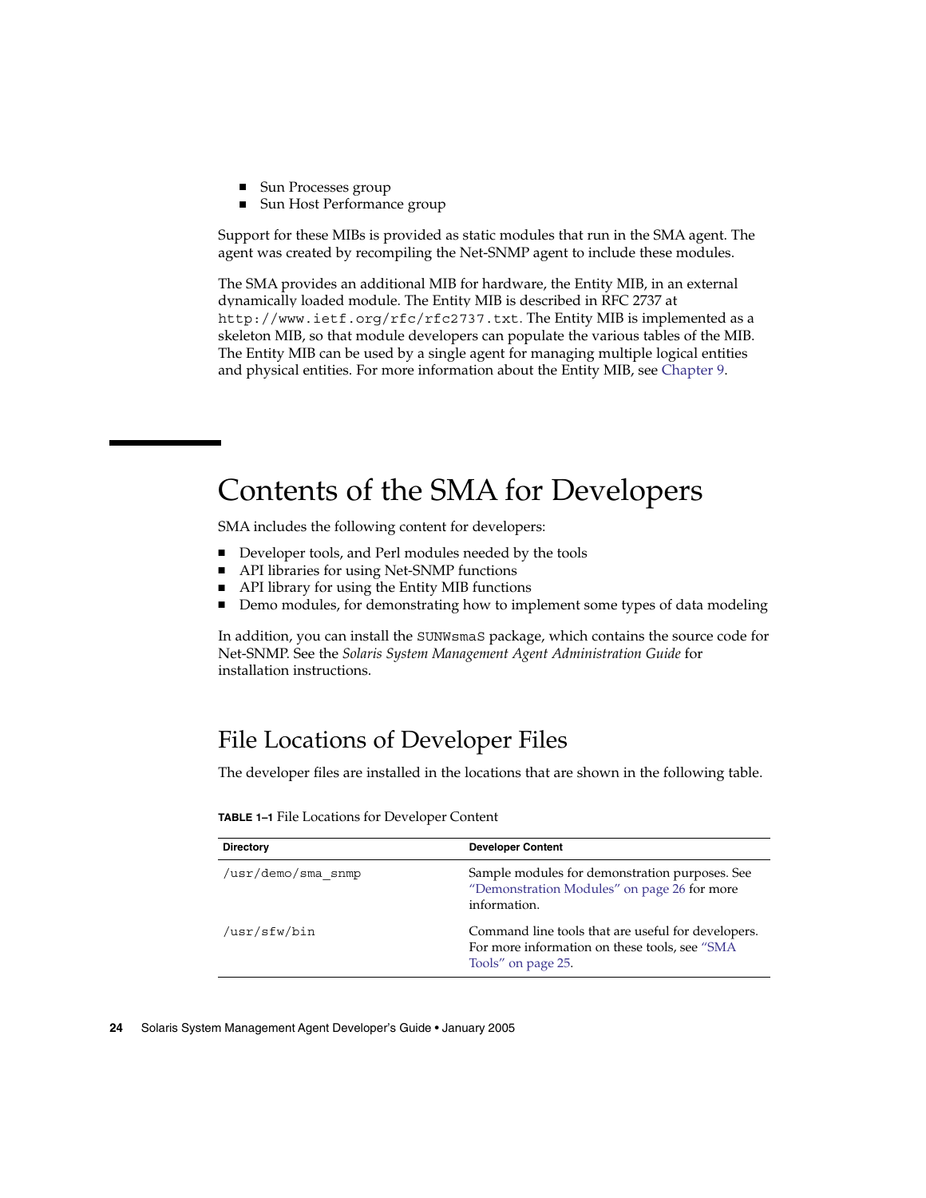- Sun Processes group
- Sun Host Performance group

Support for these MIBs is provided as static modules that run in the SMA agent. The agent was created by recompiling the Net-SNMP agent to include these modules.

The SMA provides an additional MIB for hardware, the Entity MIB, in an external dynamically loaded module. The Entity MIB is described in RFC 2737 at `http://www.ietf.org/rfc/rfc2737.txt`. The Entity MIB is implemented as a skeleton MIB, so that module developers can populate the various tables of the MIB. The Entity MIB can be used by a single agent for managing multiple logical entities and physical entities. For more information about the Entity MIB, see Chapter 9.

# Contents of the SMA for Developers

SMA includes the following content for developers:

- Developer tools, and Perl modules needed by the tools
- API libraries for using Net-SNMP functions
- API library for using the Entity MIB functions
- Demo modules, for demonstrating how to implement some types of data modeling

In addition, you can install the `SUNWsmaS` package, which contains the source code for Net-SNMP. See the *Solaris System Management Agent Administration Guide* for installation instructions.

## File Locations of Developer Files

The developer files are installed in the locations that are shown in the following table.

**TABLE 1–1** File Locations for Developer Content

| Directory | Developer Content |
|---|---|
| `/usr/demo/sma_snmp` | Sample modules for demonstration purposes. See "Demonstration Modules" on page 26 for more information. |
| `/usr/sfw/bin` | Command line tools that are useful for developers. For more information on these tools, see "SMA Tools" on page 25. |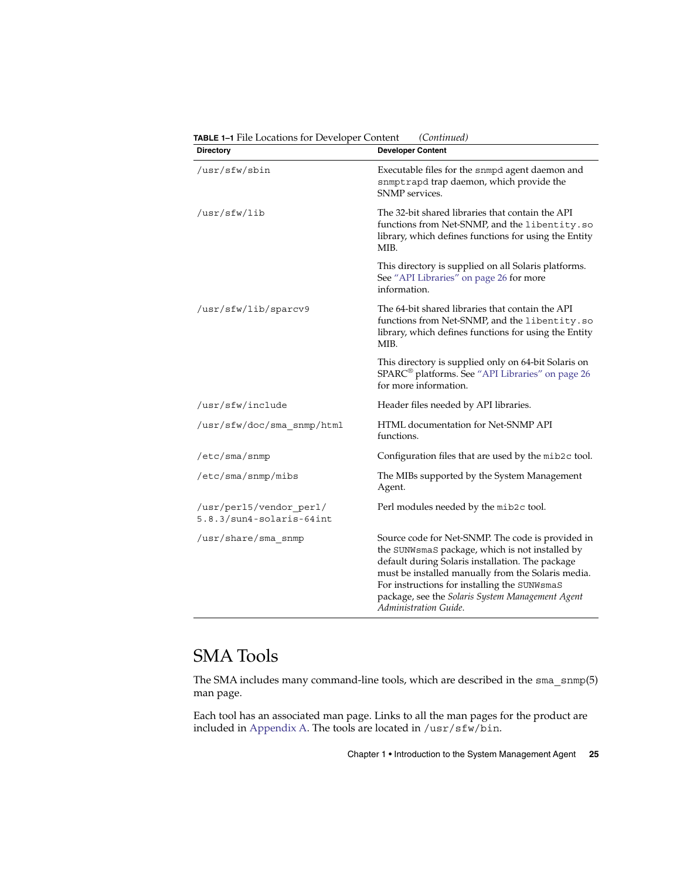**TABLE 1–1** File Locations for Developer Content *(Continued)*

| Directory | Developer Content |
|---|---|
| /usr/sfw/sbin | Executable files for the snmpd agent daemon and snmptrapd trap daemon, which provide the SNMP services. |
| /usr/sfw/lib | The 32-bit shared libraries that contain the API functions from Net-SNMP, and the libentity.so library, which defines functions for using the Entity MIB.<br><br>This directory is supplied on all Solaris platforms. See "API Libraries" on page 26 for more information. |
| /usr/sfw/lib/sparcv9 | The 64-bit shared libraries that contain the API functions from Net-SNMP, and the libentity.so library, which defines functions for using the Entity MIB.<br><br>This directory is supplied only on 64-bit Solaris on SPARC® platforms. See "API Libraries" on page 26 for more information. |
| /usr/sfw/include | Header files needed by API libraries. |
| /usr/sfw/doc/sma_snmp/html | HTML documentation for Net-SNMP API functions. |
| /etc/sma/snmp | Configuration files that are used by the mib2c tool. |
| /etc/sma/snmp/mibs | The MIBs supported by the System Management Agent. |
| /usr/perl5/vendor_perl/5.8.3/sun4-solaris-64int | Perl modules needed by the mib2c tool. |
| /usr/share/sma_snmp | Source code for Net-SNMP. The code is provided in the SUNWsmaS package, which is not installed by default during Solaris installation. The package must be installed manually from the Solaris media. For instructions for installing the SUNWsmaS package, see the *Solaris System Management Agent Administration Guide*. |

## SMA Tools

The SMA includes many command-line tools, which are described in the sma_snmp(5) man page.

Each tool has an associated man page. Links to all the man pages for the product are included in Appendix A. The tools are located in /usr/sfw/bin.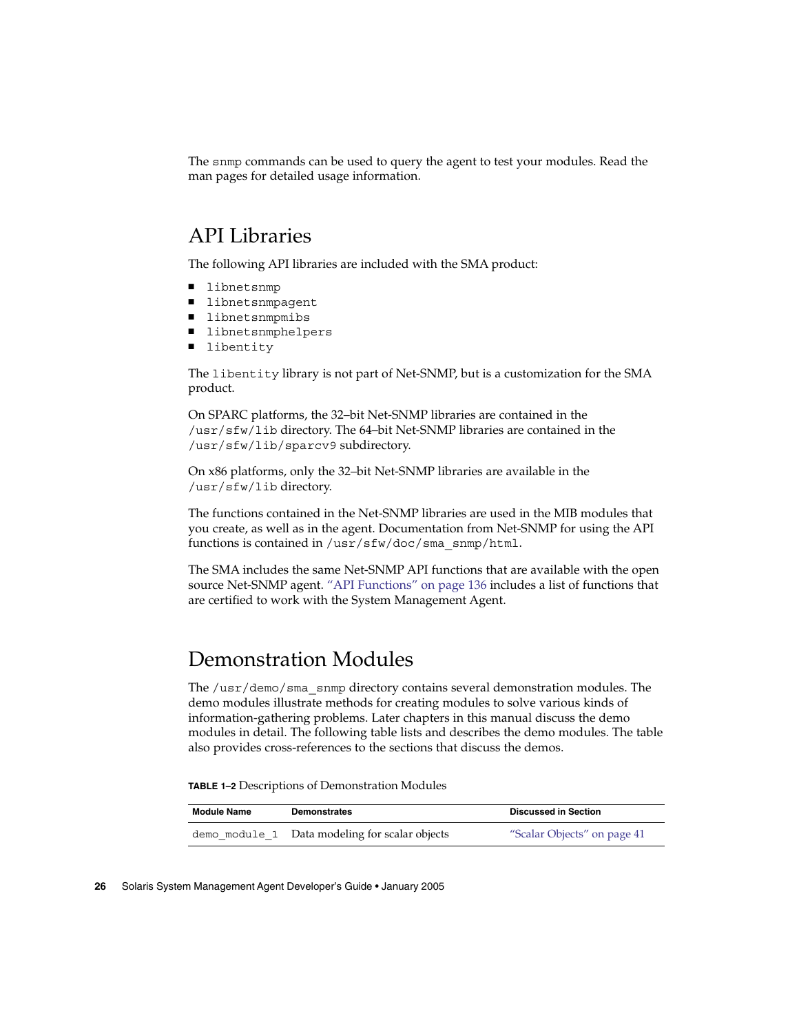The `snmp` commands can be used to query the agent to test your modules. Read the man pages for detailed usage information.

## API Libraries

The following API libraries are included with the SMA product:

- `libnetsnmp`
- `libnetsnmpagent`
- `libnetsnmpmibs`
- `libnetsnmphelpers`
- `libentity`

The `libentity` library is not part of Net-SNMP, but is a customization for the SMA product.

On SPARC platforms, the 32–bit Net-SNMP libraries are contained in the `/usr/sfw/lib` directory. The 64–bit Net-SNMP libraries are contained in the `/usr/sfw/lib/sparcv9` subdirectory.

On x86 platforms, only the 32–bit Net-SNMP libraries are available in the `/usr/sfw/lib` directory.

The functions contained in the Net-SNMP libraries are used in the MIB modules that you create, as well as in the agent. Documentation from Net-SNMP for using the API functions is contained in `/usr/sfw/doc/sma_snmp/html`.

The SMA includes the same Net-SNMP API functions that are available with the open source Net-SNMP agent. "API Functions" on page 136 includes a list of functions that are certified to work with the System Management Agent.

## Demonstration Modules

The `/usr/demo/sma_snmp` directory contains several demonstration modules. The demo modules illustrate methods for creating modules to solve various kinds of information-gathering problems. Later chapters in this manual discuss the demo modules in detail. The following table lists and describes the demo modules. The table also provides cross-references to the sections that discuss the demos.

**TABLE 1–2** Descriptions of Demonstration Modules

| Module Name | Demonstrates | Discussed in Section |
| --- | --- | --- |
| `demo_module_1` | Data modeling for scalar objects | "Scalar Objects" on page 41 |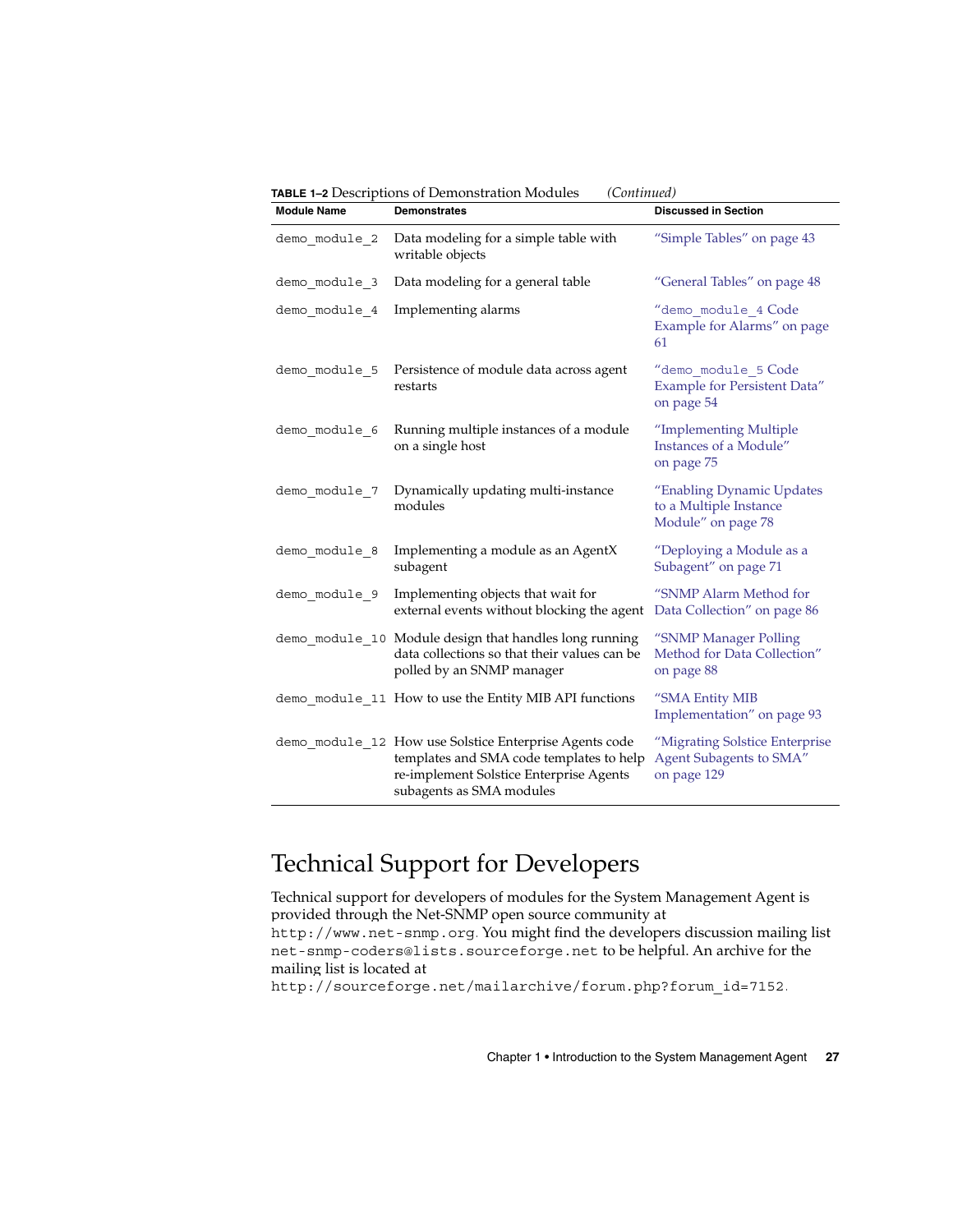**TABLE 1–2** Descriptions of Demonstration Modules *(Continued)*

| Module Name | Demonstrates | Discussed in Section |
| --- | --- | --- |
| `demo_module_2` | Data modeling for a simple table with writable objects | "Simple Tables" on page 43 |
| `demo_module_3` | Data modeling for a general table | "General Tables" on page 48 |
| `demo_module_4` | Implementing alarms | "`demo_module_4` Code Example for Alarms" on page 61 |
| `demo_module_5` | Persistence of module data across agent restarts | "`demo_module_5` Code Example for Persistent Data" on page 54 |
| `demo_module_6` | Running multiple instances of a module on a single host | "Implementing Multiple Instances of a Module" on page 75 |
| `demo_module_7` | Dynamically updating multi-instance modules | "Enabling Dynamic Updates to a Multiple Instance Module" on page 78 |
| `demo_module_8` | Implementing a module as an AgentX subagent | "Deploying a Module as a Subagent" on page 71 |
| `demo_module_9` | Implementing objects that wait for external events without blocking the agent | "SNMP Alarm Method for Data Collection" on page 86 |
| `demo_module_10` | Module design that handles long running data collections so that their values can be polled by an SNMP manager | "SNMP Manager Polling Method for Data Collection" on page 88 |
| `demo_module_11` | How to use the Entity MIB API functions | "SMA Entity MIB Implementation" on page 93 |
| `demo_module_12` | How use Solstice Enterprise Agents code templates and SMA code templates to help re-implement Solstice Enterprise Agents subagents as SMA modules | "Migrating Solstice Enterprise Agent Subagents to SMA" on page 129 |

# Technical Support for Developers

Technical support for developers of modules for the System Management Agent is provided through the Net-SNMP open source community at `http://www.net-snmp.org`. You might find the developers discussion mailing list `net-snmp-coders@lists.sourceforge.net` to be helpful. An archive for the mailing list is located at `http://sourceforge.net/mailarchive/forum.php?forum_id=7152`.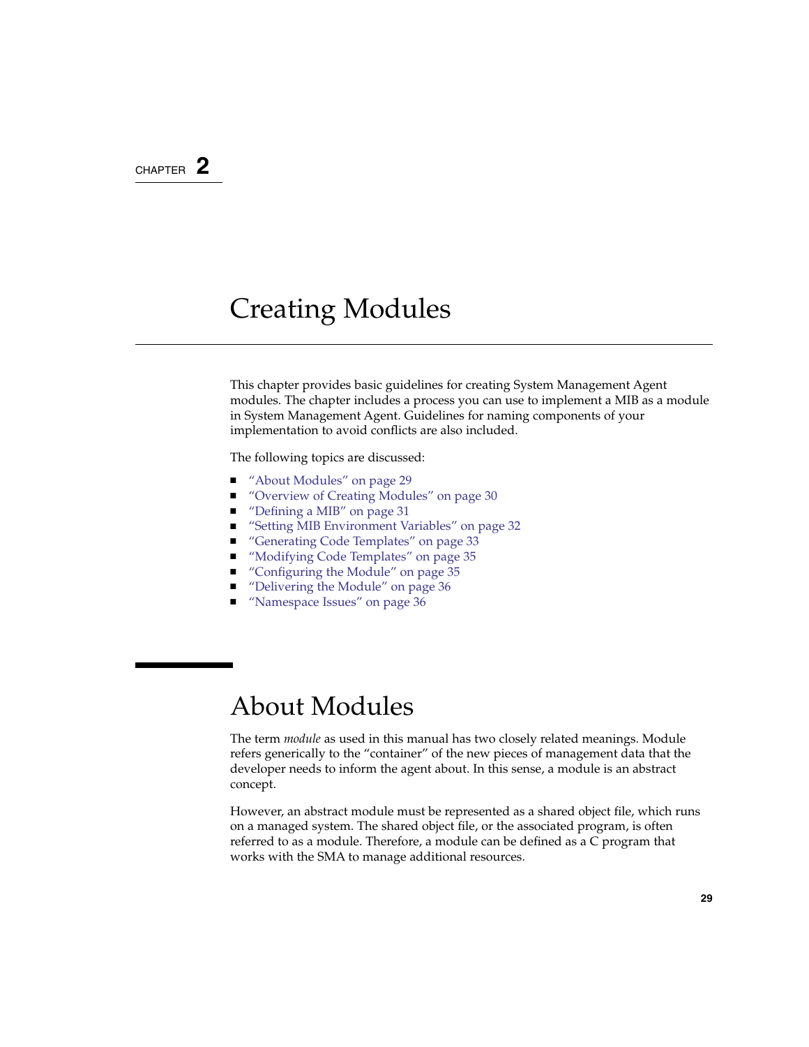CHAPTER 2

# Creating Modules

This chapter provides basic guidelines for creating System Management Agent modules. The chapter includes a process you can use to implement a MIB as a module in System Management Agent. Guidelines for naming components of your implementation to avoid conflicts are also included.

The following topics are discussed:

- "About Modules" on page 29
- "Overview of Creating Modules" on page 30
- "Defining a MIB" on page 31
- "Setting MIB Environment Variables" on page 32
- "Generating Code Templates" on page 33
- "Modifying Code Templates" on page 35
- "Configuring the Module" on page 35
- "Delivering the Module" on page 36
- "Namespace Issues" on page 36

## About Modules

The term *module* as used in this manual has two closely related meanings. Module refers generically to the "container" of the new pieces of management data that the developer needs to inform the agent about. In this sense, a module is an abstract concept.

However, an abstract module must be represented as a shared object file, which runs on a managed system. The shared object file, or the associated program, is often referred to as a module. Therefore, a module can be defined as a C program that works with the SMA to manage additional resources.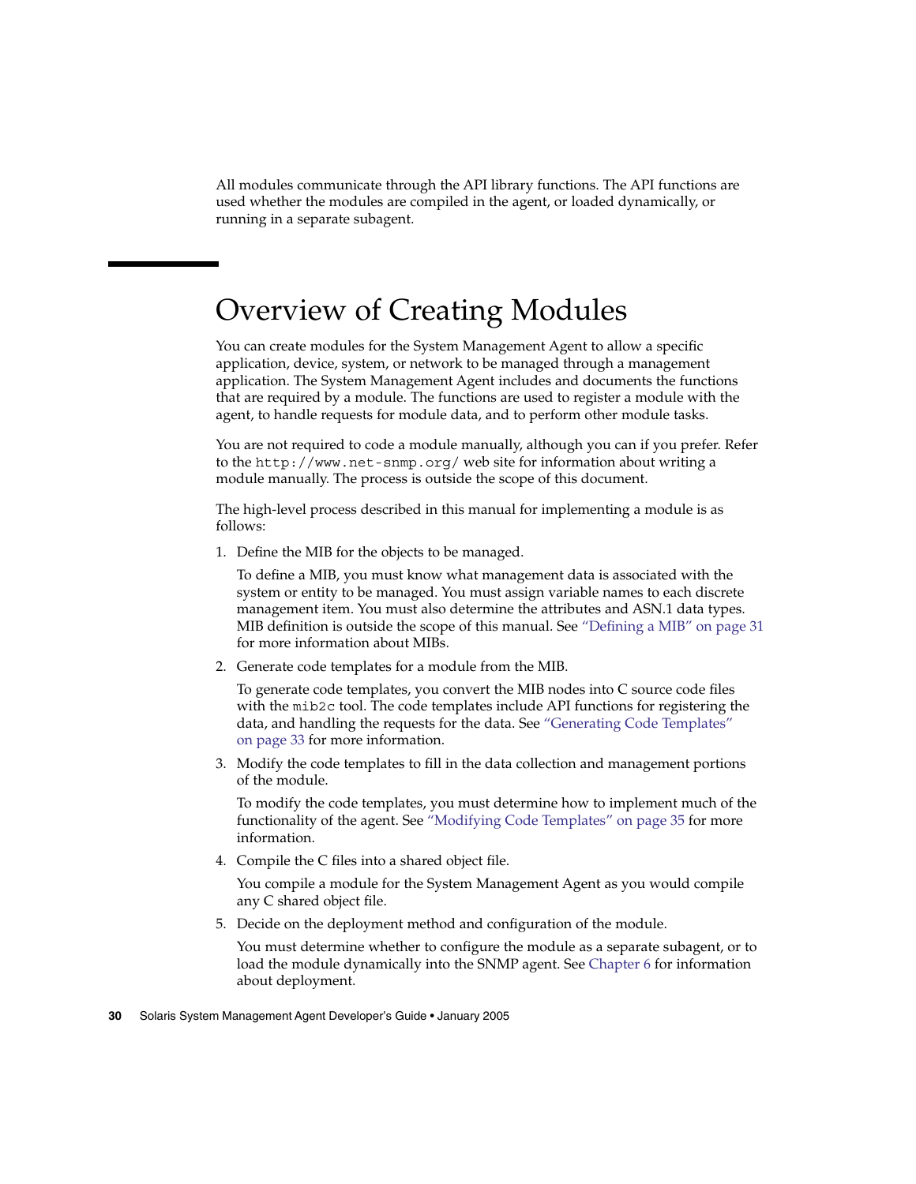All modules communicate through the API library functions. The API functions are used whether the modules are compiled in the agent, or loaded dynamically, or running in a separate subagent.

# Overview of Creating Modules

You can create modules for the System Management Agent to allow a specific application, device, system, or network to be managed through a management application. The System Management Agent includes and documents the functions that are required by a module. The functions are used to register a module with the agent, to handle requests for module data, and to perform other module tasks.

You are not required to code a module manually, although you can if you prefer. Refer to the `http://www.net-snmp.org/` web site for information about writing a module manually. The process is outside the scope of this document.

The high-level process described in this manual for implementing a module is as follows:

1. Define the MIB for the objects to be managed.

   To define a MIB, you must know what management data is associated with the system or entity to be managed. You must assign variable names to each discrete management item. You must also determine the attributes and ASN.1 data types. MIB definition is outside the scope of this manual. See "Defining a MIB" on page 31 for more information about MIBs.

2. Generate code templates for a module from the MIB.

   To generate code templates, you convert the MIB nodes into C source code files with the `mib2c` tool. The code templates include API functions for registering the data, and handling the requests for the data. See "Generating Code Templates" on page 33 for more information.

3. Modify the code templates to fill in the data collection and management portions of the module.

   To modify the code templates, you must determine how to implement much of the functionality of the agent. See "Modifying Code Templates" on page 35 for more information.

4. Compile the C files into a shared object file.

   You compile a module for the System Management Agent as you would compile any C shared object file.

5. Decide on the deployment method and configuration of the module.

   You must determine whether to configure the module as a separate subagent, or to load the module dynamically into the SNMP agent. See Chapter 6 for information about deployment.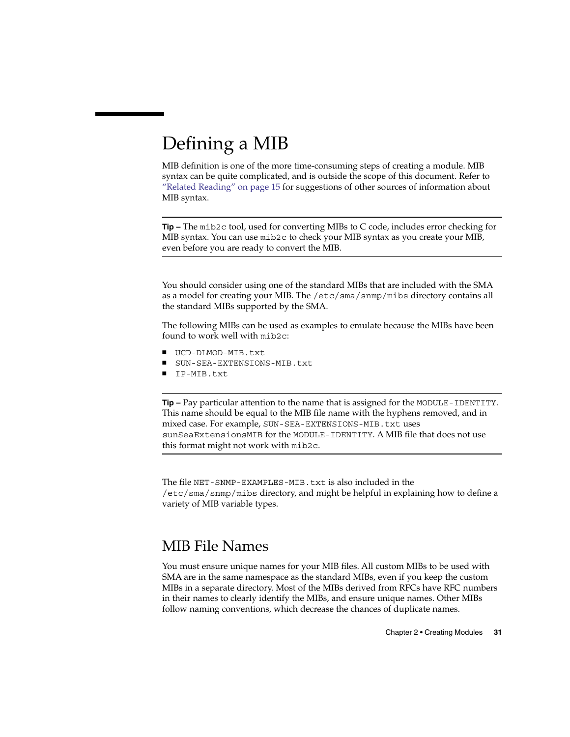# Defining a MIB

MIB definition is one of the more time-consuming steps of creating a module. MIB syntax can be quite complicated, and is outside the scope of this document. Refer to "Related Reading" on page 15 for suggestions of other sources of information about MIB syntax.

---

**Tip –** The `mib2c` tool, used for converting MIBs to C code, includes error checking for MIB syntax. You can use `mib2c` to check your MIB syntax as you create your MIB, even before you are ready to convert the MIB.

---

You should consider using one of the standard MIBs that are included with the SMA as a model for creating your MIB. The `/etc/sma/snmp/mibs` directory contains all the standard MIBs supported by the SMA.

The following MIBs can be used as examples to emulate because the MIBs have been found to work well with `mib2c`:

- `UCD-DLMOD-MIB.txt`
- `SUN-SEA-EXTENSIONS-MIB.txt`
- `IP-MIB.txt`

---

**Tip –** Pay particular attention to the name that is assigned for the `MODULE-IDENTITY`. This name should be equal to the MIB file name with the hyphens removed, and in mixed case. For example, `SUN-SEA-EXTENSIONS-MIB.txt` uses `sunSeaExtensionsMIB` for the `MODULE-IDENTITY`. A MIB file that does not use this format might not work with `mib2c`.

---

The file `NET-SNMP-EXAMPLES-MIB.txt` is also included in the `/etc/sma/snmp/mibs` directory, and might be helpful in explaining how to define a variety of MIB variable types.

## MIB File Names

You must ensure unique names for your MIB files. All custom MIBs to be used with SMA are in the same namespace as the standard MIBs, even if you keep the custom MIBs in a separate directory. Most of the MIBs derived from RFCs have RFC numbers in their names to clearly identify the MIBs, and ensure unique names. Other MIBs follow naming conventions, which decrease the chances of duplicate names.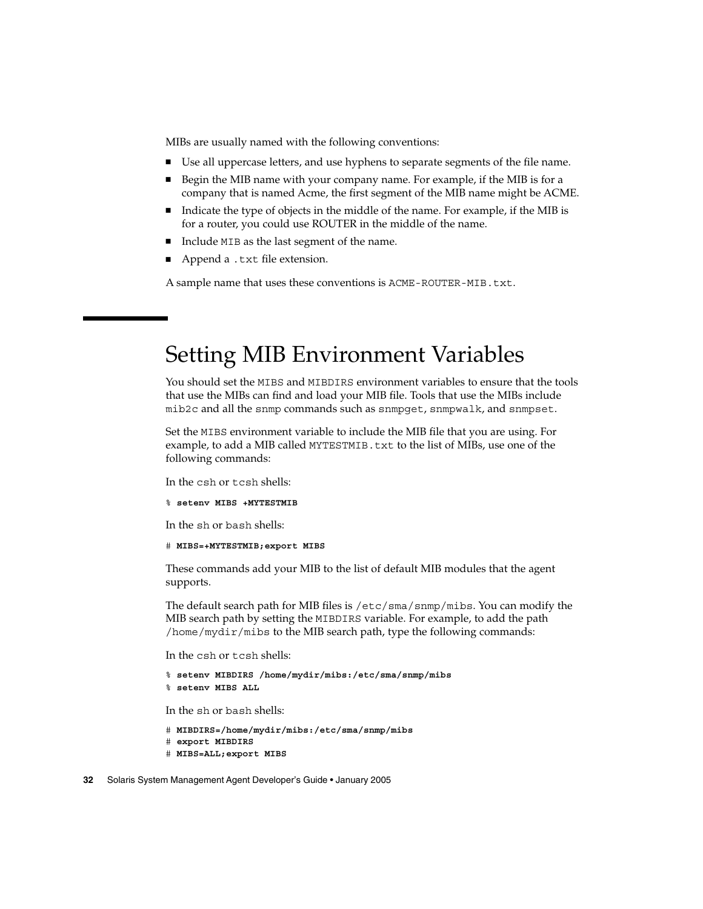MIBs are usually named with the following conventions:

- Use all uppercase letters, and use hyphens to separate segments of the file name.
- Begin the MIB name with your company name. For example, if the MIB is for a company that is named Acme, the first segment of the MIB name might be ACME.
- Indicate the type of objects in the middle of the name. For example, if the MIB is for a router, you could use ROUTER in the middle of the name.
- Include `MIB` as the last segment of the name.
- Append a `.txt` file extension.

A sample name that uses these conventions is `ACME-ROUTER-MIB.txt`.

# Setting MIB Environment Variables

You should set the `MIBS` and `MIBDIRS` environment variables to ensure that the tools that use the MIBs can find and load your MIB file. Tools that use the MIBs include `mib2c` and all the `snmp` commands such as `snmpget`, `snmpwalk`, and `snmpset`.

Set the `MIBS` environment variable to include the MIB file that you are using. For example, to add a MIB called `MYTESTMIB.txt` to the list of MIBs, use one of the following commands:

In the `csh` or `tcsh` shells:

```
% setenv MIBS +MYTESTMIB
```

In the `sh` or `bash` shells:

```
# MIBS=+MYTESTMIB;export MIBS
```

These commands add your MIB to the list of default MIB modules that the agent supports.

The default search path for MIB files is `/etc/sma/snmp/mibs`. You can modify the MIB search path by setting the `MIBDIRS` variable. For example, to add the path `/home/mydir/mibs` to the MIB search path, type the following commands:

In the `csh` or `tcsh` shells:

```
% setenv MIBDIRS /home/mydir/mibs:/etc/sma/snmp/mibs
% setenv MIBS ALL
```

In the `sh` or `bash` shells:

```
# MIBDIRS=/home/mydir/mibs:/etc/sma/snmp/mibs
# export MIBDIRS
# MIBS=ALL;export MIBS
```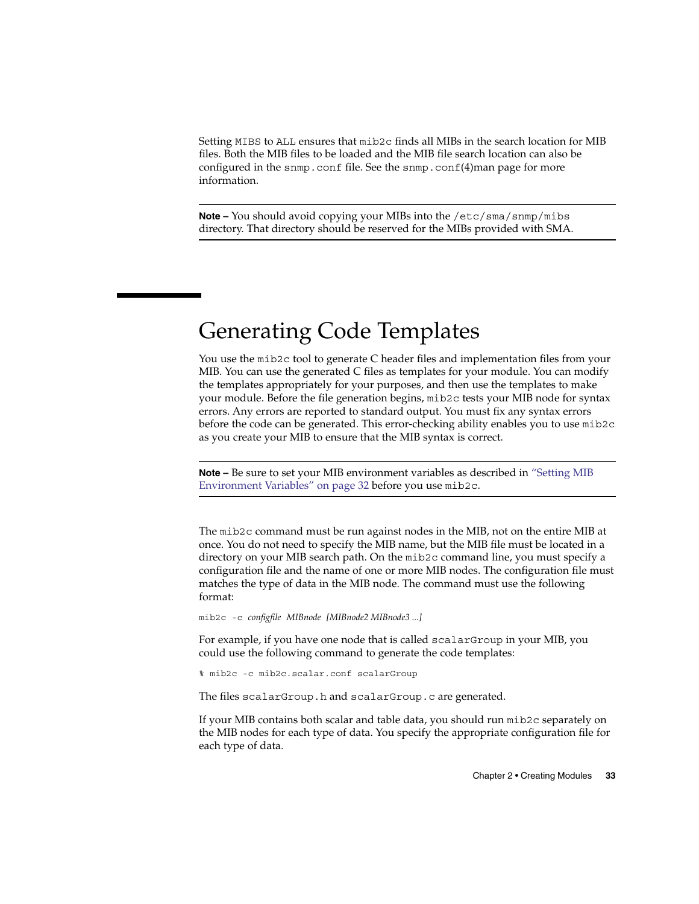Setting `MIBS` to `ALL` ensures that `mib2c` finds all MIBs in the search location for MIB files. Both the MIB files to be loaded and the MIB file search location can also be configured in the `snmp.conf` file. See the `snmp.conf`(4)man page for more information.

---

**Note –** You should avoid copying your MIBs into the `/etc/sma/snmp/mibs` directory. That directory should be reserved for the MIBs provided with SMA.

---

## Generating Code Templates

You use the `mib2c` tool to generate C header files and implementation files from your MIB. You can use the generated C files as templates for your module. You can modify the templates appropriately for your purposes, and then use the templates to make your module. Before the file generation begins, `mib2c` tests your MIB node for syntax errors. Any errors are reported to standard output. You must fix any syntax errors before the code can be generated. This error-checking ability enables you to use `mib2c` as you create your MIB to ensure that the MIB syntax is correct.

---

**Note –** Be sure to set your MIB environment variables as described in "Setting MIB Environment Variables" on page 32 before you use `mib2c`.

---

The `mib2c` command must be run against nodes in the MIB, not on the entire MIB at once. You do not need to specify the MIB name, but the MIB file must be located in a directory on your MIB search path. On the `mib2c` command line, you must specify a configuration file and the name of one or more MIB nodes. The configuration file must matches the type of data in the MIB node. The command must use the following format:

`mib2c -c` *configfile MIBnode [MIBnode2 MIBnode3 ...]*

For example, if you have one node that is called `scalarGroup` in your MIB, you could use the following command to generate the code templates:

```
% mib2c -c mib2c.scalar.conf scalarGroup
```

The files `scalarGroup.h` and `scalarGroup.c` are generated.

If your MIB contains both scalar and table data, you should run `mib2c` separately on the MIB nodes for each type of data. You specify the appropriate configuration file for each type of data.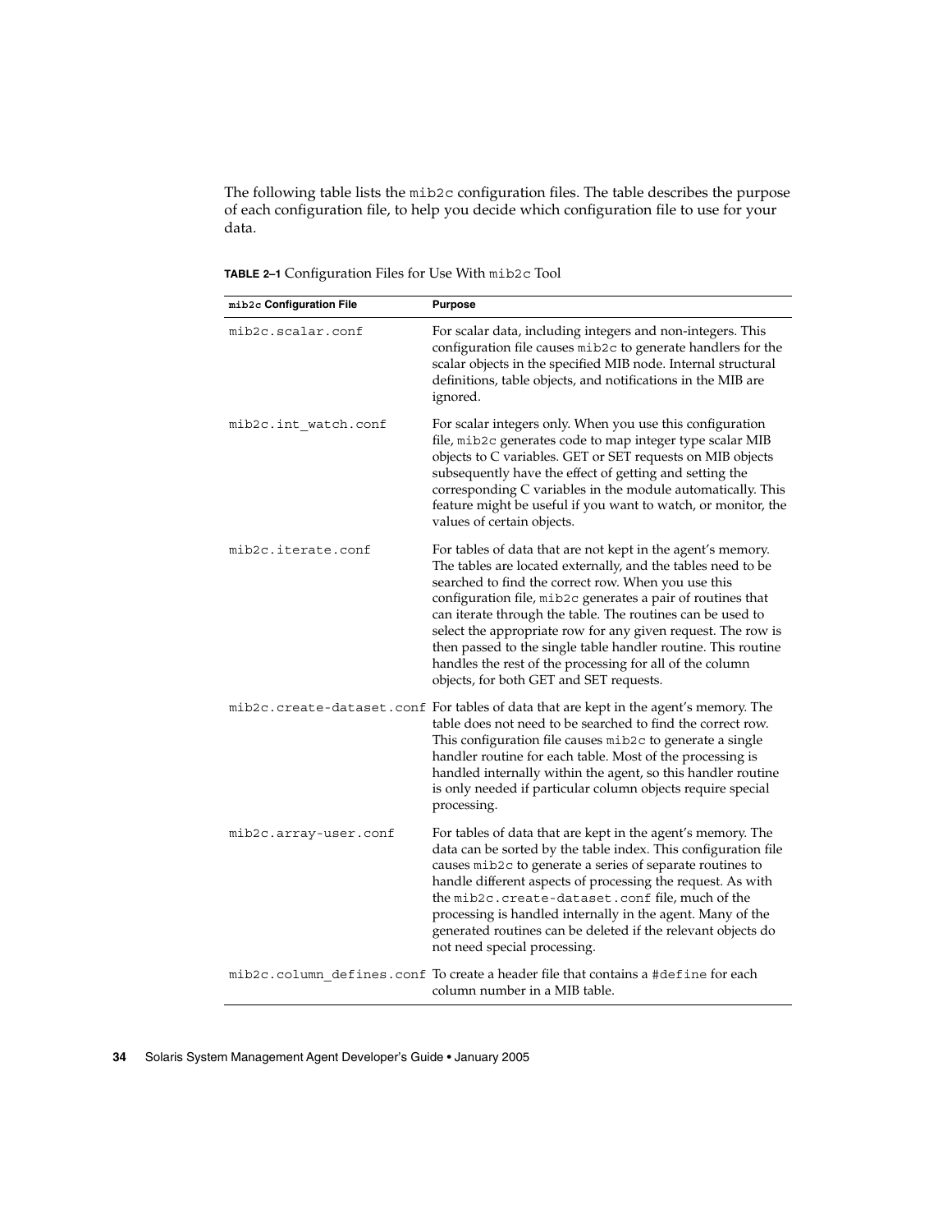The following table lists the `mib2c` configuration files. The table describes the purpose of each configuration file, to help you decide which configuration file to use for your data.

**TABLE 2–1** Configuration Files for Use With `mib2c` Tool

| `mib2c` Configuration File | Purpose |
| --- | --- |
| `mib2c.scalar.conf` | For scalar data, including integers and non-integers. This configuration file causes `mib2c` to generate handlers for the scalar objects in the specified MIB node. Internal structural definitions, table objects, and notifications in the MIB are ignored. |
| `mib2c.int_watch.conf` | For scalar integers only. When you use this configuration file, `mib2c` generates code to map integer type scalar MIB objects to C variables. GET or SET requests on MIB objects subsequently have the effect of getting and setting the corresponding C variables in the module automatically. This feature might be useful if you want to watch, or monitor, the values of certain objects. |
| `mib2c.iterate.conf` | For tables of data that are not kept in the agent's memory. The tables are located externally, and the tables need to be searched to find the correct row. When you use this configuration file, `mib2c` generates a pair of routines that can iterate through the table. The routines can be used to select the appropriate row for any given request. The row is then passed to the single table handler routine. This routine handles the rest of the processing for all of the column objects, for both GET and SET requests. |
| `mib2c.create-dataset.conf` | For tables of data that are kept in the agent's memory. The table does not need to be searched to find the correct row. This configuration file causes `mib2c` to generate a single handler routine for each table. Most of the processing is handled internally within the agent, so this handler routine is only needed if particular column objects require special processing. |
| `mib2c.array-user.conf` | For tables of data that are kept in the agent's memory. The data can be sorted by the table index. This configuration file causes `mib2c` to generate a series of separate routines to handle different aspects of processing the request. As with the `mib2c.create-dataset.conf` file, much of the processing is handled internally in the agent. Many of the generated routines can be deleted if the relevant objects do not need special processing. |
| `mib2c.column_defines.conf` | To create a header file that contains a `#define` for each column number in a MIB table. |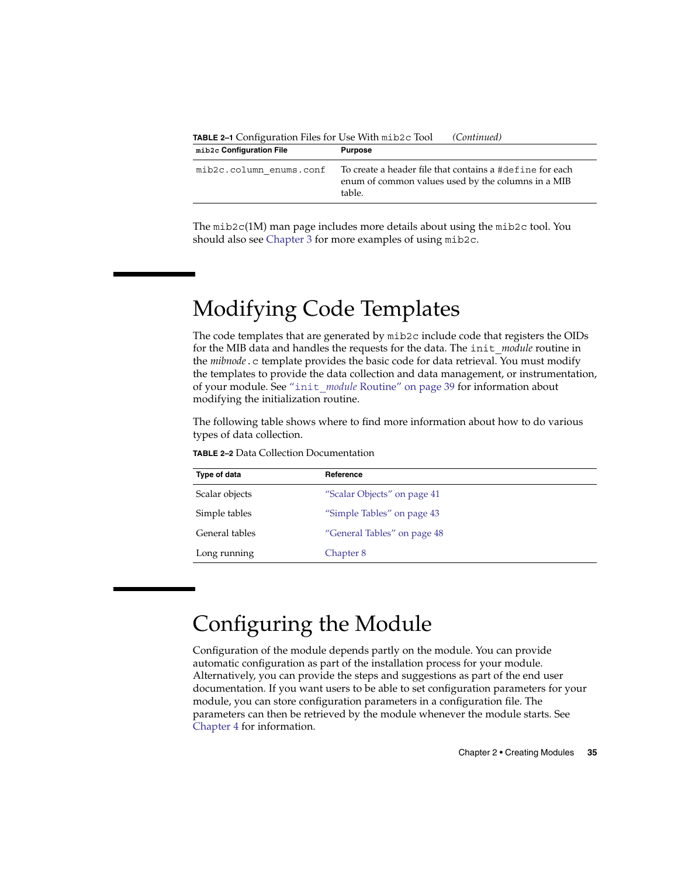**TABLE 2–1** Configuration Files for Use With `mib2c` Tool *(Continued)*

| `mib2c` Configuration File | Purpose |
| --- | --- |
| `mib2c.column_enums.conf` | To create a header file that contains a `#define` for each enum of common values used by the columns in a MIB table. |

The `mib2c`(1M) man page includes more details about using the `mib2c` tool. You should also see Chapter 3 for more examples of using `mib2c`.

# Modifying Code Templates

The code templates that are generated by `mib2c` include code that registers the OIDs for the MIB data and handles the requests for the data. The `init_`*module* routine in the *mibnode*`.c` template provides the basic code for data retrieval. You must modify the templates to provide the data collection and data management, or instrumentation, of your module. See "`init_`*module* Routine" on page 39 for information about modifying the initialization routine.

The following table shows where to find more information about how to do various types of data collection.

**TABLE 2–2** Data Collection Documentation

| Type of data | Reference |
| --- | --- |
| Scalar objects | "Scalar Objects" on page 41 |
| Simple tables | "Simple Tables" on page 43 |
| General tables | "General Tables" on page 48 |
| Long running | Chapter 8 |

# Configuring the Module

Configuration of the module depends partly on the module. You can provide automatic configuration as part of the installation process for your module. Alternatively, you can provide the steps and suggestions as part of the end user documentation. If you want users to be able to set configuration parameters for your module, you can store configuration parameters in a configuration file. The parameters can then be retrieved by the module whenever the module starts. See Chapter 4 for information.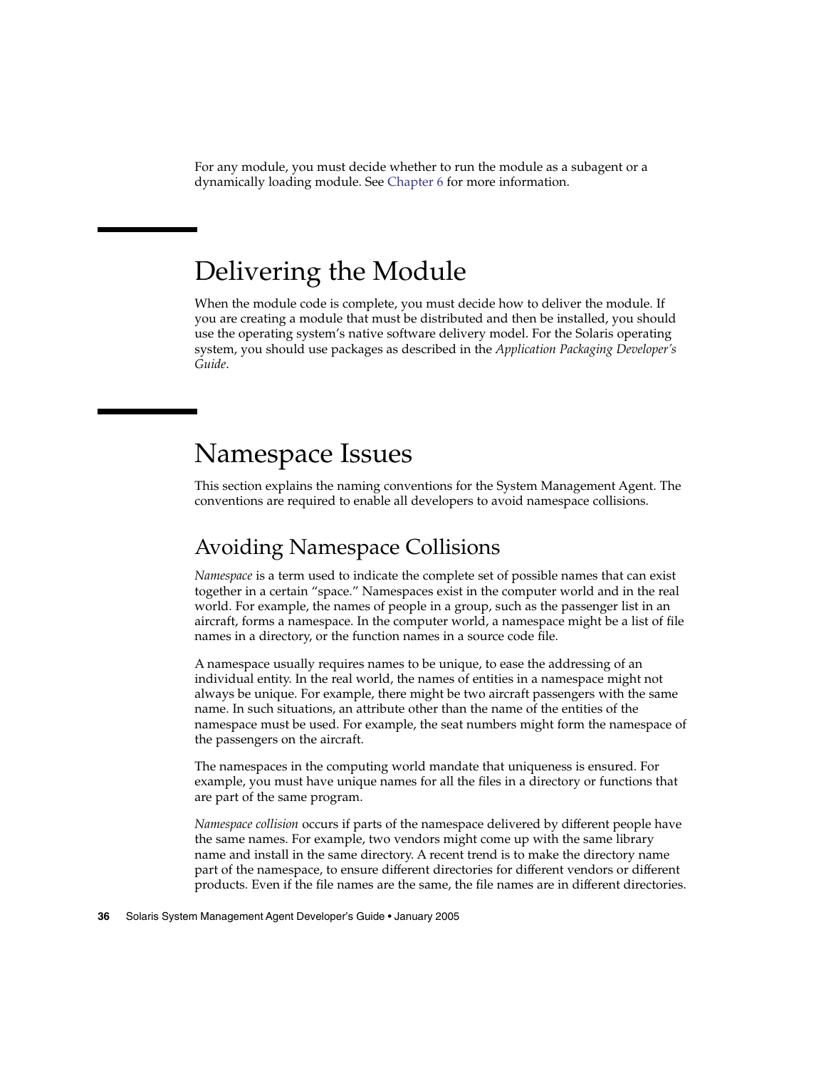For any module, you must decide whether to run the module as a subagent or a dynamically loading module. See Chapter 6 for more information.

# Delivering the Module

When the module code is complete, you must decide how to deliver the module. If you are creating a module that must be distributed and then be installed, you should use the operating system's native software delivery model. For the Solaris operating system, you should use packages as described in the *Application Packaging Developer's Guide*.

# Namespace Issues

This section explains the naming conventions for the System Management Agent. The conventions are required to enable all developers to avoid namespace collisions.

## Avoiding Namespace Collisions

*Namespace* is a term used to indicate the complete set of possible names that can exist together in a certain "space." Namespaces exist in the computer world and in the real world. For example, the names of people in a group, such as the passenger list in an aircraft, forms a namespace. In the computer world, a namespace might be a list of file names in a directory, or the function names in a source code file.

A namespace usually requires names to be unique, to ease the addressing of an individual entity. In the real world, the names of entities in a namespace might not always be unique. For example, there might be two aircraft passengers with the same name. In such situations, an attribute other than the name of the entities of the namespace must be used. For example, the seat numbers might form the namespace of the passengers on the aircraft.

The namespaces in the computing world mandate that uniqueness is ensured. For example, you must have unique names for all the files in a directory or functions that are part of the same program.

*Namespace collision* occurs if parts of the namespace delivered by different people have the same names. For example, two vendors might come up with the same library name and install in the same directory. A recent trend is to make the directory name part of the namespace, to ensure different directories for different vendors or different products. Even if the file names are the same, the file names are in different directories.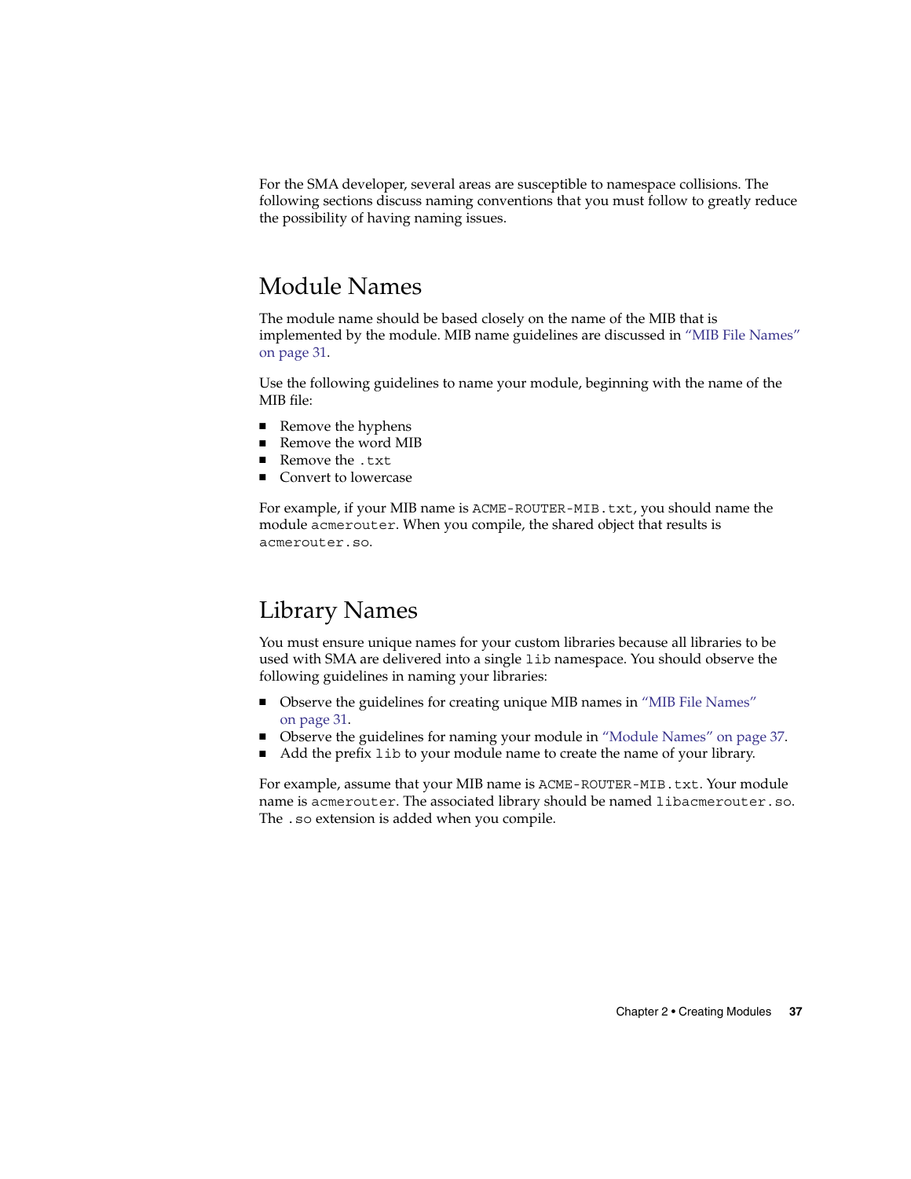For the SMA developer, several areas are susceptible to namespace collisions. The following sections discuss naming conventions that you must follow to greatly reduce the possibility of having naming issues.

## Module Names

The module name should be based closely on the name of the MIB that is implemented by the module. MIB name guidelines are discussed in "MIB File Names" on page 31.

Use the following guidelines to name your module, beginning with the name of the MIB file:

- Remove the hyphens
- Remove the word MIB
- Remove the `.txt`
- Convert to lowercase

For example, if your MIB name is `ACME-ROUTER-MIB.txt`, you should name the module `acmerouter`. When you compile, the shared object that results is `acmerouter.so`.

## Library Names

You must ensure unique names for your custom libraries because all libraries to be used with SMA are delivered into a single `lib` namespace. You should observe the following guidelines in naming your libraries:

- Observe the guidelines for creating unique MIB names in "MIB File Names" on page 31.
- Observe the guidelines for naming your module in "Module Names" on page 37.
- Add the prefix `lib` to your module name to create the name of your library.

For example, assume that your MIB name is `ACME-ROUTER-MIB.txt`. Your module name is `acmerouter`. The associated library should be named `libacmerouter.so`. The `.so` extension is added when you compile.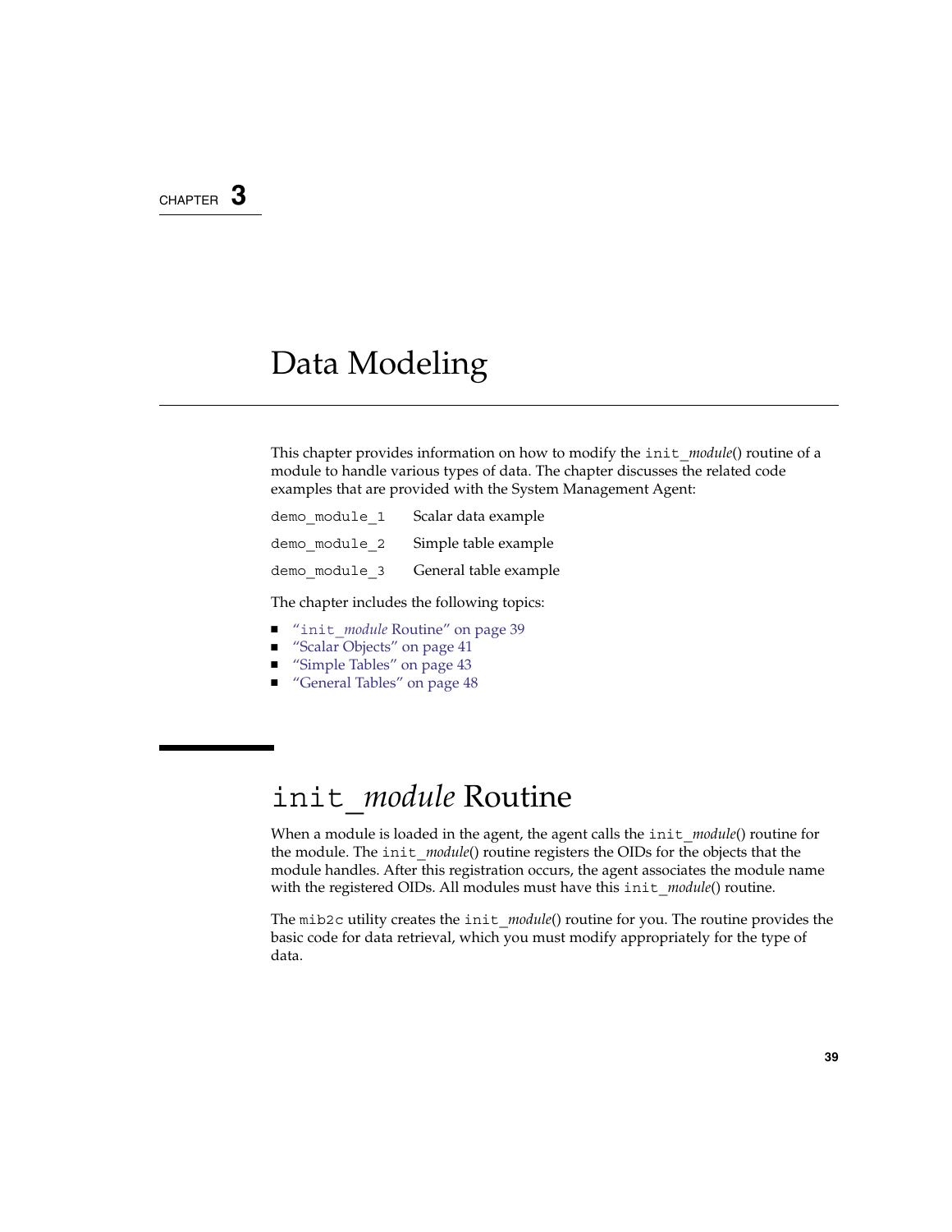CHAPTER 3

# Data Modeling

This chapter provides information on how to modify the `init_`*module*() routine of a module to handle various types of data. The chapter discusses the related code examples that are provided with the System Management Agent:

| | |
|---|---|
| `demo_module_1` | Scalar data example |
| `demo_module_2` | Simple table example |
| `demo_module_3` | General table example |

The chapter includes the following topics:

- "`init_`*module* Routine" on page 39
- "Scalar Objects" on page 41
- "Simple Tables" on page 43
- "General Tables" on page 48

## `init_`*module* Routine

When a module is loaded in the agent, the agent calls the `init_`*module*() routine for the module. The `init_`*module*() routine registers the OIDs for the objects that the module handles. After this registration occurs, the agent associates the module name with the registered OIDs. All modules must have this `init_`*module*() routine.

The `mib2c` utility creates the `init_`*module*() routine for you. The routine provides the basic code for data retrieval, which you must modify appropriately for the type of data.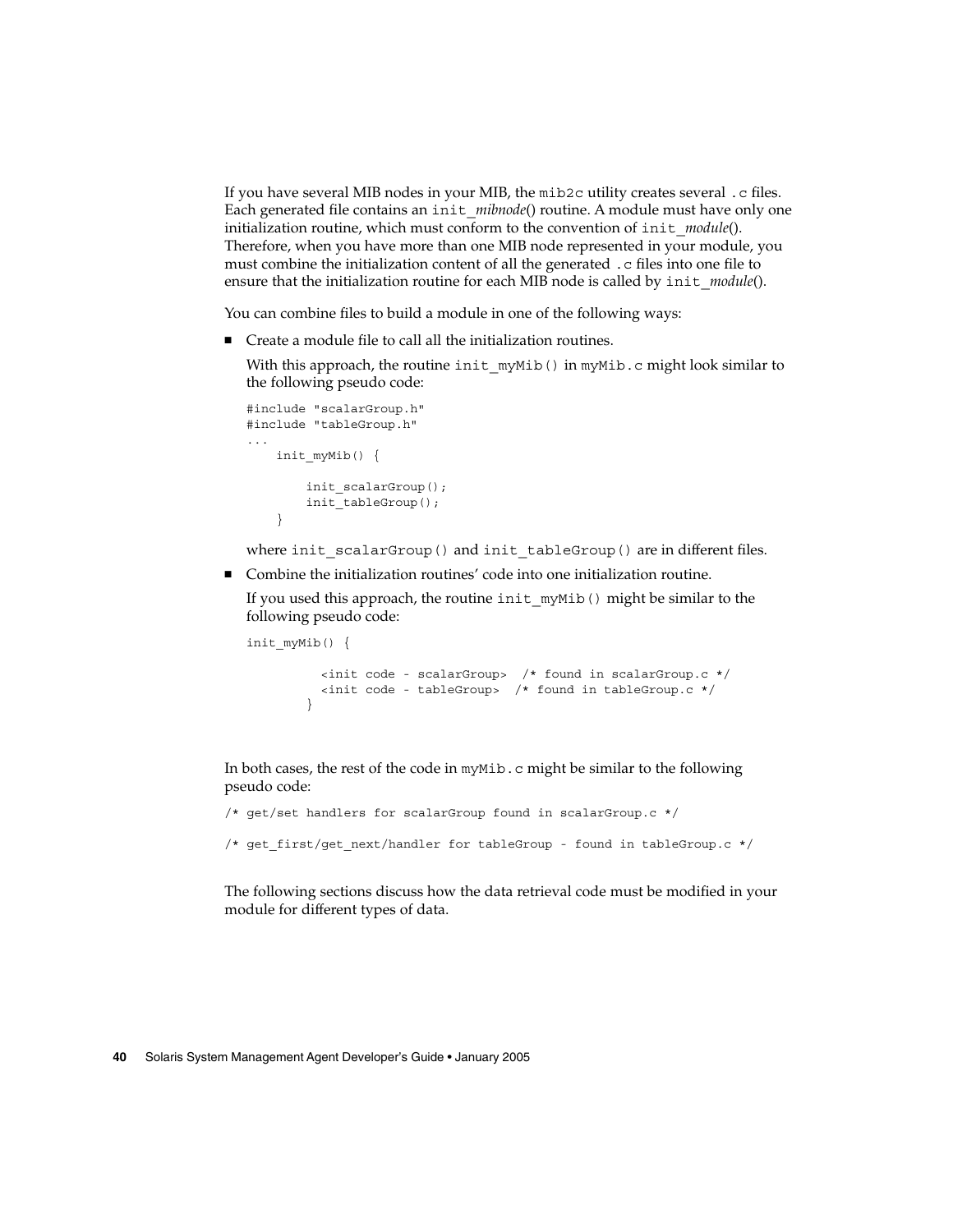If you have several MIB nodes in your MIB, the `mib2c` utility creates several `.c` files. Each generated file contains an `init_`*mibnode*() routine. A module must have only one initialization routine, which must conform to the convention of `init_`*module*(). Therefore, when you have more than one MIB node represented in your module, you must combine the initialization content of all the generated `.c` files into one file to ensure that the initialization routine for each MIB node is called by `init_`*module*().

You can combine files to build a module in one of the following ways:

- Create a module file to call all the initialization routines.

  With this approach, the routine `init_myMib()` in `myMib.c` might look similar to the following pseudo code:

  ```
  #include "scalarGroup.h"
  #include "tableGroup.h"
  ...
      init_myMib() {

          init_scalarGroup();
          init_tableGroup();
      }
  ```

  where `init_scalarGroup()` and `init_tableGroup()` are in different files.

- Combine the initialization routines' code into one initialization routine.

  If you used this approach, the routine `init_myMib()` might be similar to the following pseudo code:

  ```
  init_myMib() {

            <init code - scalarGroup>  /* found in scalarGroup.c */
            <init code - tableGroup>  /* found in tableGroup.c */
          }
  ```

In both cases, the rest of the code in `myMib.c` might be similar to the following pseudo code:

```
/* get/set handlers for scalarGroup found in scalarGroup.c */

/* get_first/get_next/handler for tableGroup - found in tableGroup.c */
```

The following sections discuss how the data retrieval code must be modified in your module for different types of data.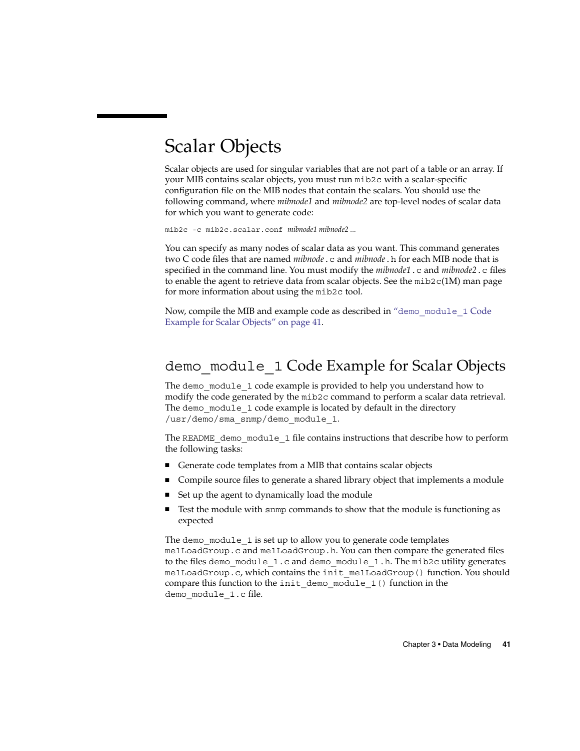# Scalar Objects

Scalar objects are used for singular variables that are not part of a table or an array. If your MIB contains scalar objects, you must run `mib2c` with a scalar-specific configuration file on the MIB nodes that contain the scalars. You should use the following command, where *mibnode1* and *mibnode2* are top-level nodes of scalar data for which you want to generate code:

```
mib2c -c mib2c.scalar.conf mibnode1 mibnode2 ...
```

You can specify as many nodes of scalar data as you want. This command generates two C code files that are named *mibnode*`.c` and *mibnode*`.h` for each MIB node that is specified in the command line. You must modify the *mibnode1*`.c` and *mibnode2*`.c` files to enable the agent to retrieve data from scalar objects. See the `mib2c`(1M) man page for more information about using the `mib2c` tool.

Now, compile the MIB and example code as described in "`demo_module_1` Code Example for Scalar Objects" on page 41.

## `demo_module_1` Code Example for Scalar Objects

The `demo_module_1` code example is provided to help you understand how to modify the code generated by the `mib2c` command to perform a scalar data retrieval. The `demo_module_1` code example is located by default in the directory `/usr/demo/sma_snmp/demo_module_1`.

The `README_demo_module_1` file contains instructions that describe how to perform the following tasks:

- Generate code templates from a MIB that contains scalar objects
- Compile source files to generate a shared library object that implements a module
- Set up the agent to dynamically load the module
- Test the module with `snmp` commands to show that the module is functioning as expected

The `demo_module_1` is set up to allow you to generate code templates `me1LoadGroup.c` and `me1LoadGroup.h`. You can then compare the generated files to the files `demo_module_1.c` and `demo_module_1.h`. The `mib2c` utility generates `me1LoadGroup.c`, which contains the `init_me1LoadGroup()` function. You should compare this function to the `init_demo_module_1()` function in the `demo_module_1.c` file.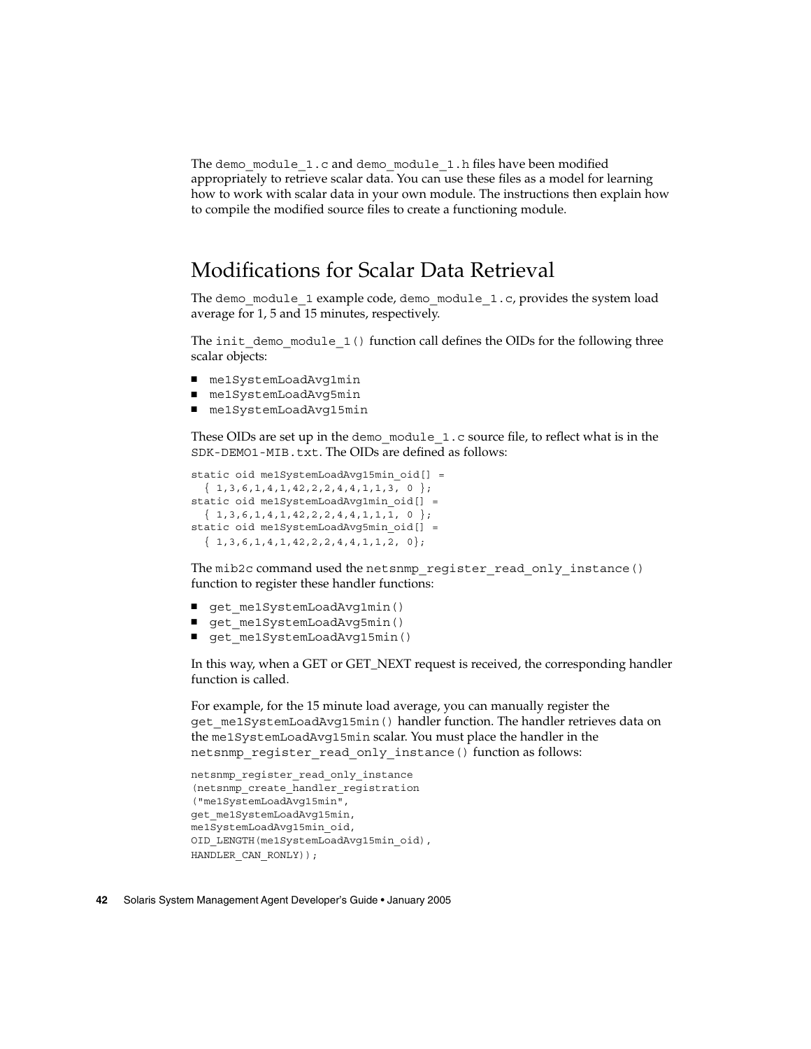The `demo_module_1.c` and `demo_module_1.h` files have been modified appropriately to retrieve scalar data. You can use these files as a model for learning how to work with scalar data in your own module. The instructions then explain how to compile the modified source files to create a functioning module.

## Modifications for Scalar Data Retrieval

The `demo_module_1` example code, `demo_module_1.c`, provides the system load average for 1, 5 and 15 minutes, respectively.

The `init_demo_module_1()` function call defines the OIDs for the following three scalar objects:

- `me1SystemLoadAvg1min`
- `me1SystemLoadAvg5min`
- `me1SystemLoadAvg15min`

These OIDs are set up in the `demo_module_1.c` source file, to reflect what is in the `SDK-DEMO1-MIB.txt`. The OIDs are defined as follows:

```
static oid me1SystemLoadAvg15min_oid[] =
  { 1,3,6,1,4,1,42,2,2,4,4,1,1,3, 0 };
static oid me1SystemLoadAvg1min_oid[] =
  { 1,3,6,1,4,1,42,2,2,4,4,1,1,1, 0 };
static oid me1SystemLoadAvg5min_oid[] =
  { 1,3,6,1,4,1,42,2,2,4,4,1,1,2, 0};
```

The `mib2c` command used the `netsnmp_register_read_only_instance()` function to register these handler functions:

- `get_me1SystemLoadAvg1min()`
- `get_me1SystemLoadAvg5min()`
- `get_me1SystemLoadAvg15min()`

In this way, when a GET or GET_NEXT request is received, the corresponding handler function is called.

For example, for the 15 minute load average, you can manually register the `get_me1SystemLoadAvg15min()` handler function. The handler retrieves data on the `me1SystemLoadAvg15min` scalar. You must place the handler in the `netsnmp_register_read_only_instance()` function as follows:

```
netsnmp_register_read_only_instance
(netsnmp_create_handler_registration
("me1SystemLoadAvg15min",
get_me1SystemLoadAvg15min,
me1SystemLoadAvg15min_oid,
OID_LENGTH(me1SystemLoadAvg15min_oid),
HANDLER_CAN_RONLY));
```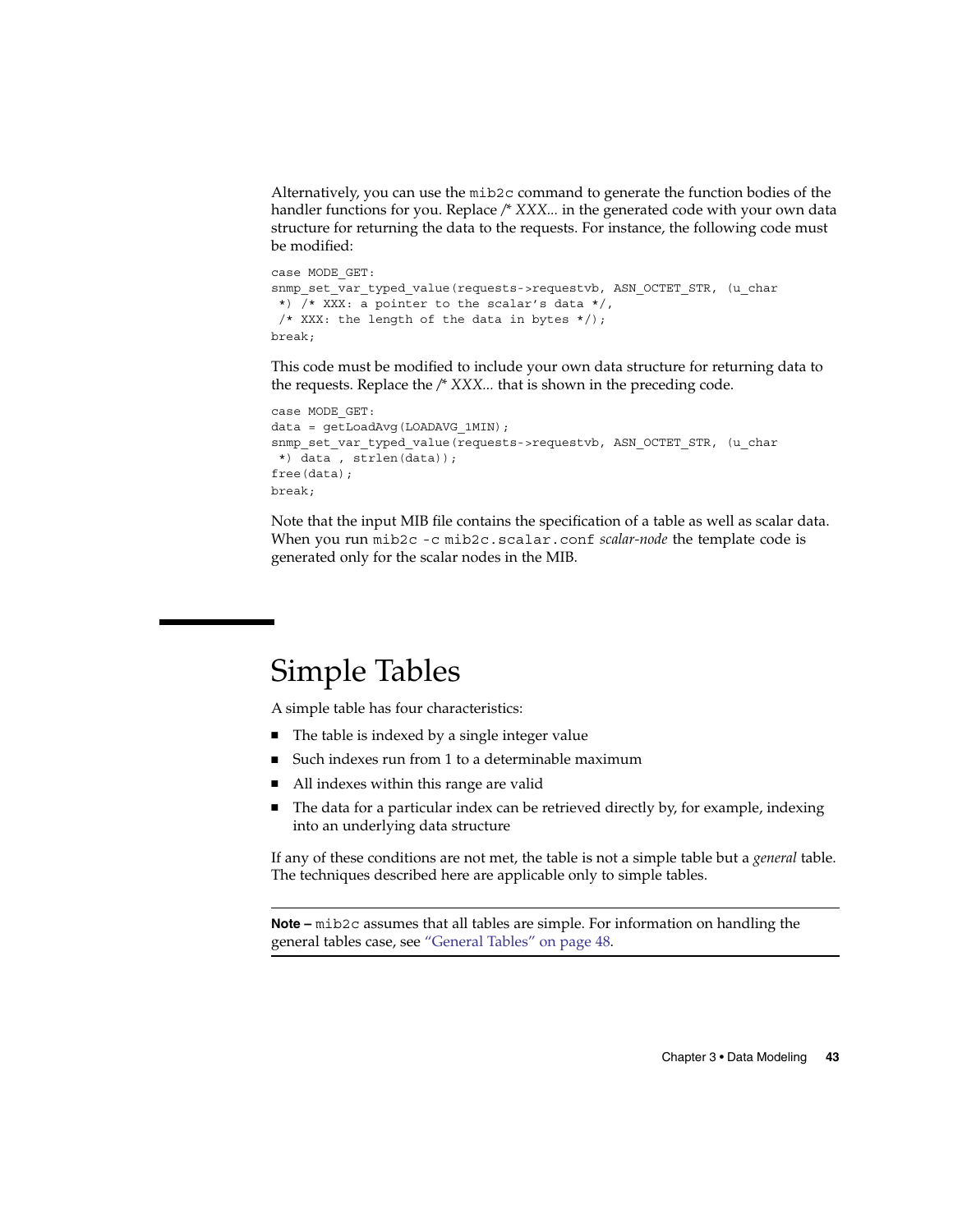Alternatively, you can use the `mib2c` command to generate the function bodies of the handler functions for you. Replace */\* XXX...* in the generated code with your own data structure for returning the data to the requests. For instance, the following code must be modified:

```
case MODE_GET:
snmp_set_var_typed_value(requests->requestvb, ASN_OCTET_STR, (u_char
 *) /* XXX: a pointer to the scalar's data */,
 /* XXX: the length of the data in bytes */);
break;
```

This code must be modified to include your own data structure for returning data to the requests. Replace the */\* XXX...* that is shown in the preceding code.

```
case MODE_GET:
data = getLoadAvg(LOADAVG_1MIN);
snmp_set_var_typed_value(requests->requestvb, ASN_OCTET_STR, (u_char
 *) data , strlen(data));
free(data);
break;
```

Note that the input MIB file contains the specification of a table as well as scalar data. When you run `mib2c -c mib2c.scalar.conf` *scalar-node* the template code is generated only for the scalar nodes in the MIB.

# Simple Tables

A simple table has four characteristics:

- The table is indexed by a single integer value
- Such indexes run from 1 to a determinable maximum
- All indexes within this range are valid
- The data for a particular index can be retrieved directly by, for example, indexing into an underlying data structure

If any of these conditions are not met, the table is not a simple table but a *general* table. The techniques described here are applicable only to simple tables.

---

**Note –** `mib2c` assumes that all tables are simple. For information on handling the general tables case, see "General Tables" on page 48.

---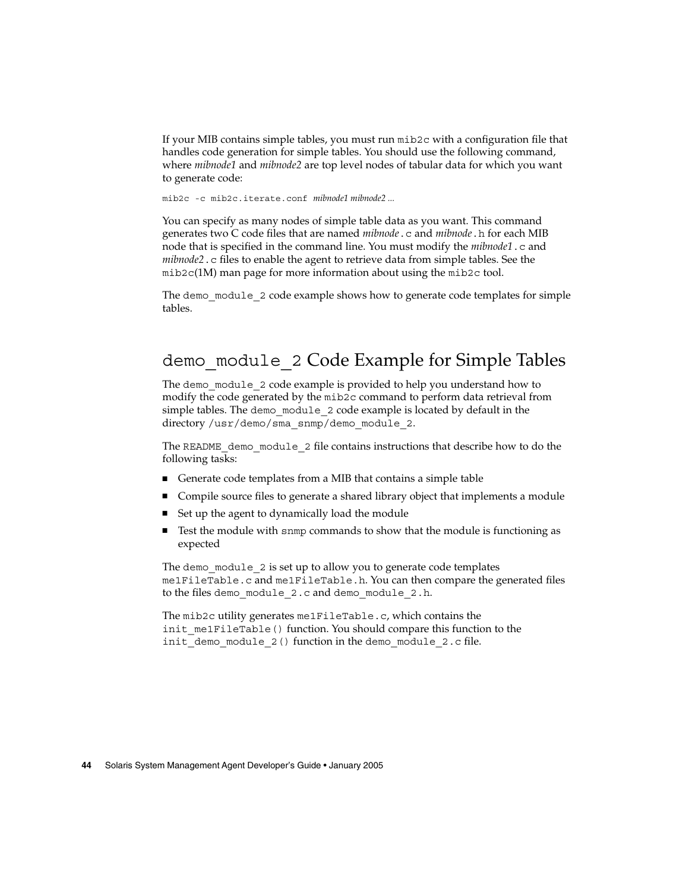If your MIB contains simple tables, you must run `mib2c` with a configuration file that handles code generation for simple tables. You should use the following command, where *mibnode1* and *mibnode2* are top level nodes of tabular data for which you want to generate code:

```
mib2c -c mib2c.iterate.conf mibnode1 mibnode2 ...
```

You can specify as many nodes of simple table data as you want. This command generates two C code files that are named *mibnode*`.c` and *mibnode*`.h` for each MIB node that is specified in the command line. You must modify the *mibnode1*`.c` and *mibnode2*`.c` files to enable the agent to retrieve data from simple tables. See the `mib2c`(1M) man page for more information about using the `mib2c` tool.

The `demo_module_2` code example shows how to generate code templates for simple tables.

## `demo_module_2` Code Example for Simple Tables

The `demo_module_2` code example is provided to help you understand how to modify the code generated by the `mib2c` command to perform data retrieval from simple tables. The `demo_module_2` code example is located by default in the directory `/usr/demo/sma_snmp/demo_module_2`.

The `README_demo_module_2` file contains instructions that describe how to do the following tasks:

- Generate code templates from a MIB that contains a simple table
- Compile source files to generate a shared library object that implements a module
- Set up the agent to dynamically load the module
- Test the module with `snmp` commands to show that the module is functioning as expected

The `demo_module_2` is set up to allow you to generate code templates `me1FileTable.c` and `me1FileTable.h`. You can then compare the generated files to the files `demo_module_2.c` and `demo_module_2.h`.

The `mib2c` utility generates `me1FileTable.c`, which contains the `init_me1FileTable()` function. You should compare this function to the `init_demo_module_2()` function in the `demo_module_2.c` file.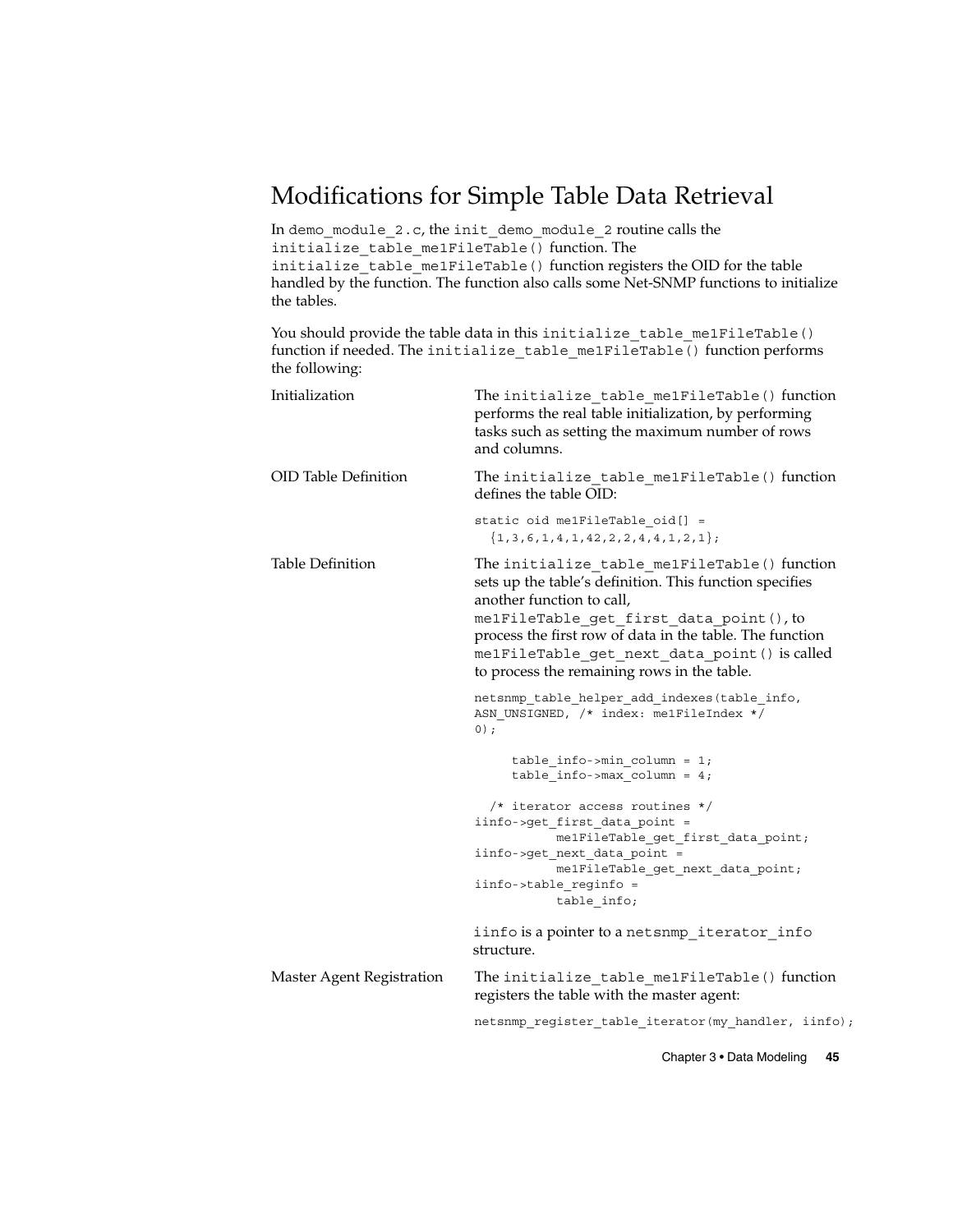## Modifications for Simple Table Data Retrieval

In `demo_module_2.c`, the `init_demo_module_2` routine calls the `initialize_table_me1FileTable()` function. The `initialize_table_me1FileTable()` function registers the OID for the table handled by the function. The function also calls some Net-SNMP functions to initialize the tables.

You should provide the table data in this `initialize_table_me1FileTable()` function if needed. The `initialize_table_me1FileTable()` function performs the following:

**Initialization**

The `initialize_table_me1FileTable()` function performs the real table initialization, by performing tasks such as setting the maximum number of rows and columns.

**OID Table Definition**

The `initialize_table_me1FileTable()` function defines the table OID:

```
static oid me1FileTable_oid[] =
  {1,3,6,1,4,1,42,2,2,4,4,1,2,1};
```

**Table Definition**

The `initialize_table_me1FileTable()` function sets up the table's definition. This function specifies another function to call, `me1FileTable_get_first_data_point()`, to process the first row of data in the table. The function `me1FileTable_get_next_data_point()` is called to process the remaining rows in the table.

```
netsnmp_table_helper_add_indexes(table_info,
ASN_UNSIGNED, /* index: me1FileIndex */
0);

     table_info->min_column = 1;
     table_info->max_column = 4;

  /* iterator access routines */
iinfo->get_first_data_point =
          me1FileTable_get_first_data_point;
iinfo->get_next_data_point =
          me1FileTable_get_next_data_point;
iinfo->table_reginfo =
          table_info;
```

`iinfo` is a pointer to a `netsnmp_iterator_info` structure.

**Master Agent Registration**

The `initialize_table_me1FileTable()` function registers the table with the master agent:

```
netsnmp_register_table_iterator(my_handler, iinfo);
```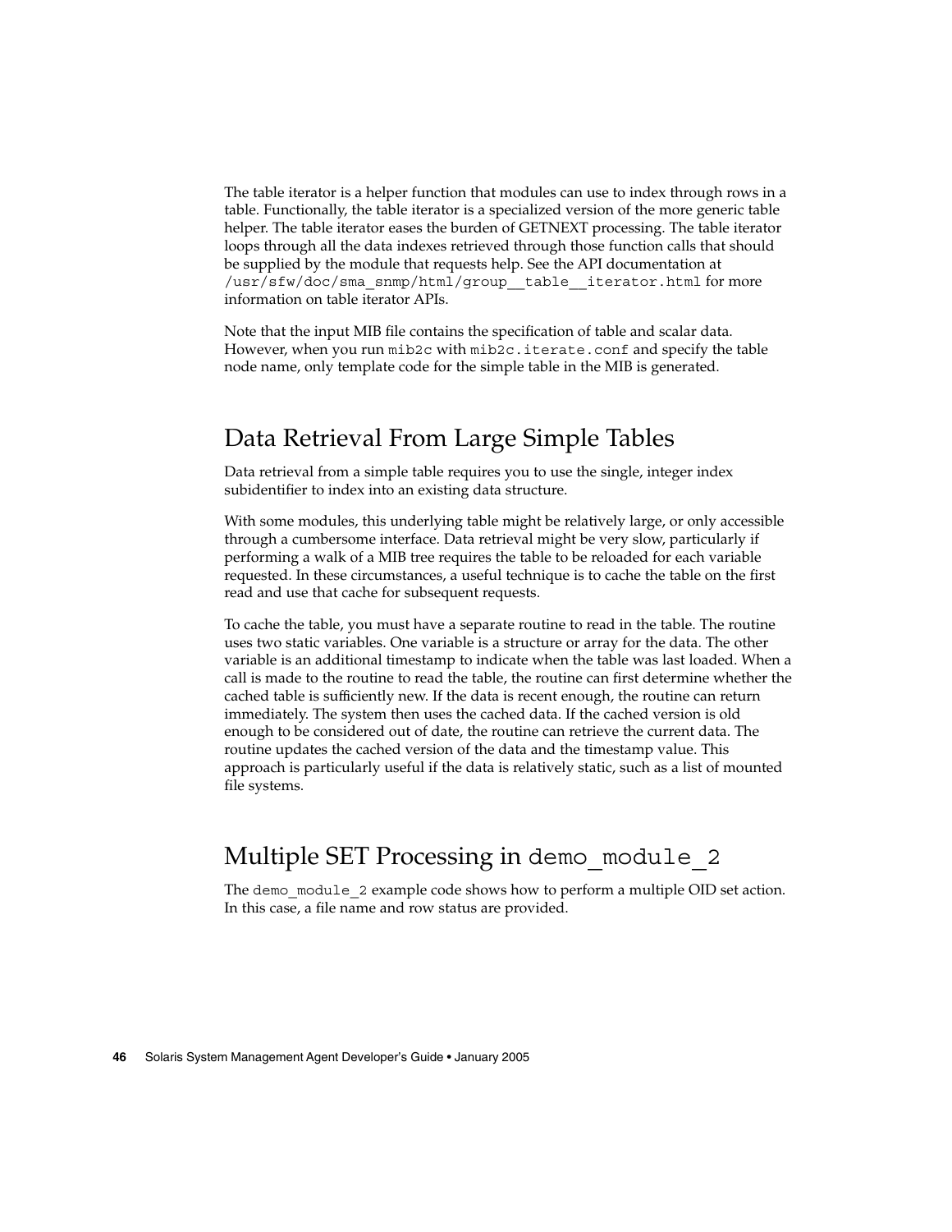The table iterator is a helper function that modules can use to index through rows in a table. Functionally, the table iterator is a specialized version of the more generic table helper. The table iterator eases the burden of GETNEXT processing. The table iterator loops through all the data indexes retrieved through those function calls that should be supplied by the module that requests help. See the API documentation at `/usr/sfw/doc/sma_snmp/html/group__table__iterator.html` for more information on table iterator APIs.

Note that the input MIB file contains the specification of table and scalar data. However, when you run `mib2c` with `mib2c.iterate.conf` and specify the table node name, only template code for the simple table in the MIB is generated.

## Data Retrieval From Large Simple Tables

Data retrieval from a simple table requires you to use the single, integer index subidentifier to index into an existing data structure.

With some modules, this underlying table might be relatively large, or only accessible through a cumbersome interface. Data retrieval might be very slow, particularly if performing a walk of a MIB tree requires the table to be reloaded for each variable requested. In these circumstances, a useful technique is to cache the table on the first read and use that cache for subsequent requests.

To cache the table, you must have a separate routine to read in the table. The routine uses two static variables. One variable is a structure or array for the data. The other variable is an additional timestamp to indicate when the table was last loaded. When a call is made to the routine to read the table, the routine can first determine whether the cached table is sufficiently new. If the data is recent enough, the routine can return immediately. The system then uses the cached data. If the cached version is old enough to be considered out of date, the routine can retrieve the current data. The routine updates the cached version of the data and the timestamp value. This approach is particularly useful if the data is relatively static, such as a list of mounted file systems.

## Multiple SET Processing in `demo_module_2`

The `demo_module_2` example code shows how to perform a multiple OID set action. In this case, a file name and row status are provided.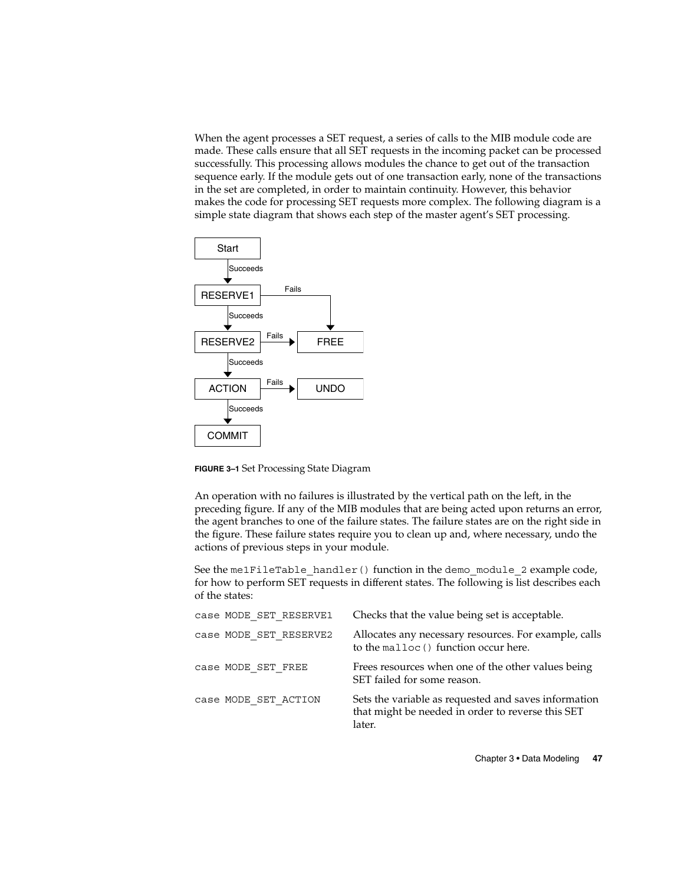When the agent processes a SET request, a series of calls to the MIB module code are made. These calls ensure that all SET requests in the incoming packet can be processed successfully. This processing allows modules the chance to get out of the transaction sequence early. If the module gets out of one transaction early, none of the transactions in the set are completed, in order to maintain continuity. However, this behavior makes the code for processing SET requests more complex. The following diagram is a simple state diagram that shows each step of the master agent's SET processing.

**FIGURE 3–1** Set Processing State Diagram

An operation with no failures is illustrated by the vertical path on the left, in the preceding figure. If any of the MIB modules that are being acted upon returns an error, the agent branches to one of the failure states. The failure states are on the right side in the figure. These failure states require you to clean up and, where necessary, undo the actions of previous steps in your module.

See the `me1FileTable_handler()` function in the `demo_module_2` example code, for how to perform SET requests in different states. The following is list describes each of the states:

| | |
|---|---|
| `case MODE_SET_RESERVE1` | Checks that the value being set is acceptable. |
| `case MODE_SET_RESERVE2` | Allocates any necessary resources. For example, calls to the `malloc()` function occur here. |
| `case MODE_SET_FREE` | Frees resources when one of the other values being SET failed for some reason. |
| `case MODE_SET_ACTION` | Sets the variable as requested and saves information that might be needed in order to reverse this SET later. |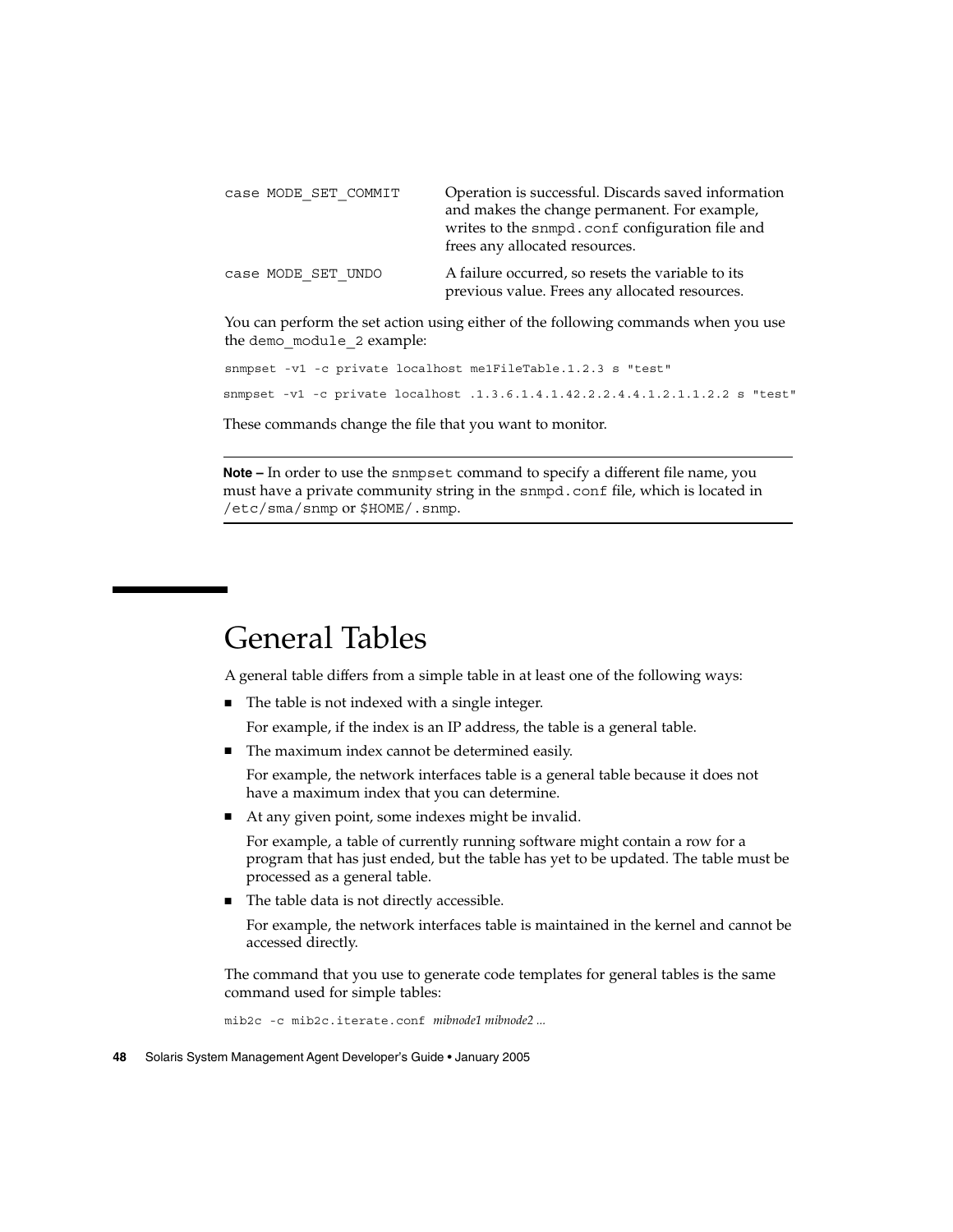| | |
|---|---|
| `case MODE_SET_COMMIT` | Operation is successful. Discards saved information and makes the change permanent. For example, writes to the `snmpd.conf` configuration file and frees any allocated resources. |
| `case MODE_SET_UNDO` | A failure occurred, so resets the variable to its previous value. Frees any allocated resources. |

You can perform the set action using either of the following commands when you use the `demo_module_2` example:

```
snmpset -v1 -c private localhost me1FileTable.1.2.3 s "test"
```

```
snmpset -v1 -c private localhost .1.3.6.1.4.1.42.2.2.4.4.1.2.1.1.2.2 s "test"
```

These commands change the file that you want to monitor.

---

**Note –** In order to use the `snmpset` command to specify a different file name, you must have a private community string in the `snmpd.conf` file, which is located in `/etc/sma/snmp` or `$HOME/.snmp`.

---

## General Tables

A general table differs from a simple table in at least one of the following ways:

- The table is not indexed with a single integer.

  For example, if the index is an IP address, the table is a general table.

- The maximum index cannot be determined easily.

  For example, the network interfaces table is a general table because it does not have a maximum index that you can determine.

- At any given point, some indexes might be invalid.

  For example, a table of currently running software might contain a row for a program that has just ended, but the table has yet to be updated. The table must be processed as a general table.

- The table data is not directly accessible.

  For example, the network interfaces table is maintained in the kernel and cannot be accessed directly.

The command that you use to generate code templates for general tables is the same command used for simple tables:

`mib2c -c mib2c.iterate.conf` *mibnode1 mibnode2 ...*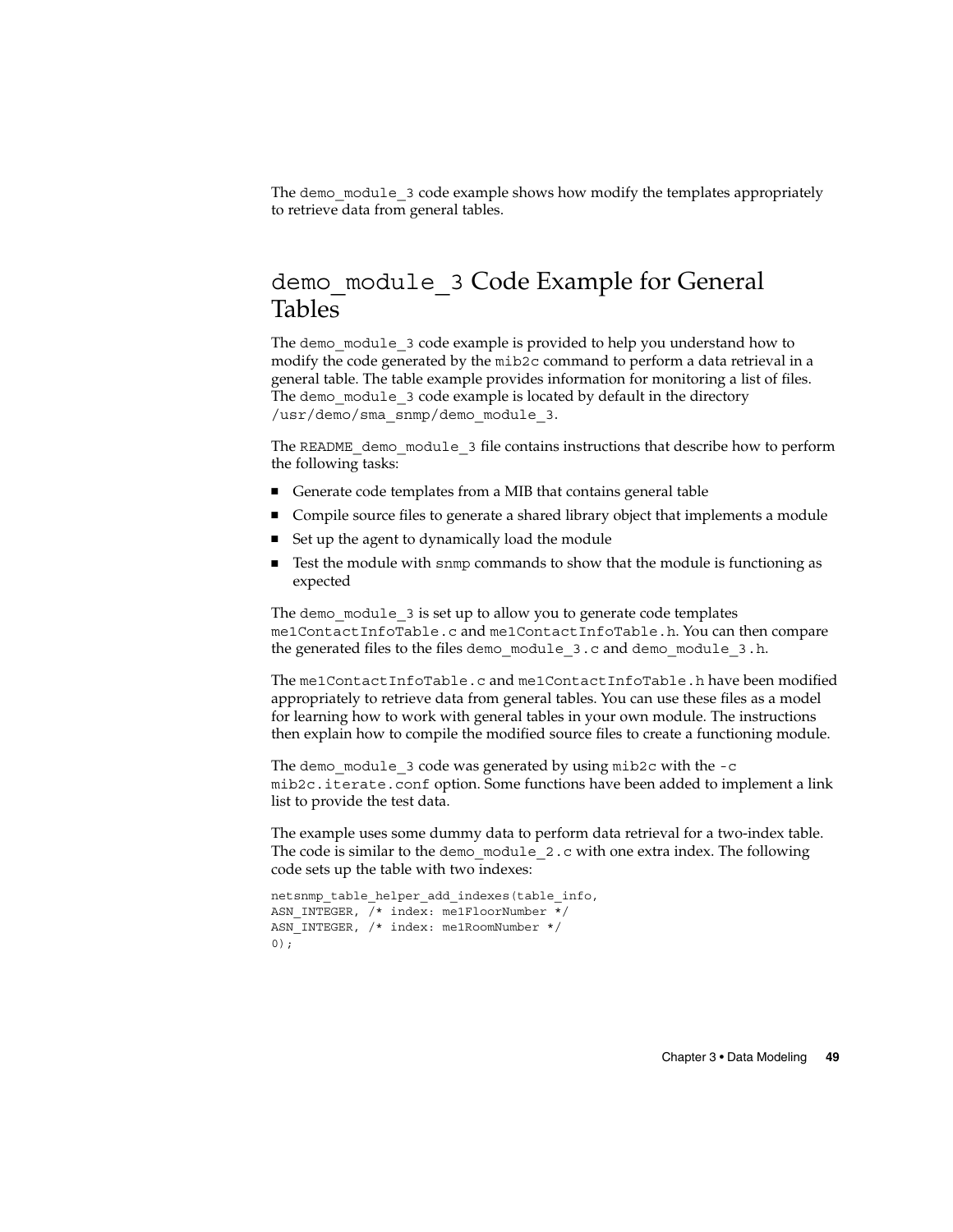The `demo_module_3` code example shows how modify the templates appropriately to retrieve data from general tables.

## `demo_module_3` Code Example for General Tables

The `demo_module_3` code example is provided to help you understand how to modify the code generated by the `mib2c` command to perform a data retrieval in a general table. The table example provides information for monitoring a list of files. The `demo_module_3` code example is located by default in the directory `/usr/demo/sma_snmp/demo_module_3`.

The `README_demo_module_3` file contains instructions that describe how to perform the following tasks:

- Generate code templates from a MIB that contains general table
- Compile source files to generate a shared library object that implements a module
- Set up the agent to dynamically load the module
- Test the module with `snmp` commands to show that the module is functioning as expected

The `demo_module_3` is set up to allow you to generate code templates `me1ContactInfoTable.c` and `me1ContactInfoTable.h`. You can then compare the generated files to the files `demo_module_3.c` and `demo_module_3.h`.

The `me1ContactInfoTable.c` and `me1ContactInfoTable.h` have been modified appropriately to retrieve data from general tables. You can use these files as a model for learning how to work with general tables in your own module. The instructions then explain how to compile the modified source files to create a functioning module.

The `demo_module_3` code was generated by using `mib2c` with the `-c mib2c.iterate.conf` option. Some functions have been added to implement a link list to provide the test data.

The example uses some dummy data to perform data retrieval for a two-index table. The code is similar to the `demo_module_2.c` with one extra index. The following code sets up the table with two indexes:

```
netsnmp_table_helper_add_indexes(table_info,
ASN_INTEGER, /* index: me1FloorNumber */
ASN_INTEGER, /* index: me1RoomNumber */
0);
```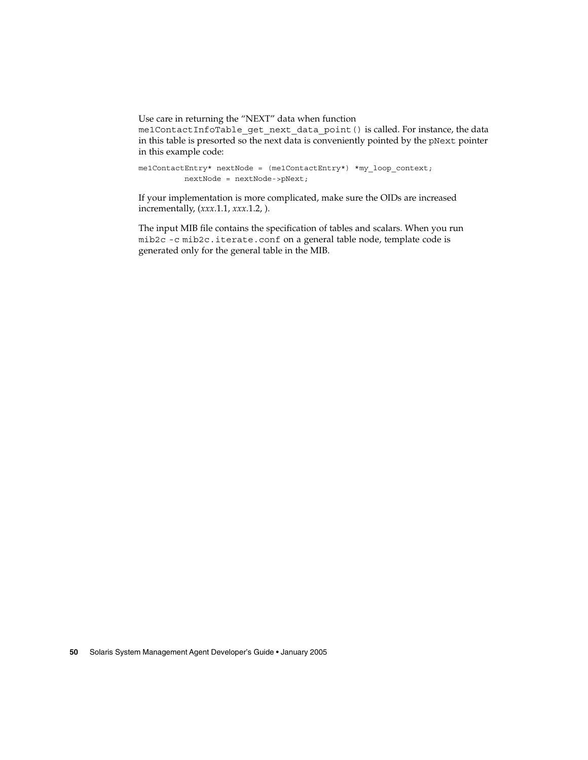Use care in returning the “NEXT” data when function `me1ContactInfoTable_get_next_data_point()` is called. For instance, the data in this table is presorted so the next data is conveniently pointed by the `pNext` pointer in this example code:

```
me1ContactEntry* nextNode = (me1ContactEntry*) *my_loop_context;
          nextNode = nextNode->pNext;
```

If your implementation is more complicated, make sure the OIDs are increased incrementally, (*xxx*.1.1, *xxx*.1.2, ).

The input MIB file contains the specification of tables and scalars. When you run `mib2c -c mib2c.iterate.conf` on a general table node, template code is generated only for the general table in the MIB.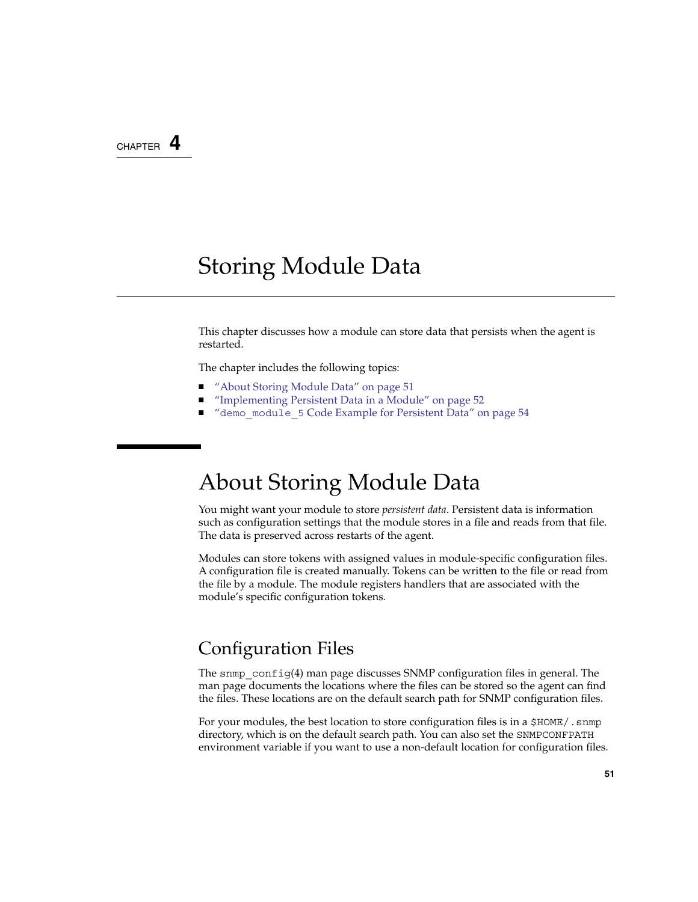CHAPTER 4

# Storing Module Data

This chapter discusses how a module can store data that persists when the agent is restarted.

The chapter includes the following topics:

- "About Storing Module Data" on page 51
- "Implementing Persistent Data in a Module" on page 52
- "`demo_module_5` Code Example for Persistent Data" on page 54

## About Storing Module Data

You might want your module to store *persistent data*. Persistent data is information such as configuration settings that the module stores in a file and reads from that file. The data is preserved across restarts of the agent.

Modules can store tokens with assigned values in module-specific configuration files. A configuration file is created manually. Tokens can be written to the file or read from the file by a module. The module registers handlers that are associated with the module's specific configuration tokens.

### Configuration Files

The `snmp_config`(4) man page discusses SNMP configuration files in general. The man page documents the locations where the files can be stored so the agent can find the files. These locations are on the default search path for SNMP configuration files.

For your modules, the best location to store configuration files is in a `$HOME/.snmp` directory, which is on the default search path. You can also set the `SNMPCONFPATH` environment variable if you want to use a non-default location for configuration files.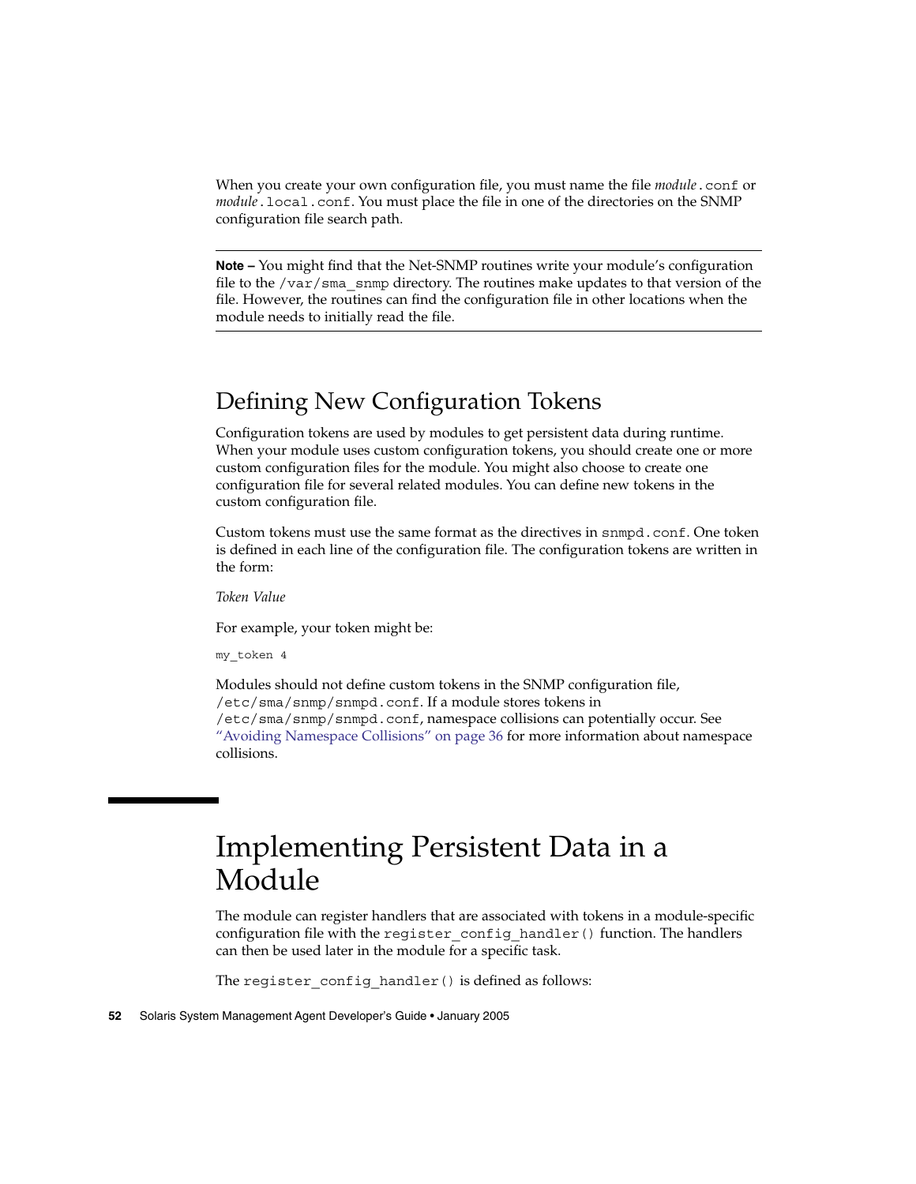When you create your own configuration file, you must name the file *module*.conf or *module*.local.conf. You must place the file in one of the directories on the SNMP configuration file search path.

---

**Note –** You might find that the Net-SNMP routines write your module's configuration file to the /var/sma_snmp directory. The routines make updates to that version of the file. However, the routines can find the configuration file in other locations when the module needs to initially read the file.

---

## Defining New Configuration Tokens

Configuration tokens are used by modules to get persistent data during runtime. When your module uses custom configuration tokens, you should create one or more custom configuration files for the module. You might also choose to create one configuration file for several related modules. You can define new tokens in the custom configuration file.

Custom tokens must use the same format as the directives in snmpd.conf. One token is defined in each line of the configuration file. The configuration tokens are written in the form:

*Token Value*

For example, your token might be:

```
my_token 4
```

Modules should not define custom tokens in the SNMP configuration file, /etc/sma/snmp/snmpd.conf. If a module stores tokens in /etc/sma/snmp/snmpd.conf, namespace collisions can potentially occur. See "Avoiding Namespace Collisions" on page 36 for more information about namespace collisions.

# Implementing Persistent Data in a Module

The module can register handlers that are associated with tokens in a module-specific configuration file with the register_config_handler() function. The handlers can then be used later in the module for a specific task.

The register_config_handler() is defined as follows: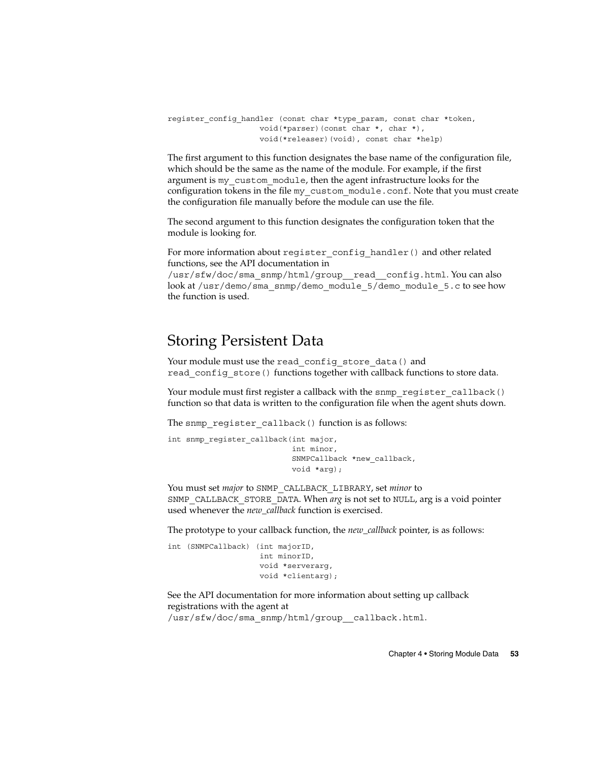```
register_config_handler (const char *type_param, const char *token,
                    void(*parser)(const char *, char *),
                    void(*releaser)(void), const char *help)
```

The first argument to this function designates the base name of the configuration file, which should be the same as the name of the module. For example, if the first argument is `my_custom_module`, then the agent infrastructure looks for the configuration tokens in the file `my_custom_module.conf`. Note that you must create the configuration file manually before the module can use the file.

The second argument to this function designates the configuration token that the module is looking for.

For more information about `register_config_handler()` and other related functions, see the API documentation in `/usr/sfw/doc/sma_snmp/html/group__read__config.html`. You can also look at `/usr/demo/sma_snmp/demo_module_5/demo_module_5.c` to see how the function is used.

## Storing Persistent Data

Your module must use the `read_config_store_data()` and `read_config_store()` functions together with callback functions to store data.

Your module must first register a callback with the `snmp_register_callback()` function so that data is written to the configuration file when the agent shuts down.

The `snmp_register_callback()` function is as follows:

```
int snmp_register_callback(int major,
                           int minor,
                           SNMPCallback *new_callback,
                           void *arg);
```

You must set *major* to `SNMP_CALLBACK_LIBRARY`, set *minor* to `SNMP_CALLBACK_STORE_DATA`. When *arg* is not set to `NULL`, arg is a void pointer used whenever the *new_callback* function is exercised.

The prototype to your callback function, the *new_callback* pointer, is as follows:

```
int (SNMPCallback) (int majorID,
                    int minorID,
                    void *serverarg,
                    void *clientarg);
```

See the API documentation for more information about setting up callback registrations with the agent at `/usr/sfw/doc/sma_snmp/html/group__callback.html`.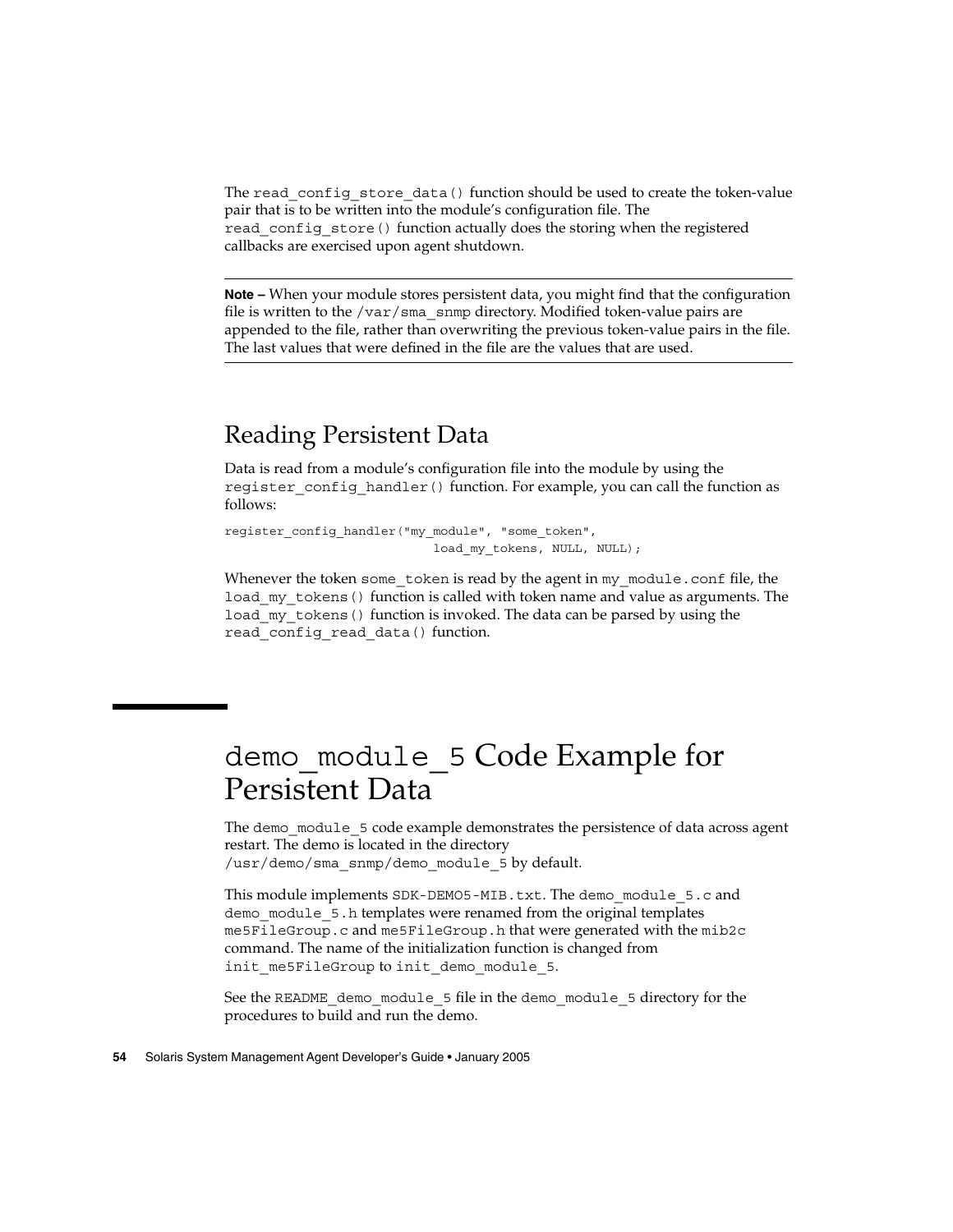The `read_config_store_data()` function should be used to create the token-value pair that is to be written into the module's configuration file. The `read_config_store()` function actually does the storing when the registered callbacks are exercised upon agent shutdown.

---

**Note –** When your module stores persistent data, you might find that the configuration file is written to the `/var/sma_snmp` directory. Modified token-value pairs are appended to the file, rather than overwriting the previous token-value pairs in the file. The last values that were defined in the file are the values that are used.

---

## Reading Persistent Data

Data is read from a module's configuration file into the module by using the `register_config_handler()` function. For example, you can call the function as follows:

```
register_config_handler("my_module", "some_token",
                            load_my_tokens, NULL, NULL);
```

Whenever the token `some_token` is read by the agent in `my_module.conf` file, the `load_my_tokens()` function is called with token name and value as arguments. The `load_my_tokens()` function is invoked. The data can be parsed by using the `read_config_read_data()` function.

# `demo_module_5` Code Example for Persistent Data

The `demo_module_5` code example demonstrates the persistence of data across agent restart. The demo is located in the directory `/usr/demo/sma_snmp/demo_module_5` by default.

This module implements `SDK-DEMO5-MIB.txt`. The `demo_module_5.c` and `demo_module_5.h` templates were renamed from the original templates `me5FileGroup.c` and `me5FileGroup.h` that were generated with the `mib2c` command. The name of the initialization function is changed from `init_me5FileGroup` to `init_demo_module_5`.

See the `README_demo_module_5` file in the `demo_module_5` directory for the procedures to build and run the demo.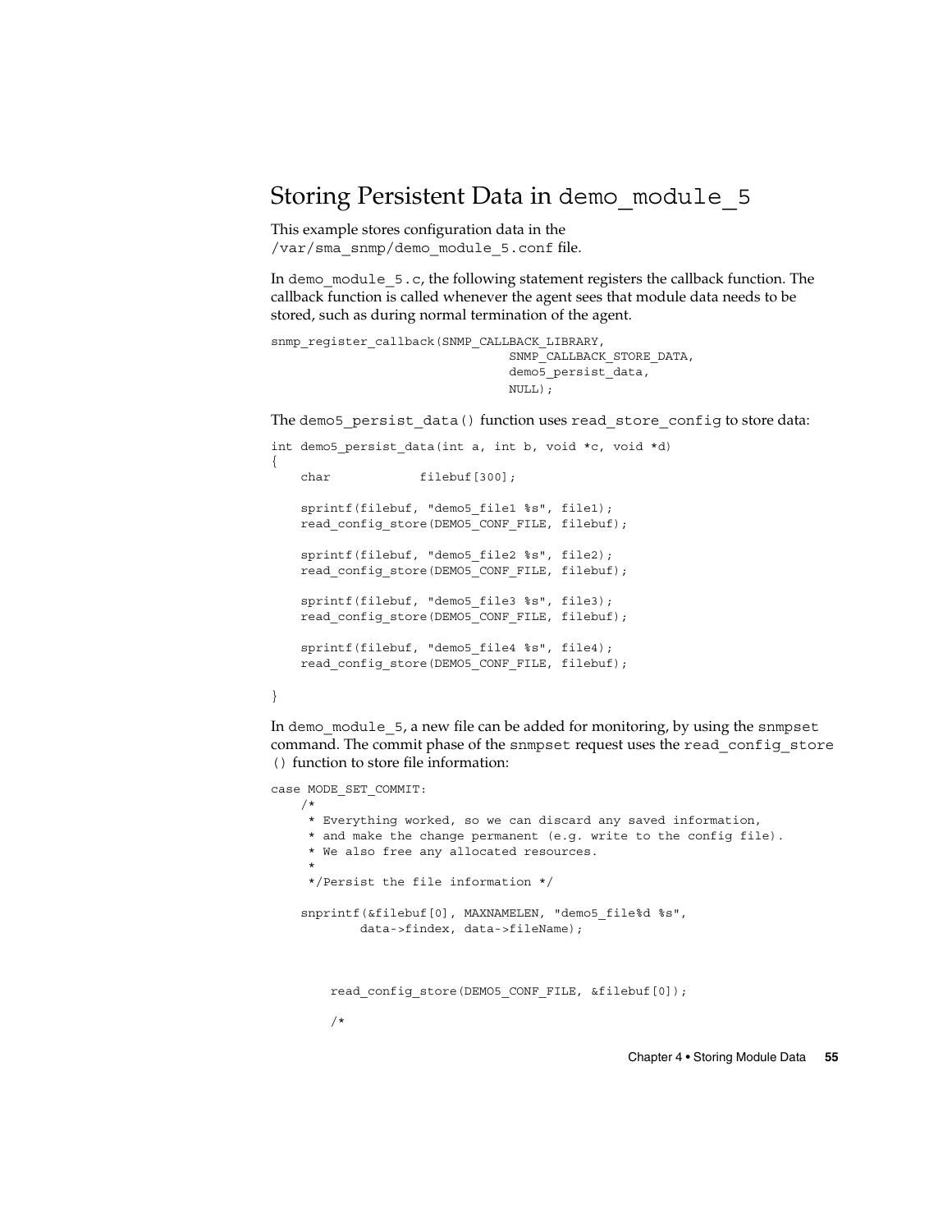## Storing Persistent Data in `demo_module_5`

This example stores configuration data in the `/var/sma_snmp/demo_module_5.conf` file.

In `demo_module_5.c`, the following statement registers the callback function. The callback function is called whenever the agent sees that module data needs to be stored, such as during normal termination of the agent.

```
snmp_register_callback(SNMP_CALLBACK_LIBRARY,
                                SNMP_CALLBACK_STORE_DATA,
                                demo5_persist_data,
                                NULL);
```

The `demo5_persist_data()` function uses `read_store_config` to store data:

```
int demo5_persist_data(int a, int b, void *c, void *d)
{
    char            filebuf[300];

    sprintf(filebuf, "demo5_file1 %s", file1);
    read_config_store(DEMO5_CONF_FILE, filebuf);

    sprintf(filebuf, "demo5_file2 %s", file2);
    read_config_store(DEMO5_CONF_FILE, filebuf);

    sprintf(filebuf, "demo5_file3 %s", file3);
    read_config_store(DEMO5_CONF_FILE, filebuf);

    sprintf(filebuf, "demo5_file4 %s", file4);
    read_config_store(DEMO5_CONF_FILE, filebuf);

}
```

In `demo_module_5`, a new file can be added for monitoring, by using the `snmpset` command. The commit phase of the `snmpset` request uses the `read_config_store ()` function to store file information:

```
case MODE_SET_COMMIT:
    /*
     * Everything worked, so we can discard any saved information,
     * and make the change permanent (e.g. write to the config file).
     * We also free any allocated resources.
     *
     */Persist the file information */

    snprintf(&filebuf[0], MAXNAMELEN, "demo5_file%d %s",
            data->findex, data->fileName);



        read_config_store(DEMO5_CONF_FILE, &filebuf[0]);

        /*
```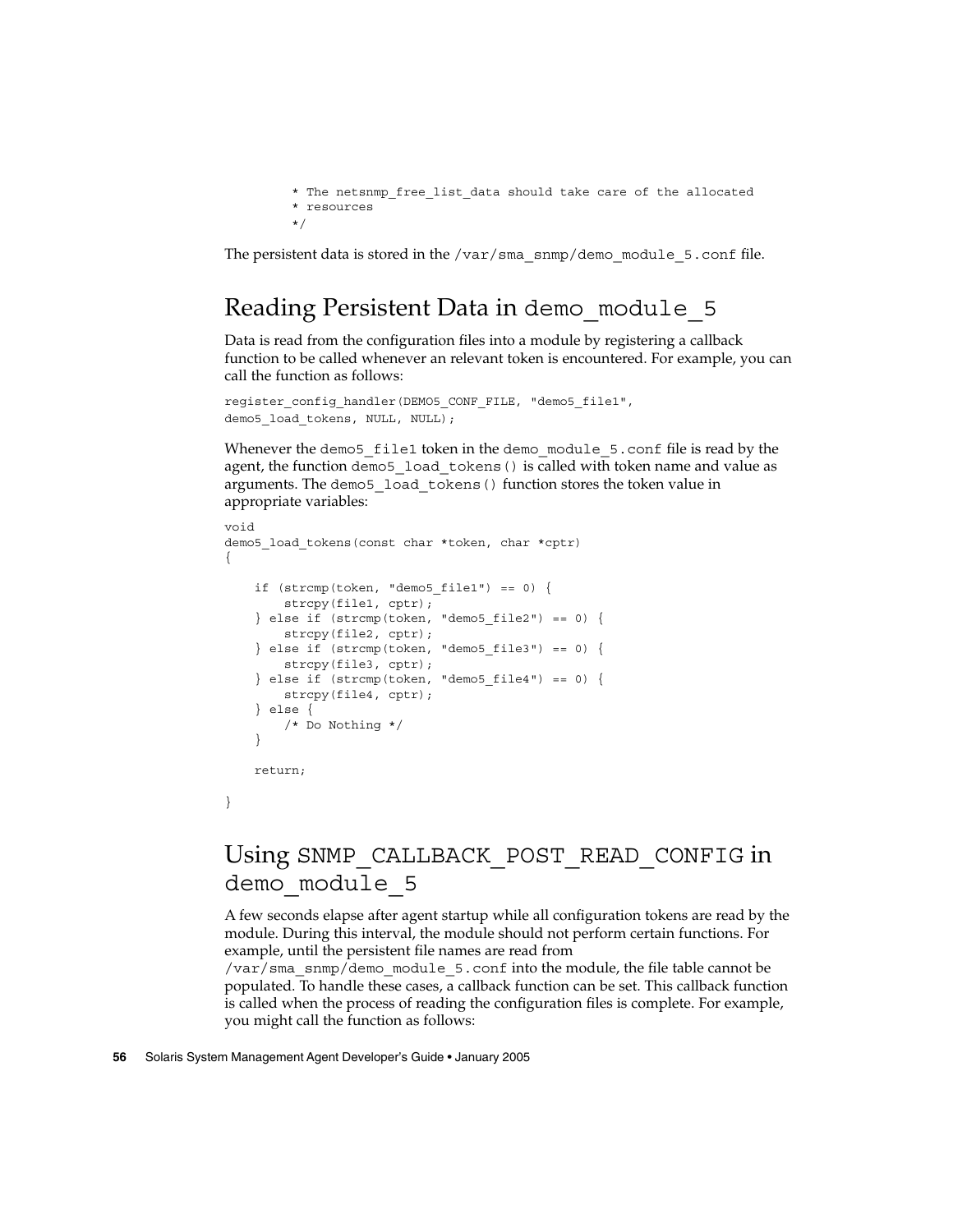```
         * The netsnmp_free_list_data should take care of the allocated
         * resources
         */
```

The persistent data is stored in the `/var/sma_snmp/demo_module_5.conf` file.

## Reading Persistent Data in `demo_module_5`

Data is read from the configuration files into a module by registering a callback function to be called whenever an relevant token is encountered. For example, you can call the function as follows:

```
register_config_handler(DEMO5_CONF_FILE, "demo5_file1",
demo5_load_tokens, NULL, NULL);
```

Whenever the `demo5_file1` token in the `demo_module_5.conf` file is read by the agent, the function `demo5_load_tokens()` is called with token name and value as arguments. The `demo5_load_tokens()` function stores the token value in appropriate variables:

```
void
demo5_load_tokens(const char *token, char *cptr)
{

    if (strcmp(token, "demo5_file1") == 0) {
        strcpy(file1, cptr);
    } else if (strcmp(token, "demo5_file2") == 0) {
        strcpy(file2, cptr);
    } else if (strcmp(token, "demo5_file3") == 0) {
        strcpy(file3, cptr);
    } else if (strcmp(token, "demo5_file4") == 0) {
        strcpy(file4, cptr);
    } else {
        /* Do Nothing */
    }

    return;

}
```

## Using `SNMP_CALLBACK_POST_READ_CONFIG` in `demo_module_5`

A few seconds elapse after agent startup while all configuration tokens are read by the module. During this interval, the module should not perform certain functions. For example, until the persistent file names are read from `/var/sma_snmp/demo_module_5.conf` into the module, the file table cannot be populated. To handle these cases, a callback function can be set. This callback function is called when the process of reading the configuration files is complete. For example, you might call the function as follows: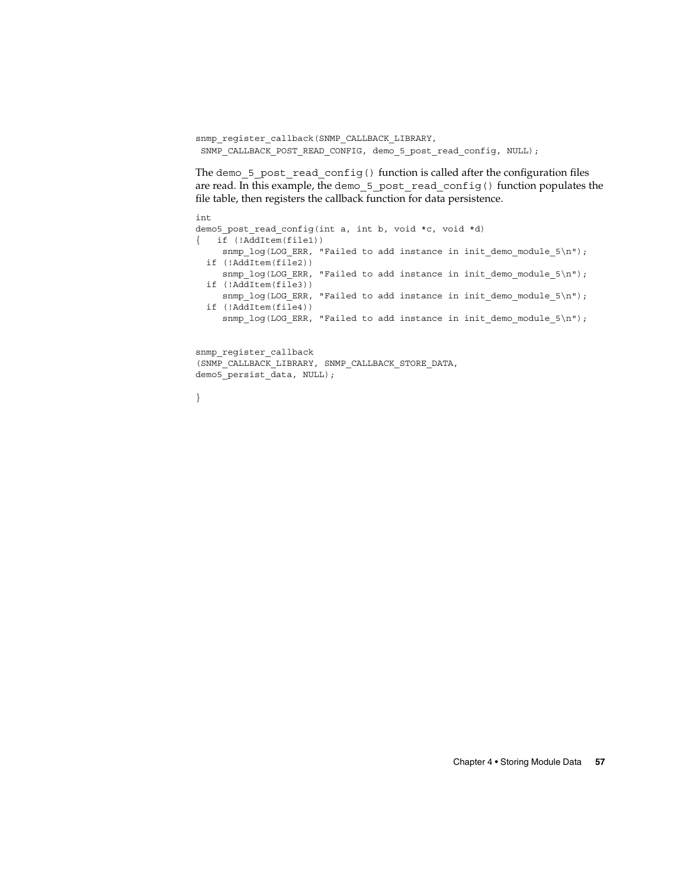```
snmp_register_callback(SNMP_CALLBACK_LIBRARY,
 SNMP_CALLBACK_POST_READ_CONFIG, demo_5_post_read_config, NULL);
```

The `demo_5_post_read_config()` function is called after the configuration files are read. In this example, the `demo_5_post_read_config()` function populates the file table, then registers the callback function for data persistence.

```
int
demo5_post_read_config(int a, int b, void *c, void *d)
{   if (!AddItem(file1))
     snmp_log(LOG_ERR, "Failed to add instance in init_demo_module_5\n");
  if (!AddItem(file2))
     snmp_log(LOG_ERR, "Failed to add instance in init_demo_module_5\n");
  if (!AddItem(file3))
     snmp_log(LOG_ERR, "Failed to add instance in init_demo_module_5\n");
  if (!AddItem(file4))
     snmp_log(LOG_ERR, "Failed to add instance in init_demo_module_5\n");


snmp_register_callback
(SNMP_CALLBACK_LIBRARY, SNMP_CALLBACK_STORE_DATA,
demo5_persist_data, NULL);

}
```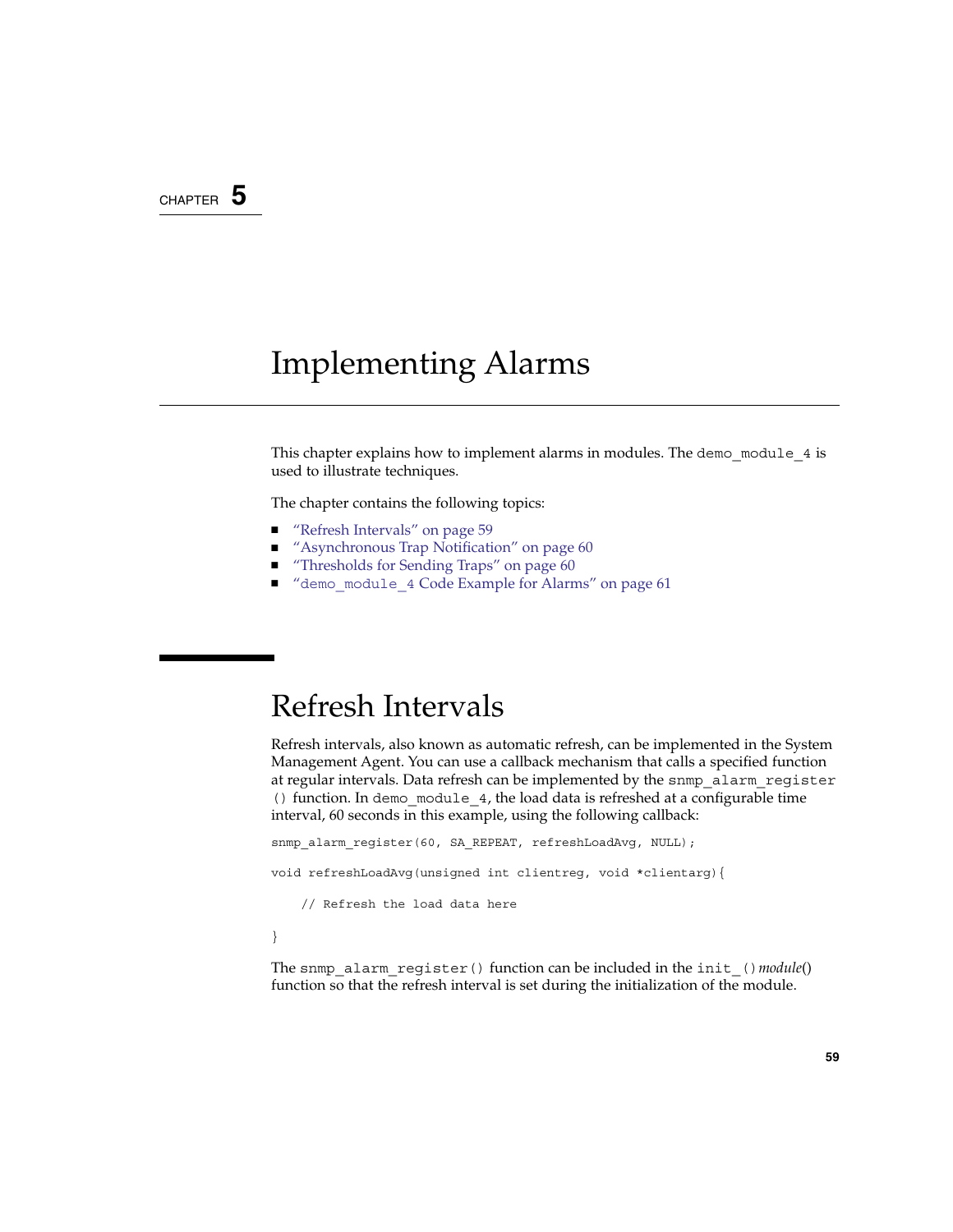CHAPTER 5

# Implementing Alarms

This chapter explains how to implement alarms in modules. The `demo_module_4` is used to illustrate techniques.

The chapter contains the following topics:

- "Refresh Intervals" on page 59
- "Asynchronous Trap Notification" on page 60
- "Thresholds for Sending Traps" on page 60
- "`demo_module_4` Code Example for Alarms" on page 61

## Refresh Intervals

Refresh intervals, also known as automatic refresh, can be implemented in the System Management Agent. You can use a callback mechanism that calls a specified function at regular intervals. Data refresh can be implemented by the `snmp_alarm_register()` function. In `demo_module_4`, the load data is refreshed at a configurable time interval, 60 seconds in this example, using the following callback:

```
snmp_alarm_register(60, SA_REPEAT, refreshLoadAvg, NULL);

void refreshLoadAvg(unsigned int clientreg, void *clientarg){

    // Refresh the load data here

}
```

The `snmp_alarm_register()` function can be included in the `init_()`*module*() function so that the refresh interval is set during the initialization of the module.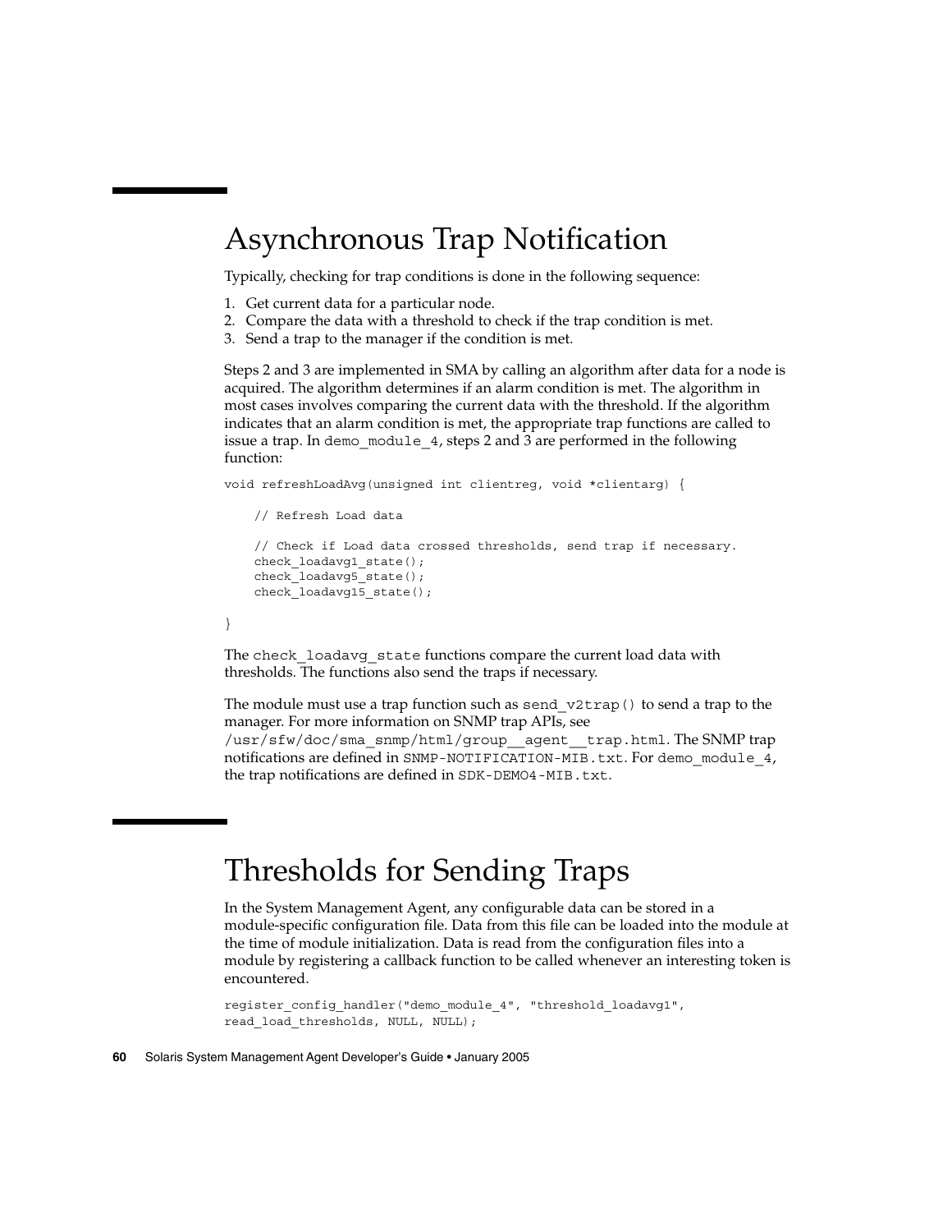# Asynchronous Trap Notification

Typically, checking for trap conditions is done in the following sequence:

1. Get current data for a particular node.
2. Compare the data with a threshold to check if the trap condition is met.
3. Send a trap to the manager if the condition is met.

Steps 2 and 3 are implemented in SMA by calling an algorithm after data for a node is acquired. The algorithm determines if an alarm condition is met. The algorithm in most cases involves comparing the current data with the threshold. If the algorithm indicates that an alarm condition is met, the appropriate trap functions are called to issue a trap. In `demo_module_4`, steps 2 and 3 are performed in the following function:

```
void refreshLoadAvg(unsigned int clientreg, void *clientarg) {

    // Refresh Load data

    // Check if Load data crossed thresholds, send trap if necessary.
    check_loadavg1_state();
    check_loadavg5_state();
    check_loadavg15_state();

}
```

The `check_loadavg_state` functions compare the current load data with thresholds. The functions also send the traps if necessary.

The module must use a trap function such as `send_v2trap()` to send a trap to the manager. For more information on SNMP trap APIs, see `/usr/sfw/doc/sma_snmp/html/group__agent__trap.html`. The SNMP trap notifications are defined in `SNMP-NOTIFICATION-MIB.txt`. For `demo_module_4`, the trap notifications are defined in `SDK-DEMO4-MIB.txt`.

# Thresholds for Sending Traps

In the System Management Agent, any configurable data can be stored in a module-specific configuration file. Data from this file can be loaded into the module at the time of module initialization. Data is read from the configuration files into a module by registering a callback function to be called whenever an interesting token is encountered.

```
register_config_handler("demo_module_4", "threshold_loadavg1",
read_load_thresholds, NULL, NULL);
```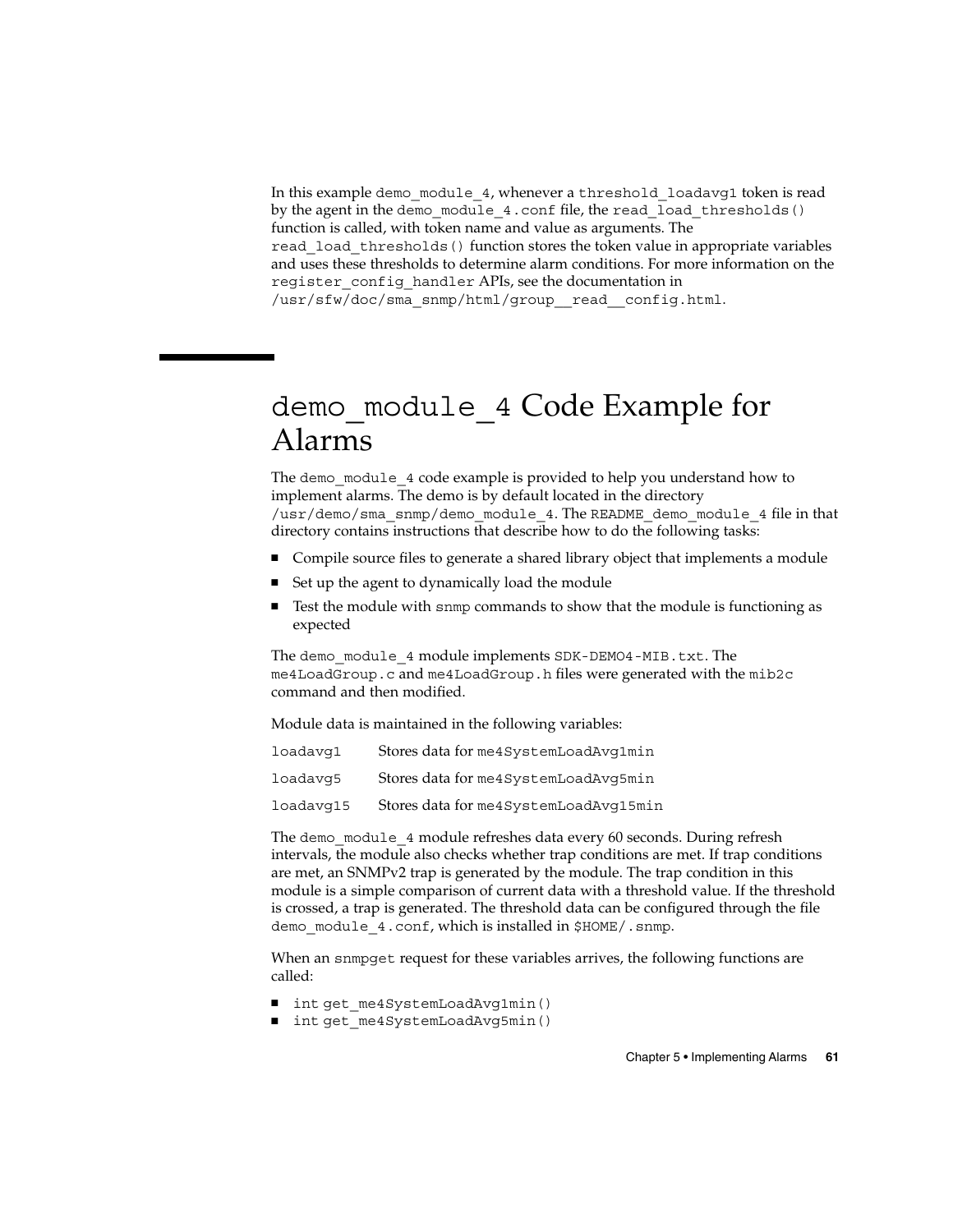In this example `demo_module_4`, whenever a `threshold_loadavg1` token is read by the agent in the `demo_module_4.conf` file, the `read_load_thresholds()` function is called, with token name and value as arguments. The `read_load_thresholds()` function stores the token value in appropriate variables and uses these thresholds to determine alarm conditions. For more information on the `register_config_handler` APIs, see the documentation in `/usr/sfw/doc/sma_snmp/html/group__read__config.html`.

## `demo_module_4` Code Example for Alarms

The `demo_module_4` code example is provided to help you understand how to implement alarms. The demo is by default located in the directory `/usr/demo/sma_snmp/demo_module_4`. The `README_demo_module_4` file in that directory contains instructions that describe how to do the following tasks:

- Compile source files to generate a shared library object that implements a module
- Set up the agent to dynamically load the module
- Test the module with `snmp` commands to show that the module is functioning as expected

The `demo_module_4` module implements `SDK-DEMO4-MIB.txt`. The `me4LoadGroup.c` and `me4LoadGroup.h` files were generated with the `mib2c` command and then modified.

Module data is maintained in the following variables:

| | |
|---|---|
| `loadavg1` | Stores data for `me4SystemLoadAvg1min` |
| `loadavg5` | Stores data for `me4SystemLoadAvg5min` |
| `loadavg15` | Stores data for `me4SystemLoadAvg15min` |

The `demo_module_4` module refreshes data every 60 seconds. During refresh intervals, the module also checks whether trap conditions are met. If trap conditions are met, an SNMPv2 trap is generated by the module. The trap condition in this module is a simple comparison of current data with a threshold value. If the threshold is crossed, a trap is generated. The threshold data can be configured through the file `demo_module_4.conf`, which is installed in `$HOME/.snmp`.

When an `snmpget` request for these variables arrives, the following functions are called:

- `int get_me4SystemLoadAvg1min()`
- `int get_me4SystemLoadAvg5min()`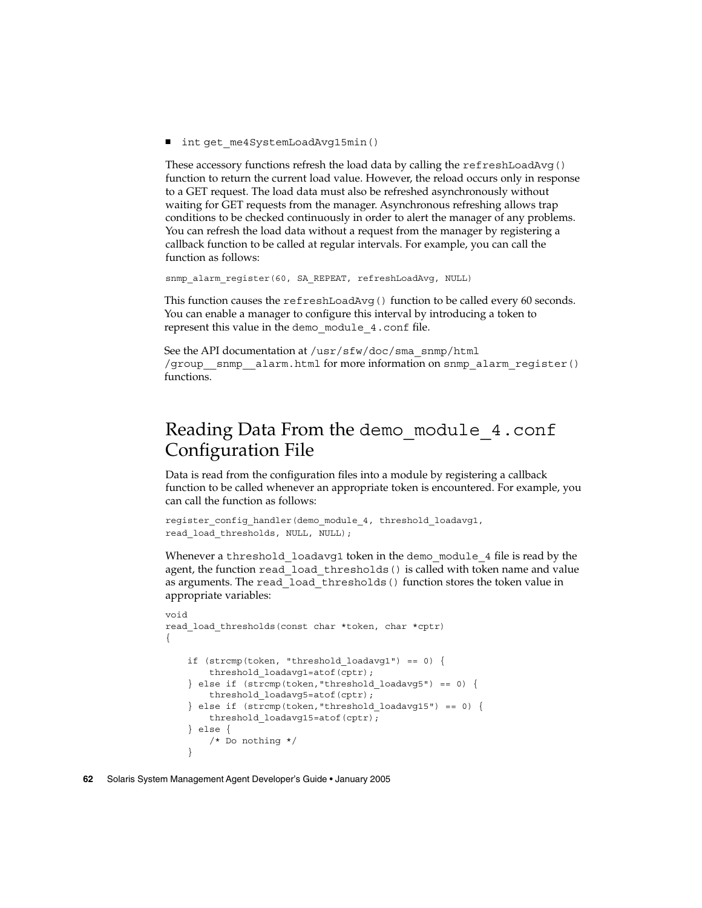- `int get_me4SystemLoadAvg15min()`

These accessory functions refresh the load data by calling the `refreshLoadAvg()` function to return the current load value. However, the reload occurs only in response to a GET request. The load data must also be refreshed asynchronously without waiting for GET requests from the manager. Asynchronous refreshing allows trap conditions to be checked continuously in order to alert the manager of any problems. You can refresh the load data without a request from the manager by registering a callback function to be called at regular intervals. For example, you can call the function as follows:

```
snmp_alarm_register(60, SA_REPEAT, refreshLoadAvg, NULL)
```

This function causes the `refreshLoadAvg()` function to be called every 60 seconds. You can enable a manager to configure this interval by introducing a token to represent this value in the `demo_module_4.conf` file.

See the API documentation at `/usr/sfw/doc/sma_snmp/html/group__snmp__alarm.html` for more information on `snmp_alarm_register()` functions.

## Reading Data From the `demo_module_4.conf` Configuration File

Data is read from the configuration files into a module by registering a callback function to be called whenever an appropriate token is encountered. For example, you can call the function as follows:

```
register_config_handler(demo_module_4, threshold_loadavg1,
read_load_thresholds, NULL, NULL);
```

Whenever a `threshold_loadavg1` token in the `demo_module_4` file is read by the agent, the function `read_load_thresholds()` is called with token name and value as arguments. The `read_load_thresholds()` function stores the token value in appropriate variables:

```
void
read_load_thresholds(const char *token, char *cptr)
{

    if (strcmp(token, "threshold_loadavg1") == 0) {
        threshold_loadavg1=atof(cptr);
    } else if (strcmp(token,"threshold_loadavg5") == 0) {
        threshold_loadavg5=atof(cptr);
    } else if (strcmp(token,"threshold_loadavg15") == 0) {
        threshold_loadavg15=atof(cptr);
    } else {
        /* Do nothing */
    }
```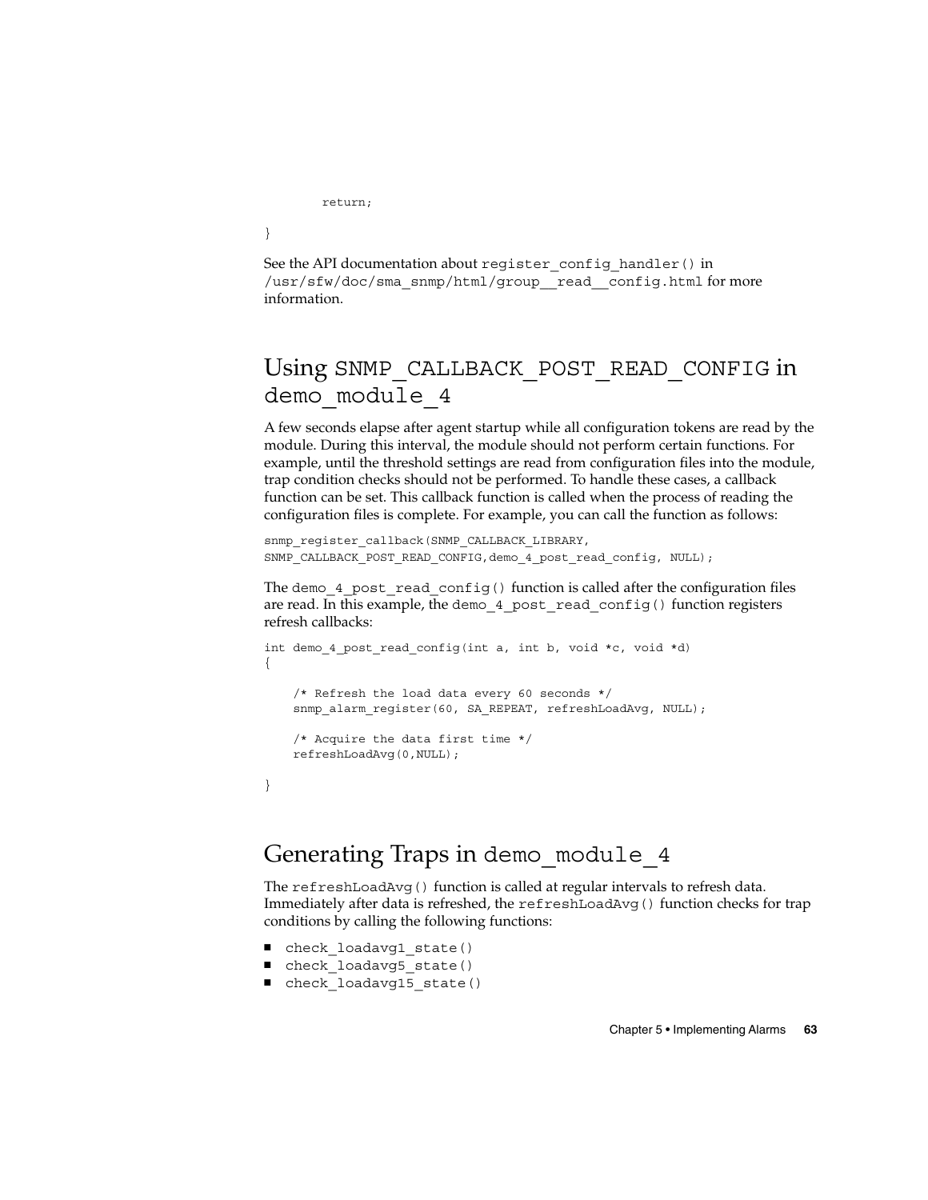```
        return;

}
```

See the API documentation about `register_config_handler()` in `/usr/sfw/doc/sma_snmp/html/group__read__config.html` for more information.

## Using `SNMP_CALLBACK_POST_READ_CONFIG` in `demo_module_4`

A few seconds elapse after agent startup while all configuration tokens are read by the module. During this interval, the module should not perform certain functions. For example, until the threshold settings are read from configuration files into the module, trap condition checks should not be performed. To handle these cases, a callback function can be set. This callback function is called when the process of reading the configuration files is complete. For example, you can call the function as follows:

```
snmp_register_callback(SNMP_CALLBACK_LIBRARY,
SNMP_CALLBACK_POST_READ_CONFIG,demo_4_post_read_config, NULL);
```

The `demo_4_post_read_config()` function is called after the configuration files are read. In this example, the `demo_4_post_read_config()` function registers refresh callbacks:

```
int demo_4_post_read_config(int a, int b, void *c, void *d)
{

    /* Refresh the load data every 60 seconds */
    snmp_alarm_register(60, SA_REPEAT, refreshLoadAvg, NULL);

    /* Acquire the data first time */
    refreshLoadAvg(0,NULL);

}
```

## Generating Traps in `demo_module_4`

The `refreshLoadAvg()` function is called at regular intervals to refresh data. Immediately after data is refreshed, the `refreshLoadAvg()` function checks for trap conditions by calling the following functions:

- `check_loadavg1_state()`
- `check_loadavg5_state()`
- `check_loadavg15_state()`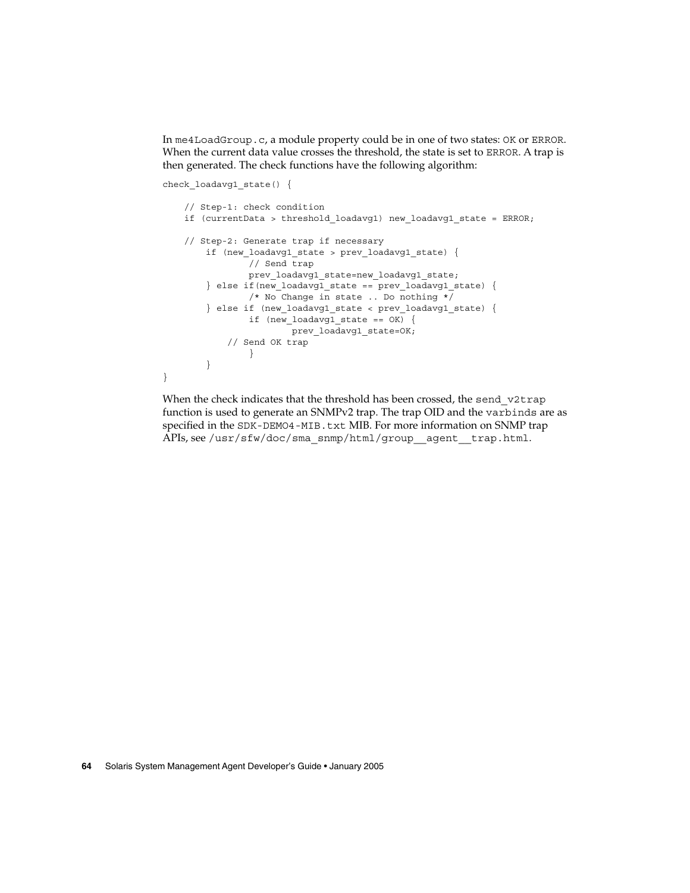In `me4LoadGroup.c`, a module property could be in one of two states: `OK` or `ERROR`. When the current data value crosses the threshold, the state is set to `ERROR`. A trap is then generated. The check functions have the following algorithm:

```
check_loadavg1_state() {

    // Step-1: check condition
    if (currentData > threshold_loadavg1) new_loadavg1_state = ERROR;

    // Step-2: Generate trap if necessary
        if (new_loadavg1_state > prev_loadavg1_state) {
                // Send trap
                prev_loadavg1_state=new_loadavg1_state;
        } else if(new_loadavg1_state == prev_loadavg1_state) {
                /* No Change in state .. Do nothing */
        } else if (new_loadavg1_state < prev_loadavg1_state) {
                if (new_loadavg1_state == OK) {
                        prev_loadavg1_state=OK;
            // Send OK trap
                }
        }
}
```

When the check indicates that the threshold has been crossed, the `send_v2trap` function is used to generate an SNMPv2 trap. The trap OID and the `varbinds` are as specified in the `SDK-DEMO4-MIB.txt` MIB. For more information on SNMP trap APIs, see `/usr/sfw/doc/sma_snmp/html/group__agent__trap.html`.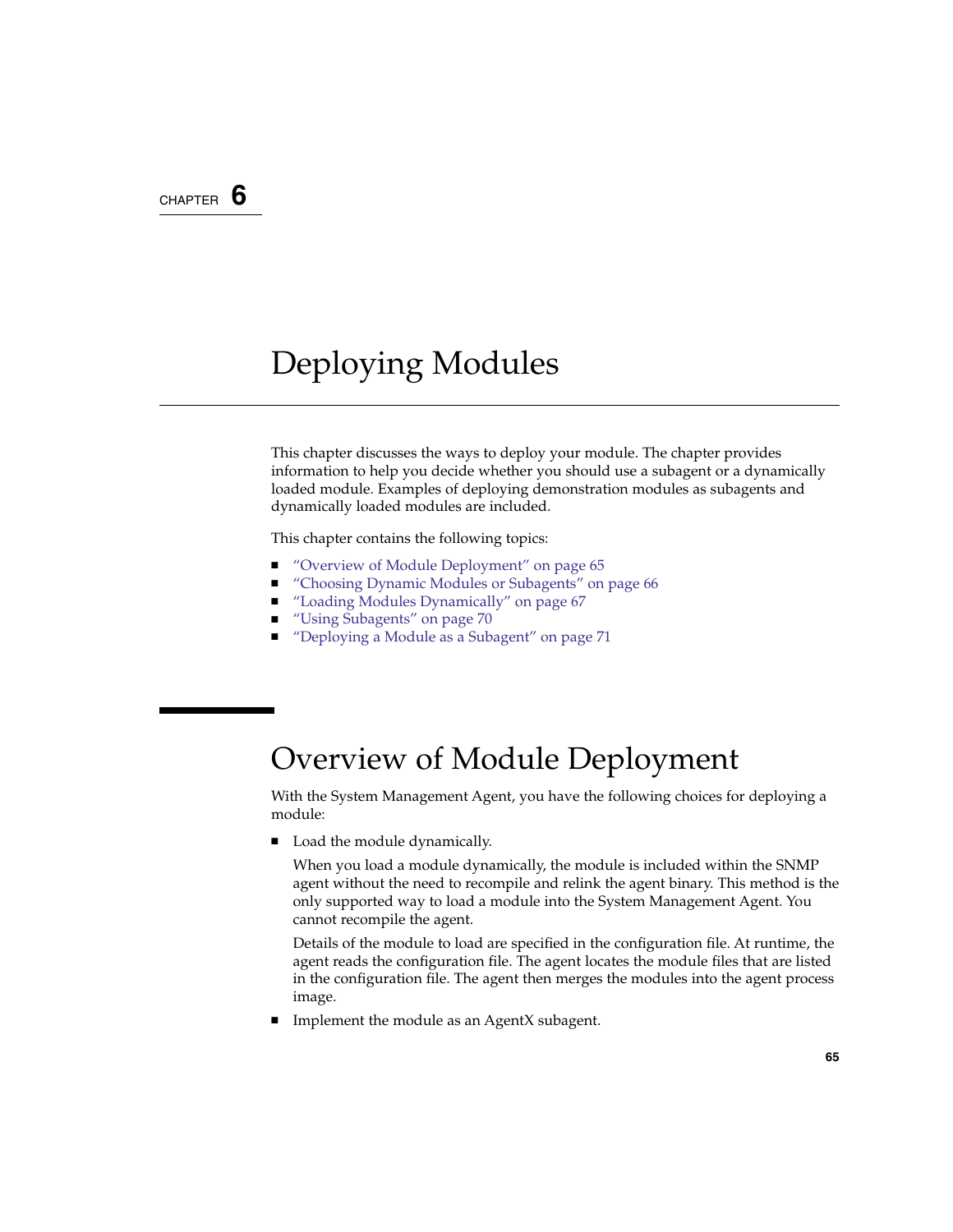CHAPTER 6

# Deploying Modules

This chapter discusses the ways to deploy your module. The chapter provides information to help you decide whether you should use a subagent or a dynamically loaded module. Examples of deploying demonstration modules as subagents and dynamically loaded modules are included.

This chapter contains the following topics:

- "Overview of Module Deployment" on page 65
- "Choosing Dynamic Modules or Subagents" on page 66
- "Loading Modules Dynamically" on page 67
- "Using Subagents" on page 70
- "Deploying a Module as a Subagent" on page 71

## Overview of Module Deployment

With the System Management Agent, you have the following choices for deploying a module:

- Load the module dynamically.

  When you load a module dynamically, the module is included within the SNMP agent without the need to recompile and relink the agent binary. This method is the only supported way to load a module into the System Management Agent. You cannot recompile the agent.

  Details of the module to load are specified in the configuration file. At runtime, the agent reads the configuration file. The agent locates the module files that are listed in the configuration file. The agent then merges the modules into the agent process image.

- Implement the module as an AgentX subagent.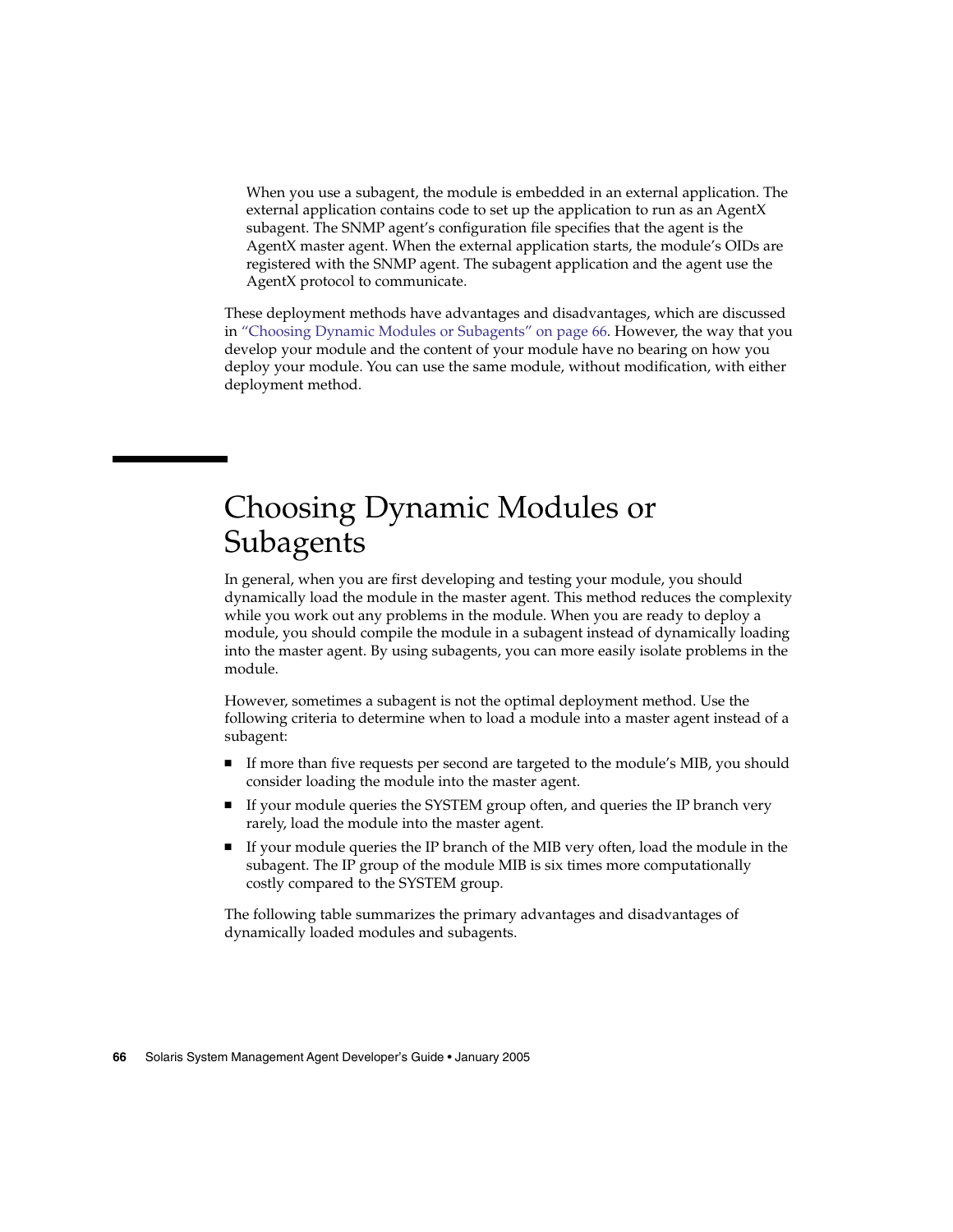When you use a subagent, the module is embedded in an external application. The external application contains code to set up the application to run as an AgentX subagent. The SNMP agent's configuration file specifies that the agent is the AgentX master agent. When the external application starts, the module's OIDs are registered with the SNMP agent. The subagent application and the agent use the AgentX protocol to communicate.

These deployment methods have advantages and disadvantages, which are discussed in "Choosing Dynamic Modules or Subagents" on page 66. However, the way that you develop your module and the content of your module have no bearing on how you deploy your module. You can use the same module, without modification, with either deployment method.

# Choosing Dynamic Modules or Subagents

In general, when you are first developing and testing your module, you should dynamically load the module in the master agent. This method reduces the complexity while you work out any problems in the module. When you are ready to deploy a module, you should compile the module in a subagent instead of dynamically loading into the master agent. By using subagents, you can more easily isolate problems in the module.

However, sometimes a subagent is not the optimal deployment method. Use the following criteria to determine when to load a module into a master agent instead of a subagent:

- If more than five requests per second are targeted to the module's MIB, you should consider loading the module into the master agent.
- If your module queries the SYSTEM group often, and queries the IP branch very rarely, load the module into the master agent.
- If your module queries the IP branch of the MIB very often, load the module in the subagent. The IP group of the module MIB is six times more computationally costly compared to the SYSTEM group.

The following table summarizes the primary advantages and disadvantages of dynamically loaded modules and subagents.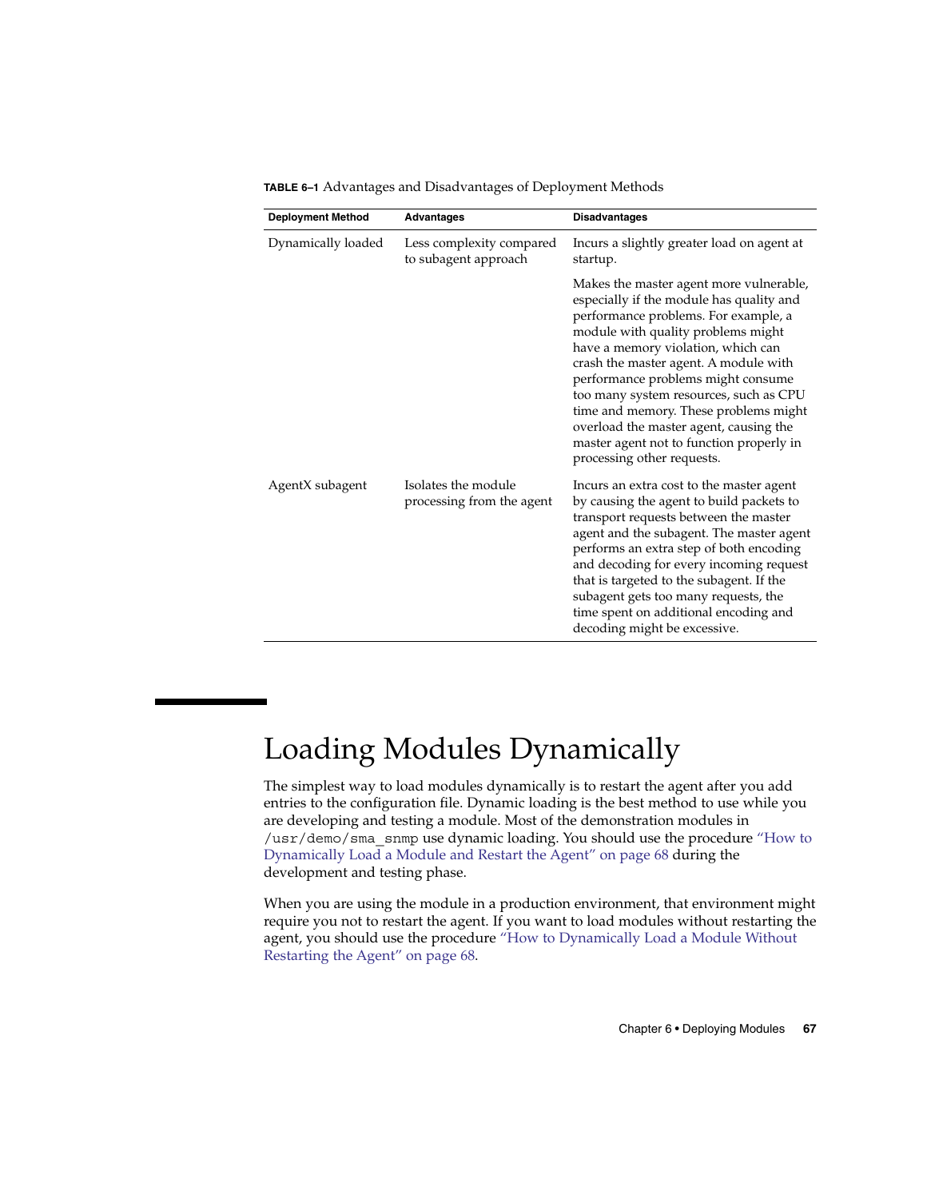**TABLE 6–1** Advantages and Disadvantages of Deployment Methods

| Deployment Method | Advantages | Disadvantages |
| --- | --- | --- |
| Dynamically loaded | Less complexity compared to subagent approach | Incurs a slightly greater load on agent at startup. |
| | | Makes the master agent more vulnerable, especially if the module has quality and performance problems. For example, a module with quality problems might have a memory violation, which can crash the master agent. A module with performance problems might consume too many system resources, such as CPU time and memory. These problems might overload the master agent, causing the master agent not to function properly in processing other requests. |
| AgentX subagent | Isolates the module processing from the agent | Incurs an extra cost to the master agent by causing the agent to build packets to transport requests between the master agent and the subagent. The master agent performs an extra step of both encoding and decoding for every incoming request that is targeted to the subagent. If the subagent gets too many requests, the time spent on additional encoding and decoding might be excessive. |

# Loading Modules Dynamically

The simplest way to load modules dynamically is to restart the agent after you add entries to the configuration file. Dynamic loading is the best method to use while you are developing and testing a module. Most of the demonstration modules in `/usr/demo/sma_snmp` use dynamic loading. You should use the procedure "How to Dynamically Load a Module and Restart the Agent" on page 68 during the development and testing phase.

When you are using the module in a production environment, that environment might require you not to restart the agent. If you want to load modules without restarting the agent, you should use the procedure "How to Dynamically Load a Module Without Restarting the Agent" on page 68.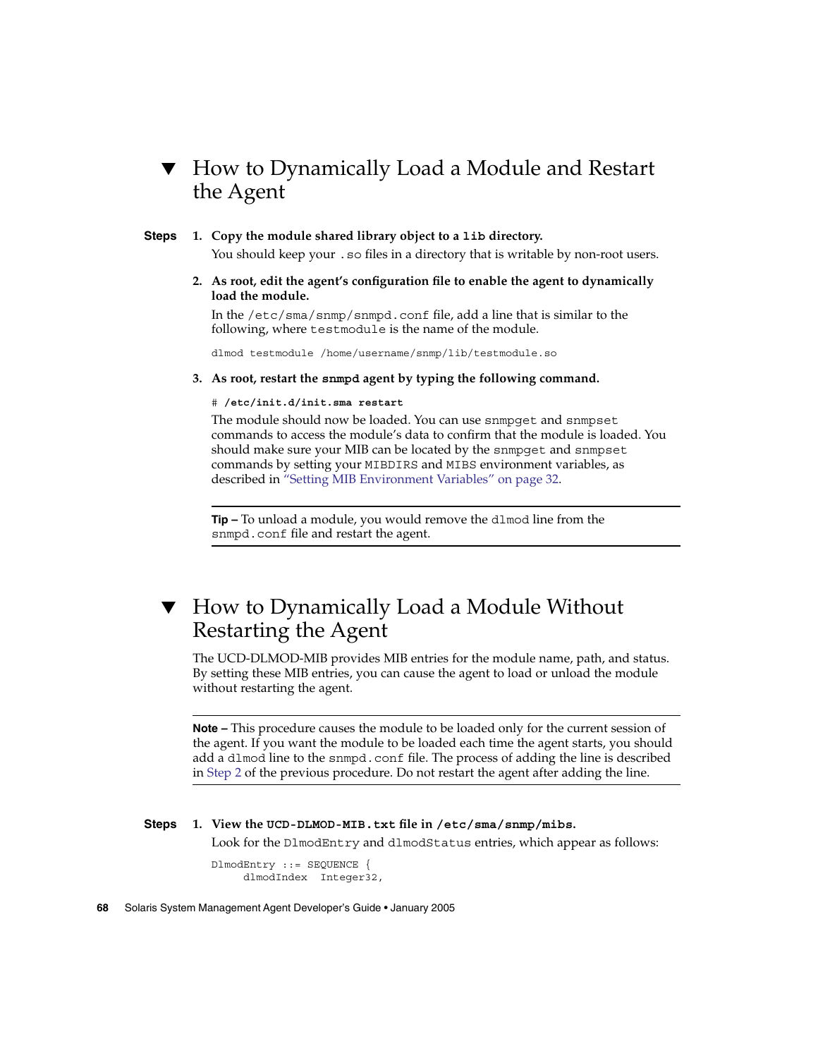## ▼ How to Dynamically Load a Module and Restart the Agent

**Steps**

1. **Copy the module shared library object to a `lib` directory.**

   You should keep your `.so` files in a directory that is writable by non-root users.

2. **As root, edit the agent's configuration file to enable the agent to dynamically load the module.**

   In the `/etc/sma/snmp/snmpd.conf` file, add a line that is similar to the following, where `testmodule` is the name of the module.

   ```
   dlmod testmodule /home/username/snmp/lib/testmodule.so
   ```

3. **As root, restart the `snmpd` agent by typing the following command.**

   ```
   # /etc/init.d/init.sma restart
   ```

   The module should now be loaded. You can use `snmpget` and `snmpset` commands to access the module's data to confirm that the module is loaded. You should make sure your MIB can be located by the `snmpget` and `snmpset` commands by setting your `MIBDIRS` and `MIBS` environment variables, as described in "Setting MIB Environment Variables" on page 32.

---

**Tip –** To unload a module, you would remove the `dlmod` line from the `snmpd.conf` file and restart the agent.

---

## ▼ How to Dynamically Load a Module Without Restarting the Agent

The UCD-DLMOD-MIB provides MIB entries for the module name, path, and status. By setting these MIB entries, you can cause the agent to load or unload the module without restarting the agent.

---

**Note –** This procedure causes the module to be loaded only for the current session of the agent. If you want the module to be loaded each time the agent starts, you should add a `dlmod` line to the `snmpd.conf` file. The process of adding the line is described in Step 2 of the previous procedure. Do not restart the agent after adding the line.

---

**Steps**

1. **View the `UCD-DLMOD-MIB.txt` file in `/etc/sma/snmp/mibs`.**

   Look for the `DlmodEntry` and `dlmodStatus` entries, which appear as follows:

   ```
   DlmodEntry ::= SEQUENCE {
        dlmodIndex  Integer32,
   ```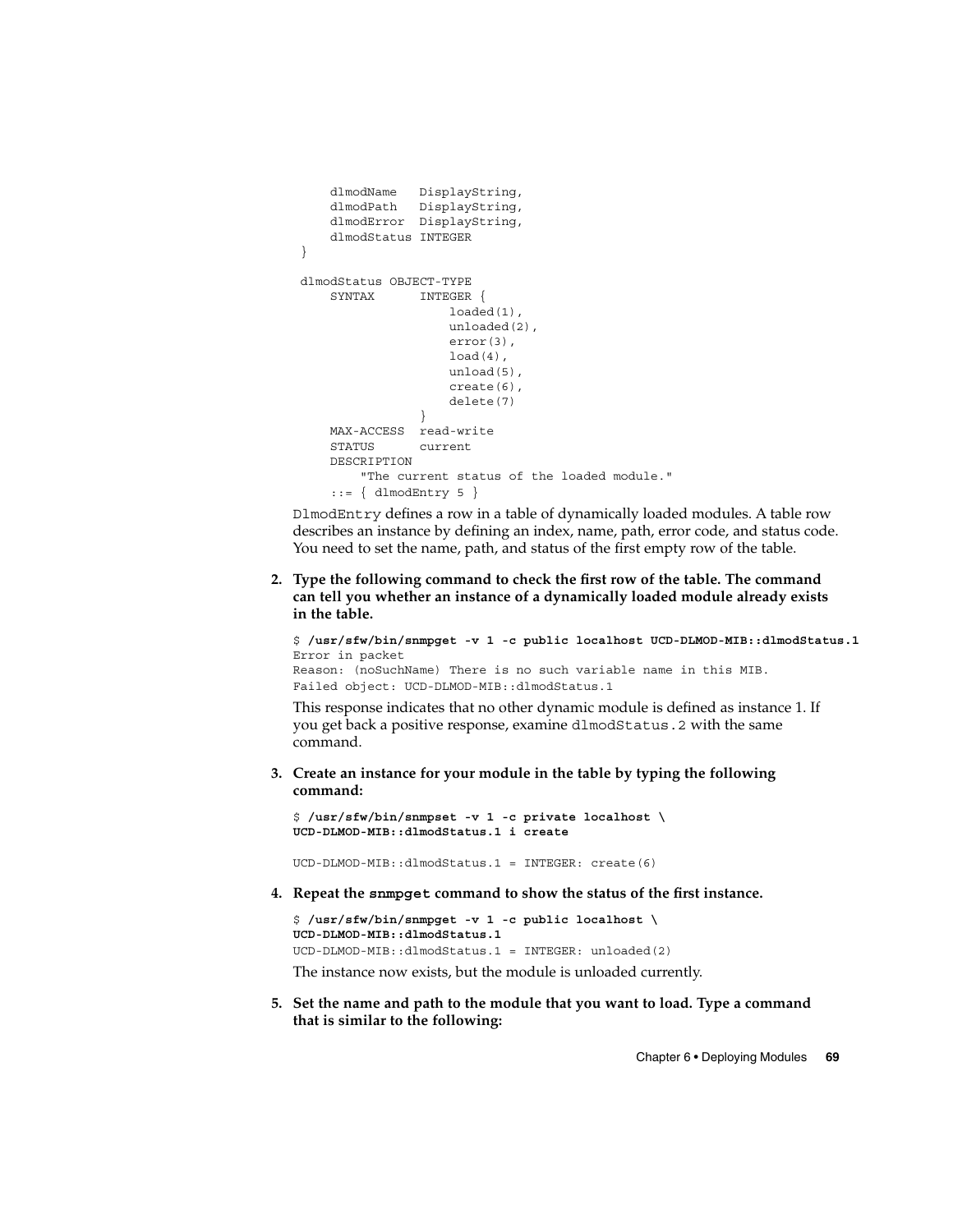```
    dlmodName   DisplayString,
    dlmodPath   DisplayString,
    dlmodError  DisplayString,
    dlmodStatus INTEGER
}

dlmodStatus OBJECT-TYPE
    SYNTAX      INTEGER {
                    loaded(1),
                    unloaded(2),
                    error(3),
                    load(4),
                    unload(5),
                    create(6),
                    delete(7)
                }
    MAX-ACCESS  read-write
    STATUS      current
    DESCRIPTION
        "The current status of the loaded module."
    ::= { dlmodEntry 5 }
```

`DlmodEntry` defines a row in a table of dynamically loaded modules. A table row describes an instance by defining an index, name, path, error code, and status code. You need to set the name, path, and status of the first empty row of the table.

2. **Type the following command to check the first row of the table. The command can tell you whether an instance of a dynamically loaded module already exists in the table.**

   ```
   $ /usr/sfw/bin/snmpget -v 1 -c public localhost UCD-DLMOD-MIB::dlmodStatus.1
   Error in packet
   Reason: (noSuchName) There is no such variable name in this MIB.
   Failed object: UCD-DLMOD-MIB::dlmodStatus.1
   ```

   This response indicates that no other dynamic module is defined as instance 1. If you get back a positive response, examine `dlmodStatus.2` with the same command.

3. **Create an instance for your module in the table by typing the following command:**

   ```
   $ /usr/sfw/bin/snmpset -v 1 -c private localhost \
   UCD-DLMOD-MIB::dlmodStatus.1 i create

   UCD-DLMOD-MIB::dlmodStatus.1 = INTEGER: create(6)
   ```

4. **Repeat the `snmpget` command to show the status of the first instance.**

   ```
   $ /usr/sfw/bin/snmpget -v 1 -c public localhost \
   UCD-DLMOD-MIB::dlmodStatus.1
   UCD-DLMOD-MIB::dlmodStatus.1 = INTEGER: unloaded(2)
   ```

   The instance now exists, but the module is unloaded currently.

5. **Set the name and path to the module that you want to load. Type a command that is similar to the following:**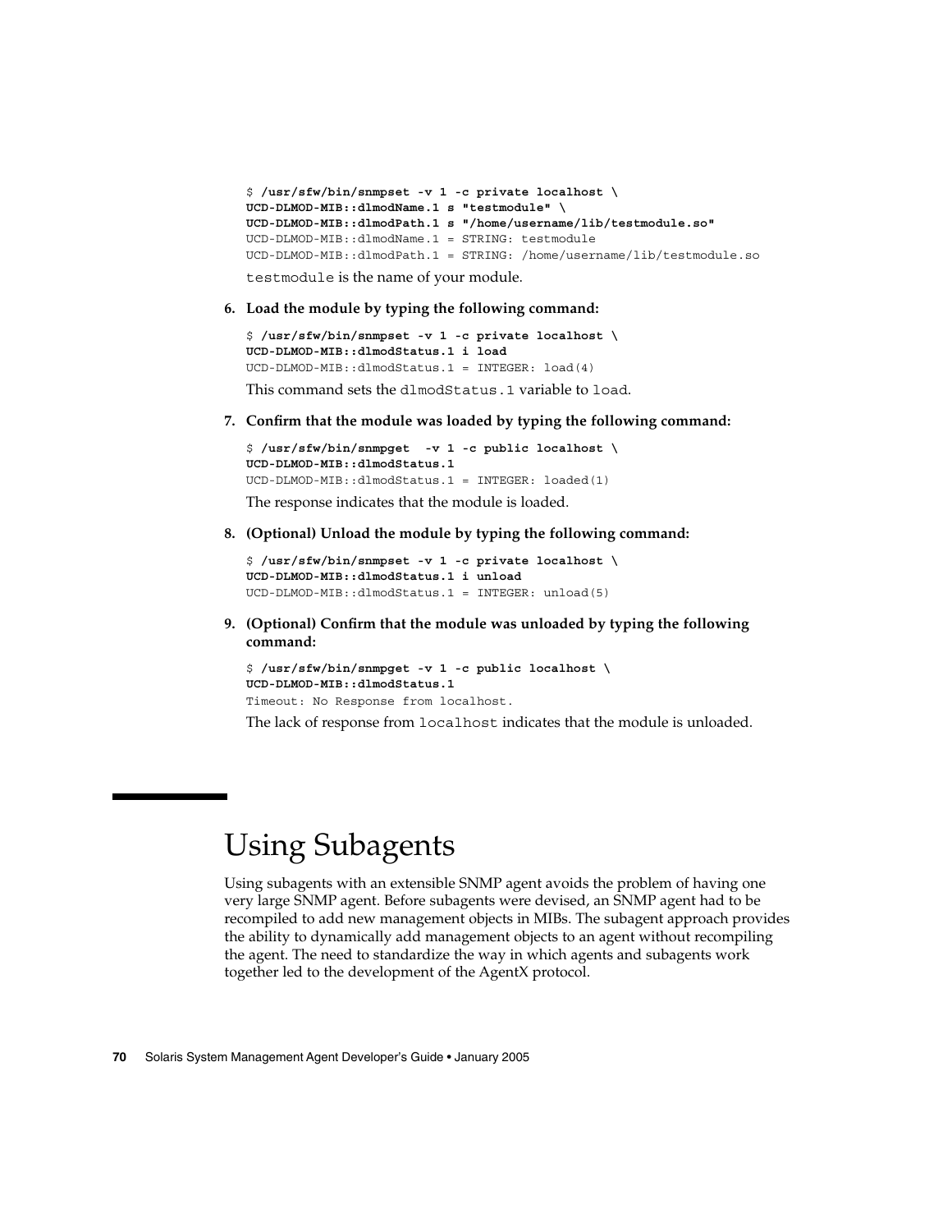```
$ /usr/sfw/bin/snmpset -v 1 -c private localhost \
UCD-DLMOD-MIB::dlmodName.1 s "testmodule" \
UCD-DLMOD-MIB::dlmodPath.1 s "/home/username/lib/testmodule.so"
UCD-DLMOD-MIB::dlmodName.1 = STRING: testmodule
UCD-DLMOD-MIB::dlmodPath.1 = STRING: /home/username/lib/testmodule.so
```

`testmodule` is the name of your module.

6. **Load the module by typing the following command:**

```
$ /usr/sfw/bin/snmpset -v 1 -c private localhost \
UCD-DLMOD-MIB::dlmodStatus.1 i load
UCD-DLMOD-MIB::dlmodStatus.1 = INTEGER: load(4)
```

This command sets the `dlmodStatus.1` variable to `load`.

7. **Confirm that the module was loaded by typing the following command:**

```
$ /usr/sfw/bin/snmpget  -v 1 -c public localhost \
UCD-DLMOD-MIB::dlmodStatus.1
UCD-DLMOD-MIB::dlmodStatus.1 = INTEGER: loaded(1)
```

The response indicates that the module is loaded.

8. **(Optional) Unload the module by typing the following command:**

```
$ /usr/sfw/bin/snmpset -v 1 -c private localhost \
UCD-DLMOD-MIB::dlmodStatus.1 i unload
UCD-DLMOD-MIB::dlmodStatus.1 = INTEGER: unload(5)
```

9. **(Optional) Confirm that the module was unloaded by typing the following command:**

```
$ /usr/sfw/bin/snmpget -v 1 -c public localhost \
UCD-DLMOD-MIB::dlmodStatus.1
Timeout: No Response from localhost.
```

The lack of response from `localhost` indicates that the module is unloaded.

# Using Subagents

Using subagents with an extensible SNMP agent avoids the problem of having one very large SNMP agent. Before subagents were devised, an SNMP agent had to be recompiled to add new management objects in MIBs. The subagent approach provides the ability to dynamically add management objects to an agent without recompiling the agent. The need to standardize the way in which agents and subagents work together led to the development of the AgentX protocol.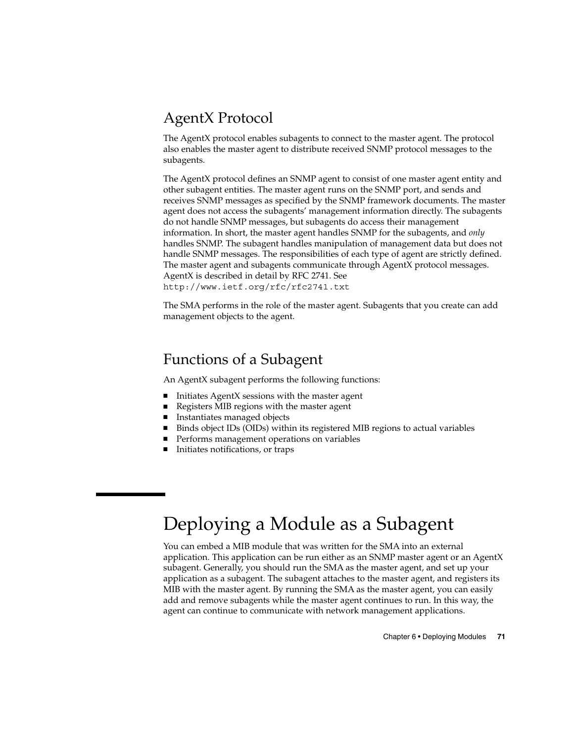## AgentX Protocol

The AgentX protocol enables subagents to connect to the master agent. The protocol also enables the master agent to distribute received SNMP protocol messages to the subagents.

The AgentX protocol defines an SNMP agent to consist of one master agent entity and other subagent entities. The master agent runs on the SNMP port, and sends and receives SNMP messages as specified by the SNMP framework documents. The master agent does not access the subagents' management information directly. The subagents do not handle SNMP messages, but subagents do access their management information. In short, the master agent handles SNMP for the subagents, and *only* handles SNMP. The subagent handles manipulation of management data but does not handle SNMP messages. The responsibilities of each type of agent are strictly defined. The master agent and subagents communicate through AgentX protocol messages. AgentX is described in detail by RFC 2741. See `http://www.ietf.org/rfc/rfc2741.txt`

The SMA performs in the role of the master agent. Subagents that you create can add management objects to the agent.

## Functions of a Subagent

An AgentX subagent performs the following functions:

- Initiates AgentX sessions with the master agent
- Registers MIB regions with the master agent
- Instantiates managed objects
- Binds object IDs (OIDs) within its registered MIB regions to actual variables
- Performs management operations on variables
- Initiates notifications, or traps

# Deploying a Module as a Subagent

You can embed a MIB module that was written for the SMA into an external application. This application can be run either as an SNMP master agent or an AgentX subagent. Generally, you should run the SMA as the master agent, and set up your application as a subagent. The subagent attaches to the master agent, and registers its MIB with the master agent. By running the SMA as the master agent, you can easily add and remove subagents while the master agent continues to run. In this way, the agent can continue to communicate with network management applications.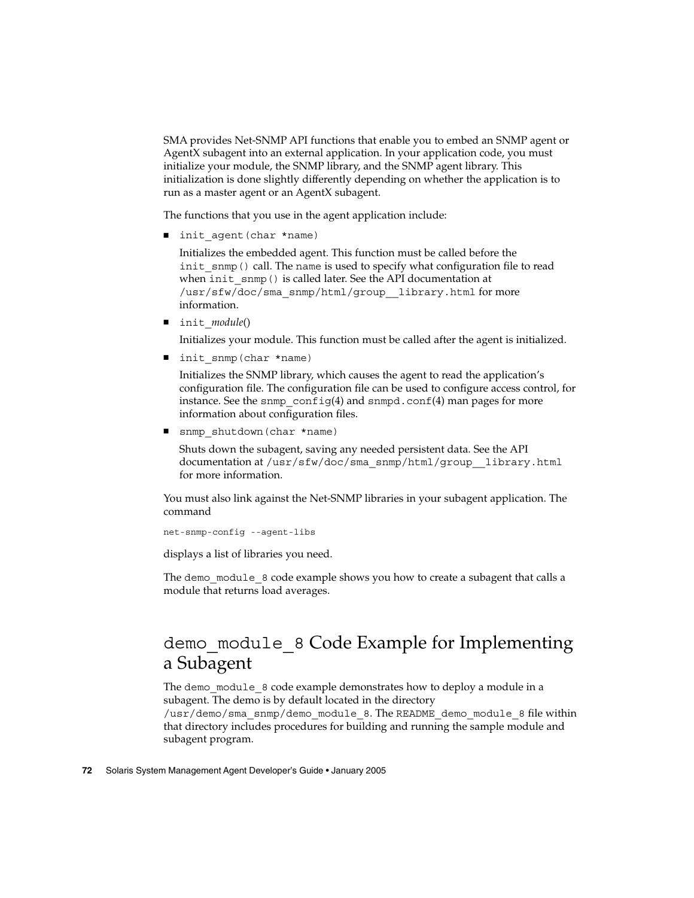SMA provides Net-SNMP API functions that enable you to embed an SNMP agent or AgentX subagent into an external application. In your application code, you must initialize your module, the SNMP library, and the SNMP agent library. This initialization is done slightly differently depending on whether the application is to run as a master agent or an AgentX subagent.

The functions that you use in the agent application include:

- `init_agent(char *name)`

  Initializes the embedded agent. This function must be called before the `init_snmp()` call. The `name` is used to specify what configuration file to read when `init_snmp()` is called later. See the API documentation at `/usr/sfw/doc/sma_snmp/html/group__library.html` for more information.

- `init_`*module*()

  Initializes your module. This function must be called after the agent is initialized.

- `init_snmp(char *name)`

  Initializes the SNMP library, which causes the agent to read the application's configuration file. The configuration file can be used to configure access control, for instance. See the `snmp_config`(4) and `snmpd.conf`(4) man pages for more information about configuration files.

- `snmp_shutdown(char *name)`

  Shuts down the subagent, saving any needed persistent data. See the API documentation at `/usr/sfw/doc/sma_snmp/html/group__library.html` for more information.

You must also link against the Net-SNMP libraries in your subagent application. The command

```
net-snmp-config --agent-libs
```

displays a list of libraries you need.

The `demo_module_8` code example shows you how to create a subagent that calls a module that returns load averages.

## `demo_module_8` Code Example for Implementing a Subagent

The `demo_module_8` code example demonstrates how to deploy a module in a subagent. The demo is by default located in the directory `/usr/demo/sma_snmp/demo_module_8`. The `README_demo_module_8` file within that directory includes procedures for building and running the sample module and subagent program.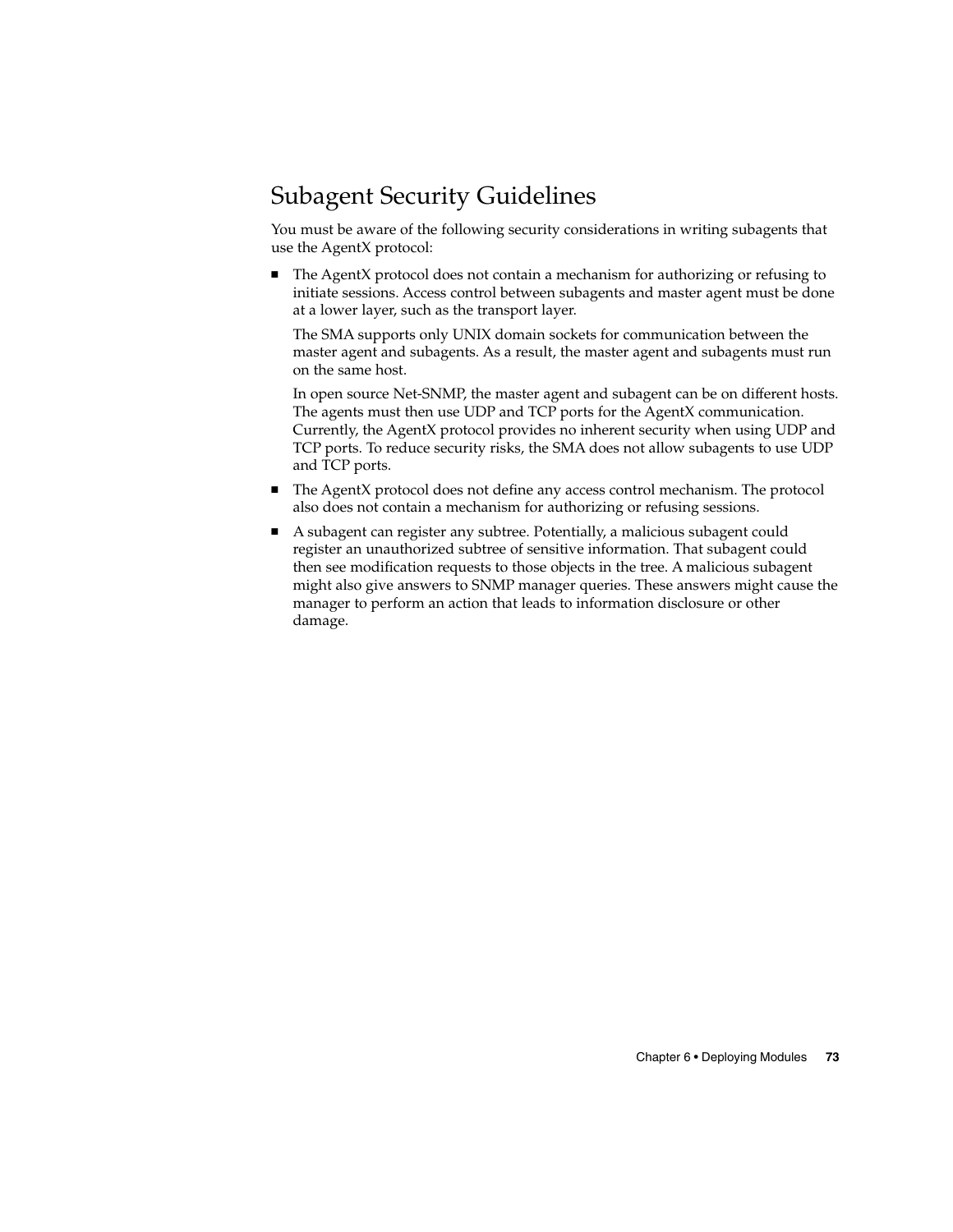## Subagent Security Guidelines

You must be aware of the following security considerations in writing subagents that use the AgentX protocol:

- The AgentX protocol does not contain a mechanism for authorizing or refusing to initiate sessions. Access control between subagents and master agent must be done at a lower layer, such as the transport layer.

  The SMA supports only UNIX domain sockets for communication between the master agent and subagents. As a result, the master agent and subagents must run on the same host.

  In open source Net-SNMP, the master agent and subagent can be on different hosts. The agents must then use UDP and TCP ports for the AgentX communication. Currently, the AgentX protocol provides no inherent security when using UDP and TCP ports. To reduce security risks, the SMA does not allow subagents to use UDP and TCP ports.
- The AgentX protocol does not define any access control mechanism. The protocol also does not contain a mechanism for authorizing or refusing sessions.
- A subagent can register any subtree. Potentially, a malicious subagent could register an unauthorized subtree of sensitive information. That subagent could then see modification requests to those objects in the tree. A malicious subagent might also give answers to SNMP manager queries. These answers might cause the manager to perform an action that leads to information disclosure or other damage.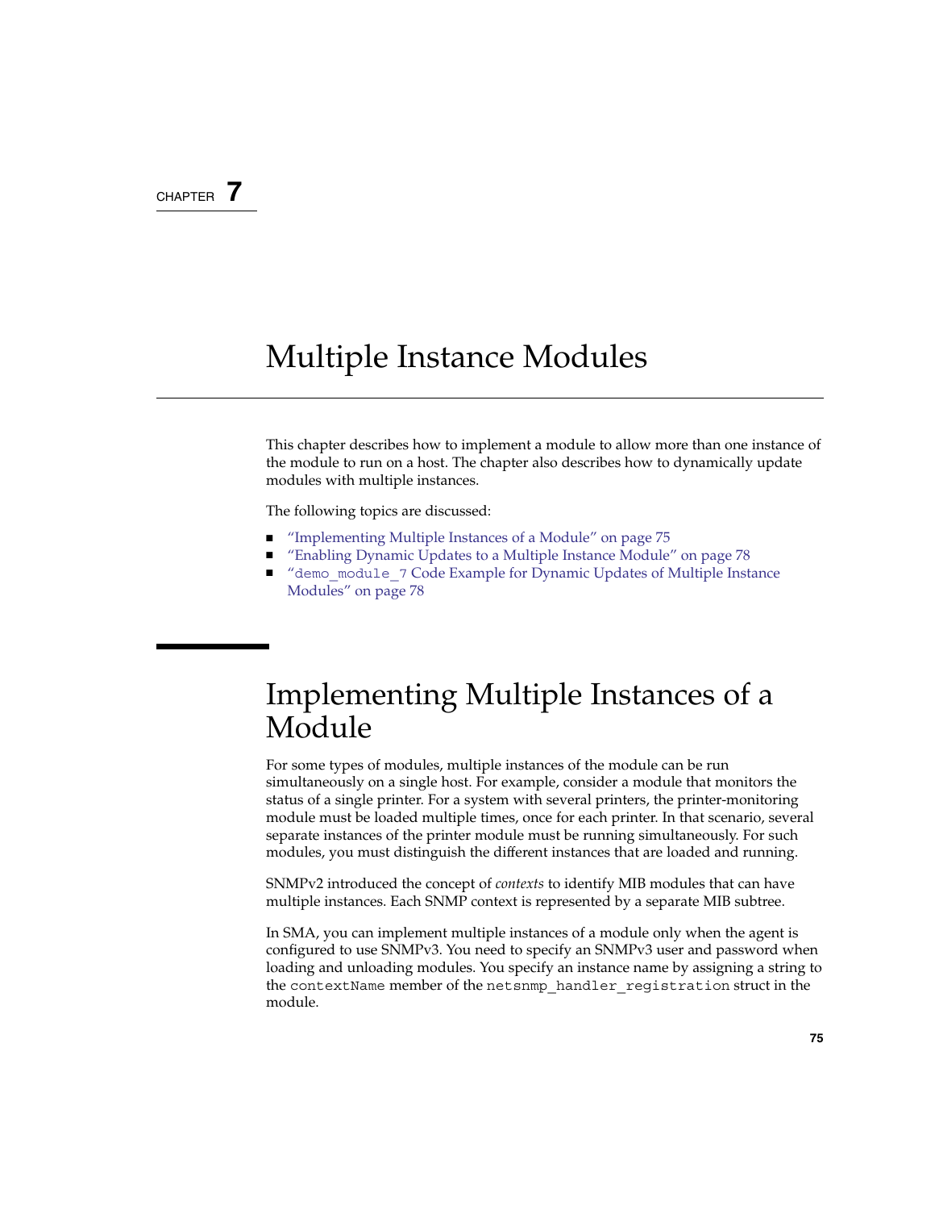CHAPTER 7

# Multiple Instance Modules

This chapter describes how to implement a module to allow more than one instance of the module to run on a host. The chapter also describes how to dynamically update modules with multiple instances.

The following topics are discussed:

- "Implementing Multiple Instances of a Module" on page 75
- "Enabling Dynamic Updates to a Multiple Instance Module" on page 78
- "`demo_module_7` Code Example for Dynamic Updates of Multiple Instance Modules" on page 78

## Implementing Multiple Instances of a Module

For some types of modules, multiple instances of the module can be run simultaneously on a single host. For example, consider a module that monitors the status of a single printer. For a system with several printers, the printer-monitoring module must be loaded multiple times, once for each printer. In that scenario, several separate instances of the printer module must be running simultaneously. For such modules, you must distinguish the different instances that are loaded and running.

SNMPv2 introduced the concept of *contexts* to identify MIB modules that can have multiple instances. Each SNMP context is represented by a separate MIB subtree.

In SMA, you can implement multiple instances of a module only when the agent is configured to use SNMPv3. You need to specify an SNMPv3 user and password when loading and unloading modules. You specify an instance name by assigning a string to the `contextName` member of the `netsnmp_handler_registration` struct in the module.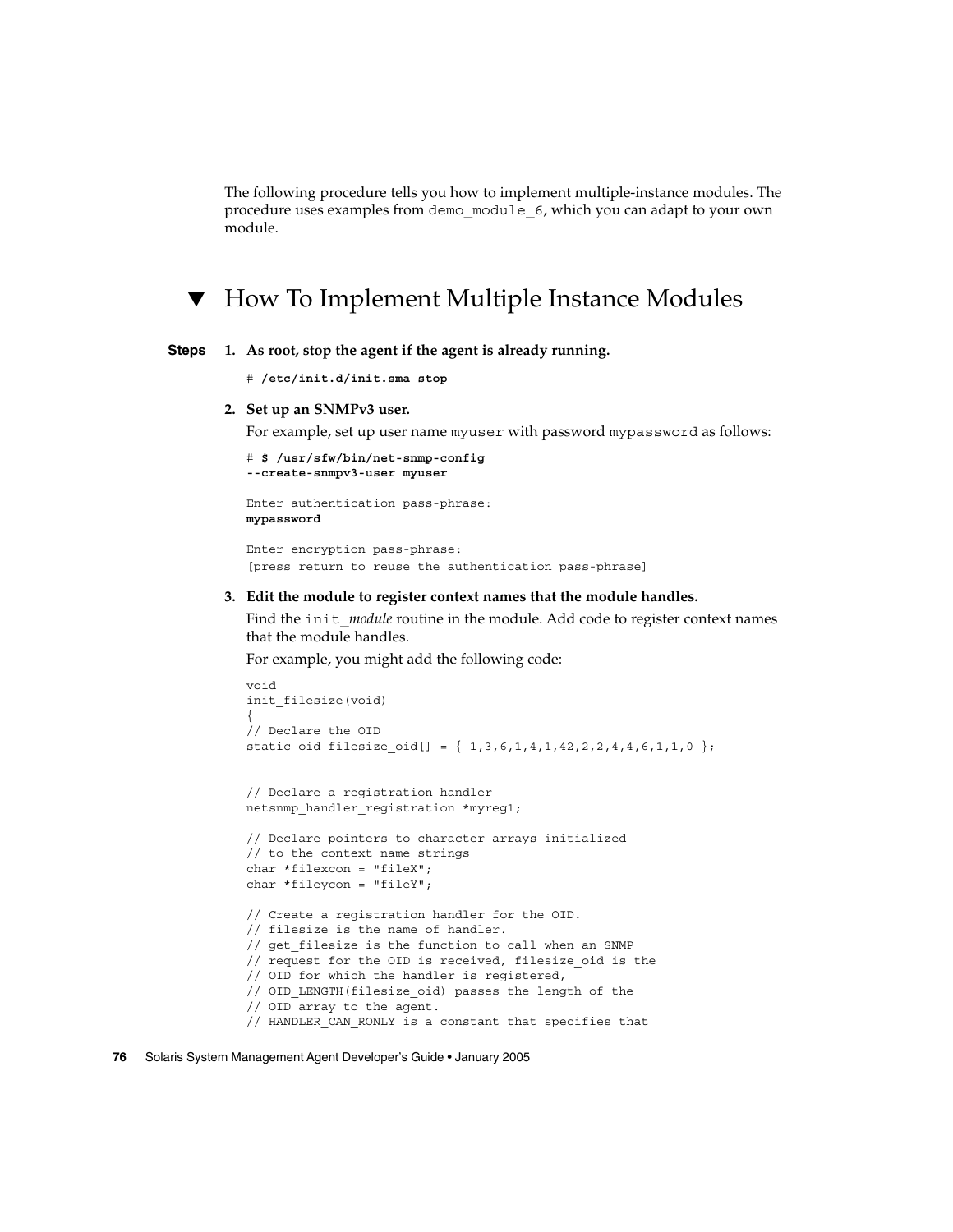The following procedure tells you how to implement multiple-instance modules. The procedure uses examples from `demo_module_6`, which you can adapt to your own module.

## ▼ How To Implement Multiple Instance Modules

**Steps**

1. **As root, stop the agent if the agent is already running.**

   ```
   # /etc/init.d/init.sma stop
   ```

2. **Set up an SNMPv3 user.**

   For example, set up user name `myuser` with password `mypassword` as follows:

   ```
   # $ /usr/sfw/bin/net-snmp-config
   --create-snmpv3-user myuser

   Enter authentication pass-phrase:
   mypassword

   Enter encryption pass-phrase:
   [press return to reuse the authentication pass-phrase]
   ```

3. **Edit the module to register context names that the module handles.**

   Find the `init_`*module* routine in the module. Add code to register context names that the module handles.

   For example, you might add the following code:

   ```
   void
   init_filesize(void)
   {
   // Declare the OID
   static oid filesize_oid[] = { 1,3,6,1,4,1,42,2,2,4,4,6,1,1,0 };


   // Declare a registration handler
   netsnmp_handler_registration *myreg1;

   // Declare pointers to character arrays initialized
   // to the context name strings
   char *filexcon = "fileX";
   char *fileycon = "fileY";

   // Create a registration handler for the OID.
   // filesize is the name of handler.
   // get_filesize is the function to call when an SNMP
   // request for the OID is received, filesize_oid is the
   // OID for which the handler is registered,
   // OID_LENGTH(filesize_oid) passes the length of the
   // OID array to the agent.
   // HANDLER_CAN_RONLY is a constant that specifies that
   ```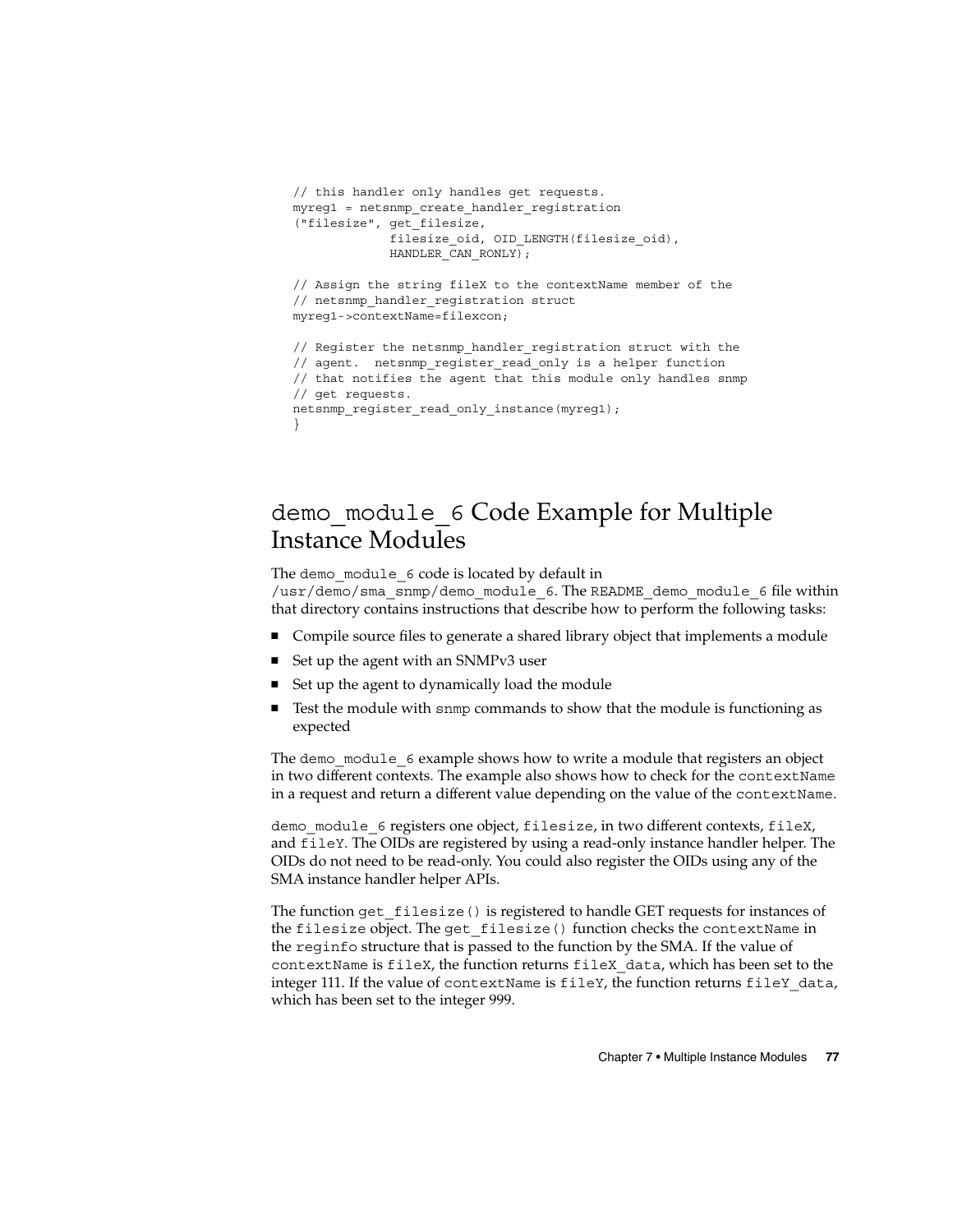```
// this handler only handles get requests.
myreg1 = netsnmp_create_handler_registration
("filesize", get_filesize,
            filesize_oid, OID_LENGTH(filesize_oid),
            HANDLER_CAN_RONLY);

// Assign the string fileX to the contextName member of the
// netsnmp_handler_registration struct
myreg1->contextName=filexcon;

// Register the netsnmp_handler_registration struct with the
// agent.  netsnmp_register_read_only is a helper function
// that notifies the agent that this module only handles snmp
// get requests.
netsnmp_register_read_only_instance(myreg1);
}
```

## demo_module_6 Code Example for Multiple Instance Modules

The demo_module_6 code is located by default in /usr/demo/sma_snmp/demo_module_6. The README_demo_module_6 file within that directory contains instructions that describe how to perform the following tasks:

- Compile source files to generate a shared library object that implements a module
- Set up the agent with an SNMPv3 user
- Set up the agent to dynamically load the module
- Test the module with snmp commands to show that the module is functioning as expected

The demo_module_6 example shows how to write a module that registers an object in two different contexts. The example also shows how to check for the contextName in a request and return a different value depending on the value of the contextName.

demo_module_6 registers one object, filesize, in two different contexts, fileX, and fileY. The OIDs are registered by using a read-only instance handler helper. The OIDs do not need to be read-only. You could also register the OIDs using any of the SMA instance handler helper APIs.

The function get_filesize() is registered to handle GET requests for instances of the filesize object. The get_filesize() function checks the contextName in the reginfo structure that is passed to the function by the SMA. If the value of contextName is fileX, the function returns fileX_data, which has been set to the integer 111. If the value of contextName is fileY, the function returns fileY_data, which has been set to the integer 999.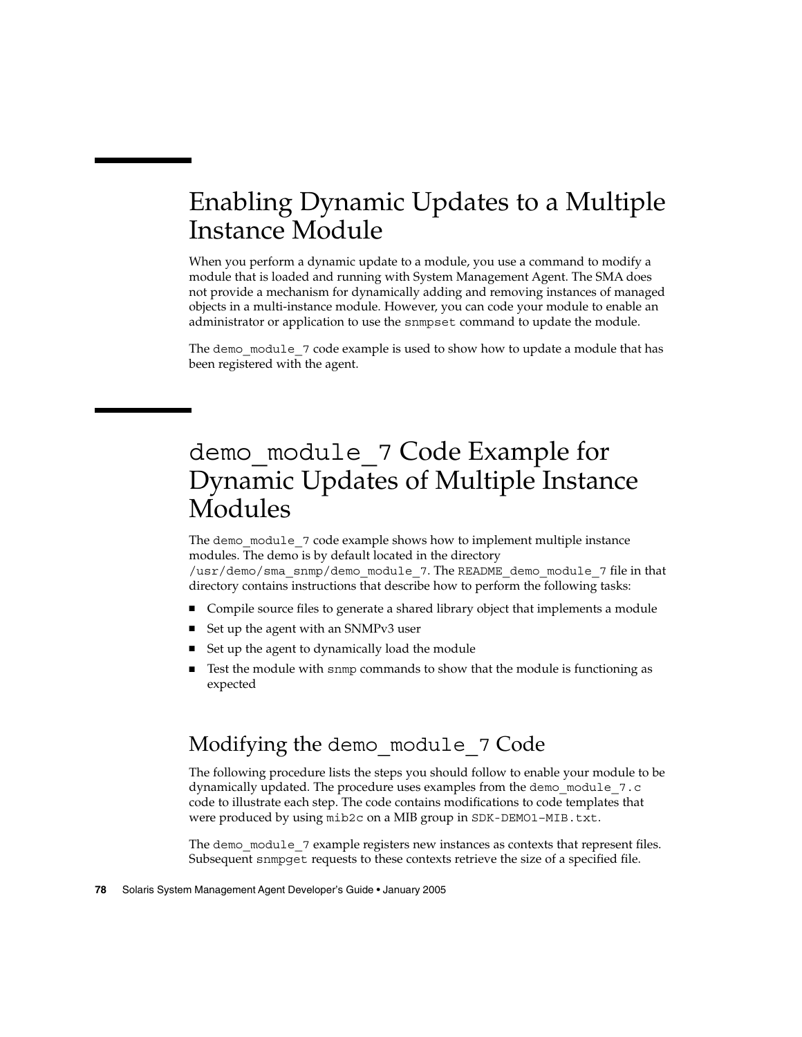# Enabling Dynamic Updates to a Multiple Instance Module

When you perform a dynamic update to a module, you use a command to modify a module that is loaded and running with System Management Agent. The SMA does not provide a mechanism for dynamically adding and removing instances of managed objects in a multi-instance module. However, you can code your module to enable an administrator or application to use the `snmpset` command to update the module.

The `demo_module_7` code example is used to show how to update a module that has been registered with the agent.

# `demo_module_7` Code Example for Dynamic Updates of Multiple Instance Modules

The `demo_module_7` code example shows how to implement multiple instance modules. The demo is by default located in the directory `/usr/demo/sma_snmp/demo_module_7`. The `README_demo_module_7` file in that directory contains instructions that describe how to perform the following tasks:

- Compile source files to generate a shared library object that implements a module
- Set up the agent with an SNMPv3 user
- Set up the agent to dynamically load the module
- Test the module with `snmp` commands to show that the module is functioning as expected

## Modifying the `demo_module_7` Code

The following procedure lists the steps you should follow to enable your module to be dynamically updated. The procedure uses examples from the `demo_module_7.c` code to illustrate each step. The code contains modifications to code templates that were produced by using `mib2c` on a MIB group in `SDK-DEMO1-MIB.txt`.

The `demo_module_7` example registers new instances as contexts that represent files. Subsequent `snmpget` requests to these contexts retrieve the size of a specified file.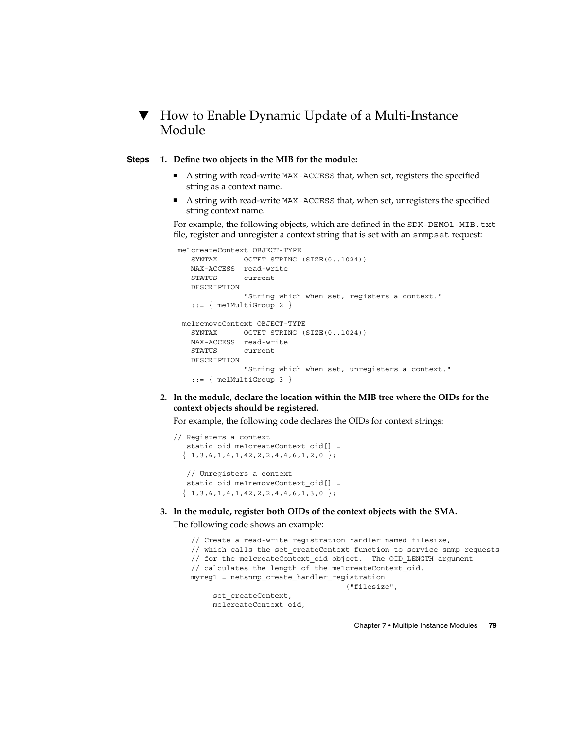## ▼ How to Enable Dynamic Update of a Multi-Instance Module

**Steps**

1. **Define two objects in the MIB for the module:**

   - A string with read-write `MAX-ACCESS` that, when set, registers the specified string as a context name.
   - A string with read-write `MAX-ACCESS` that, when set, unregisters the specified string context name.

   For example, the following objects, which are defined in the `SDK-DEMO1-MIB.txt` file, register and unregister a context string that is set with an `snmpset` request:

```
me1createContext OBJECT-TYPE
   SYNTAX      OCTET STRING (SIZE(0..1024))
   MAX-ACCESS  read-write
   STATUS      current
   DESCRIPTION
               "String which when set, registers a context."
   ::= { me1MultiGroup 2 }

 me1removeContext OBJECT-TYPE
   SYNTAX      OCTET STRING (SIZE(0..1024))
   MAX-ACCESS  read-write
   STATUS      current
   DESCRIPTION
               "String which when set, unregisters a context."
   ::= { me1MultiGroup 3 }
```

2. **In the module, declare the location within the MIB tree where the OIDs for the context objects should be registered.**

   For example, the following code declares the OIDs for context strings:

```
// Registers a context
   static oid me1createContext_oid[] =
  { 1,3,6,1,4,1,42,2,2,4,4,6,1,2,0 };

   // Unregisters a context
   static oid me1removeContext_oid[] =
  { 1,3,6,1,4,1,42,2,2,4,4,6,1,3,0 };
```

3. **In the module, register both OIDs of the context objects with the SMA.**

   The following code shows an example:

```
   // Create a read-write registration handler named filesize,
   // which calls the set_createContext function to service snmp requests
   // for the me1createContext_oid object.  The OID_LENGTH argument
   // calculates the length of the me1createContext_oid.
   myreg1 = netsnmp_create_handler_registration
                                   ("filesize",
        set_createContext,
        me1createContext_oid,
```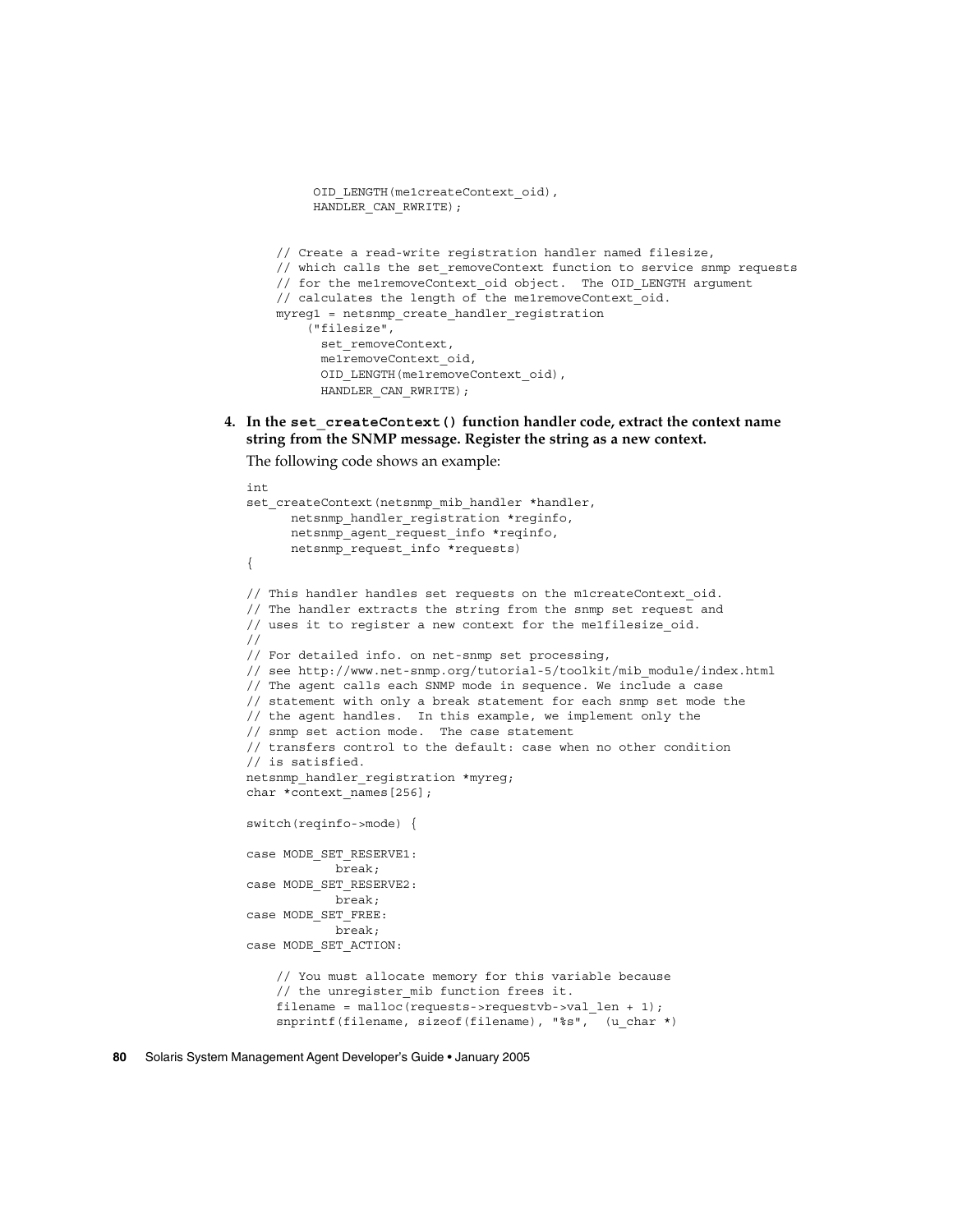```
            OID_LENGTH(me1createContext_oid),
            HANDLER_CAN_RWRITE);


    // Create a read-write registration handler named filesize,
    // which calls the set_removeContext function to service snmp requests
    // for the me1removeContext_oid object.  The OID_LENGTH argument
    // calculates the length of the me1removeContext_oid.
    myreg1 = netsnmp_create_handler_registration
        ("filesize",
          set_removeContext,
          me1removeContext_oid,
          OID_LENGTH(me1removeContext_oid),
          HANDLER_CAN_RWRITE);
```

4. **In the `set_createContext()` function handler code, extract the context name string from the SNMP message. Register the string as a new context.**

   The following code shows an example:

```
int
set_createContext(netsnmp_mib_handler *handler,
      netsnmp_handler_registration *reginfo,
      netsnmp_agent_request_info *reqinfo,
      netsnmp_request_info *requests)
{

// This handler handles set requests on the m1createContext_oid.
// The handler extracts the string from the snmp set request and
// uses it to register a new context for the me1filesize_oid.
//
// For detailed info. on net-snmp set processing,
// see http://www.net-snmp.org/tutorial-5/toolkit/mib_module/index.html
// The agent calls each SNMP mode in sequence. We include a case
// statement with only a break statement for each snmp set mode the
// the agent handles.  In this example, we implement only the
// snmp set action mode.  The case statement
// transfers control to the default: case when no other condition
// is satisfied.
netsnmp_handler_registration *myreg;
char *context_names[256];

switch(reqinfo->mode) {

case MODE_SET_RESERVE1:
            break;
case MODE_SET_RESERVE2:
            break;
case MODE_SET_FREE:
            break;
case MODE_SET_ACTION:

    // You must allocate memory for this variable because
    // the unregister_mib function frees it.
    filename = malloc(requests->requestvb->val_len + 1);
    snprintf(filename, sizeof(filename), "%s",  (u_char *)
```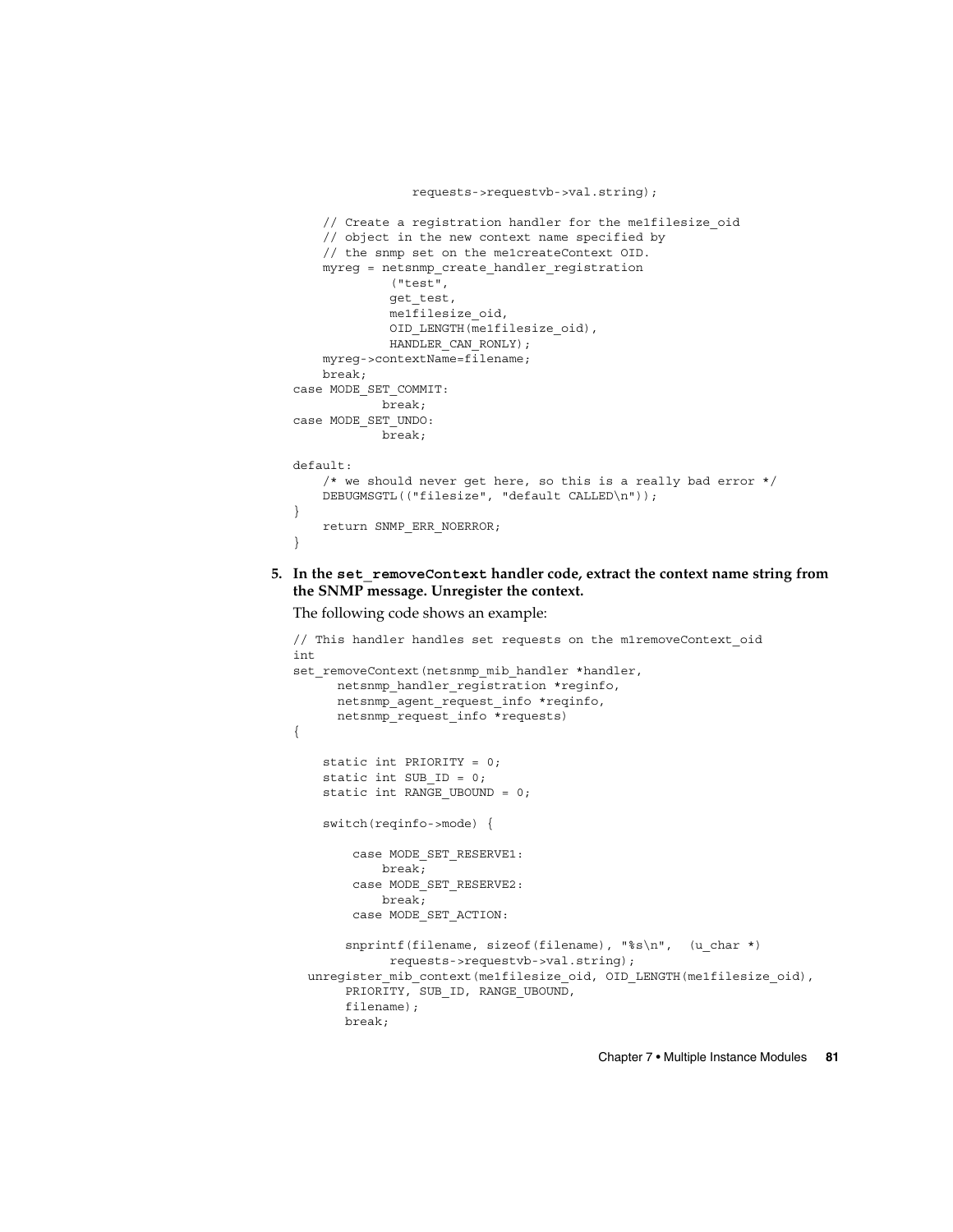```
                requests->requestvb->val.string);

    // Create a registration handler for the me1filesize_oid
    // object in the new context name specified by
    // the snmp set on the me1createContext OID.
    myreg = netsnmp_create_handler_registration
            ("test",
            get_test,
            me1filesize_oid,
            OID_LENGTH(me1filesize_oid),
            HANDLER_CAN_RONLY);
    myreg->contextName=filename;
    break;
case MODE_SET_COMMIT:
        break;
case MODE_SET_UNDO:
        break;

default:
    /* we should never get here, so this is a really bad error */
    DEBUGMSGTL(("filesize", "default CALLED\n"));
}
    return SNMP_ERR_NOERROR;
}
```

5. **In the `set_removeContext` handler code, extract the context name string from the SNMP message. Unregister the context.**

   The following code shows an example:

```
// This handler handles set requests on the m1removeContext_oid
int
set_removeContext(netsnmp_mib_handler *handler,
      netsnmp_handler_registration *reginfo,
      netsnmp_agent_request_info *reqinfo,
      netsnmp_request_info *requests)
{

    static int PRIORITY = 0;
    static int SUB_ID = 0;
    static int RANGE_UBOUND = 0;

    switch(reqinfo->mode) {

        case MODE_SET_RESERVE1:
            break;
        case MODE_SET_RESERVE2:
            break;
        case MODE_SET_ACTION:

       snprintf(filename, sizeof(filename), "%s\n",  (u_char *)
             requests->requestvb->val.string);
  unregister_mib_context(me1filesize_oid, OID_LENGTH(me1filesize_oid),
       PRIORITY, SUB_ID, RANGE_UBOUND,
       filename);
       break;
```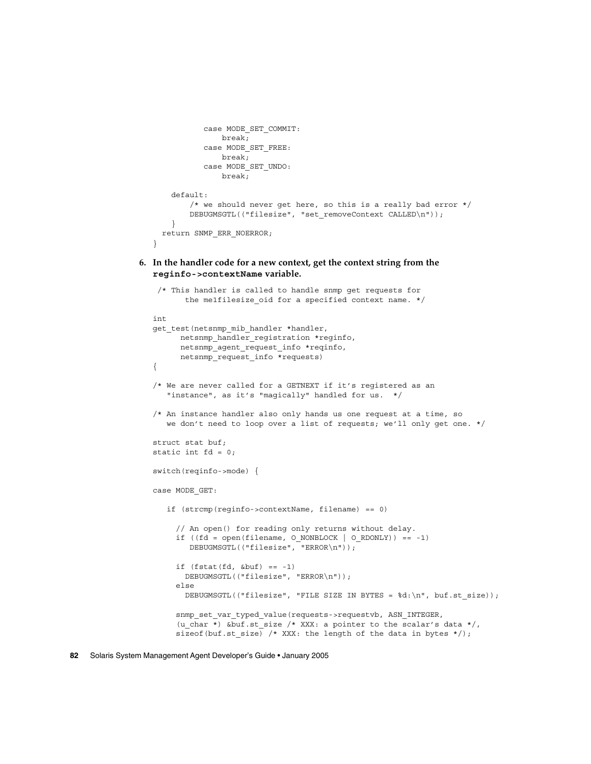```
            case MODE_SET_COMMIT:
                break;
            case MODE_SET_FREE:
                break;
            case MODE_SET_UNDO:
                break;

    default:
        /* we should never get here, so this is a really bad error */
        DEBUGMSGTL(("filesize", "set_removeContext CALLED\n"));
    }
  return SNMP_ERR_NOERROR;
}
```

6. **In the handler code for a new context, get the context string from the `reginfo->contextName` variable.**

```
 /* This handler is called to handle snmp get requests for
       the me1filesize_oid for a specified context name. */

int
get_test(netsnmp_mib_handler *handler,
      netsnmp_handler_registration *reginfo,
      netsnmp_agent_request_info *reqinfo,
      netsnmp_request_info *requests)
{

/* We are never called for a GETNEXT if it's registered as an
   "instance", as it's "magically" handled for us.  */

/* An instance handler also only hands us one request at a time, so
   we don't need to loop over a list of requests; we'll only get one. */

struct stat buf;
static int fd = 0;

switch(reqinfo->mode) {

case MODE_GET:

   if (strcmp(reginfo->contextName, filename) == 0)

     // An open() for reading only returns without delay.
     if ((fd = open(filename, O_NONBLOCK | O_RDONLY)) == -1)
        DEBUGMSGTL(("filesize", "ERROR\n"));

     if (fstat(fd, &buf) == -1)
       DEBUGMSGTL(("filesize", "ERROR\n"));
     else
       DEBUGMSGTL(("filesize", "FILE SIZE IN BYTES = %d:\n", buf.st_size));

     snmp_set_var_typed_value(requests->requestvb, ASN_INTEGER,
     (u_char *) &buf.st_size /* XXX: a pointer to the scalar's data */,
     sizeof(buf.st_size) /* XXX: the length of the data in bytes */);
```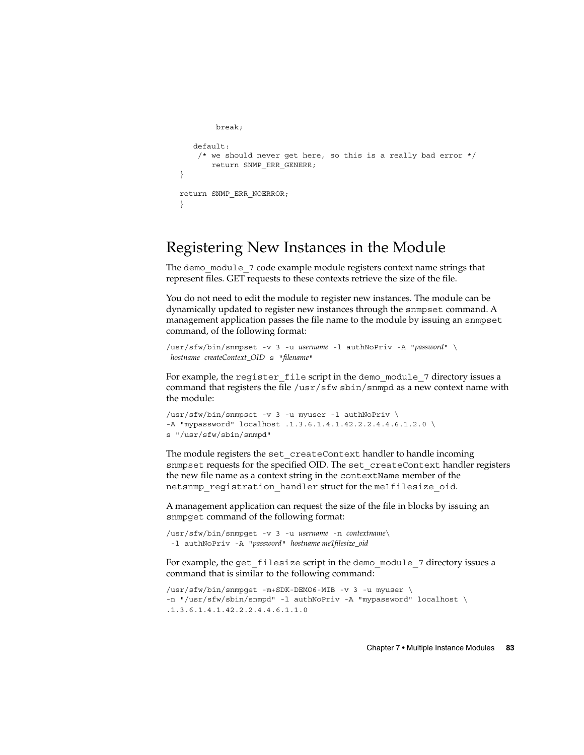```
         break;

    default:
     /* we should never get here, so this is a really bad error */
        return SNMP_ERR_GENERR;
}

return SNMP_ERR_NOERROR;
}
```

## Registering New Instances in the Module

The `demo_module_7` code example module registers context name strings that represent files. GET requests to these contexts retrieve the size of the file.

You do not need to edit the module to register new instances. The module can be dynamically updated to register new instances through the `snmpset` command. A management application passes the file name to the module by issuing an `snmpset` command, of the following format:

```
/usr/sfw/bin/snmpset -v 3 -u username -l authNoPriv -A "password" \
 hostname createContext_OID s "filename"
```

For example, the `register_file` script in the `demo_module_7` directory issues a command that registers the file `/usr/sfw sbin/snmpd` as a new context name with the module:

```
/usr/sfw/bin/snmpset -v 3 -u myuser -l authNoPriv \
-A "mypassword" localhost .1.3.6.1.4.1.42.2.2.4.4.6.1.2.0 \
s "/usr/sfw/sbin/snmpd"
```

The module registers the `set_createContext` handler to handle incoming `snmpset` requests for the specified OID. The `set_createContext` handler registers the new file name as a context string in the `contextName` member of the `netsnmp_registration_handler` struct for the `me1filesize_oid`.

A management application can request the size of the file in blocks by issuing an `snmpget` command of the following format:

```
/usr/sfw/bin/snmpget -v 3 -u username -n contextname\
 -l authNoPriv -A "password" hostname me1filesize_oid
```

For example, the `get_filesize` script in the `demo_module_7` directory issues a command that is similar to the following command:

```
/usr/sfw/bin/snmpget -m+SDK-DEMO6-MIB -v 3 -u myuser \
-n "/usr/sfw/sbin/snmpd" -l authNoPriv -A "mypassword" localhost \
.1.3.6.1.4.1.42.2.2.4.4.6.1.1.0
```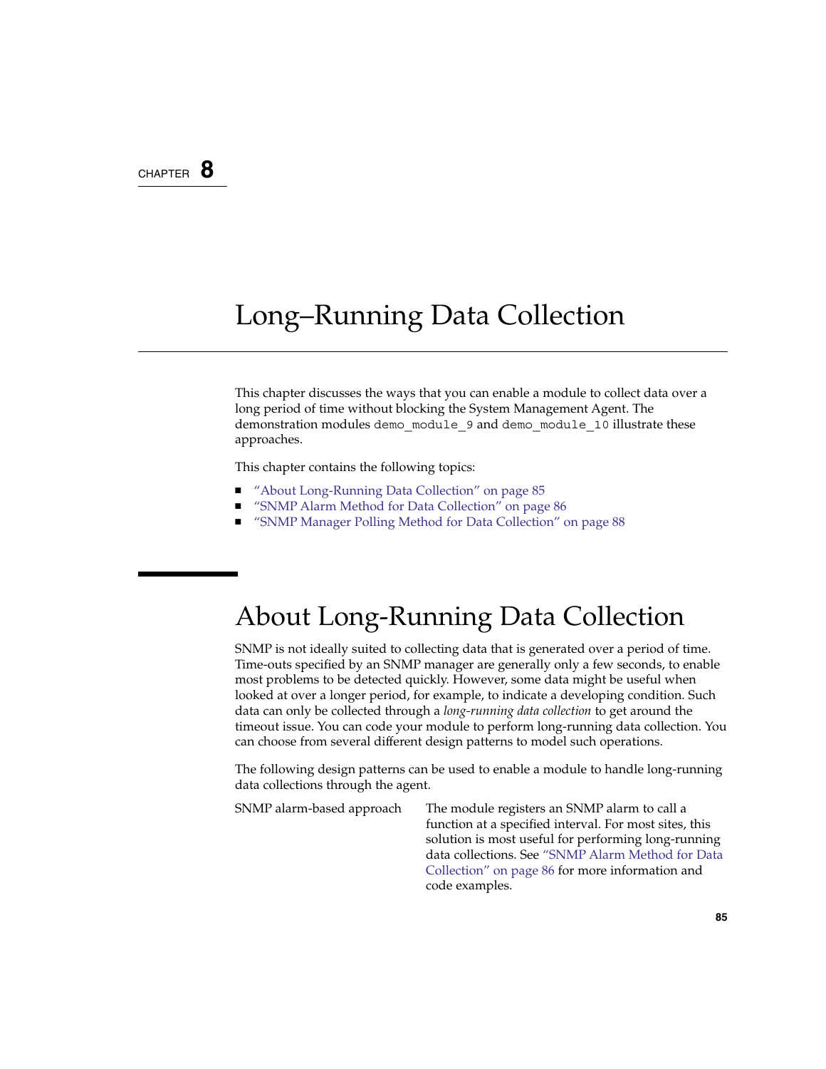CHAPTER 8

# Long–Running Data Collection

This chapter discusses the ways that you can enable a module to collect data over a long period of time without blocking the System Management Agent. The demonstration modules `demo_module_9` and `demo_module_10` illustrate these approaches.

This chapter contains the following topics:

- "About Long-Running Data Collection" on page 85
- "SNMP Alarm Method for Data Collection" on page 86
- "SNMP Manager Polling Method for Data Collection" on page 88

## About Long-Running Data Collection

SNMP is not ideally suited to collecting data that is generated over a period of time. Time-outs specified by an SNMP manager are generally only a few seconds, to enable most problems to be detected quickly. However, some data might be useful when looked at over a longer period, for example, to indicate a developing condition. Such data can only be collected through a *long-running data collection* to get around the timeout issue. You can code your module to perform long-running data collection. You can choose from several different design patterns to model such operations.

The following design patterns can be used to enable a module to handle long-running data collections through the agent.

SNMP alarm-based approach
: The module registers an SNMP alarm to call a function at a specified interval. For most sites, this solution is most useful for performing long-running data collections. See "SNMP Alarm Method for Data Collection" on page 86 for more information and code examples.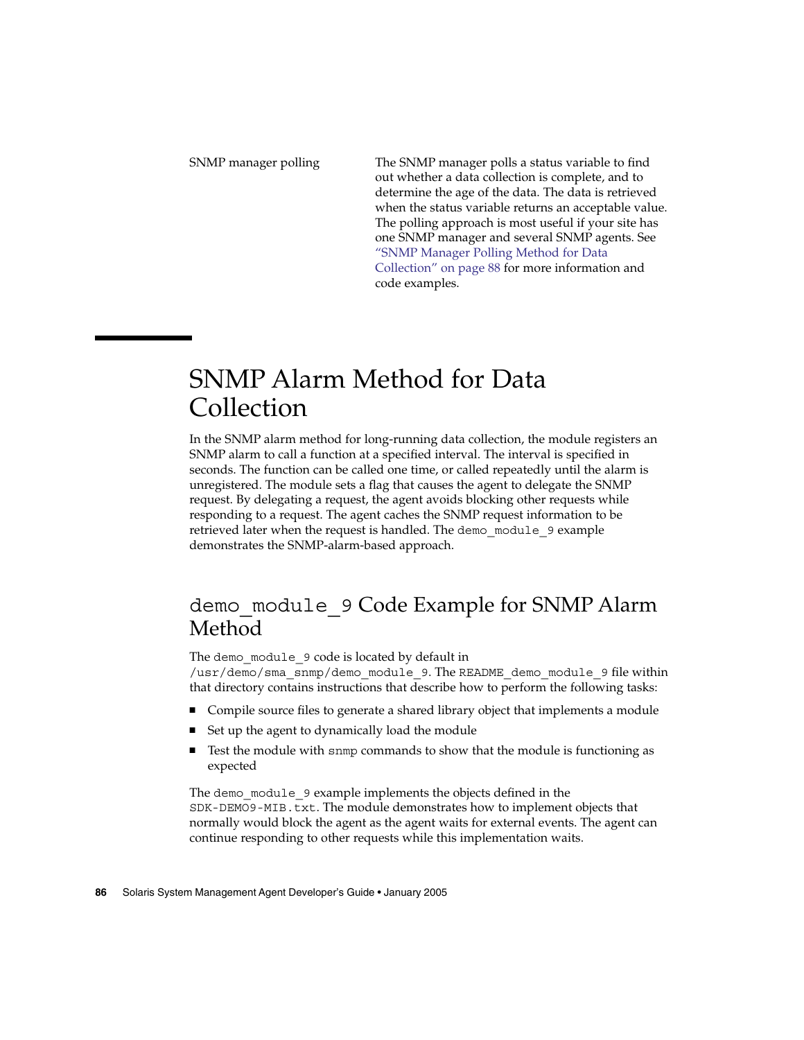| | |
|---|---|
| SNMP manager polling | The SNMP manager polls a status variable to find out whether a data collection is complete, and to determine the age of the data. The data is retrieved when the status variable returns an acceptable value. The polling approach is most useful if your site has one SNMP manager and several SNMP agents. See "SNMP Manager Polling Method for Data Collection" on page 88 for more information and code examples. |

# SNMP Alarm Method for Data Collection

In the SNMP alarm method for long-running data collection, the module registers an SNMP alarm to call a function at a specified interval. The interval is specified in seconds. The function can be called one time, or called repeatedly until the alarm is unregistered. The module sets a flag that causes the agent to delegate the SNMP request. By delegating a request, the agent avoids blocking other requests while responding to a request. The agent caches the SNMP request information to be retrieved later when the request is handled. The `demo_module_9` example demonstrates the SNMP-alarm-based approach.

## `demo_module_9` Code Example for SNMP Alarm Method

The `demo_module_9` code is located by default in `/usr/demo/sma_snmp/demo_module_9`. The `README_demo_module_9` file within that directory contains instructions that describe how to perform the following tasks:

- Compile source files to generate a shared library object that implements a module
- Set up the agent to dynamically load the module
- Test the module with `snmp` commands to show that the module is functioning as expected

The `demo_module_9` example implements the objects defined in the `SDK-DEMO9-MIB.txt`. The module demonstrates how to implement objects that normally would block the agent as the agent waits for external events. The agent can continue responding to other requests while this implementation waits.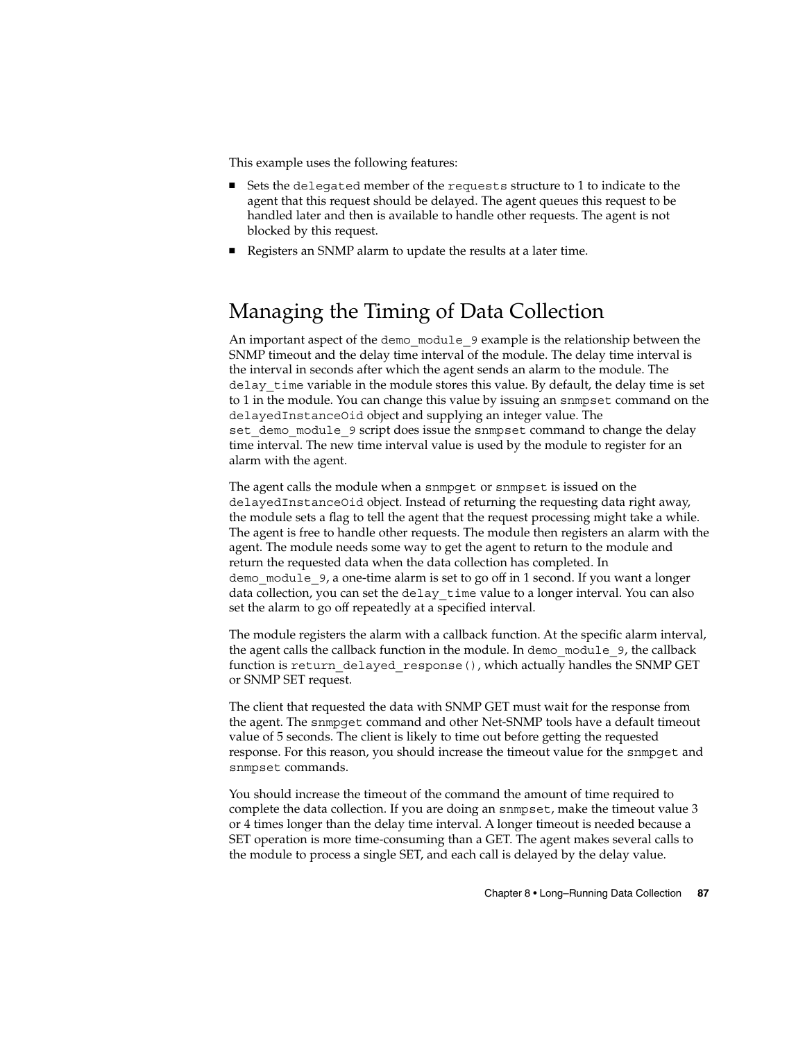This example uses the following features:

- Sets the `delegated` member of the `requests` structure to 1 to indicate to the agent that this request should be delayed. The agent queues this request to be handled later and then is available to handle other requests. The agent is not blocked by this request.
- Registers an SNMP alarm to update the results at a later time.

## Managing the Timing of Data Collection

An important aspect of the `demo_module_9` example is the relationship between the SNMP timeout and the delay time interval of the module. The delay time interval is the interval in seconds after which the agent sends an alarm to the module. The `delay_time` variable in the module stores this value. By default, the delay time is set to 1 in the module. You can change this value by issuing an `snmpset` command on the `delayedInstanceOid` object and supplying an integer value. The `set_demo_module_9` script does issue the `snmpset` command to change the delay time interval. The new time interval value is used by the module to register for an alarm with the agent.

The agent calls the module when a `snmpget` or `snmpset` is issued on the `delayedInstanceOid` object. Instead of returning the requesting data right away, the module sets a flag to tell the agent that the request processing might take a while. The agent is free to handle other requests. The module then registers an alarm with the agent. The module needs some way to get the agent to return to the module and return the requested data when the data collection has completed. In `demo_module_9`, a one-time alarm is set to go off in 1 second. If you want a longer data collection, you can set the `delay_time` value to a longer interval. You can also set the alarm to go off repeatedly at a specified interval.

The module registers the alarm with a callback function. At the specific alarm interval, the agent calls the callback function in the module. In `demo_module_9`, the callback function is `return_delayed_response()`, which actually handles the SNMP GET or SNMP SET request.

The client that requested the data with SNMP GET must wait for the response from the agent. The `snmpget` command and other Net-SNMP tools have a default timeout value of 5 seconds. The client is likely to time out before getting the requested response. For this reason, you should increase the timeout value for the `snmpget` and `snmpset` commands.

You should increase the timeout of the command the amount of time required to complete the data collection. If you are doing an `snmpset`, make the timeout value 3 or 4 times longer than the delay time interval. A longer timeout is needed because a SET operation is more time-consuming than a GET. The agent makes several calls to the module to process a single SET, and each call is delayed by the delay value.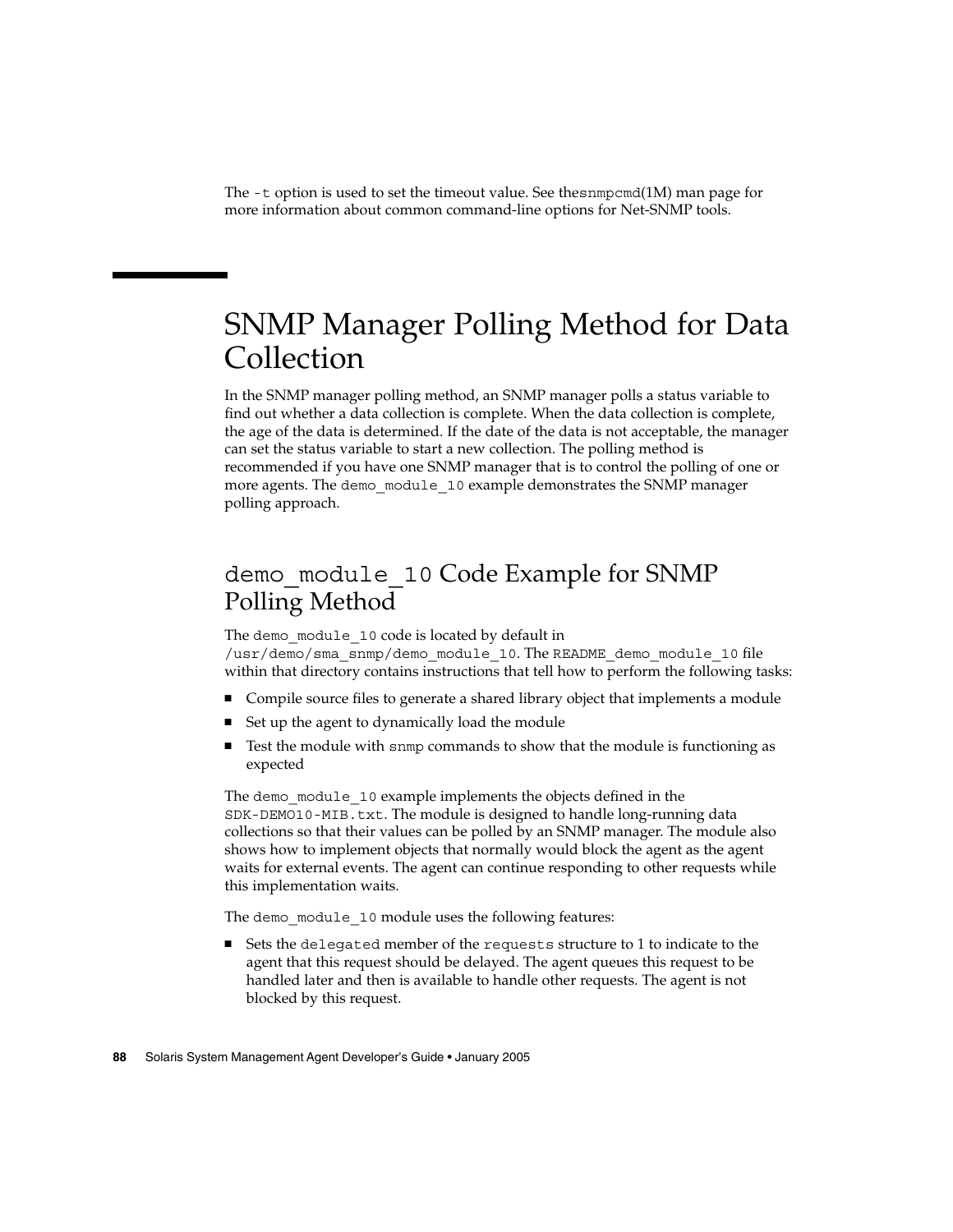The `-t` option is used to set the timeout value. See the`snmpcmd`(1M) man page for more information about common command-line options for Net-SNMP tools.

# SNMP Manager Polling Method for Data Collection

In the SNMP manager polling method, an SNMP manager polls a status variable to find out whether a data collection is complete. When the data collection is complete, the age of the data is determined. If the date of the data is not acceptable, the manager can set the status variable to start a new collection. The polling method is recommended if you have one SNMP manager that is to control the polling of one or more agents. The `demo_module_10` example demonstrates the SNMP manager polling approach.

## `demo_module_10` Code Example for SNMP Polling Method

The `demo_module_10` code is located by default in `/usr/demo/sma_snmp/demo_module_10`. The `README_demo_module_10` file within that directory contains instructions that tell how to perform the following tasks:

- Compile source files to generate a shared library object that implements a module
- Set up the agent to dynamically load the module
- Test the module with `snmp` commands to show that the module is functioning as expected

The `demo_module_10` example implements the objects defined in the `SDK-DEMO10-MIB.txt`. The module is designed to handle long-running data collections so that their values can be polled by an SNMP manager. The module also shows how to implement objects that normally would block the agent as the agent waits for external events. The agent can continue responding to other requests while this implementation waits.

The `demo_module_10` module uses the following features:

- Sets the `delegated` member of the `requests` structure to 1 to indicate to the agent that this request should be delayed. The agent queues this request to be handled later and then is available to handle other requests. The agent is not blocked by this request.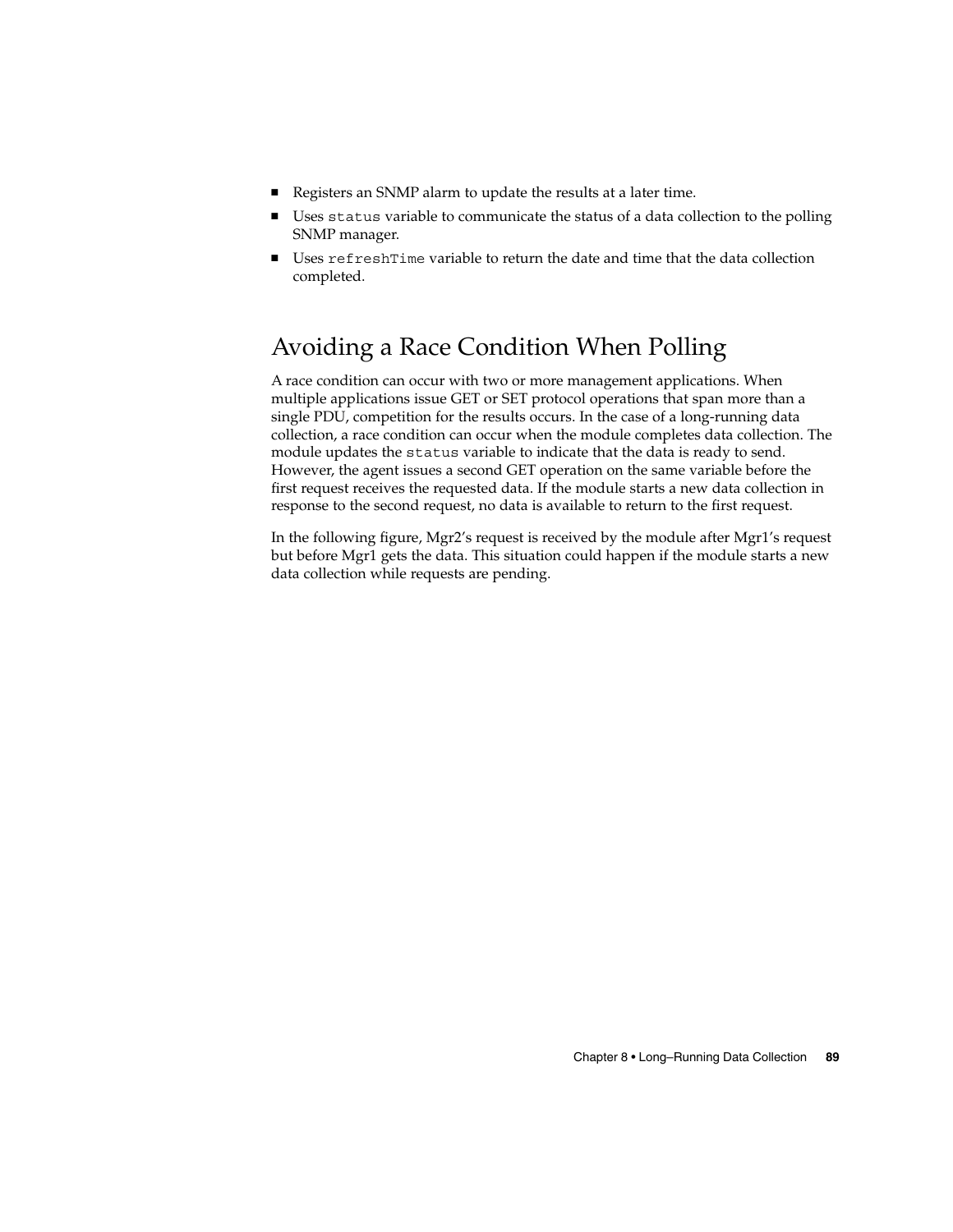- Registers an SNMP alarm to update the results at a later time.
- Uses `status` variable to communicate the status of a data collection to the polling SNMP manager.
- Uses `refreshTime` variable to return the date and time that the data collection completed.

## Avoiding a Race Condition When Polling

A race condition can occur with two or more management applications. When multiple applications issue GET or SET protocol operations that span more than a single PDU, competition for the results occurs. In the case of a long-running data collection, a race condition can occur when the module completes data collection. The module updates the `status` variable to indicate that the data is ready to send. However, the agent issues a second GET operation on the same variable before the first request receives the requested data. If the module starts a new data collection in response to the second request, no data is available to return to the first request.

In the following figure, Mgr2's request is received by the module after Mgr1's request but before Mgr1 gets the data. This situation could happen if the module starts a new data collection while requests are pending.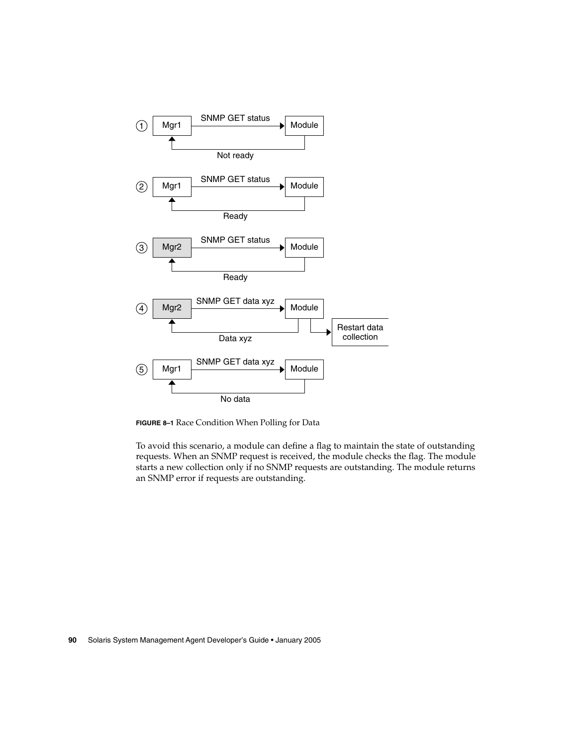FIGURE 8–1 Race Condition When Polling for Data

To avoid this scenario, a module can define a flag to maintain the state of outstanding requests. When an SNMP request is received, the module checks the flag. The module starts a new collection only if no SNMP requests are outstanding. The module returns an SNMP error if requests are outstanding.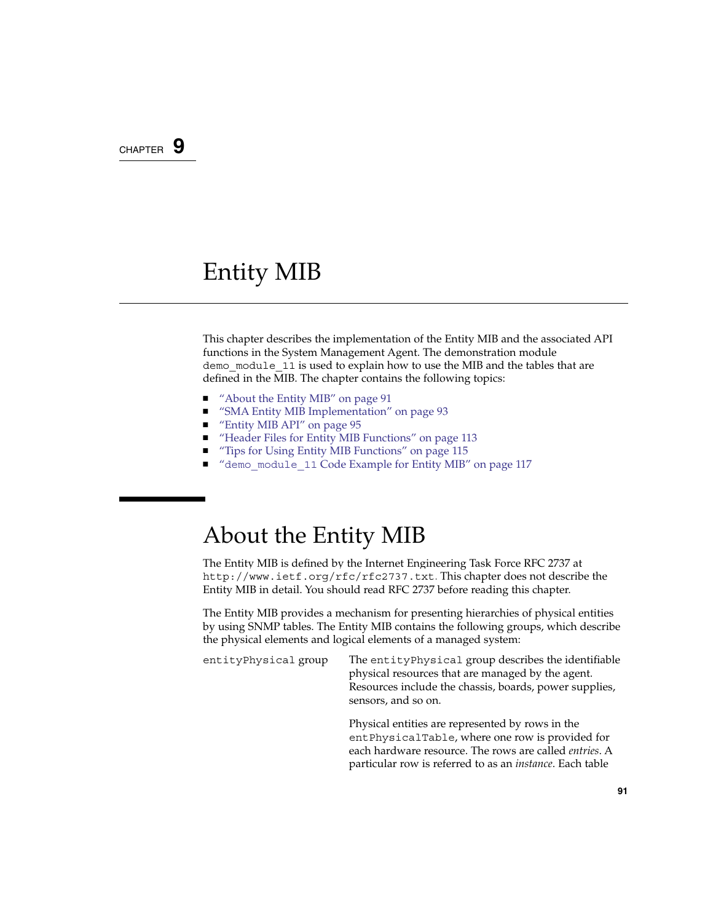CHAPTER 9

# Entity MIB

This chapter describes the implementation of the Entity MIB and the associated API functions in the System Management Agent. The demonstration module `demo_module_11` is used to explain how to use the MIB and the tables that are defined in the MIB. The chapter contains the following topics:

- "About the Entity MIB" on page 91
- "SMA Entity MIB Implementation" on page 93
- "Entity MIB API" on page 95
- "Header Files for Entity MIB Functions" on page 113
- "Tips for Using Entity MIB Functions" on page 115
- "`demo_module_11` Code Example for Entity MIB" on page 117

## About the Entity MIB

The Entity MIB is defined by the Internet Engineering Task Force RFC 2737 at `http://www.ietf.org/rfc/rfc2737.txt`. This chapter does not describe the Entity MIB in detail. You should read RFC 2737 before reading this chapter.

The Entity MIB provides a mechanism for presenting hierarchies of physical entities by using SNMP tables. The Entity MIB contains the following groups, which describe the physical elements and logical elements of a managed system:

`entityPhysical` group

The `entityPhysical` group describes the identifiable physical resources that are managed by the agent. Resources include the chassis, boards, power supplies, sensors, and so on.

Physical entities are represented by rows in the `entPhysicalTable`, where one row is provided for each hardware resource. The rows are called *entries*. A particular row is referred to as an *instance*. Each table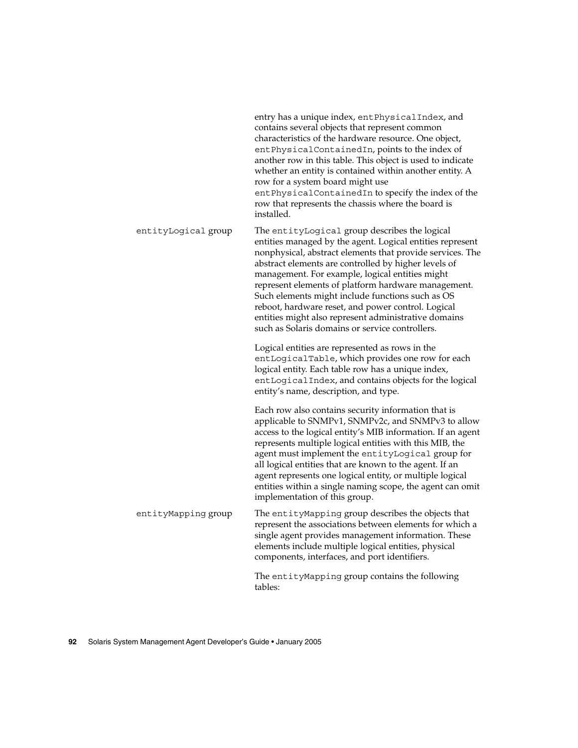entry has a unique index, `entPhysicalIndex`, and contains several objects that represent common characteristics of the hardware resource. One object, `entPhysicalContainedIn`, points to the index of another row in this table. This object is used to indicate whether an entity is contained within another entity. A row for a system board might use `entPhysicalContainedIn` to specify the index of the row that represents the chassis where the board is installed.

`entityLogical` group

The `entityLogical` group describes the logical entities managed by the agent. Logical entities represent nonphysical, abstract elements that provide services. The abstract elements are controlled by higher levels of management. For example, logical entities might represent elements of platform hardware management. Such elements might include functions such as OS reboot, hardware reset, and power control. Logical entities might also represent administrative domains such as Solaris domains or service controllers.

Logical entities are represented as rows in the `entLogicalTable`, which provides one row for each logical entity. Each table row has a unique index, `entLogicalIndex`, and contains objects for the logical entity's name, description, and type.

Each row also contains security information that is applicable to SNMPv1, SNMPv2c, and SNMPv3 to allow access to the logical entity's MIB information. If an agent represents multiple logical entities with this MIB, the agent must implement the `entityLogical` group for all logical entities that are known to the agent. If an agent represents one logical entity, or multiple logical entities within a single naming scope, the agent can omit implementation of this group.

`entityMapping` group

The `entityMapping` group describes the objects that represent the associations between elements for which a single agent provides management information. These elements include multiple logical entities, physical components, interfaces, and port identifiers.

The `entityMapping` group contains the following tables: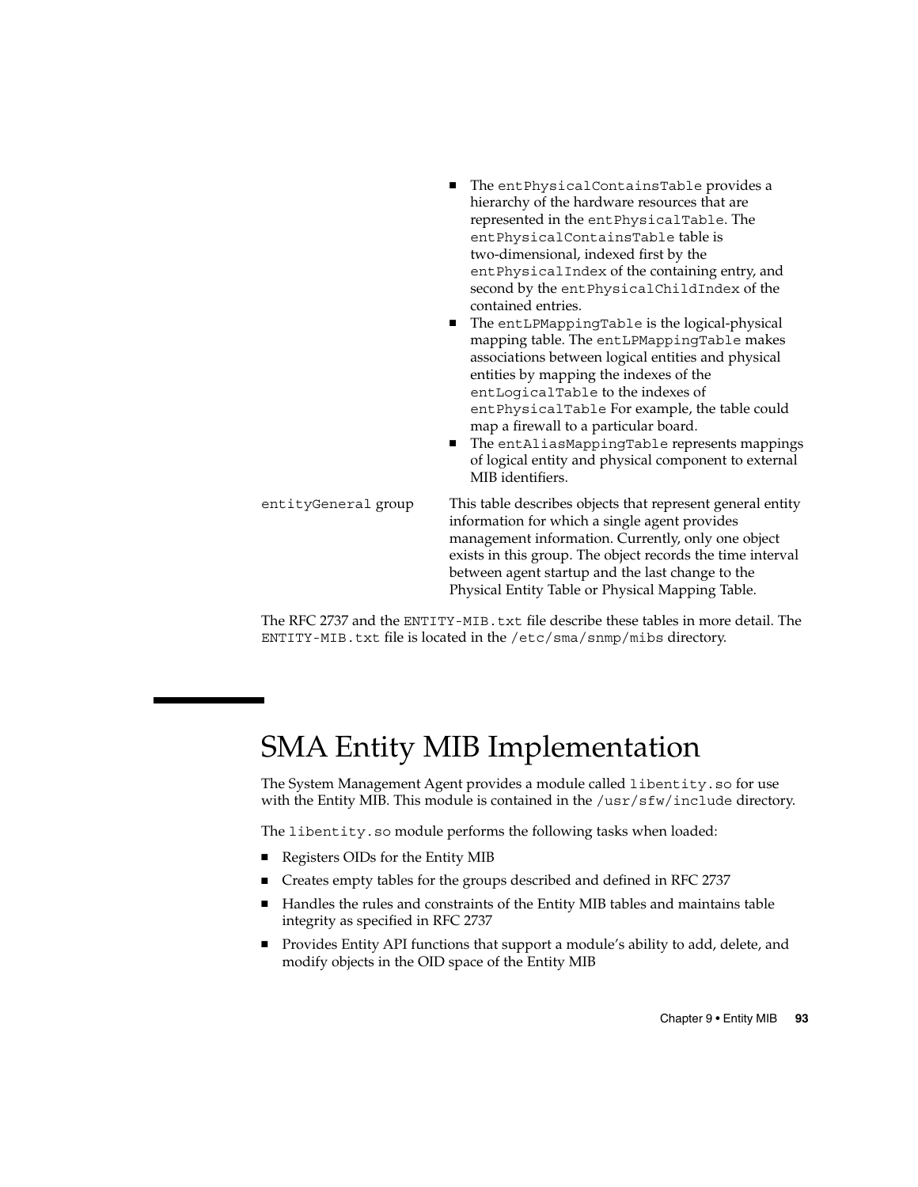| | |
|---|---|
| | - The `entPhysicalContainsTable` provides a hierarchy of the hardware resources that are represented in the `entPhysicalTable`. The `entPhysicalContainsTable` table is two-dimensional, indexed first by the `entPhysicalIndex` of the containing entry, and second by the `entPhysicalChildIndex` of the contained entries.<br>- The `entLPMappingTable` is the logical-physical mapping table. The `entLPMappingTable` makes associations between logical entities and physical entities by mapping the indexes of the `entLogicalTable` to the indexes of `entPhysicalTable` For example, the table could map a firewall to a particular board.<br>- The `entAliasMappingTable` represents mappings of logical entity and physical component to external MIB identifiers. |
| `entityGeneral` group | This table describes objects that represent general entity information for which a single agent provides management information. Currently, only one object exists in this group. The object records the time interval between agent startup and the last change to the Physical Entity Table or Physical Mapping Table. |

The RFC 2737 and the `ENTITY-MIB.txt` file describe these tables in more detail. The `ENTITY-MIB.txt` file is located in the `/etc/sma/snmp/mibs` directory.

# SMA Entity MIB Implementation

The System Management Agent provides a module called `libentity.so` for use with the Entity MIB. This module is contained in the `/usr/sfw/include` directory.

The `libentity.so` module performs the following tasks when loaded:

- Registers OIDs for the Entity MIB
- Creates empty tables for the groups described and defined in RFC 2737
- Handles the rules and constraints of the Entity MIB tables and maintains table integrity as specified in RFC 2737
- Provides Entity API functions that support a module's ability to add, delete, and modify objects in the OID space of the Entity MIB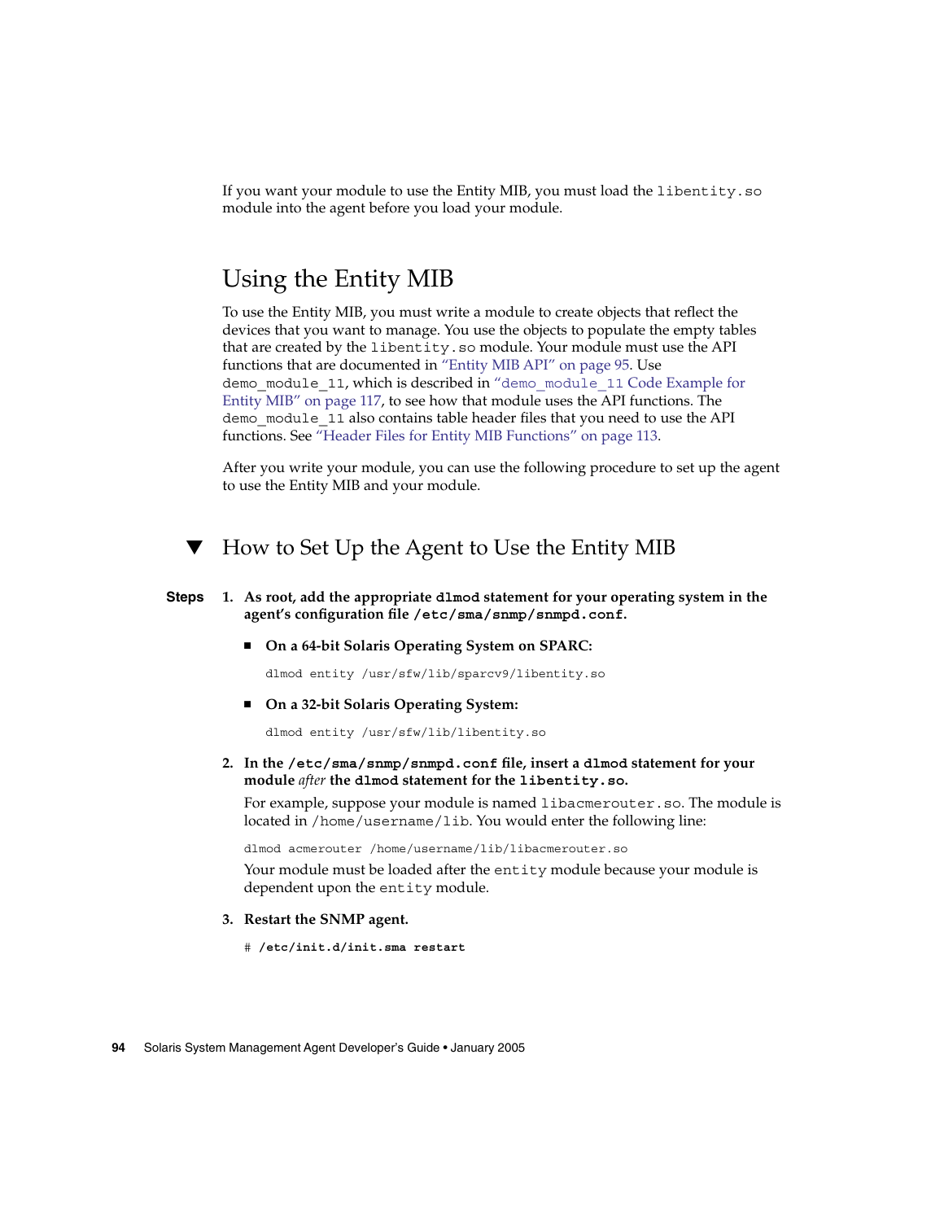If you want your module to use the Entity MIB, you must load the `libentity.so` module into the agent before you load your module.

## Using the Entity MIB

To use the Entity MIB, you must write a module to create objects that reflect the devices that you want to manage. You use the objects to populate the empty tables that are created by the `libentity.so` module. Your module must use the API functions that are documented in "Entity MIB API" on page 95. Use `demo_module_11`, which is described in "`demo_module_11` Code Example for Entity MIB" on page 117, to see how that module uses the API functions. The `demo_module_11` also contains table header files that you need to use the API functions. See "Header Files for Entity MIB Functions" on page 113.

After you write your module, you can use the following procedure to set up the agent to use the Entity MIB and your module.

### ▼ How to Set Up the Agent to Use the Entity MIB

**Steps**

1. **As root, add the appropriate `dlmod` statement for your operating system in the agent's configuration file `/etc/sma/snmp/snmpd.conf`.**

   - **On a 64-bit Solaris Operating System on SPARC:**

     ```
     dlmod entity /usr/sfw/lib/sparcv9/libentity.so
     ```

   - **On a 32-bit Solaris Operating System:**

     ```
     dlmod entity /usr/sfw/lib/libentity.so
     ```

2. **In the `/etc/sma/snmp/snmpd.conf` file, insert a `dlmod` statement for your module *after* the `dlmod` statement for the `libentity.so`.**

   For example, suppose your module is named `libacmerouter.so`. The module is located in `/home/username/lib`. You would enter the following line:

   ```
   dlmod acmerouter /home/username/lib/libacmerouter.so
   ```

   Your module must be loaded after the `entity` module because your module is dependent upon the `entity` module.

3. **Restart the SNMP agent.**

   ```
   # /etc/init.d/init.sma restart
   ```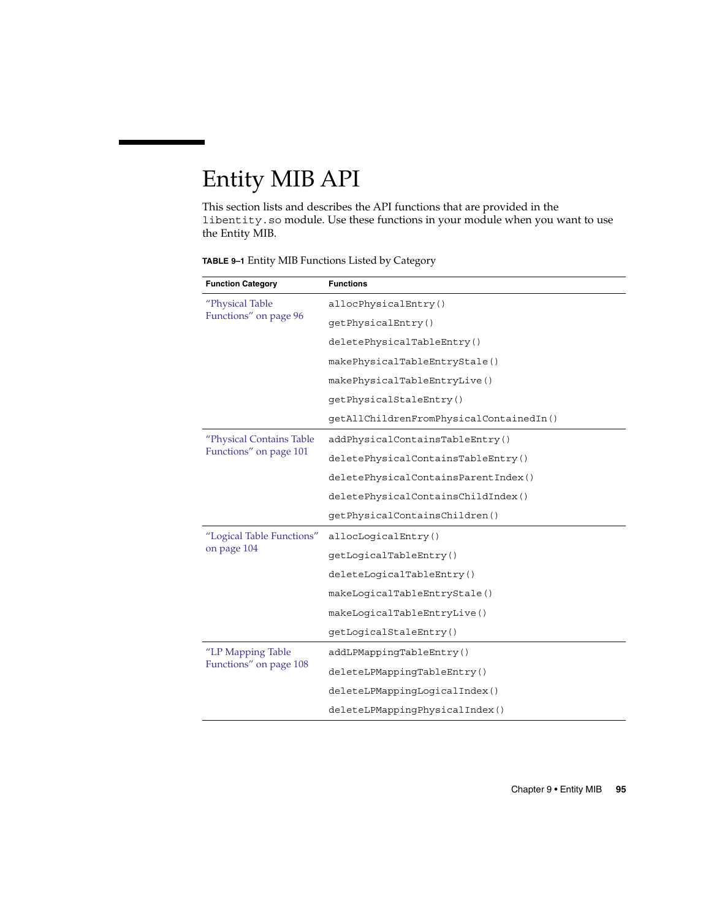# Entity MIB API

This section lists and describes the API functions that are provided in the `libentity.so` module. Use these functions in your module when you want to use the Entity MIB.

**TABLE 9–1** Entity MIB Functions Listed by Category

| Function Category | Functions |
| --- | --- |
| "Physical Table Functions" on page 96 | `allocPhysicalEntry()` |
| | `getPhysicalEntry()` |
| | `deletePhysicalTableEntry()` |
| | `makePhysicalTableEntryStale()` |
| | `makePhysicalTableEntryLive()` |
| | `getPhysicalStaleEntry()` |
| | `getAllChildrenFromPhysicalContainedIn()` |
| "Physical Contains Table Functions" on page 101 | `addPhysicalContainsTableEntry()` |
| | `deletePhysicalContainsTableEntry()` |
| | `deletePhysicalContainsParentIndex()` |
| | `deletePhysicalContainsChildIndex()` |
| | `getPhysicalContainsChildren()` |
| "Logical Table Functions" on page 104 | `allocLogicalEntry()` |
| | `getLogicalTableEntry()` |
| | `deleteLogicalTableEntry()` |
| | `makeLogicalTableEntryStale()` |
| | `makeLogicalTableEntryLive()` |
| | `getLogicalStaleEntry()` |
| "LP Mapping Table Functions" on page 108 | `addLPMappingTableEntry()` |
| | `deleteLPMappingTableEntry()` |
| | `deleteLPMappingLogicalIndex()` |
| | `deleteLPMappingPhysicalIndex()` |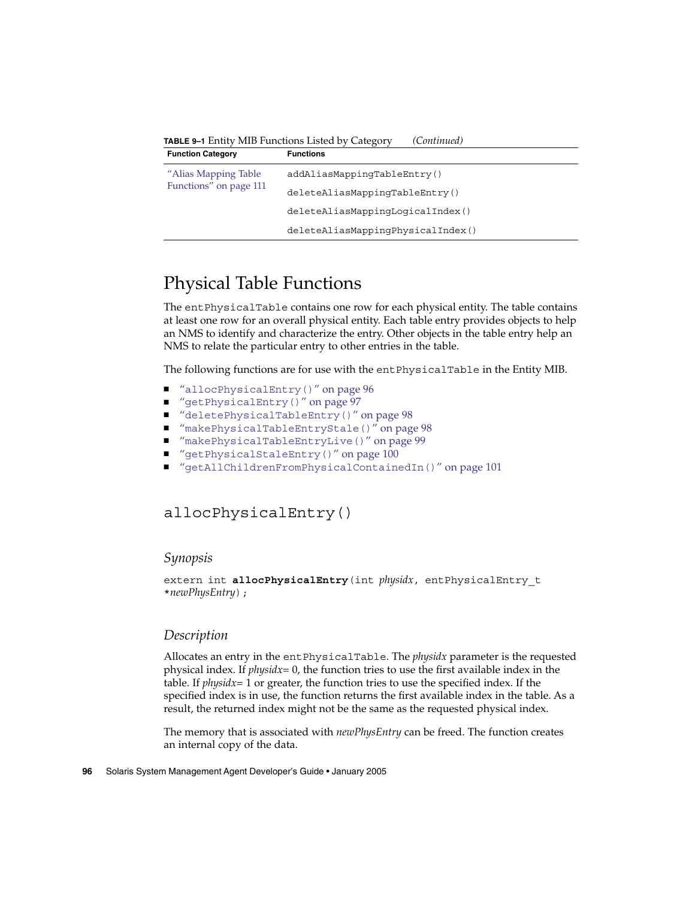**TABLE 9–1** Entity MIB Functions Listed by Category *(Continued)*

| Function Category | Functions |
| --- | --- |
| "Alias Mapping Table Functions" on page 111 | `addAliasMappingTableEntry()` |
| | `deleteAliasMappingTableEntry()` |
| | `deleteAliasMappingLogicalIndex()` |
| | `deleteAliasMappingPhysicalIndex()` |

## Physical Table Functions

The `entPhysicalTable` contains one row for each physical entity. The table contains at least one row for an overall physical entity. Each table entry provides objects to help an NMS to identify and characterize the entry. Other objects in the table entry help an NMS to relate the particular entry to other entries in the table.

The following functions are for use with the `entPhysicalTable` in the Entity MIB.

- "`allocPhysicalEntry()`" on page 96
- "`getPhysicalEntry()`" on page 97
- "`deletePhysicalTableEntry()`" on page 98
- "`makePhysicalTableEntryStale()`" on page 98
- "`makePhysicalTableEntryLive()`" on page 99
- "`getPhysicalStaleEntry()`" on page 100
- "`getAllChildrenFromPhysicalContainedIn()`" on page 101

### allocPhysicalEntry()

#### *Synopsis*

```
extern int allocPhysicalEntry(int physidx, entPhysicalEntry_t
*newPhysEntry);
```

#### *Description*

Allocates an entry in the `entPhysicalTable`. The *physidx* parameter is the requested physical index. If *physidx*= 0, the function tries to use the first available index in the table. If *physidx*= 1 or greater, the function tries to use the specified index. If the specified index is in use, the function returns the first available index in the table. As a result, the returned index might not be the same as the requested physical index.

The memory that is associated with *newPhysEntry* can be freed. The function creates an internal copy of the data.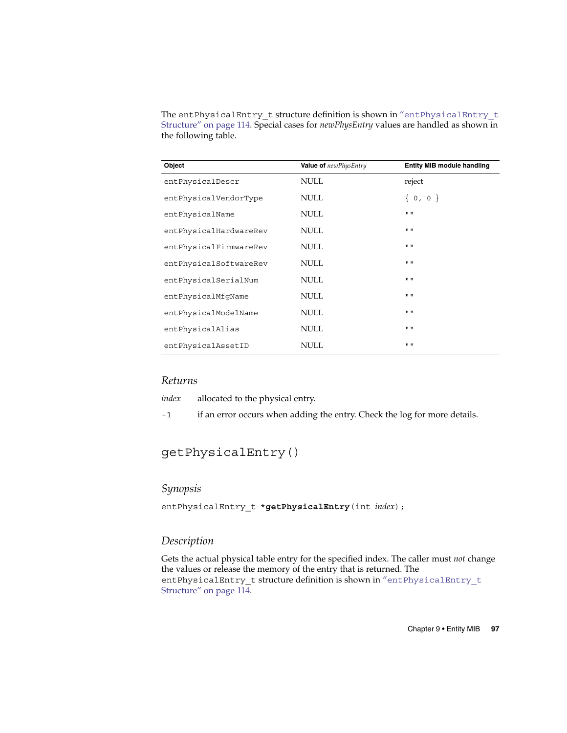The `entPhysicalEntry_t` structure definition is shown in "entPhysicalEntry_t Structure" on page 114. Special cases for *newPhysEntry* values are handled as shown in the following table.

| Object | Value of *newPhysEntry* | Entity MIB module handling |
|---|---|---|
| `entPhysicalDescr` | NULL | reject |
| `entPhysicalVendorType` | NULL | `{ 0, 0 }` |
| `entPhysicalName` | NULL | `""` |
| `entPhysicalHardwareRev` | NULL | `""` |
| `entPhysicalFirmwareRev` | NULL | `""` |
| `entPhysicalSoftwareRev` | NULL | `""` |
| `entPhysicalSerialNum` | NULL | `""` |
| `entPhysicalMfgName` | NULL | `""` |
| `entPhysicalModelName` | NULL | `""` |
| `entPhysicalAlias` | NULL | `""` |
| `entPhysicalAssetID` | NULL | `""` |

### *Returns*

*index* allocated to the physical entry.

`-1` if an error occurs when adding the entry. Check the log for more details.

## getPhysicalEntry()

### *Synopsis*

```
entPhysicalEntry_t *getPhysicalEntry(int index);
```

### *Description*

Gets the actual physical table entry for the specified index. The caller must *not* change the values or release the memory of the entry that is returned. The `entPhysicalEntry_t` structure definition is shown in "entPhysicalEntry_t Structure" on page 114.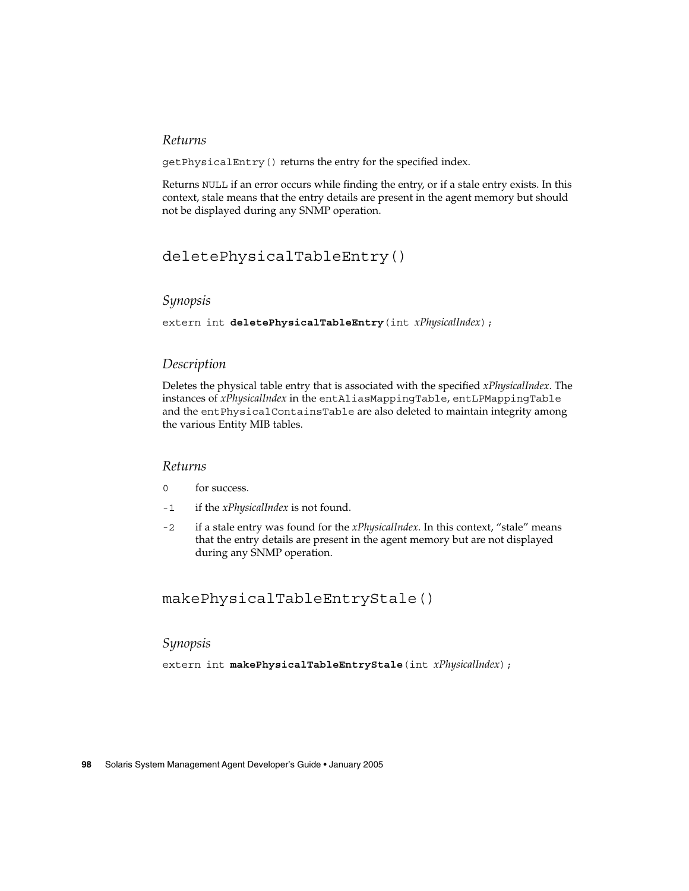#### *Returns*

`getPhysicalEntry()` returns the entry for the specified index.

Returns `NULL` if an error occurs while finding the entry, or if a stale entry exists. In this context, stale means that the entry details are present in the agent memory but should not be displayed during any SNMP operation.

### deletePhysicalTableEntry()

#### *Synopsis*

```
extern int deletePhysicalTableEntry(int xPhysicalIndex);
```

#### *Description*

Deletes the physical table entry that is associated with the specified *xPhysicalIndex*. The instances of *xPhysicalIndex* in the `entAliasMappingTable`, `entLPMappingTable` and the `entPhysicalContainsTable` are also deleted to maintain integrity among the various Entity MIB tables.

#### *Returns*

- `0` for success.
- `-1` if the *xPhysicalIndex* is not found.
- `-2` if a stale entry was found for the *xPhysicalIndex*. In this context, "stale" means that the entry details are present in the agent memory but are not displayed during any SNMP operation.

### makePhysicalTableEntryStale()

#### *Synopsis*

```
extern int makePhysicalTableEntryStale(int xPhysicalIndex);
```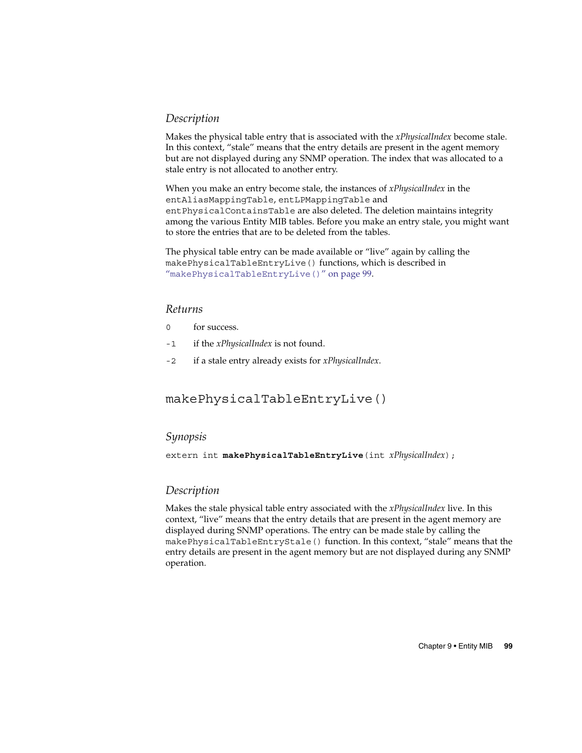### Description

Makes the physical table entry that is associated with the *xPhysicalIndex* become stale. In this context, "stale" means that the entry details are present in the agent memory but are not displayed during any SNMP operation. The index that was allocated to a stale entry is not allocated to another entry.

When you make an entry become stale, the instances of *xPhysicalIndex* in the `entAliasMappingTable`, `entLPMappingTable` and `entPhysicalContainsTable` are also deleted. The deletion maintains integrity among the various Entity MIB tables. Before you make an entry stale, you might want to store the entries that are to be deleted from the tables.

The physical table entry can be made available or "live" again by calling the `makePhysicalTableEntryLive()` functions, which is described in "`makePhysicalTableEntryLive()`" on page 99.

### Returns

- `0` for success.
- `-1` if the *xPhysicalIndex* is not found.
- `-2` if a stale entry already exists for *xPhysicalIndex*.

## makePhysicalTableEntryLive()

### Synopsis

```
extern int makePhysicalTableEntryLive(int xPhysicalIndex);
```

### Description

Makes the stale physical table entry associated with the *xPhysicalIndex* live. In this context, "live" means that the entry details that are present in the agent memory are displayed during SNMP operations. The entry can be made stale by calling the `makePhysicalTableEntryStale()` function. In this context, "stale" means that the entry details are present in the agent memory but are not displayed during any SNMP operation.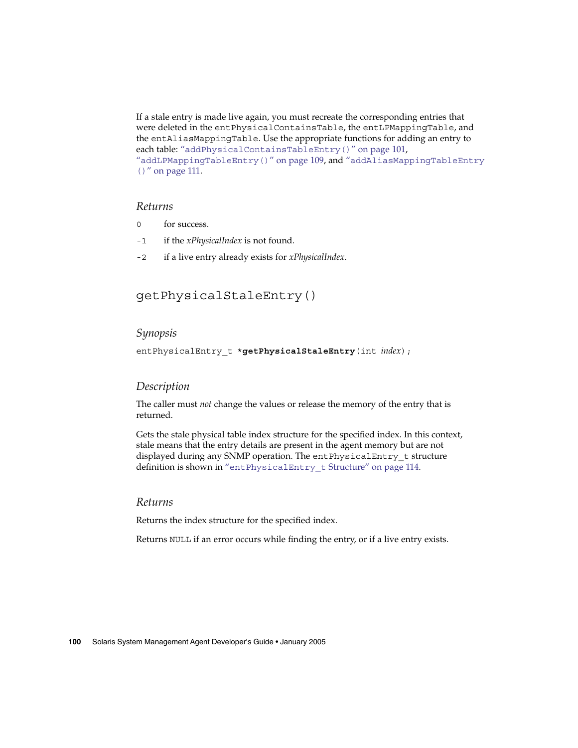If a stale entry is made live again, you must recreate the corresponding entries that were deleted in the `entPhysicalContainsTable`, the `entLPMappingTable`, and the `entAliasMappingTable`. Use the appropriate functions for adding an entry to each table: "`addPhysicalContainsTableEntry()`" on page 101, "`addLPMappingTableEntry()`" on page 109, and "`addAliasMappingTableEntry()`" on page 111.

### *Returns*

`0` for success.

`-1` if the *xPhysicalIndex* is not found.

`-2` if a live entry already exists for *xPhysicalIndex*.

## `getPhysicalStaleEntry()`

### *Synopsis*

```
entPhysicalEntry_t *getPhysicalStaleEntry(int index);
```

### *Description*

The caller must *not* change the values or release the memory of the entry that is returned.

Gets the stale physical table index structure for the specified index. In this context, stale means that the entry details are present in the agent memory but are not displayed during any SNMP operation. The `entPhysicalEntry_t` structure definition is shown in "`entPhysicalEntry_t` Structure" on page 114.

### *Returns*

Returns the index structure for the specified index.

Returns `NULL` if an error occurs while finding the entry, or if a live entry exists.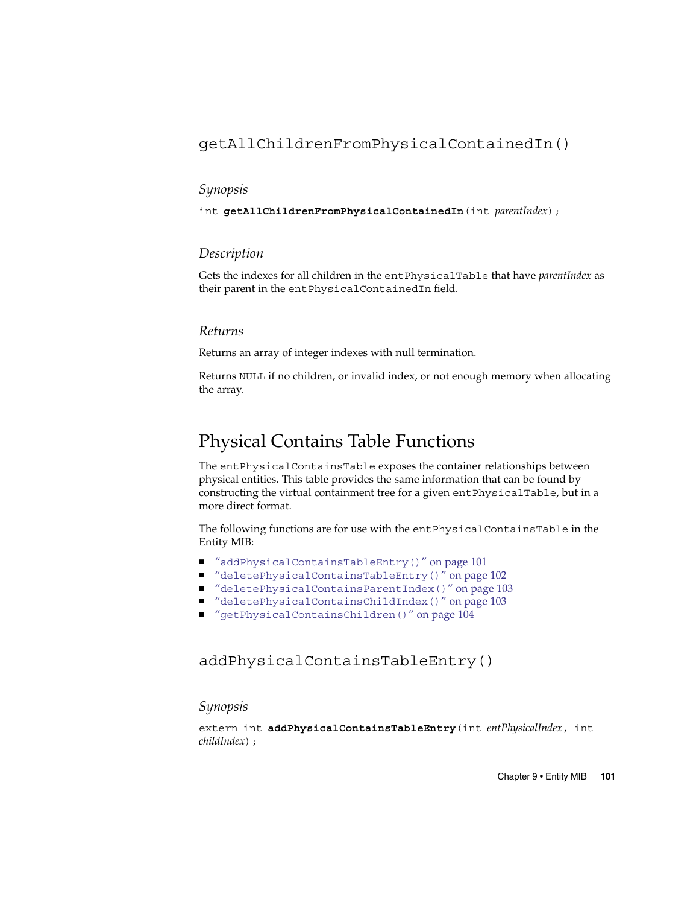### getAllChildrenFromPhysicalContainedIn()

#### Synopsis

```
int getAllChildrenFromPhysicalContainedIn(int parentIndex);
```

#### Description

Gets the indexes for all children in the `entPhysicalTable` that have *parentIndex* as their parent in the `entPhysicalContainedIn` field.

#### Returns

Returns an array of integer indexes with null termination.

Returns `NULL` if no children, or invalid index, or not enough memory when allocating the array.

## Physical Contains Table Functions

The `entPhysicalContainsTable` exposes the container relationships between physical entities. This table provides the same information that can be found by constructing the virtual containment tree for a given `entPhysicalTable`, but in a more direct format.

The following functions are for use with the `entPhysicalContainsTable` in the Entity MIB:

- "`addPhysicalContainsTableEntry()`" on page 101
- "`deletePhysicalContainsTableEntry()`" on page 102
- "`deletePhysicalContainsParentIndex()`" on page 103
- "`deletePhysicalContainsChildIndex()`" on page 103
- "`getPhysicalContainsChildren()`" on page 104

### addPhysicalContainsTableEntry()

#### Synopsis

```
extern int addPhysicalContainsTableEntry(int entPhysicalIndex, int
childIndex);
```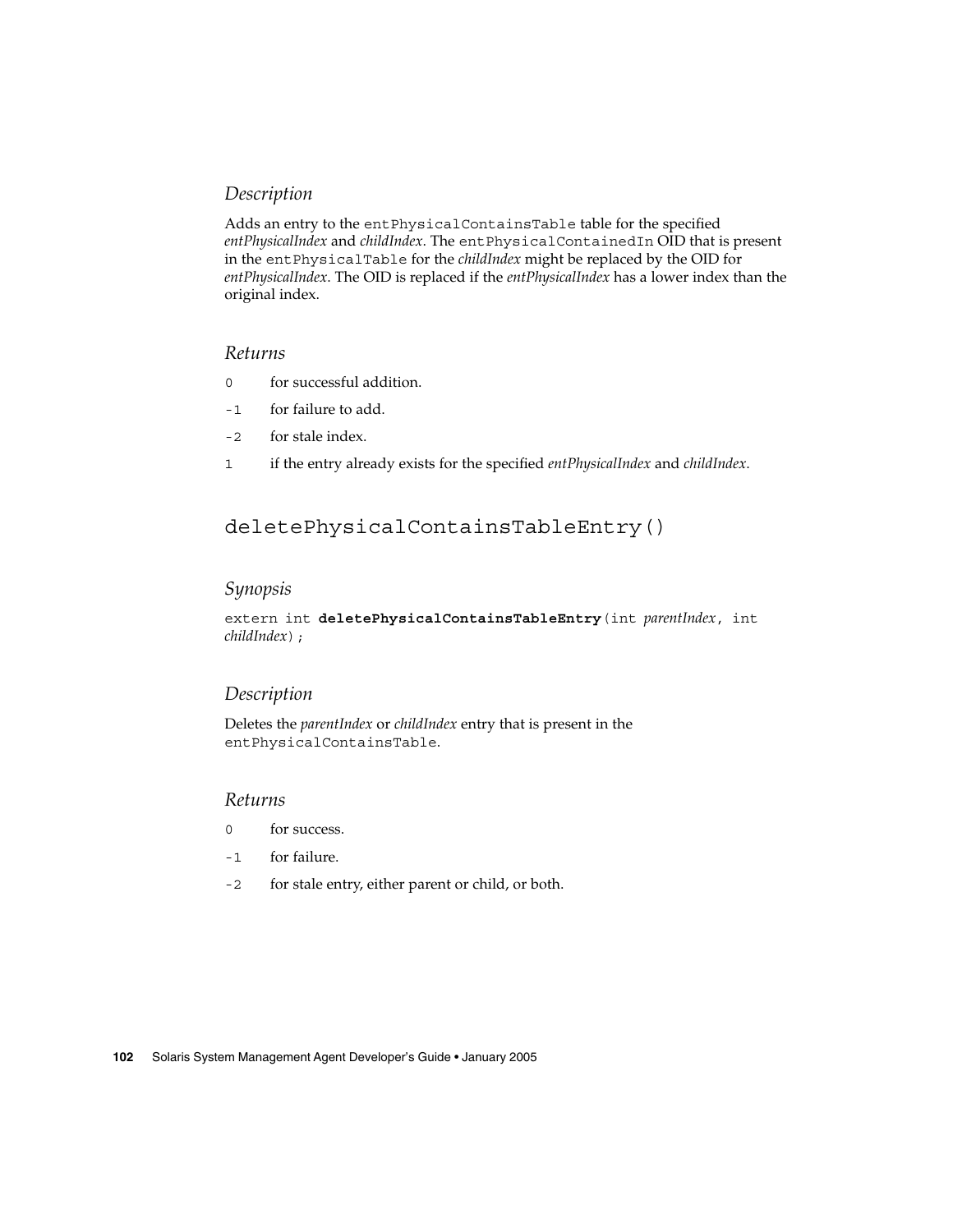#### *Description*

Adds an entry to the `entPhysicalContainsTable` table for the specified *entPhysicalIndex* and *childIndex*. The `entPhysicalContainedIn` OID that is present in the `entPhysicalTable` for the *childIndex* might be replaced by the OID for *entPhysicalIndex*. The OID is replaced if the *entPhysicalIndex* has a lower index than the original index.

#### *Returns*

- `0` for successful addition.
- `-1` for failure to add.
- `-2` for stale index.
- `1` if the entry already exists for the specified *entPhysicalIndex* and *childIndex*.

### `deletePhysicalContainsTableEntry()`

#### *Synopsis*

```
extern int deletePhysicalContainsTableEntry(int parentIndex, int
childIndex);
```

#### *Description*

Deletes the *parentIndex* or *childIndex* entry that is present in the `entPhysicalContainsTable`.

#### *Returns*

- `0` for success.
- `-1` for failure.
- `-2` for stale entry, either parent or child, or both.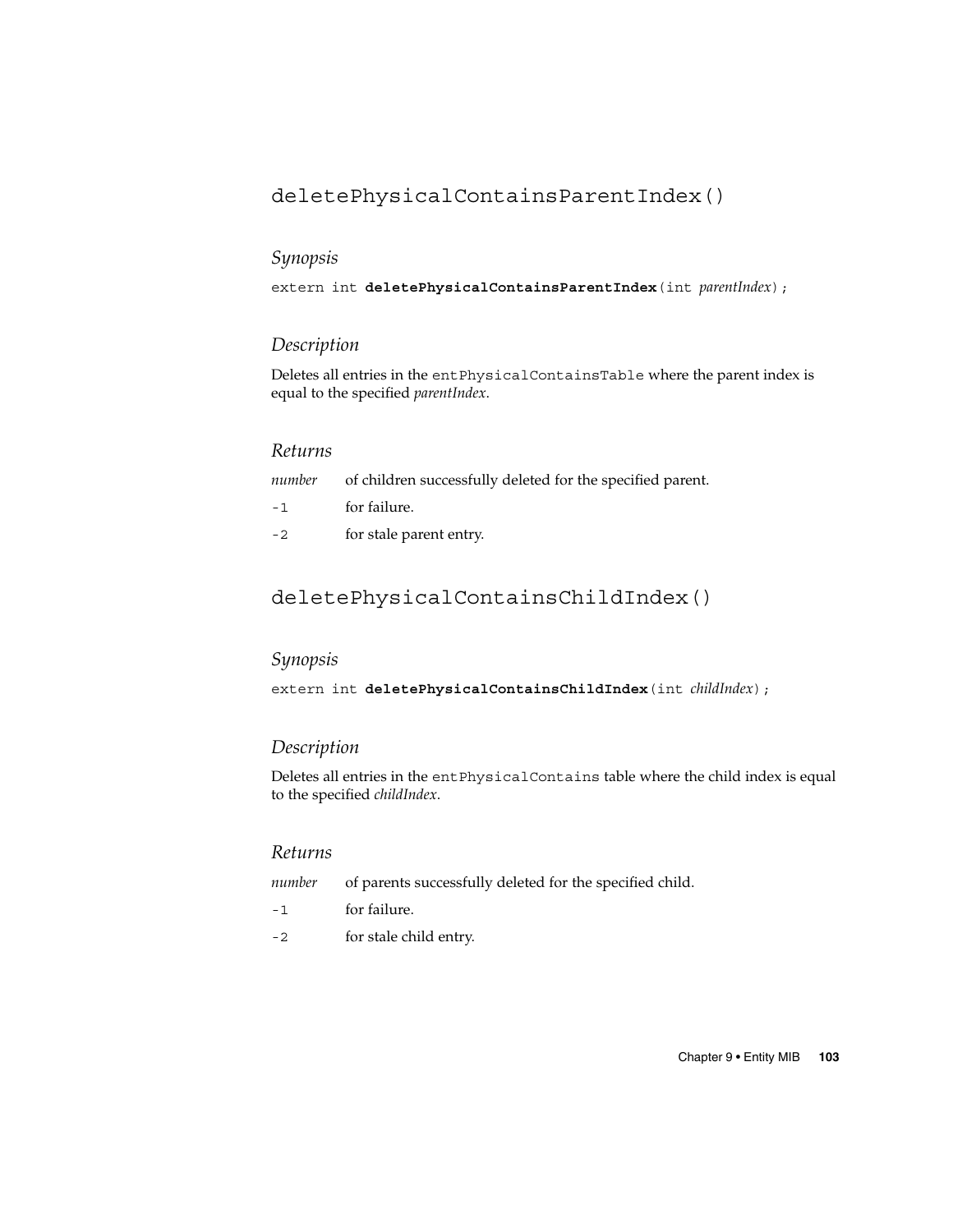## deletePhysicalContainsParentIndex()

### *Synopsis*

extern int **deletePhysicalContainsParentIndex**(int *parentIndex*);

### *Description*

Deletes all entries in the `entPhysicalContainsTable` where the parent index is equal to the specified *parentIndex*.

### *Returns*

| | |
|---|---|
| *number* | of children successfully deleted for the specified parent. |
| `-1` | for failure. |
| `-2` | for stale parent entry. |

## deletePhysicalContainsChildIndex()

### *Synopsis*

extern int **deletePhysicalContainsChildIndex**(int *childIndex*);

### *Description*

Deletes all entries in the `entPhysicalContains` table where the child index is equal to the specified *childIndex*.

### *Returns*

| | |
|---|---|
| *number* | of parents successfully deleted for the specified child. |
| `-1` | for failure. |
| `-2` | for stale child entry. |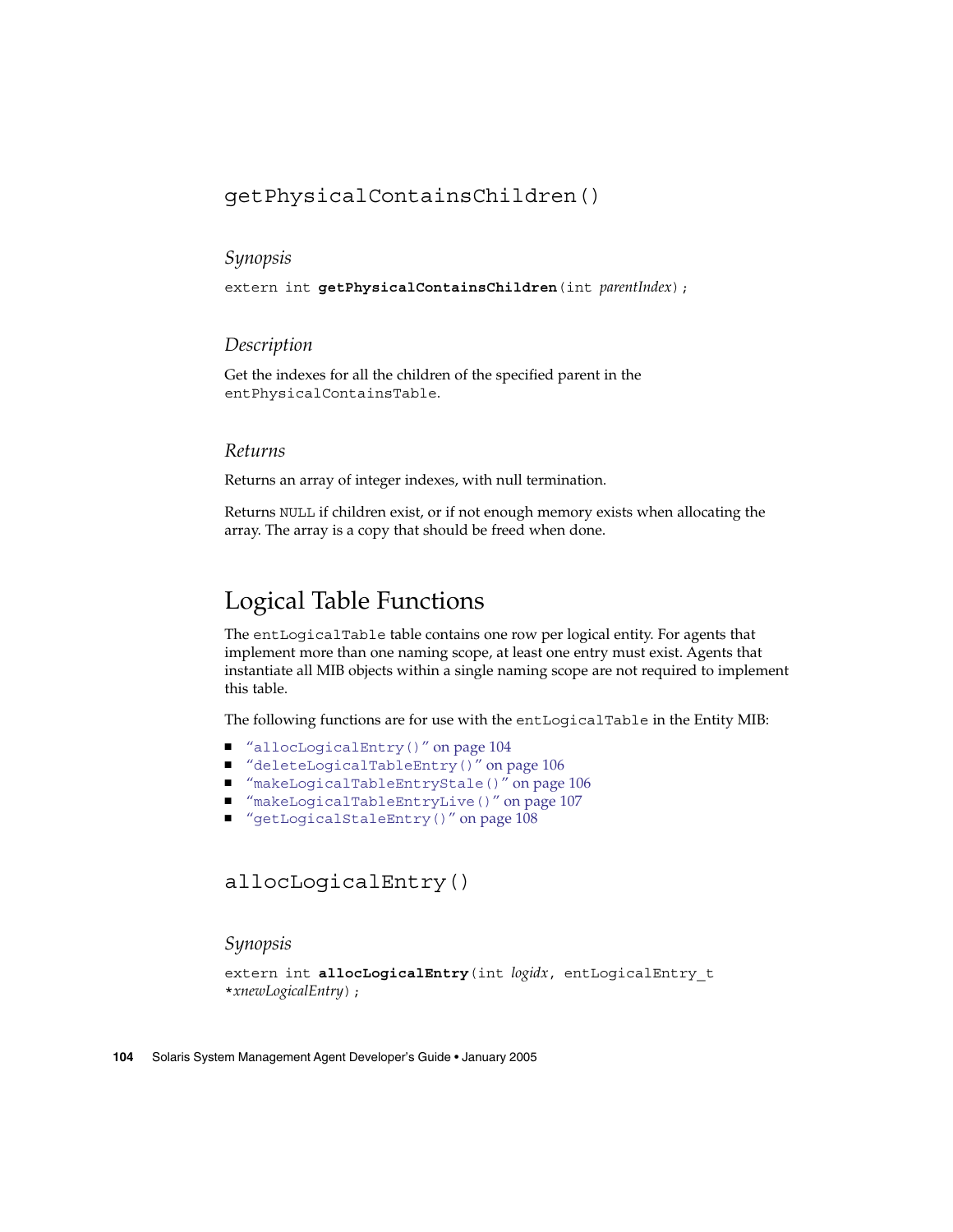### getPhysicalContainsChildren()

#### Synopsis

```
extern int getPhysicalContainsChildren(int parentIndex);
```

#### Description

Get the indexes for all the children of the specified parent in the `entPhysicalContainsTable`.

#### Returns

Returns an array of integer indexes, with null termination.

Returns `NULL` if children exist, or if not enough memory exists when allocating the array. The array is a copy that should be freed when done.

## Logical Table Functions

The `entLogicalTable` table contains one row per logical entity. For agents that implement more than one naming scope, at least one entry must exist. Agents that instantiate all MIB objects within a single naming scope are not required to implement this table.

The following functions are for use with the `entLogicalTable` in the Entity MIB:

- "`allocLogicalEntry()`" on page 104
- "`deleteLogicalTableEntry()`" on page 106
- "`makeLogicalTableEntryStale()`" on page 106
- "`makeLogicalTableEntryLive()`" on page 107
- "`getLogicalStaleEntry()`" on page 108

### allocLogicalEntry()

#### Synopsis

```
extern int allocLogicalEntry(int logidx, entLogicalEntry_t
*xnewLogicalEntry);
```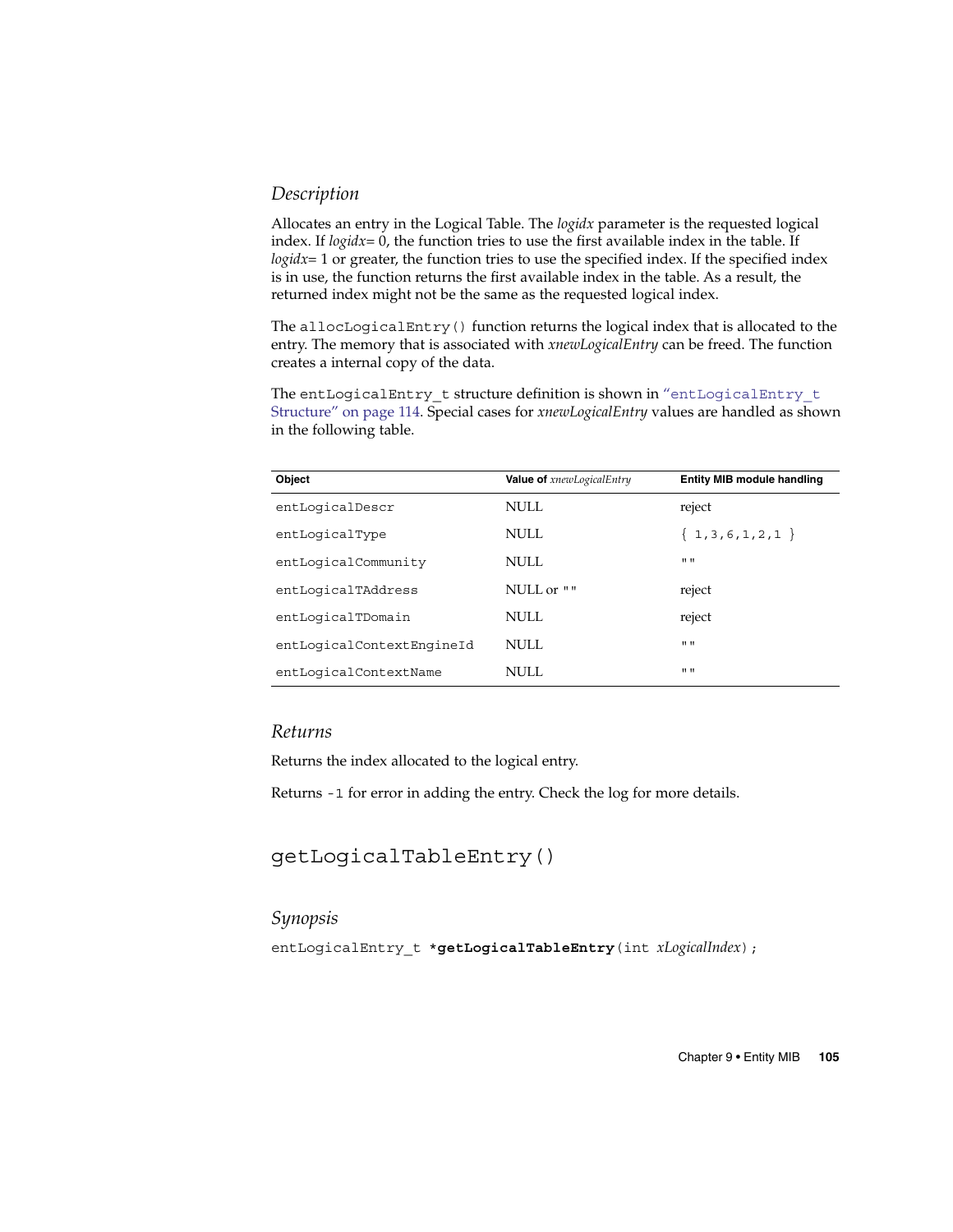### *Description*

Allocates an entry in the Logical Table. The *logidx* parameter is the requested logical index. If *logidx*= 0, the function tries to use the first available index in the table. If *logidx*= 1 or greater, the function tries to use the specified index. If the specified index is in use, the function returns the first available index in the table. As a result, the returned index might not be the same as the requested logical index.

The `allocLogicalEntry()` function returns the logical index that is allocated to the entry. The memory that is associated with *xnewLogicalEntry* can be freed. The function creates a internal copy of the data.

The `entLogicalEntry_t` structure definition is shown in "`entLogicalEntry_t` Structure" on page 114. Special cases for *xnewLogicalEntry* values are handled as shown in the following table.

| Object | Value of *xnewLogicalEntry* | Entity MIB module handling |
| --- | --- | --- |
| `entLogicalDescr` | NULL | reject |
| `entLogicalType` | NULL | `{ 1,3,6,1,2,1 }` |
| `entLogicalCommunity` | NULL | `""` |
| `entLogicalTAddress` | NULL or `""` | reject |
| `entLogicalTDomain` | NULL | reject |
| `entLogicalContextEngineId` | NULL | `""` |
| `entLogicalContextName` | NULL | `""` |

### *Returns*

Returns the index allocated to the logical entry.

Returns `-1` for error in adding the entry. Check the log for more details.

## `getLogicalTableEntry()`

### *Synopsis*

```
entLogicalEntry_t *getLogicalTableEntry(int xLogicalIndex);
```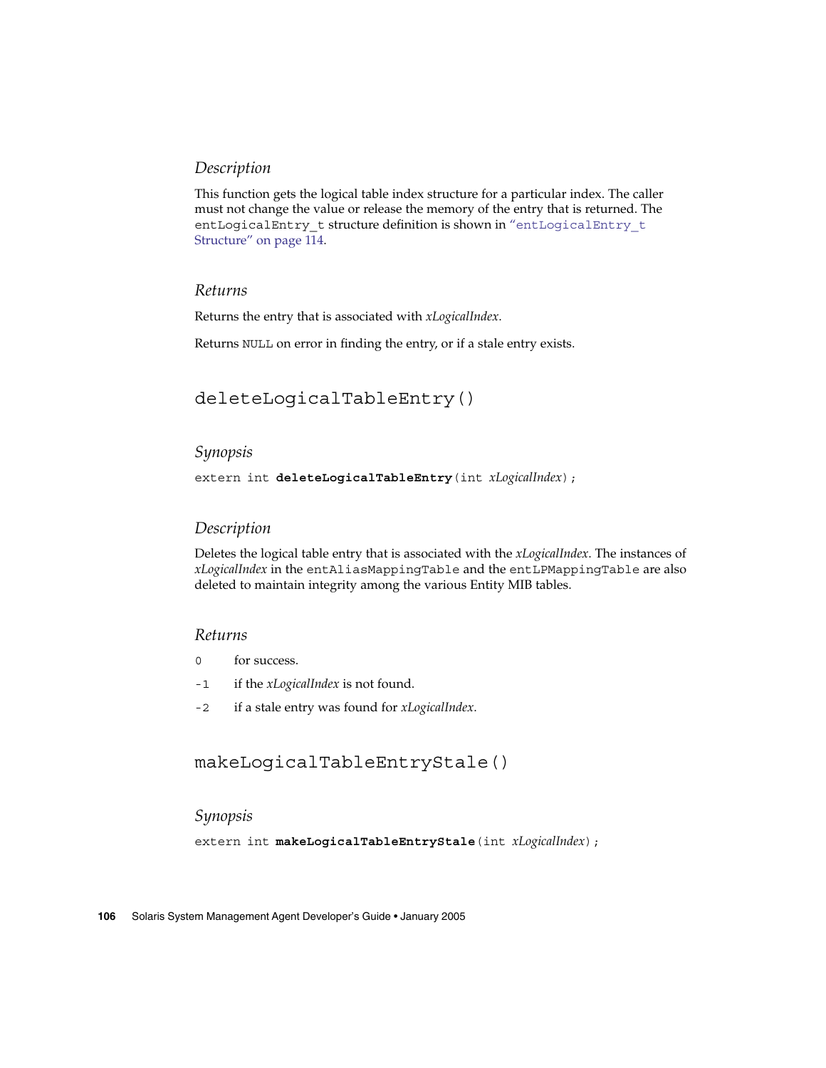#### *Description*

This function gets the logical table index structure for a particular index. The caller must not change the value or release the memory of the entry that is returned. The `entLogicalEntry_t` structure definition is shown in "`entLogicalEntry_t` Structure" on page 114.

#### *Returns*

Returns the entry that is associated with *xLogicalIndex*.

Returns `NULL` on error in finding the entry, or if a stale entry exists.

### `deleteLogicalTableEntry()`

#### *Synopsis*

```
extern int deleteLogicalTableEntry(int xLogicalIndex);
```

#### *Description*

Deletes the logical table entry that is associated with the *xLogicalIndex*. The instances of *xLogicalIndex* in the `entAliasMappingTable` and the `entLPMappingTable` are also deleted to maintain integrity among the various Entity MIB tables.

#### *Returns*

- `0` for success.
- `-1` if the *xLogicalIndex* is not found.
- `-2` if a stale entry was found for *xLogicalIndex*.

### `makeLogicalTableEntryStale()`

#### *Synopsis*

```
extern int makeLogicalTableEntryStale(int xLogicalIndex);
```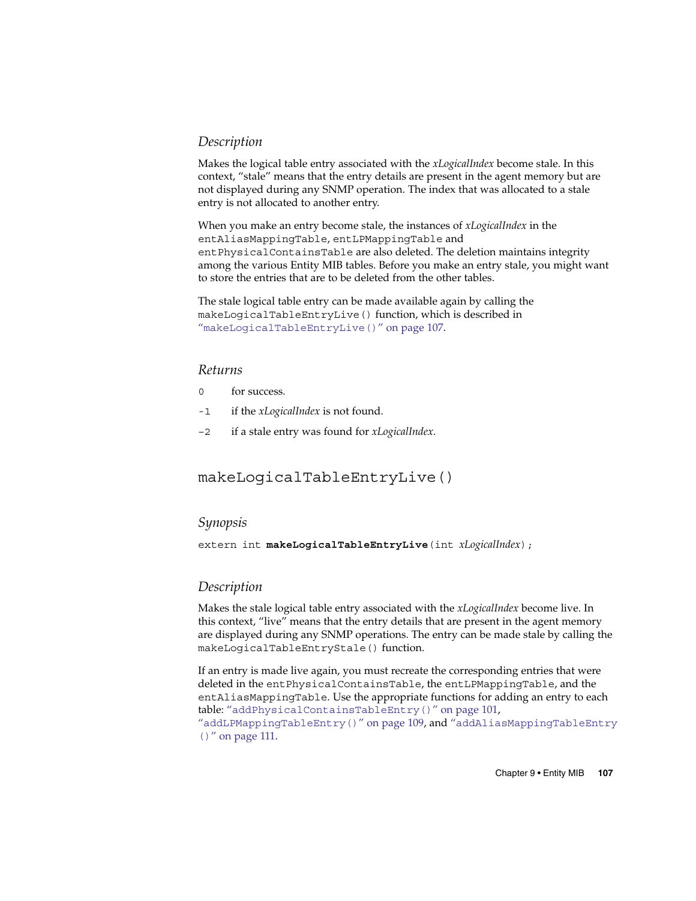### *Description*

Makes the logical table entry associated with the *xLogicalIndex* become stale. In this context, “stale” means that the entry details are present in the agent memory but are not displayed during any SNMP operation. The index that was allocated to a stale entry is not allocated to another entry.

When you make an entry become stale, the instances of *xLogicalIndex* in the `entAliasMappingTable`, `entLPMappingTable` and `entPhysicalContainsTable` are also deleted. The deletion maintains integrity among the various Entity MIB tables. Before you make an entry stale, you might want to store the entries that are to be deleted from the other tables.

The stale logical table entry can be made available again by calling the `makeLogicalTableEntryLive()` function, which is described in “`makeLogicalTableEntryLive()`” on page 107.

### *Returns*

- `0` for success.
- `-1` if the *xLogicalIndex* is not found.
- `-2` if a stale entry was found for *xLogicalIndex*.

## `makeLogicalTableEntryLive()`

### *Synopsis*

```
extern int makeLogicalTableEntryLive(int xLogicalIndex);
```

### *Description*

Makes the stale logical table entry associated with the *xLogicalIndex* become live. In this context, “live” means that the entry details that are present in the agent memory are displayed during any SNMP operations. The entry can be made stale by calling the `makeLogicalTableEntryStale()` function.

If an entry is made live again, you must recreate the corresponding entries that were deleted in the `entPhysicalContainsTable`, the `entLPMappingTable`, and the `entAliasMappingTable`. Use the appropriate functions for adding an entry to each table: “`addPhysicalContainsTableEntry()`” on page 101, “`addLPMappingTableEntry()`” on page 109, and “`addAliasMappingTableEntry()`” on page 111.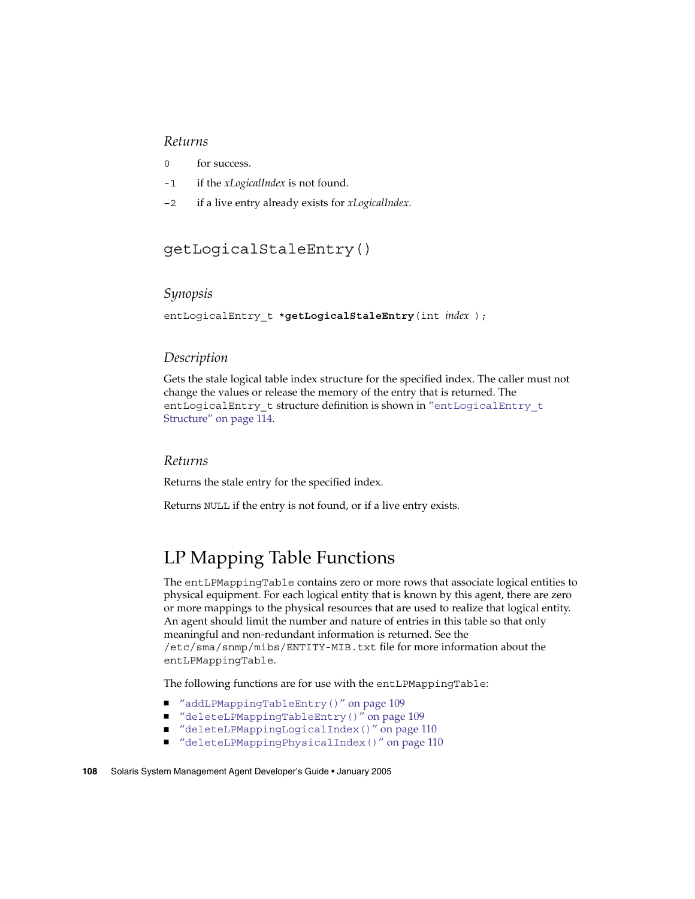*Returns*

`0` for success.

`-1` if the *xLogicalIndex* is not found.

`-2` if a live entry already exists for *xLogicalIndex*.

## getLogicalStaleEntry()

*Synopsis*

```
entLogicalEntry_t *getLogicalStaleEntry(int index );
```

*Description*

Gets the stale logical table index structure for the specified index. The caller must not change the values or release the memory of the entry that is returned. The `entLogicalEntry_t` structure definition is shown in "`entLogicalEntry_t` Structure" on page 114.

*Returns*

Returns the stale entry for the specified index.

Returns `NULL` if the entry is not found, or if a live entry exists.

# LP Mapping Table Functions

The `entLPMappingTable` contains zero or more rows that associate logical entities to physical equipment. For each logical entity that is known by this agent, there are zero or more mappings to the physical resources that are used to realize that logical entity. An agent should limit the number and nature of entries in this table so that only meaningful and non-redundant information is returned. See the `/etc/sma/snmp/mibs/ENTITY-MIB.txt` file for more information about the `entLPMappingTable`.

The following functions are for use with the `entLPMappingTable`:

- "`addLPMappingTableEntry()`" on page 109
- "`deleteLPMappingTableEntry()`" on page 109
- "`deleteLPMappingLogicalIndex()`" on page 110
- "`deleteLPMappingPhysicalIndex()`" on page 110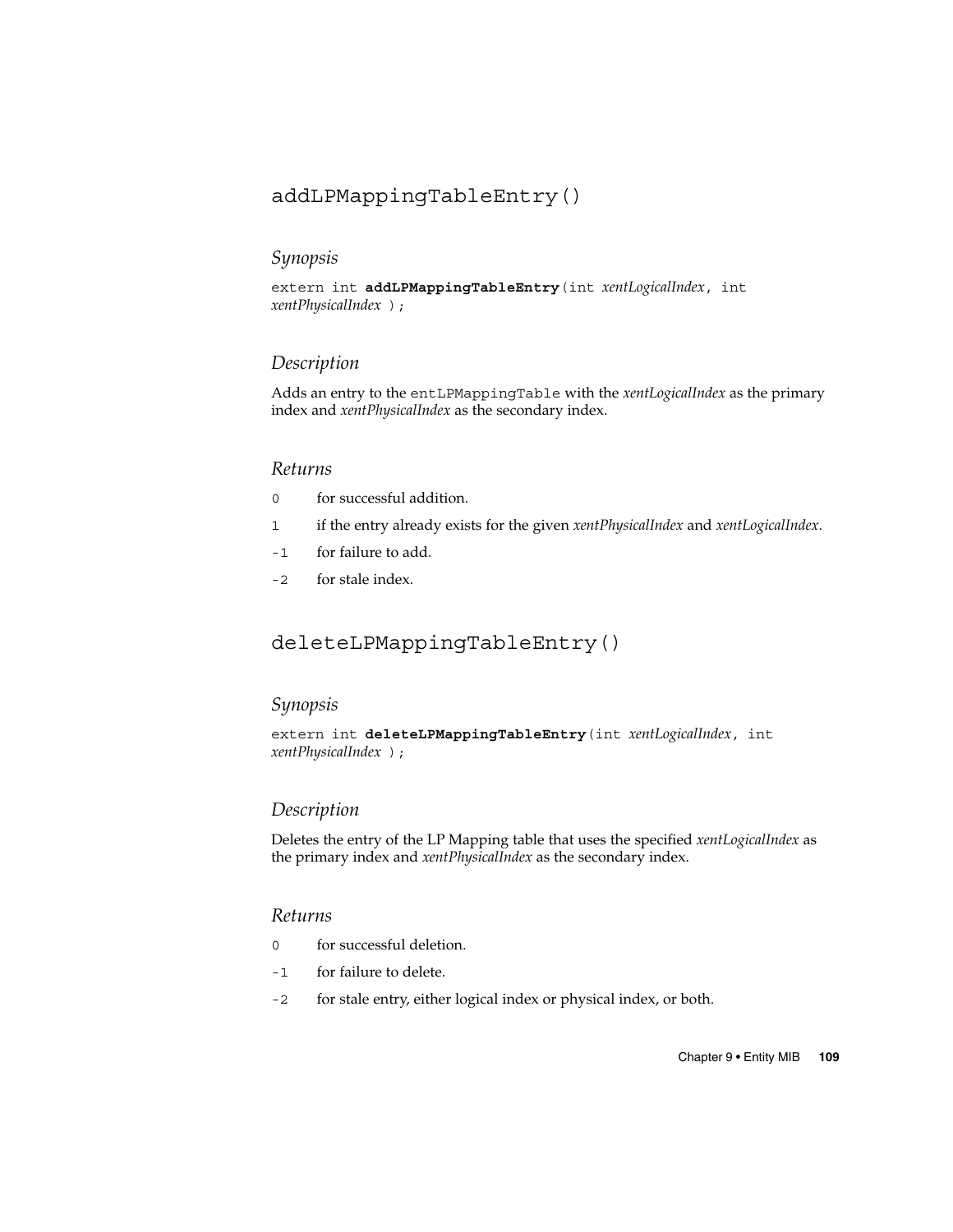## addLPMappingTableEntry()

### *Synopsis*

```
extern int addLPMappingTableEntry(int xentLogicalIndex, int
xentPhysicalIndex );
```

### *Description*

Adds an entry to the `entLPMappingTable` with the *xentLogicalIndex* as the primary index and *xentPhysicalIndex* as the secondary index.

### *Returns*

`0` for successful addition.

`1` if the entry already exists for the given *xentPhysicalIndex* and *xentLogicalIndex*.

`-1` for failure to add.

`-2` for stale index.

## deleteLPMappingTableEntry()

### *Synopsis*

```
extern int deleteLPMappingTableEntry(int xentLogicalIndex, int
xentPhysicalIndex );
```

### *Description*

Deletes the entry of the LP Mapping table that uses the specified *xentLogicalIndex* as the primary index and *xentPhysicalIndex* as the secondary index.

### *Returns*

`0` for successful deletion.

`-1` for failure to delete.

`-2` for stale entry, either logical index or physical index, or both.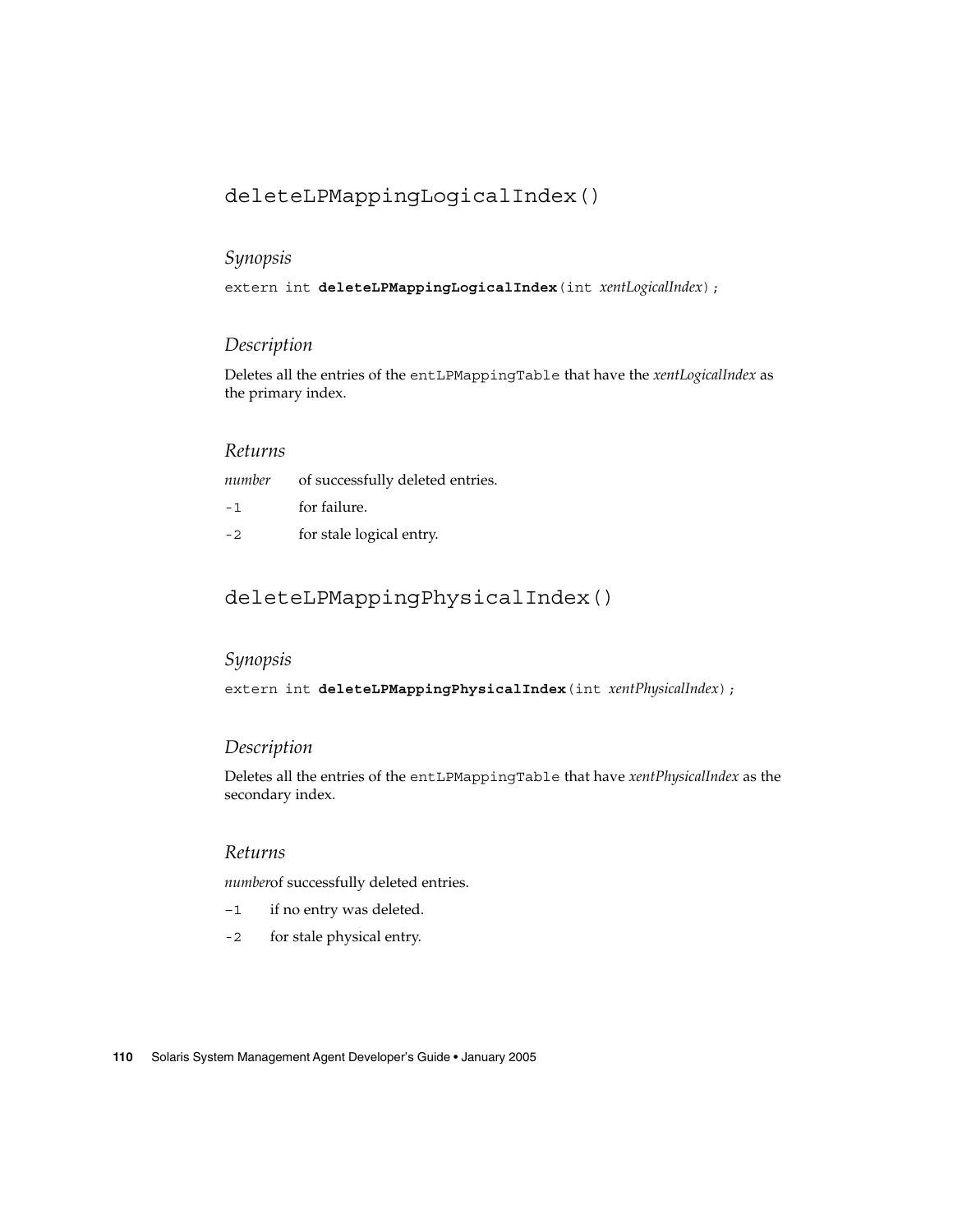## deleteLPMappingLogicalIndex()

### *Synopsis*

```
extern int deleteLPMappingLogicalIndex(int xentLogicalIndex);
```

### *Description*

Deletes all the entries of the `entLPMappingTable` that have the *xentLogicalIndex* as the primary index.

### *Returns*

*number* of successfully deleted entries.

`-1` for failure.

`-2` for stale logical entry.

## deletеLPMappingPhysicalIndex()

### *Synopsis*

```
extern int deleteLPMappingPhysicalIndex(int xentPhysicalIndex);
```

### *Description*

Deletes all the entries of the `entLPMappingTable` that have *xentPhysicalIndex* as the secondary index.

### *Returns*

*number*of successfully deleted entries.

`-1` if no entry was deleted.

`-2` for stale physical entry.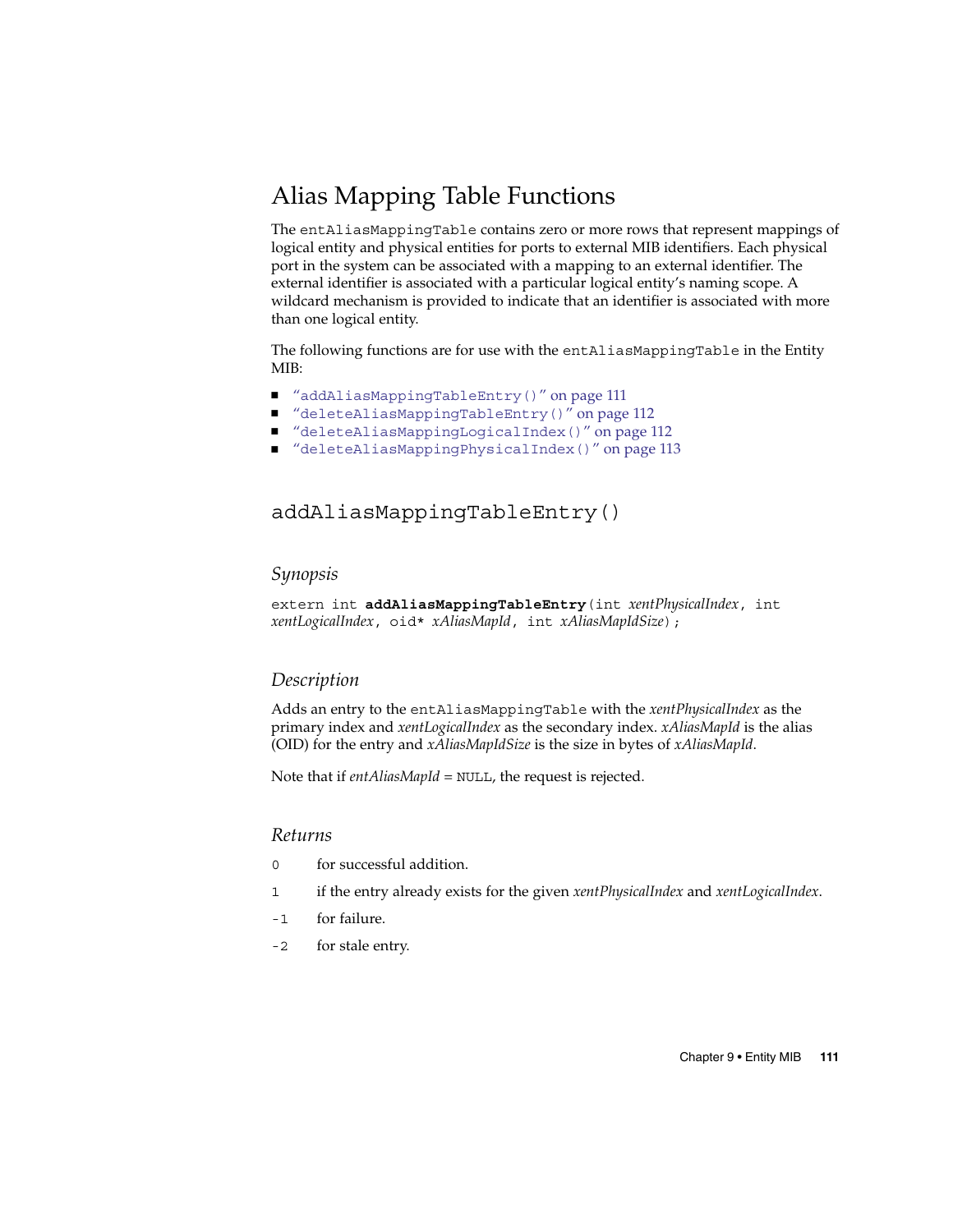## Alias Mapping Table Functions

The `entAliasMappingTable` contains zero or more rows that represent mappings of logical entity and physical entities for ports to external MIB identifiers. Each physical port in the system can be associated with a mapping to an external identifier. The external identifier is associated with a particular logical entity's naming scope. A wildcard mechanism is provided to indicate that an identifier is associated with more than one logical entity.

The following functions are for use with the `entAliasMappingTable` in the Entity MIB:

- "`addAliasMappingTableEntry()`" on page 111
- "`deleteAliasMappingTableEntry()`" on page 112
- "`deleteAliasMappingLogicalIndex()`" on page 112
- "`deleteAliasMappingPhysicalIndex()`" on page 113

### addAliasMappingTableEntry()

#### *Synopsis*

```
extern int addAliasMappingTableEntry(int xentPhysicalIndex, int
xentLogicalIndex, oid* xAliasMapId, int xAliasMapIdSize);
```

#### *Description*

Adds an entry to the `entAliasMappingTable` with the *xentPhysicalIndex* as the primary index and *xentLogicalIndex* as the secondary index. *xAliasMapId* is the alias (OID) for the entry and *xAliasMapIdSize* is the size in bytes of *xAliasMapId*.

Note that if *entAliasMapId* = `NULL`, the request is rejected.

#### *Returns*

| | |
|---|---|
| `0` | for successful addition. |
| `1` | if the entry already exists for the given *xentPhysicalIndex* and *xentLogicalIndex*. |
| `-1` | for failure. |
| `-2` | for stale entry. |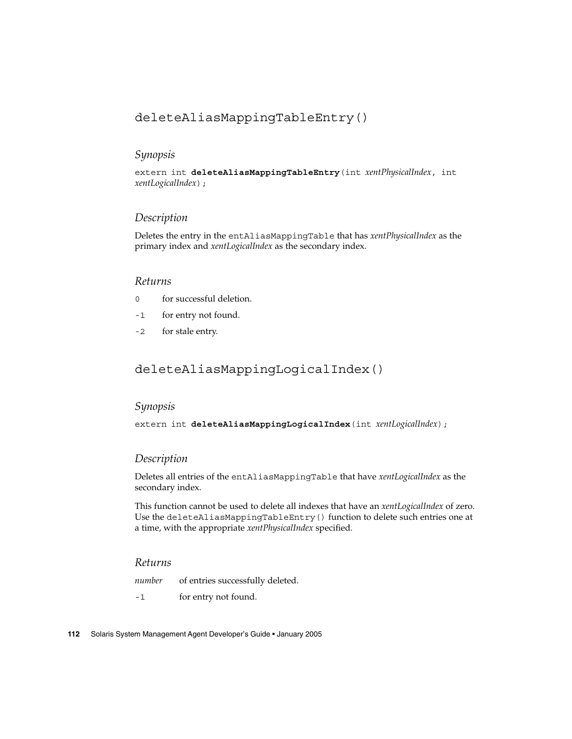## deleteAliasMappingTableEntry()

### *Synopsis*

```
extern int deleteAliasMappingTableEntry(int xentPhysicalIndex, int xentLogicalIndex);
```

### *Description*

Deletes the entry in the `entAliasMappingTable` that has *xentPhysicalIndex* as the primary index and *xentLogicalIndex* as the secondary index.

### *Returns*

- `0` for successful deletion.
- `-1` for entry not found.
- `-2` for stale entry.

## deleteAliasMappingLogicalIndex()

### *Synopsis*

```
extern int deleteAliasMappingLogicalIndex(int xentLogicalIndex);
```

### *Description*

Deletes all entries of the `entAliasMappingTable` that have *xentLogicalIndex* as the secondary index.

This function cannot be used to delete all indexes that have an *xentLogicalIndex* of zero. Use the `deleteAliasMappingTableEntry()` function to delete such entries one at a time, with the appropriate *xentPhysicalIndex* specified.

### *Returns*

- *number* of entries successfully deleted.
- `-1` for entry not found.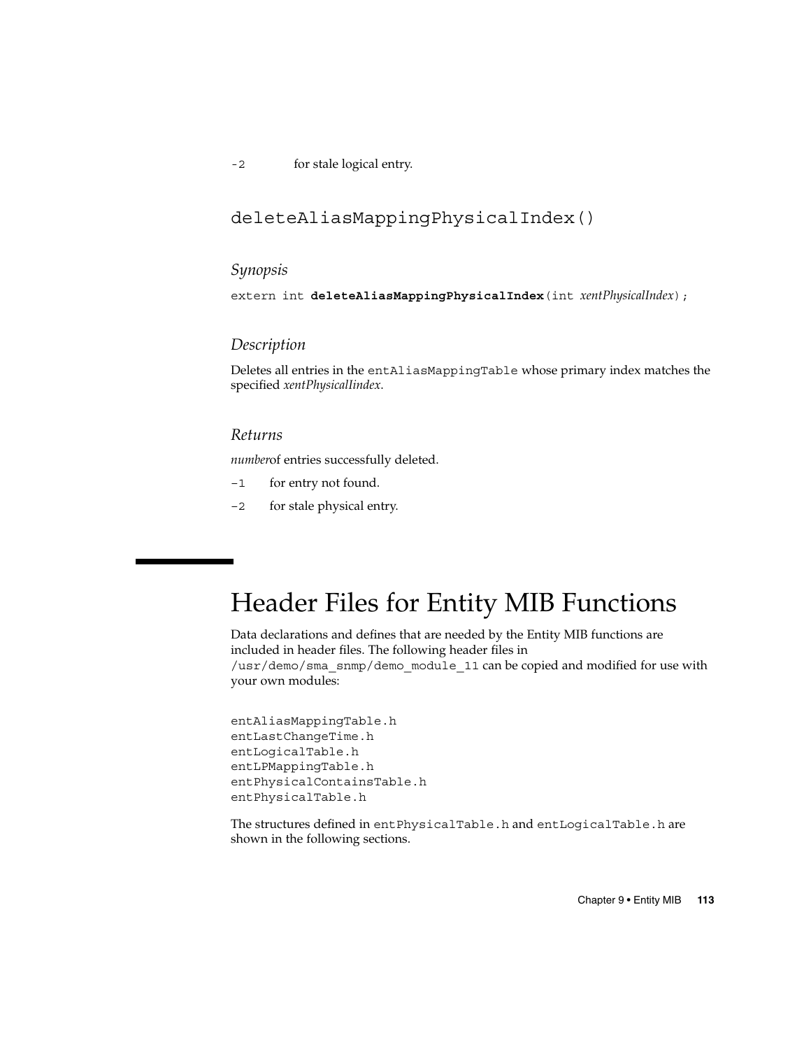-2 for stale logical entry.

### deleteAliasMappingPhysicalIndex()

#### *Synopsis*

`extern int` **`deleteAliasMappingPhysicalIndex`**`(int` *xentPhysicalIndex*`);`

#### *Description*

Deletes all entries in the `entAliasMappingTable` whose primary index matches the specified *xentPhysicalIindex*.

#### *Returns*

*number*of entries successfully deleted.

- `-1` for entry not found.
- `-2` for stale physical entry.

## Header Files for Entity MIB Functions

Data declarations and defines that are needed by the Entity MIB functions are included in header files. The following header files in `/usr/demo/sma_snmp/demo_module_11` can be copied and modified for use with your own modules:

```
entAliasMappingTable.h
entLastChangeTime.h
entLogicalTable.h
entLPMappingTable.h
entPhysicalContainsTable.h
entPhysicalTable.h
```

The structures defined in `entPhysicalTable.h` and `entLogicalTable.h` are shown in the following sections.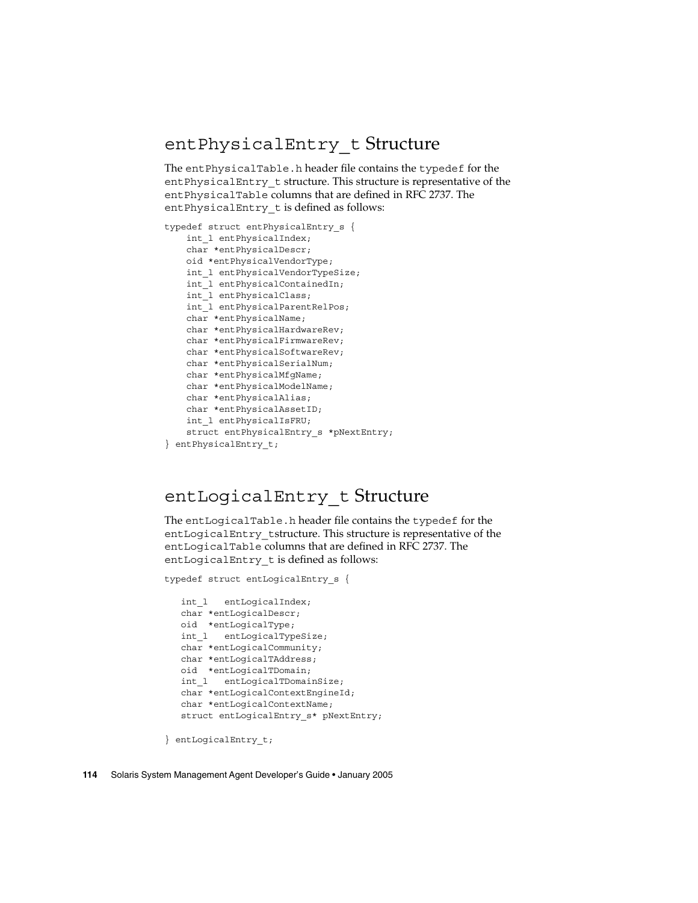## `entPhysicalEntry_t` Structure

The `entPhysicalTable.h` header file contains the `typedef` for the `entPhysicalEntry_t` structure. This structure is representative of the `entPhysicalTable` columns that are defined in RFC 2737. The `entPhysicalEntry_t` is defined as follows:

```
typedef struct entPhysicalEntry_s {
    int_l entPhysicalIndex;
    char *entPhysicalDescr;
    oid *entPhysicalVendorType;
    int_l entPhysicalVendorTypeSize;
    int_l entPhysicalContainedIn;
    int_l entPhysicalClass;
    int_l entPhysicalParentRelPos;
    char *entPhysicalName;
    char *entPhysicalHardwareRev;
    char *entPhysicalFirmwareRev;
    char *entPhysicalSoftwareRev;
    char *entPhysicalSerialNum;
    char *entPhysicalMfgName;
    char *entPhysicalModelName;
    char *entPhysicalAlias;
    char *entPhysicalAssetID;
    int_l entPhysicalIsFRU;
    struct entPhysicalEntry_s *pNextEntry;
} entPhysicalEntry_t;
```

## `entLogicalEntry_t` Structure

The `entLogicalTable.h` header file contains the `typedef` for the `entLogicalEntry_t`structure. This structure is representative of the `entLogicalTable` columns that are defined in RFC 2737. The `entLogicalEntry_t` is defined as follows:

```
typedef struct entLogicalEntry_s {

   int_l   entLogicalIndex;
   char *entLogicalDescr;
   oid  *entLogicalType;
   int_l   entLogicalTypeSize;
   char *entLogicalCommunity;
   char *entLogicalTAddress;
   oid  *entLogicalTDomain;
   int_l   entLogicalTDomainSize;
   char *entLogicalContextEngineId;
   char *entLogicalContextName;
   struct entLogicalEntry_s* pNextEntry;

} entLogicalEntry_t;
```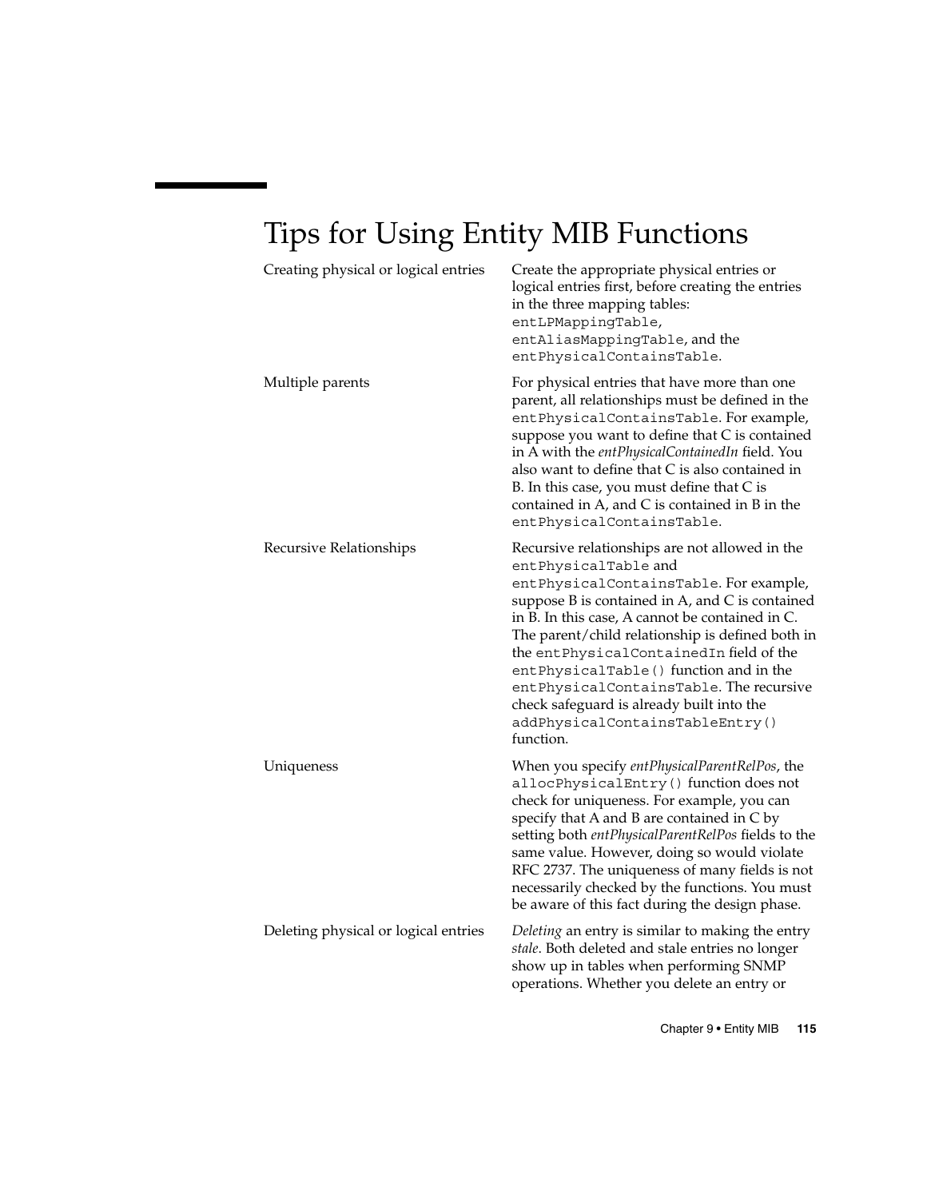# Tips for Using Entity MIB Functions

| | |
|---|---|
| Creating physical or logical entries | Create the appropriate physical entries or logical entries first, before creating the entries in the three mapping tables: `entLPMappingTable`, `entAliasMappingTable`, and the `entPhysicalContainsTable`. |
| Multiple parents | For physical entries that have more than one parent, all relationships must be defined in the `entPhysicalContainsTable`. For example, suppose you want to define that C is contained in A with the *entPhysicalContainedIn* field. You also want to define that C is also contained in B. In this case, you must define that C is contained in A, and C is contained in B in the `entPhysicalContainsTable`. |
| Recursive Relationships | Recursive relationships are not allowed in the `entPhysicalTable` and `entPhysicalContainsTable`. For example, suppose B is contained in A, and C is contained in B. In this case, A cannot be contained in C. The parent/child relationship is defined both in the `entPhysicalContainedIn` field of the `entPhysicalTable()` function and in the `entPhysicalContainsTable`. The recursive check safeguard is already built into the `addPhysicalContainsTableEntry()` function. |
| Uniqueness | When you specify *entPhysicalParentRelPos*, the `allocPhysicalEntry()` function does not check for uniqueness. For example, you can specify that A and B are contained in C by setting both *entPhysicalParentRelPos* fields to the same value. However, doing so would violate RFC 2737. The uniqueness of many fields is not necessarily checked by the functions. You must be aware of this fact during the design phase. |
| Deleting physical or logical entries | *Deleting* an entry is similar to making the entry *stale*. Both deleted and stale entries no longer show up in tables when performing SNMP operations. Whether you delete an entry or |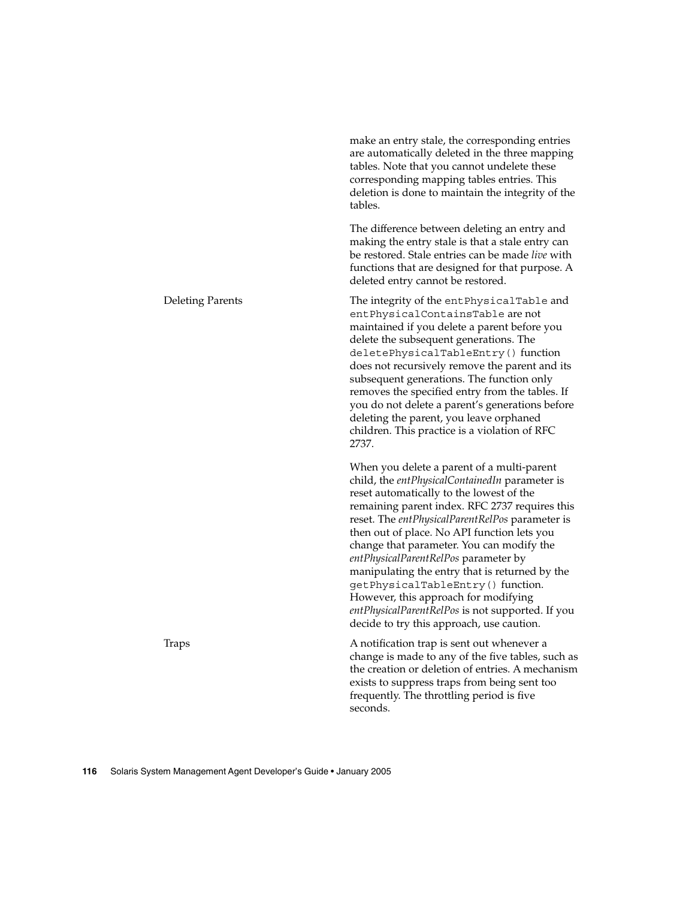| | |
|---|---|
| | make an entry stale, the corresponding entries are automatically deleted in the three mapping tables. Note that you cannot undelete these corresponding mapping tables entries. This deletion is done to maintain the integrity of the tables.<br><br>The difference between deleting an entry and making the entry stale is that a stale entry can be restored. Stale entries can be made *live* with functions that are designed for that purpose. A deleted entry cannot be restored. |
| Deleting Parents | The integrity of the `entPhysicalTable` and `entPhysicalContainsTable` are not maintained if you delete a parent before you delete the subsequent generations. The `deletePhysicalTableEntry()` function does not recursively remove the parent and its subsequent generations. The function only removes the specified entry from the tables. If you do not delete a parent's generations before deleting the parent, you leave orphaned children. This practice is a violation of RFC 2737.<br><br>When you delete a parent of a multi-parent child, the *entPhysicalContainedIn* parameter is reset automatically to the lowest of the remaining parent index. RFC 2737 requires this reset. The *entPhysicalParentRelPos* parameter is then out of place. No API function lets you change that parameter. You can modify the *entPhysicalParentRelPos* parameter by manipulating the entry that is returned by the `getPhysicalTableEntry()` function. However, this approach for modifying *entPhysicalParentRelPos* is not supported. If you decide to try this approach, use caution. |
| Traps | A notification trap is sent out whenever a change is made to any of the five tables, such as the creation or deletion of entries. A mechanism exists to suppress traps from being sent too frequently. The throttling period is five seconds. |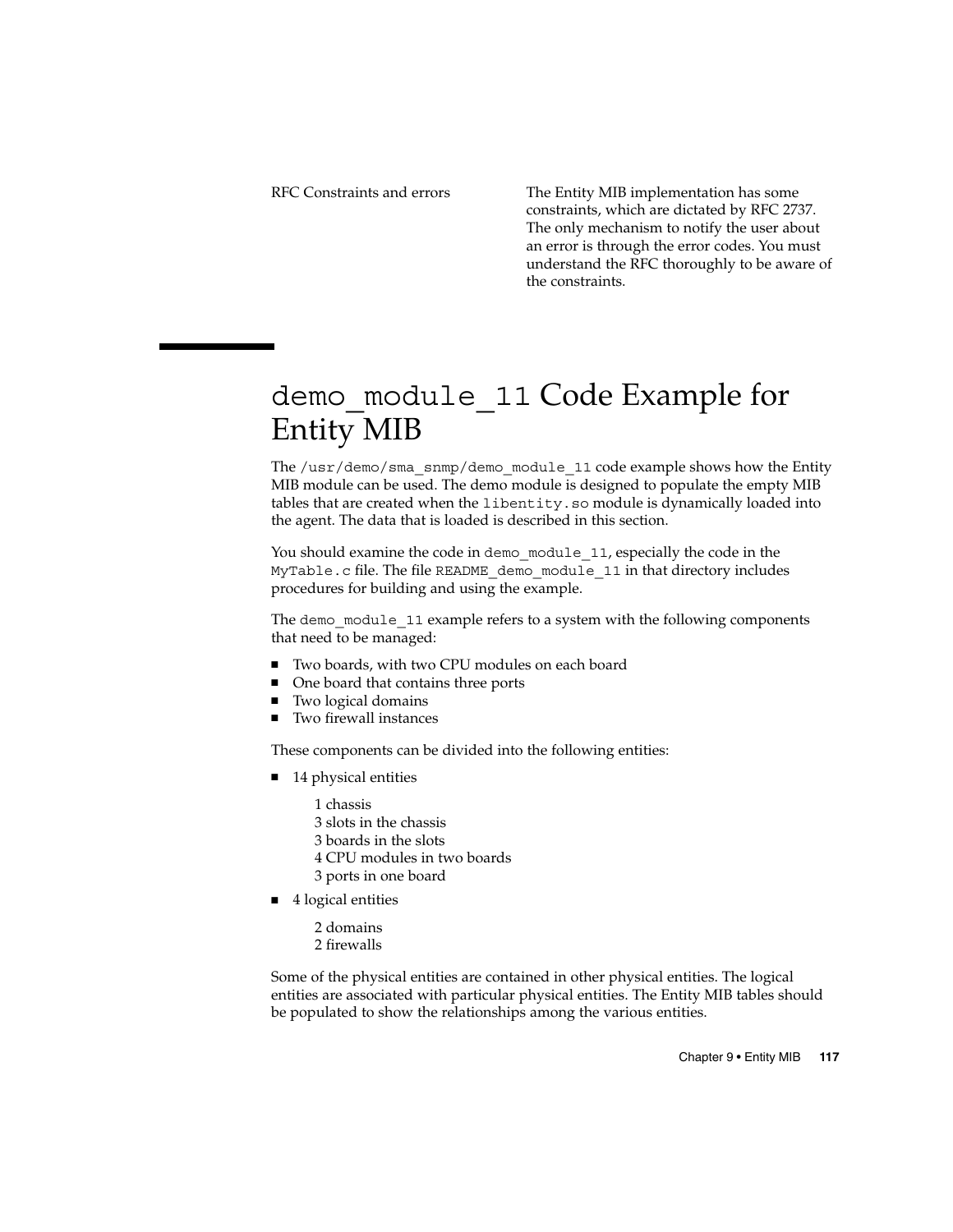| | |
|---|---|
| RFC Constraints and errors | The Entity MIB implementation has some constraints, which are dictated by RFC 2737. The only mechanism to notify the user about an error is through the error codes. You must understand the RFC thoroughly to be aware of the constraints. |

# `demo_module_11` Code Example for Entity MIB

The `/usr/demo/sma_snmp/demo_module_11` code example shows how the Entity MIB module can be used. The demo module is designed to populate the empty MIB tables that are created when the `libentity.so` module is dynamically loaded into the agent. The data that is loaded is described in this section.

You should examine the code in `demo_module_11`, especially the code in the `MyTable.c` file. The file `README_demo_module_11` in that directory includes procedures for building and using the example.

The `demo_module_11` example refers to a system with the following components that need to be managed:

- Two boards, with two CPU modules on each board
- One board that contains three ports
- Two logical domains
- Two firewall instances

These components can be divided into the following entities:

- 14 physical entities

  1 chassis
  3 slots in the chassis
  3 boards in the slots
  4 CPU modules in two boards
  3 ports in one board

- 4 logical entities

  2 domains
  2 firewalls

Some of the physical entities are contained in other physical entities. The logical entities are associated with particular physical entities. The Entity MIB tables should be populated to show the relationships among the various entities.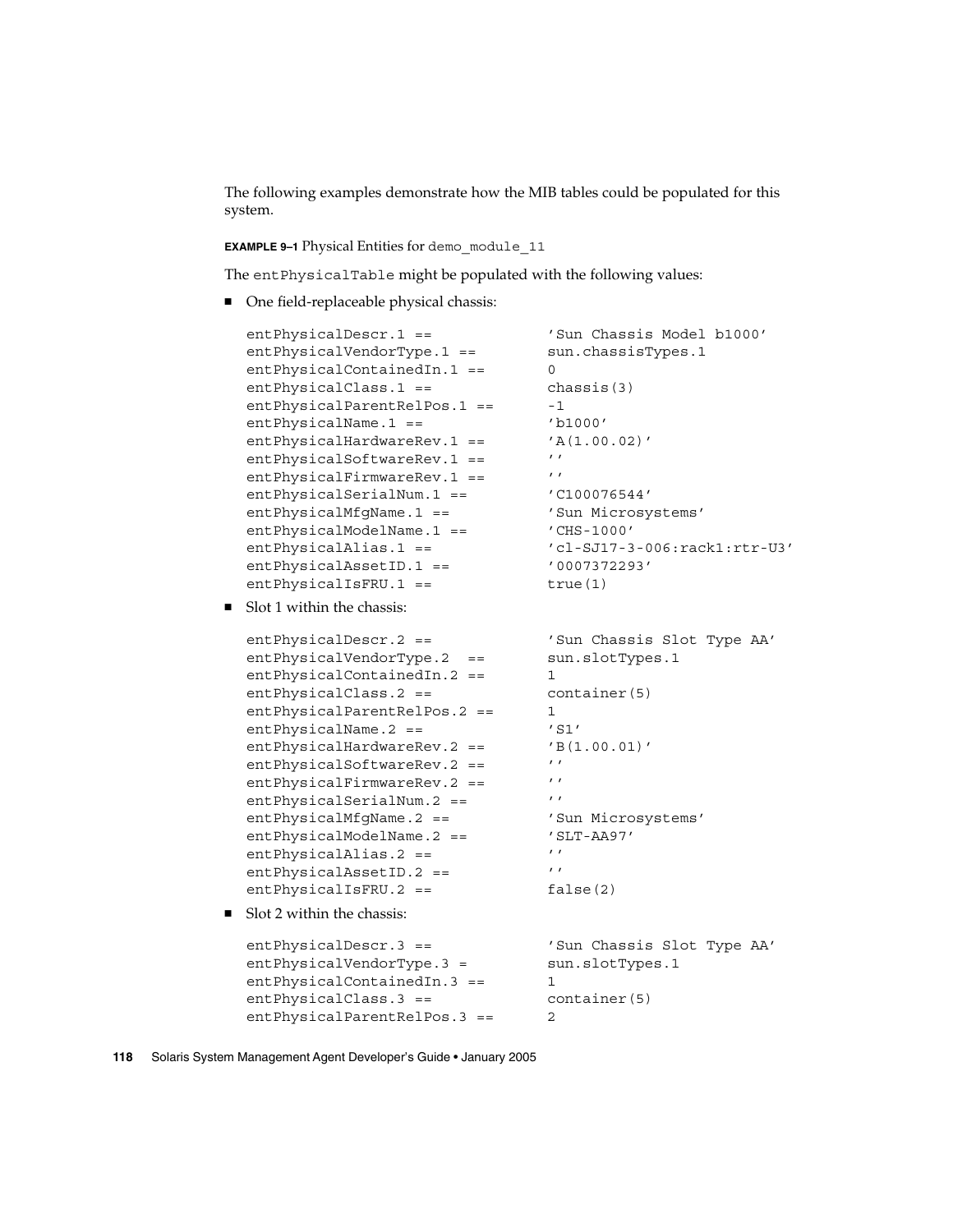The following examples demonstrate how the MIB tables could be populated for this system.

**EXAMPLE 9–1** Physical Entities for `demo_module_11`

The `entPhysicalTable` might be populated with the following values:

- One field-replaceable physical chassis:

```
entPhysicalDescr.1 ==            'Sun Chassis Model b1000'
entPhysicalVendorType.1 ==       sun.chassisTypes.1
entPhysicalContainedIn.1 ==      0
entPhysicalClass.1 ==            chassis(3)
entPhysicalParentRelPos.1 ==     -1
entPhysicalName.1 ==             'b1000'
entPhysicalHardwareRev.1 ==      'A(1.00.02)'
entPhysicalSoftwareRev.1 ==      ''
entPhysicalFirmwareRev.1 ==      ''
entPhysicalSerialNum.1 ==        'C100076544'
entPhysicalMfgName.1 ==          'Sun Microsystems'
entPhysicalModelName.1 ==        'CHS-1000'
entPhysicalAlias.1 ==            'cl-SJ17-3-006:rack1:rtr-U3'
entPhysicalAssetID.1 ==          '0007372293'
entPhysicalIsFRU.1 ==            true(1)
```

- Slot 1 within the chassis:

```
entPhysicalDescr.2 ==            'Sun Chassis Slot Type AA'
entPhysicalVendorType.2  ==      sun.slotTypes.1
entPhysicalContainedIn.2 ==      1
entPhysicalClass.2 ==            container(5)
entPhysicalParentRelPos.2 ==     1
entPhysicalName.2 ==             'S1'
entPhysicalHardwareRev.2 ==      'B(1.00.01)'
entPhysicalSoftwareRev.2 ==      ''
entPhysicalFirmwareRev.2 ==      ''
entPhysicalSerialNum.2 ==        ''
entPhysicalMfgName.2 ==          'Sun Microsystems'
entPhysicalModelName.2 ==        'SLT-AA97'
entPhysicalAlias.2 ==            ''
entPhysicalAssetID.2 ==          ''
entPhysicalIsFRU.2 ==            false(2)
```

- Slot 2 within the chassis:

```
entPhysicalDescr.3 ==            'Sun Chassis Slot Type AA'
entPhysicalVendorType.3 =        sun.slotTypes.1
entPhysicalContainedIn.3 ==      1
entPhysicalClass.3 ==            container(5)
entPhysicalParentRelPos.3 ==     2
```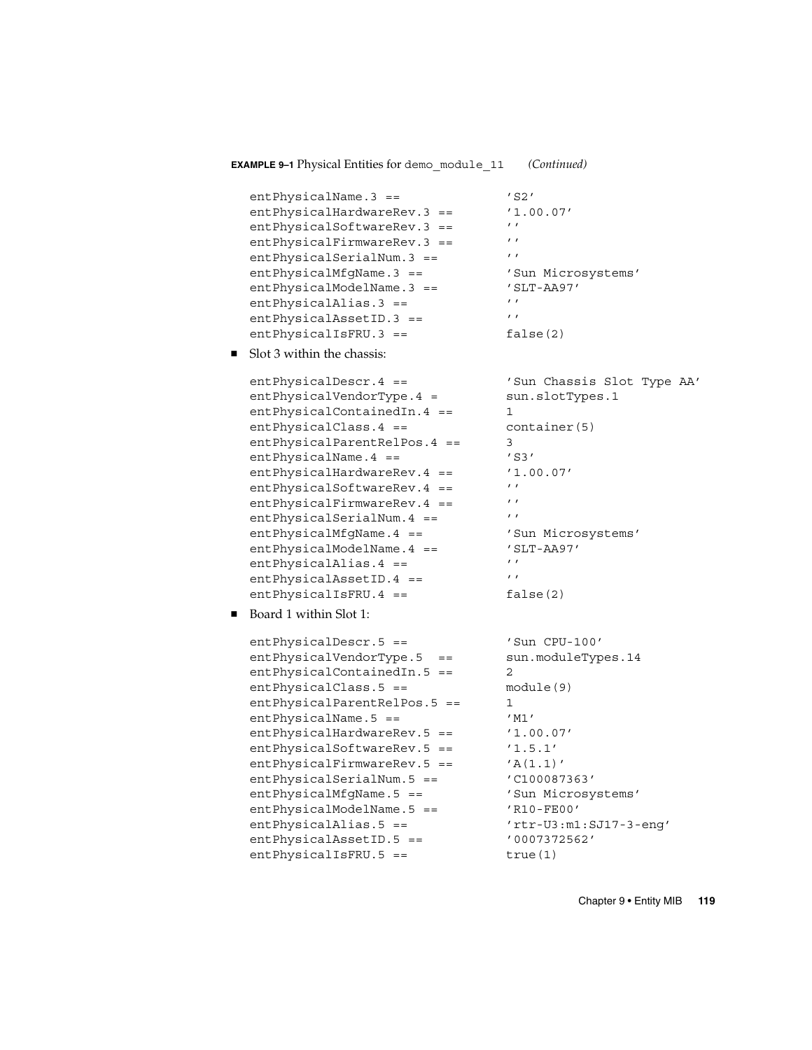**EXAMPLE 9–1** Physical Entities for `demo_module_11` *(Continued)*

```
entPhysicalName.3 ==             'S2'
entPhysicalHardwareRev.3 ==      '1.00.07'
entPhysicalSoftwareRev.3 ==      ''
entPhysicalFirmwareRev.3 ==      ''
entPhysicalSerialNum.3 ==        ''
entPhysicalMfgName.3 ==          'Sun Microsystems'
entPhysicalModelName.3 ==        'SLT-AA97'
entPhysicalAlias.3 ==            ''
entPhysicalAssetID.3 ==          ''
entPhysicalIsFRU.3 ==            false(2)
```

- Slot 3 within the chassis:

```
entPhysicalDescr.4 ==            'Sun Chassis Slot Type AA'
entPhysicalVendorType.4 =        sun.slotTypes.1
entPhysicalContainedIn.4 ==      1
entPhysicalClass.4 ==            container(5)
entPhysicalParentRelPos.4 ==     3
entPhysicalName.4 ==             'S3'
entPhysicalHardwareRev.4 ==      '1.00.07'
entPhysicalSoftwareRev.4 ==      ''
entPhysicalFirmwareRev.4 ==      ''
entPhysicalSerialNum.4 ==        ''
entPhysicalMfgName.4 ==          'Sun Microsystems'
entPhysicalModelName.4 ==        'SLT-AA97'
entPhysicalAlias.4 ==            ''
entPhysicalAssetID.4 ==          ''
entPhysicalIsFRU.4 ==            false(2)
```

- Board 1 within Slot 1:

```
entPhysicalDescr.5 ==            'Sun CPU-100'
entPhysicalVendorType.5  ==      sun.moduleTypes.14
entPhysicalContainedIn.5 ==      2
entPhysicalClass.5 ==            module(9)
entPhysicalParentRelPos.5 ==     1
entPhysicalName.5 ==             'M1'
entPhysicalHardwareRev.5 ==      '1.00.07'
entPhysicalSoftwareRev.5 ==      '1.5.1'
entPhysicalFirmwareRev.5 ==      'A(1.1)'
entPhysicalSerialNum.5 ==        'C100087363'
entPhysicalMfgName.5 ==          'Sun Microsystems'
entPhysicalModelName.5 ==        'R10-FE00'
entPhysicalAlias.5 ==            'rtr-U3:m1:SJ17-3-eng'
entPhysicalAssetID.5 ==          '0007372562'
entPhysicalIsFRU.5 ==            true(1)
```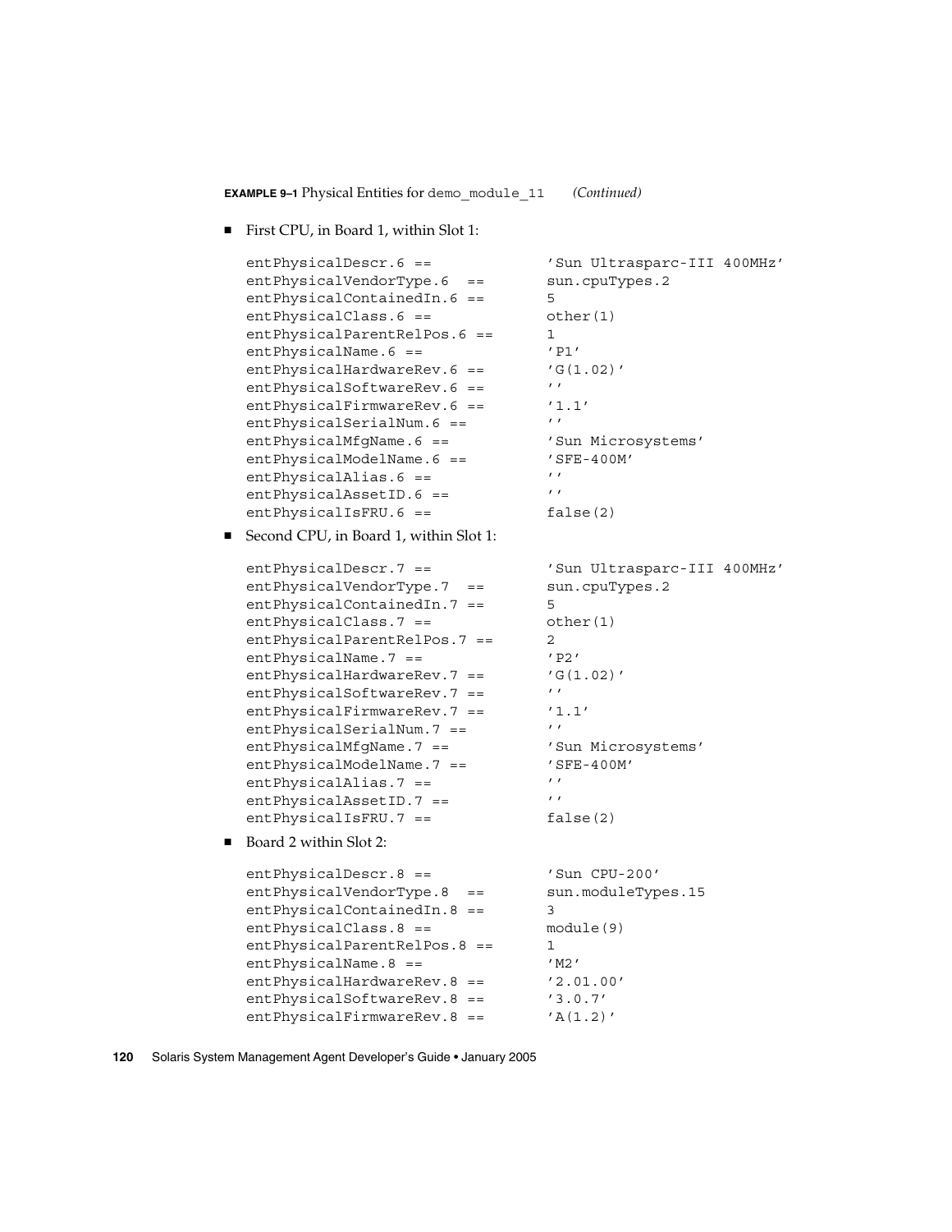**EXAMPLE 9–1** Physical Entities for `demo_module_11` *(Continued)*

- First CPU, in Board 1, within Slot 1:

```
entPhysicalDescr.6 ==             'Sun Ultrasparc-III 400MHz'
entPhysicalVendorType.6  ==       sun.cpuTypes.2
entPhysicalContainedIn.6 ==       5
entPhysicalClass.6 ==             other(1)
entPhysicalParentRelPos.6 ==      1
entPhysicalName.6 ==              'P1'
entPhysicalHardwareRev.6 ==       'G(1.02)'
entPhysicalSoftwareRev.6 ==       ''
entPhysicalFirmwareRev.6 ==       '1.1'
entPhysicalSerialNum.6 ==         ''
entPhysicalMfgName.6 ==           'Sun Microsystems'
entPhysicalModelName.6 ==         'SFE-400M'
entPhysicalAlias.6 ==             ''
entPhysicalAssetID.6 ==           ''
entPhysicalIsFRU.6 ==             false(2)
```

- Second CPU, in Board 1, within Slot 1:

```
entPhysicalDescr.7 ==             'Sun Ultrasparc-III 400MHz'
entPhysicalVendorType.7  ==       sun.cpuTypes.2
entPhysicalContainedIn.7 ==       5
entPhysicalClass.7 ==             other(1)
entPhysicalParentRelPos.7 ==      2
entPhysicalName.7 ==              'P2'
entPhysicalHardwareRev.7 ==       'G(1.02)'
entPhysicalSoftwareRev.7 ==       ''
entPhysicalFirmwareRev.7 ==       '1.1'
entPhysicalSerialNum.7 ==         ''
entPhysicalMfgName.7 ==           'Sun Microsystems'
entPhysicalModelName.7 ==         'SFE-400M'
entPhysicalAlias.7 ==             ''
entPhysicalAssetID.7 ==           ''
entPhysicalIsFRU.7 ==             false(2)
```

- Board 2 within Slot 2:

```
entPhysicalDescr.8 ==             'Sun CPU-200'
entPhysicalVendorType.8  ==       sun.moduleTypes.15
entPhysicalContainedIn.8 ==       3
entPhysicalClass.8 ==             module(9)
entPhysicalParentRelPos.8 ==      1
entPhysicalName.8 ==              'M2'
entPhysicalHardwareRev.8 ==       '2.01.00'
entPhysicalSoftwareRev.8 ==       '3.0.7'
entPhysicalFirmwareRev.8 ==       'A(1.2)'
```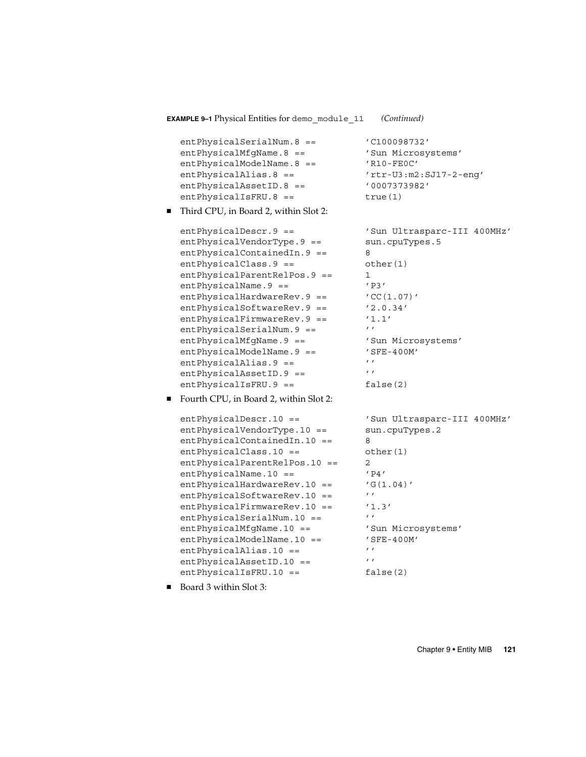**EXAMPLE 9–1** Physical Entities for `demo_module_11` *(Continued)*

```
entPhysicalSerialNum.8 ==         'C100098732'
entPhysicalMfgName.8 ==           'Sun Microsystems'
entPhysicalModelName.8 ==         'R10-FE0C'
entPhysicalAlias.8 ==             'rtr-U3:m2:SJ17-2-eng'
entPhysicalAssetID.8 ==           '0007373982'
entPhysicalIsFRU.8 ==             true(1)
```

- Third CPU, in Board 2, within Slot 2:

```
entPhysicalDescr.9 ==             'Sun Ultrasparc-III 400MHz'
entPhysicalVendorType.9 ==        sun.cpuTypes.5
entPhysicalContainedIn.9 ==       8
entPhysicalClass.9 ==             other(1)
entPhysicalParentRelPos.9 ==      1
entPhysicalName.9 ==              'P3'
entPhysicalHardwareRev.9 ==       'CC(1.07)'
entPhysicalSoftwareRev.9 ==       '2.0.34'
entPhysicalFirmwareRev.9 ==       '1.1'
entPhysicalSerialNum.9 ==         ''
entPhysicalMfgName.9 ==           'Sun Microsystems'
entPhysicalModelName.9 ==         'SFE-400M'
entPhysicalAlias.9 ==             ''
entPhysicalAssetID.9 ==           ''
entPhysicalIsFRU.9 ==             false(2)
```

- Fourth CPU, in Board 2, within Slot 2:

```
entPhysicalDescr.10 ==            'Sun Ultrasparc-III 400MHz'
entPhysicalVendorType.10 ==       sun.cpuTypes.2
entPhysicalContainedIn.10 ==      8
entPhysicalClass.10 ==            other(1)
entPhysicalParentRelPos.10 ==     2
entPhysicalName.10 ==             'P4'
entPhysicalHardwareRev.10 ==      'G(1.04)'
entPhysicalSoftwareRev.10 ==      ''
entPhysicalFirmwareRev.10 ==      '1.3'
entPhysicalSerialNum.10 ==        ''
entPhysicalMfgName.10 ==          'Sun Microsystems'
entPhysicalModelName.10 ==        'SFE-400M'
entPhysicalAlias.10 ==            ''
entPhysicalAssetID.10 ==          ''
entPhysicalIsFRU.10 ==            false(2)
```

- Board 3 within Slot 3: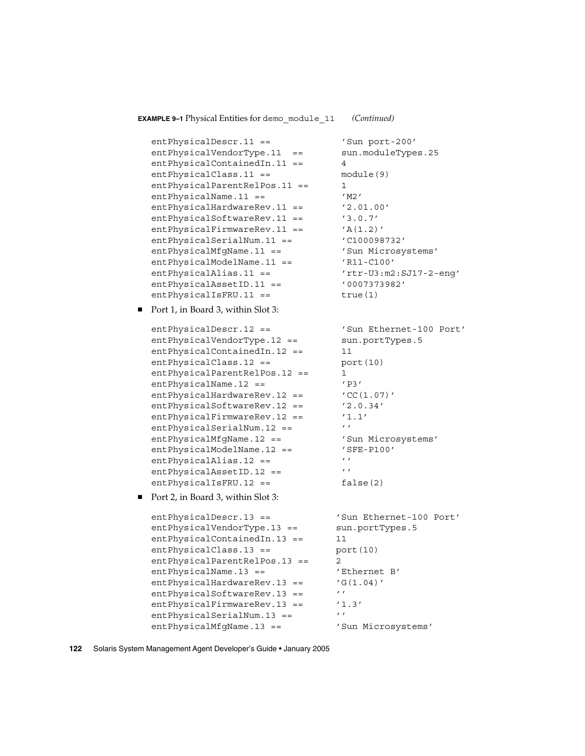**EXAMPLE 9–1** Physical Entities for `demo_module_11` *(Continued)*

```
entPhysicalDescr.11 ==            'Sun port-200'
entPhysicalVendorType.11  ==      sun.moduleTypes.25
entPhysicalContainedIn.11 ==      4
entPhysicalClass.11 ==            module(9)
entPhysicalParentRelPos.11 ==     1
entPhysicalName.11 ==             'M2'
entPhysicalHardwareRev.11 ==      '2.01.00'
entPhysicalSoftwareRev.11 ==      '3.0.7'
entPhysicalFirmwareRev.11 ==      'A(1.2)'
entPhysicalSerialNum.11 ==        'C100098732'
entPhysicalMfgName.11 ==          'Sun Microsystems'
entPhysicalModelName.11 ==        'R11-C100'
entPhysicalAlias.11 ==            'rtr-U3:m2:SJ17-2-eng'
entPhysicalAssetID.11 ==          '0007373982'
entPhysicalIsFRU.11 ==            true(1)
```

- Port 1, in Board 3, within Slot 3:

```
entPhysicalDescr.12 ==            'Sun Ethernet-100 Port'
entPhysicalVendorType.12 ==       sun.portTypes.5
entPhysicalContainedIn.12 ==      11
entPhysicalClass.12 ==            port(10)
entPhysicalParentRelPos.12 ==     1
entPhysicalName.12 ==             'P3'
entPhysicalHardwareRev.12 ==      'CC(1.07)'
entPhysicalSoftwareRev.12 ==      '2.0.34'
entPhysicalFirmwareRev.12 ==      '1.1'
entPhysicalSerialNum.12 ==        ''
entPhysicalMfgName.12 ==          'Sun Microsystems'
entPhysicalModelName.12 ==        'SFE-P100'
entPhysicalAlias.12 ==            ''
entPhysicalAssetID.12 ==          ''
entPhysicalIsFRU.12 ==            false(2)
```

- Port 2, in Board 3, within Slot 3:

```
entPhysicalDescr.13 ==           'Sun Ethernet-100 Port'
entPhysicalVendorType.13 ==      sun.portTypes.5
entPhysicalContainedIn.13 ==     11
entPhysicalClass.13 ==           port(10)
entPhysicalParentRelPos.13 ==    2
entPhysicalName.13 ==            'Ethernet B'
entPhysicalHardwareRev.13 ==     'G(1.04)'
entPhysicalSoftwareRev.13 ==     ''
entPhysicalFirmwareRev.13 ==     '1.3'
entPhysicalSerialNum.13 ==       ''
entPhysicalMfgName.13 ==         'Sun Microsystems'
```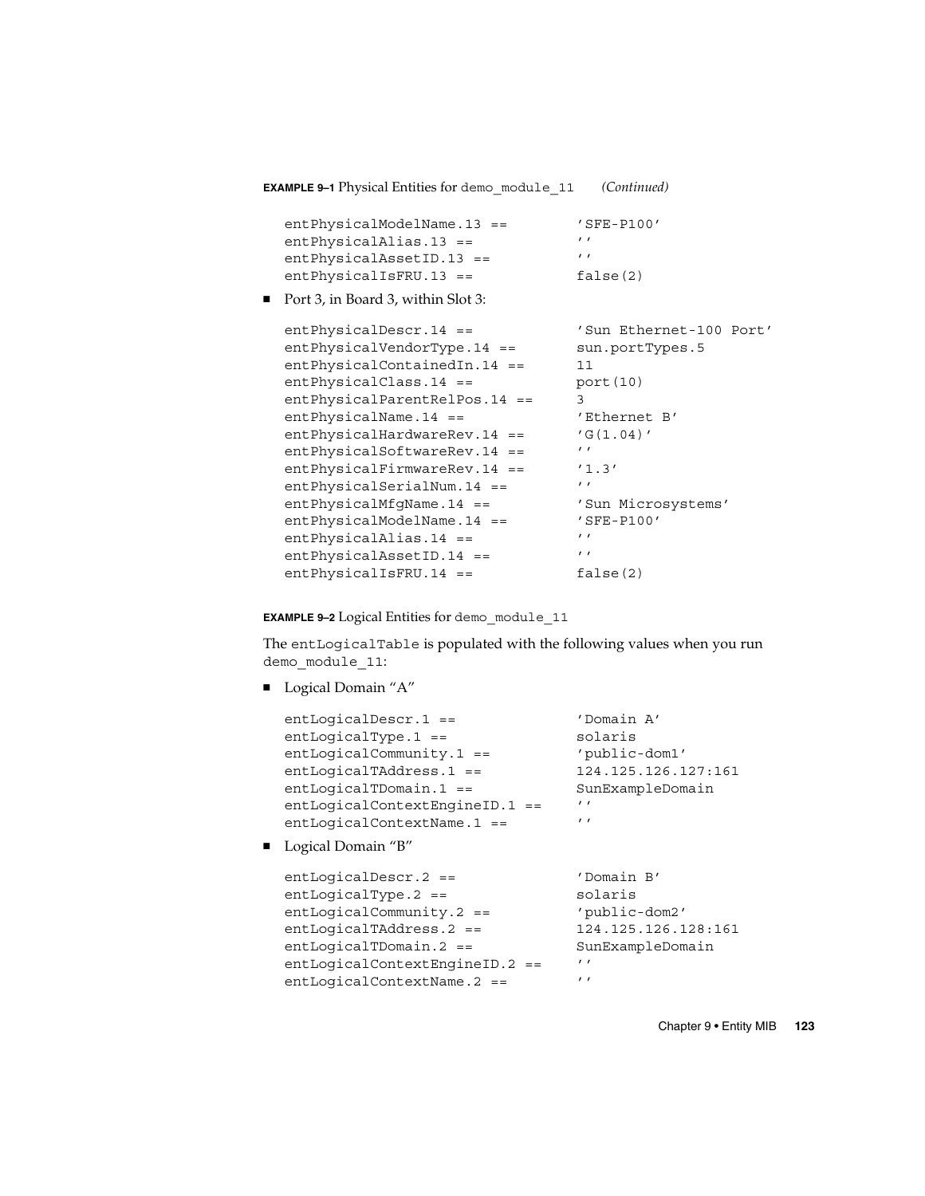**EXAMPLE 9–1** Physical Entities for `demo_module_11` *(Continued)*

```
entPhysicalModelName.13 ==        'SFE-P100'
entPhysicalAlias.13 ==            ''
entPhysicalAssetID.13 ==          ''
entPhysicalIsFRU.13 ==            false(2)
```

- Port 3, in Board 3, within Slot 3:

```
entPhysicalDescr.14 ==            'Sun Ethernet-100 Port'
entPhysicalVendorType.14 ==       sun.portTypes.5
entPhysicalContainedIn.14 ==      11
entPhysicalClass.14 ==            port(10)
entPhysicalParentRelPos.14 ==     3
entPhysicalName.14 ==             'Ethernet B'
entPhysicalHardwareRev.14 ==      'G(1.04)'
entPhysicalSoftwareRev.14 ==      ''
entPhysicalFirmwareRev.14 ==      '1.3'
entPhysicalSerialNum.14 ==        ''
entPhysicalMfgName.14 ==          'Sun Microsystems'
entPhysicalModelName.14 ==        'SFE-P100'
entPhysicalAlias.14 ==            ''
entPhysicalAssetID.14 ==          ''
entPhysicalIsFRU.14 ==            false(2)
```

**EXAMPLE 9–2** Logical Entities for `demo_module_11`

The `entLogicalTable` is populated with the following values when you run `demo_module_11`:

- Logical Domain "A"

```
entLogicalDescr.1 ==              'Domain A'
entLogicalType.1 ==               solaris
entLogicalCommunity.1 ==          'public-dom1'
entLogicalTAddress.1 ==           124.125.126.127:161
entLogicalTDomain.1 ==            SunExampleDomain
entLogicalContextEngineID.1 ==    ''
entLogicalContextName.1 ==        ''
```

- Logical Domain "B"

```
entLogicalDescr.2 ==              'Domain B'
entLogicalType.2 ==               solaris
entLogicalCommunity.2 ==          'public-dom2'
entLogicalTAddress.2 ==           124.125.126.128:161
entLogicalTDomain.2 ==            SunExampleDomain
entLogicalContextEngineID.2 ==    ''
entLogicalContextName.2 ==        ''
```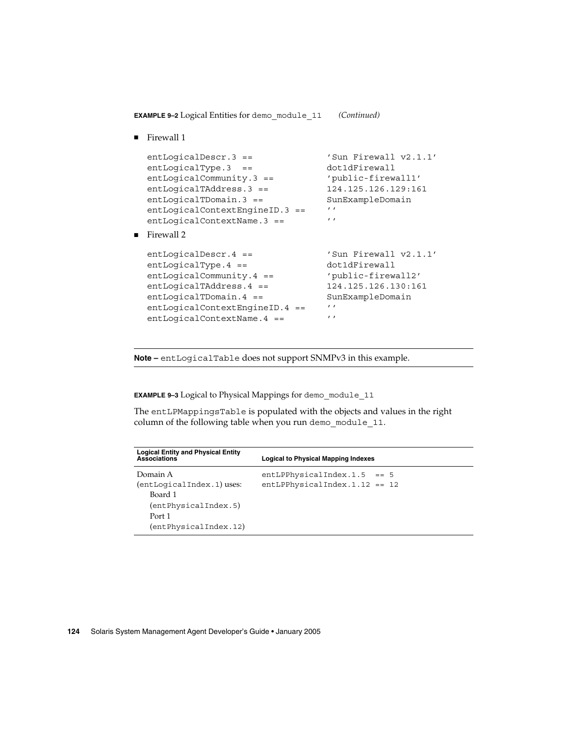**EXAMPLE 9–2** Logical Entities for `demo_module_11` *(Continued)*

- Firewall 1

```
entLogicalDescr.3 ==              'Sun Firewall v2.1.1'
entLogicalType.3  ==              dot1dFirewall
entLogicalCommunity.3 ==          'public-firewall1'
entLogicalTAddress.3 ==           124.125.126.129:161
entLogicalTDomain.3 ==            SunExampleDomain
entLogicalContextEngineID.3 ==    ''
entLogicalContextName.3 ==        ''
```

- Firewall 2

```
entLogicalDescr.4 ==              'Sun Firewall v2.1.1'
entLogicalType.4 ==               dot1dFirewall
entLogicalCommunity.4 ==          'public-firewall2'
entLogicalTAddress.4 ==           124.125.126.130:161
entLogicalTDomain.4 ==            SunExampleDomain
entLogicalContextEngineID.4 ==    ''
entLogicalContextName.4 ==        ''
```

---

**Note –** `entLogicalTable` does not support SNMPv3 in this example.

---

**EXAMPLE 9–3** Logical to Physical Mappings for `demo_module_11`

The `entLPMappingsTable` is populated with the objects and values in the right column of the following table when you run `demo_module_11`.

| Logical Entity and Physical Entity Associations | Logical to Physical Mapping Indexes |
| --- | --- |
| Domain A (`entLogicalIndex.1`) uses: Board 1 (`entPhysicalIndex.5`) Port 1 (`entPhysicalIndex.12`) | `entLPPhysicalIndex.1.5  == 5` `entLPPhysicalIndex.1.12 == 12` |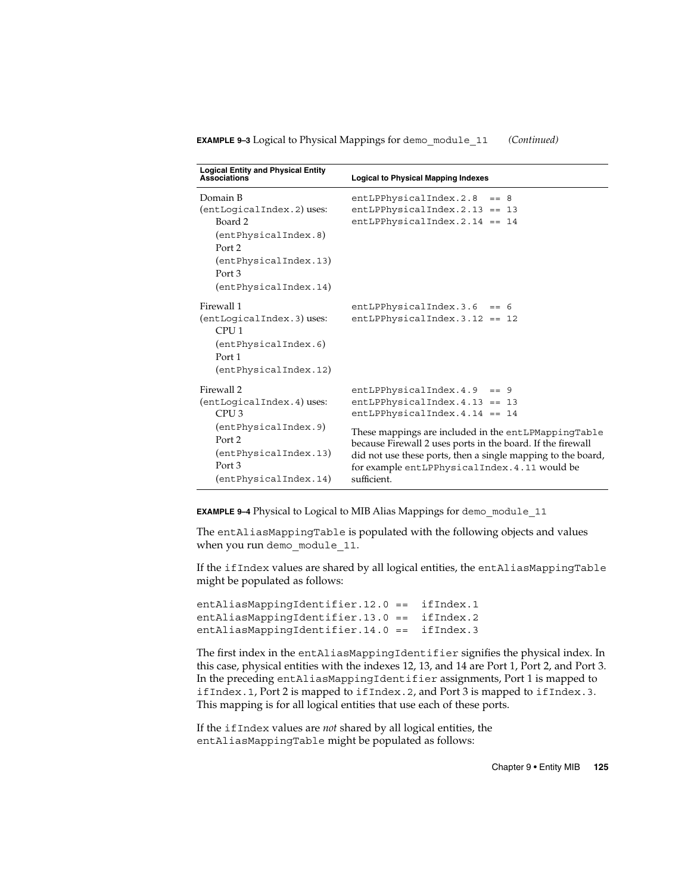**EXAMPLE 9–3** Logical to Physical Mappings for `demo_module_11` *(Continued)*

| Logical Entity and Physical Entity Associations | Logical to Physical Mapping Indexes |
| --- | --- |
| Domain B (entLogicalIndex.2) uses:<br>Board 2 (entPhysicalIndex.8)<br>Port 2 (entPhysicalIndex.13)<br>Port 3 (entPhysicalIndex.14) | entLPPhysicalIndex.2.8 == 8<br>entLPPhysicalIndex.2.13 == 13<br>entLPPhysicalIndex.2.14 == 14 |
| Firewall 1 (entLogicalIndex.3) uses:<br>CPU 1 (entPhysicalIndex.6)<br>Port 1 (entPhysicalIndex.12) | entLPPhysicalIndex.3.6 == 6<br>entLPPhysicalIndex.3.12 == 12 |
| Firewall 2 (entLogicalIndex.4) uses:<br>CPU 3 (entPhysicalIndex.9)<br>Port 2 (entPhysicalIndex.13)<br>Port 3 (entPhysicalIndex.14) | entLPPhysicalIndex.4.9 == 9<br>entLPPhysicalIndex.4.13 == 13<br>entLPPhysicalIndex.4.14 == 14<br><br>These mappings are included in the entLPMappingTable because Firewall 2 uses ports in the board. If the firewall did not use these ports, then a single mapping to the board, for example entLPPhysicalIndex.4.11 would be sufficient. |

**EXAMPLE 9–4** Physical to Logical to MIB Alias Mappings for `demo_module_11`

The `entAliasMappingTable` is populated with the following objects and values when you run `demo_module_11`.

If the `ifIndex` values are shared by all logical entities, the `entAliasMappingTable` might be populated as follows:

```
entAliasMappingIdentifier.12.0 ==  ifIndex.1
entAliasMappingIdentifier.13.0 ==  ifIndex.2
entAliasMappingIdentifier.14.0 ==  ifIndex.3
```

The first index in the `entAliasMappingIdentifier` signifies the physical index. In this case, physical entities with the indexes 12, 13, and 14 are Port 1, Port 2, and Port 3. In the preceding `entAliasMappingIdentifier` assignments, Port 1 is mapped to `ifIndex.1`, Port 2 is mapped to `ifIndex.2`, and Port 3 is mapped to `ifIndex.3`. This mapping is for all logical entities that use each of these ports.

If the `ifIndex` values are *not* shared by all logical entities, the `entAliasMappingTable` might be populated as follows: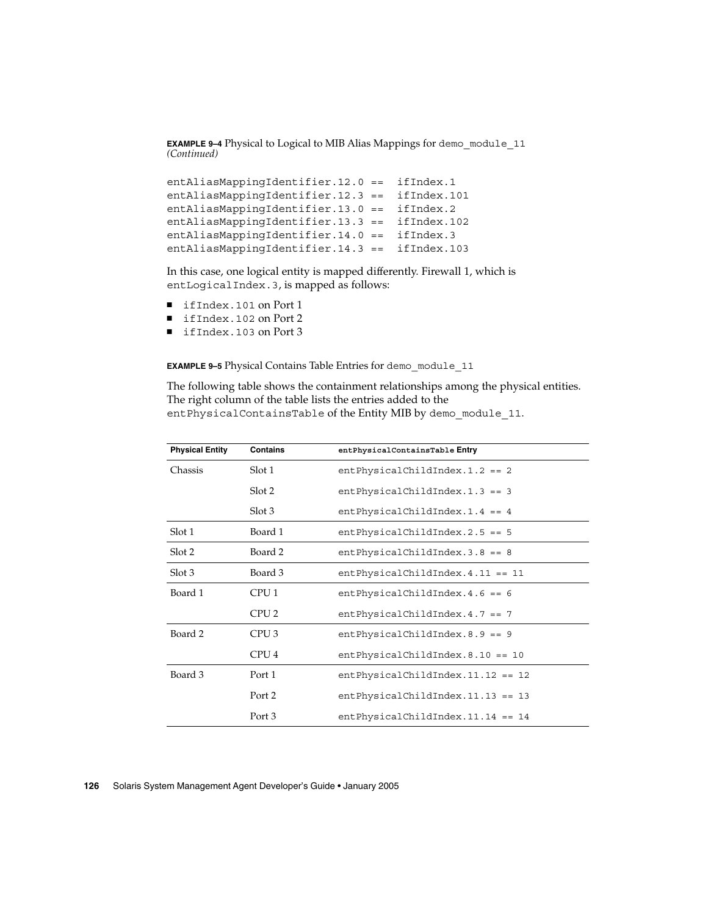**EXAMPLE 9–4** Physical to Logical to MIB Alias Mappings for `demo_module_11` *(Continued)*

```
entAliasMappingIdentifier.12.0 ==  ifIndex.1
entAliasMappingIdentifier.12.3 ==  ifIndex.101
entAliasMappingIdentifier.13.0 ==  ifIndex.2
entAliasMappingIdentifier.13.3 ==  ifIndex.102
entAliasMappingIdentifier.14.0 ==  ifIndex.3
entAliasMappingIdentifier.14.3 ==  ifIndex.103
```

In this case, one logical entity is mapped differently. Firewall 1, which is `entLogicalIndex.3`, is mapped as follows:

- `ifIndex.101` on Port 1
- `ifIndex.102` on Port 2
- `ifIndex.103` on Port 3

**EXAMPLE 9–5** Physical Contains Table Entries for `demo_module_11`

The following table shows the containment relationships among the physical entities. The right column of the table lists the entries added to the `entPhysicalContainsTable` of the Entity MIB by `demo_module_11`.

| Physical Entity | Contains | `entPhysicalContainsTable` Entry |
|---|---|---|
| Chassis | Slot 1 | `entPhysicalChildIndex.1.2 == 2` |
| | Slot 2 | `entPhysicalChildIndex.1.3 == 3` |
| | Slot 3 | `entPhysicalChildIndex.1.4 == 4` |
| Slot 1 | Board 1 | `entPhysicalChildIndex.2.5 == 5` |
| Slot 2 | Board 2 | `entPhysicalChildIndex.3.8 == 8` |
| Slot 3 | Board 3 | `entPhysicalChildIndex.4.11 == 11` |
| Board 1 | CPU 1 | `entPhysicalChildIndex.4.6 == 6` |
| | CPU 2 | `entPhysicalChildIndex.4.7 == 7` |
| Board 2 | CPU 3 | `entPhysicalChildIndex.8.9 == 9` |
| | CPU 4 | `entPhysicalChildIndex.8.10 == 10` |
| Board 3 | Port 1 | `entPhysicalChildIndex.11.12 == 12` |
| | Port 2 | `entPhysicalChildIndex.11.13 == 13` |
| | Port 3 | `entPhysicalChildIndex.11.14 == 14` |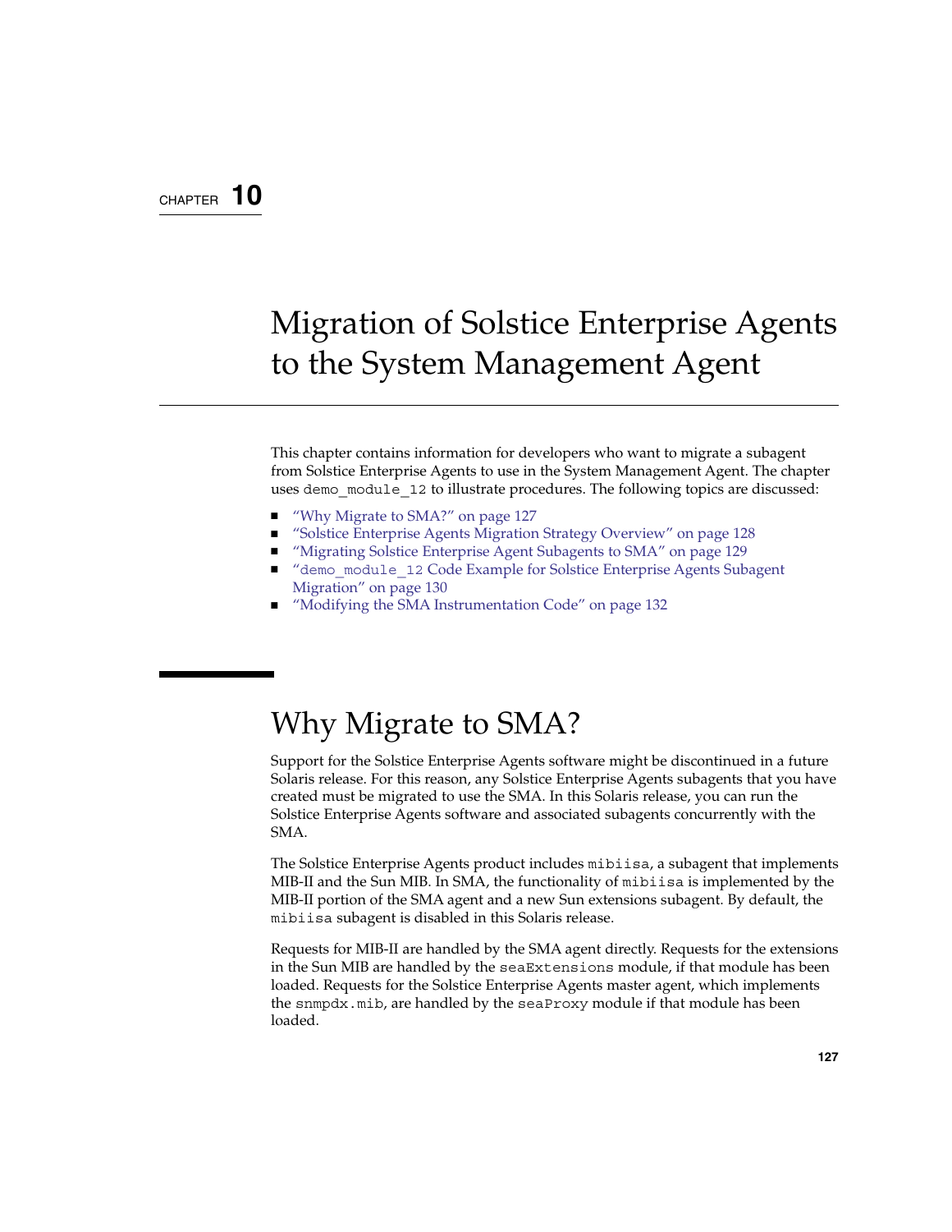CHAPTER 10

# Migration of Solstice Enterprise Agents to the System Management Agent

This chapter contains information for developers who want to migrate a subagent from Solstice Enterprise Agents to use in the System Management Agent. The chapter uses `demo_module_12` to illustrate procedures. The following topics are discussed:

- "Why Migrate to SMA?" on page 127
- "Solstice Enterprise Agents Migration Strategy Overview" on page 128
- "Migrating Solstice Enterprise Agent Subagents to SMA" on page 129
- "`demo_module_12` Code Example for Solstice Enterprise Agents Subagent Migration" on page 130
- "Modifying the SMA Instrumentation Code" on page 132

## Why Migrate to SMA?

Support for the Solstice Enterprise Agents software might be discontinued in a future Solaris release. For this reason, any Solstice Enterprise Agents subagents that you have created must be migrated to use the SMA. In this Solaris release, you can run the Solstice Enterprise Agents software and associated subagents concurrently with the SMA.

The Solstice Enterprise Agents product includes `mibiisa`, a subagent that implements MIB-II and the Sun MIB. In SMA, the functionality of `mibiisa` is implemented by the MIB-II portion of the SMA agent and a new Sun extensions subagent. By default, the `mibiisa` subagent is disabled in this Solaris release.

Requests for MIB-II are handled by the SMA agent directly. Requests for the extensions in the Sun MIB are handled by the `seaExtensions` module, if that module has been loaded. Requests for the Solstice Enterprise Agents master agent, which implements the `snmpdx.mib`, are handled by the `seaProxy` module if that module has been loaded.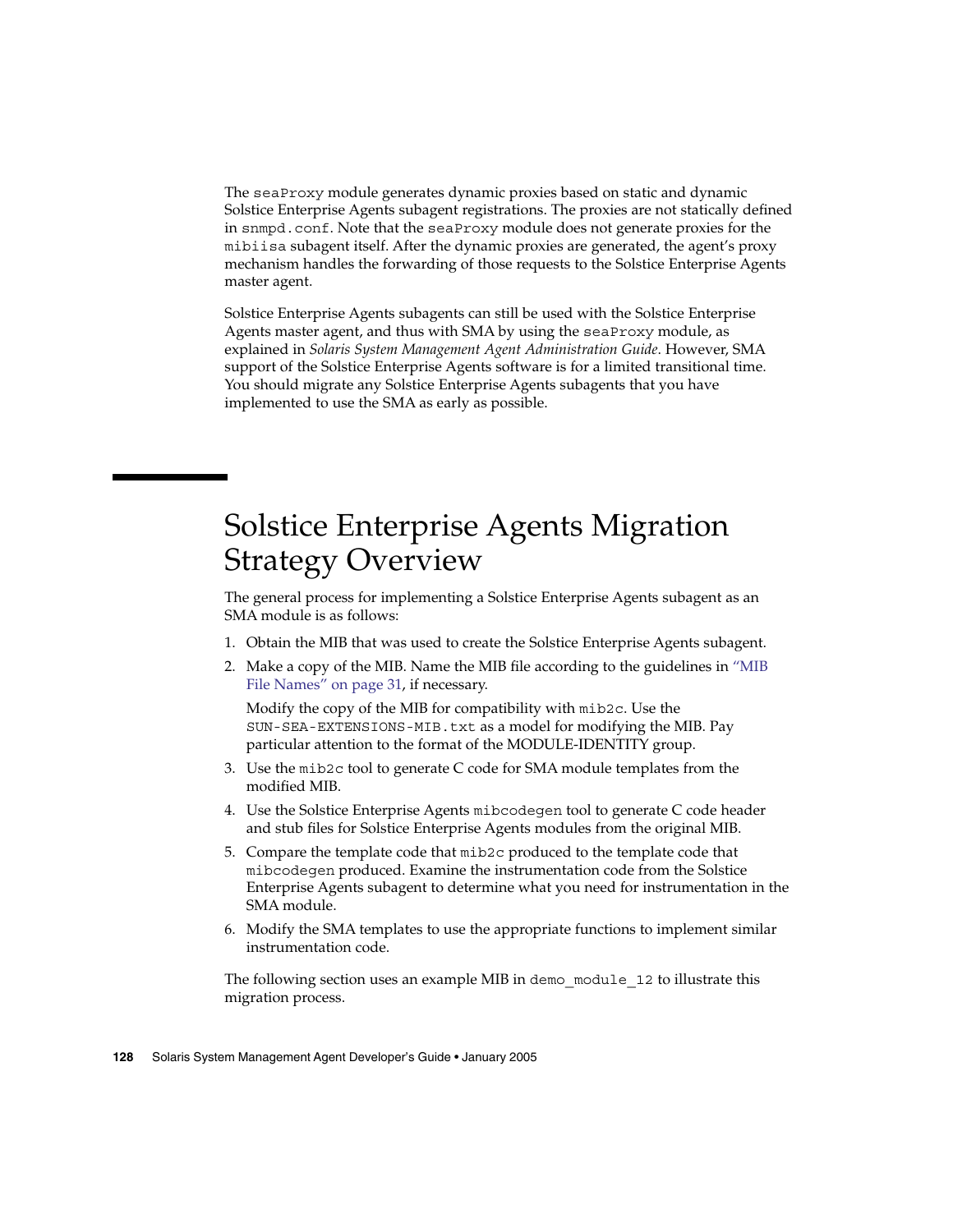The `seaProxy` module generates dynamic proxies based on static and dynamic Solstice Enterprise Agents subagent registrations. The proxies are not statically defined in `snmpd.conf`. Note that the `seaProxy` module does not generate proxies for the `mibiisa` subagent itself. After the dynamic proxies are generated, the agent's proxy mechanism handles the forwarding of those requests to the Solstice Enterprise Agents master agent.

Solstice Enterprise Agents subagents can still be used with the Solstice Enterprise Agents master agent, and thus with SMA by using the `seaProxy` module, as explained in *Solaris System Management Agent Administration Guide*. However, SMA support of the Solstice Enterprise Agents software is for a limited transitional time. You should migrate any Solstice Enterprise Agents subagents that you have implemented to use the SMA as early as possible.

# Solstice Enterprise Agents Migration Strategy Overview

The general process for implementing a Solstice Enterprise Agents subagent as an SMA module is as follows:

1. Obtain the MIB that was used to create the Solstice Enterprise Agents subagent.
2. Make a copy of the MIB. Name the MIB file according to the guidelines in "MIB File Names" on page 31, if necessary.

   Modify the copy of the MIB for compatibility with `mib2c`. Use the `SUN-SEA-EXTENSIONS-MIB.txt` as a model for modifying the MIB. Pay particular attention to the format of the MODULE-IDENTITY group.
3. Use the `mib2c` tool to generate C code for SMA module templates from the modified MIB.
4. Use the Solstice Enterprise Agents `mibcodegen` tool to generate C code header and stub files for Solstice Enterprise Agents modules from the original MIB.
5. Compare the template code that `mib2c` produced to the template code that `mibcodegen` produced. Examine the instrumentation code from the Solstice Enterprise Agents subagent to determine what you need for instrumentation in the SMA module.
6. Modify the SMA templates to use the appropriate functions to implement similar instrumentation code.

The following section uses an example MIB in `demo_module_12` to illustrate this migration process.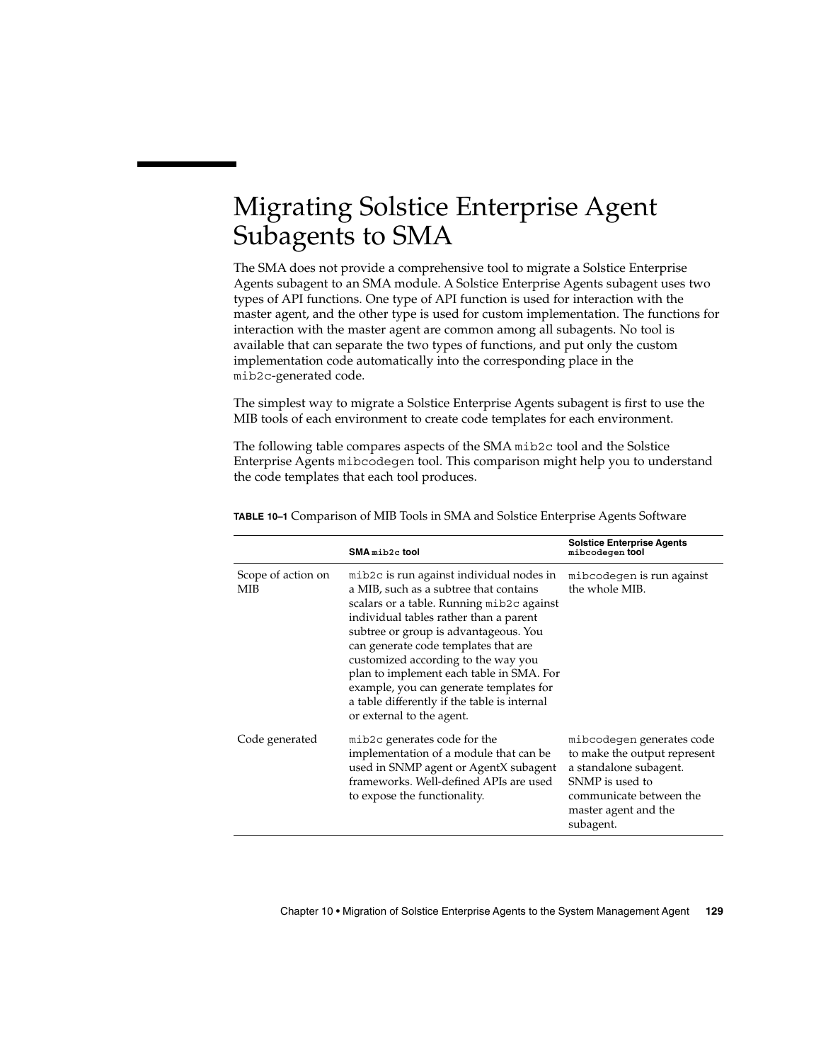# Migrating Solstice Enterprise Agent Subagents to SMA

The SMA does not provide a comprehensive tool to migrate a Solstice Enterprise Agents subagent to an SMA module. A Solstice Enterprise Agents subagent uses two types of API functions. One type of API function is used for interaction with the master agent, and the other type is used for custom implementation. The functions for interaction with the master agent are common among all subagents. No tool is available that can separate the two types of functions, and put only the custom implementation code automatically into the corresponding place in the `mib2c`-generated code.

The simplest way to migrate a Solstice Enterprise Agents subagent is first to use the MIB tools of each environment to create code templates for each environment.

The following table compares aspects of the SMA `mib2c` tool and the Solstice Enterprise Agents `mibcodegen` tool. This comparison might help you to understand the code templates that each tool produces.

**TABLE 10–1** Comparison of MIB Tools in SMA and Solstice Enterprise Agents Software

| | SMA `mib2c` tool | Solstice Enterprise Agents `mibcodegen` tool |
|---|---|---|
| Scope of action on MIB | `mib2c` is run against individual nodes in a MIB, such as a subtree that contains scalars or a table. Running `mib2c` against individual tables rather than a parent subtree or group is advantageous. You can generate code templates that are customized according to the way you plan to implement each table in SMA. For example, you can generate templates for a table differently if the table is internal or external to the agent. | `mibcodegen` is run against the whole MIB. |
| Code generated | `mib2c` generates code for the implementation of a module that can be used in SNMP agent or AgentX subagent frameworks. Well-defined APIs are used to expose the functionality. | `mibcodegen` generates code to make the output represent a standalone subagent. SNMP is used to communicate between the master agent and the subagent. |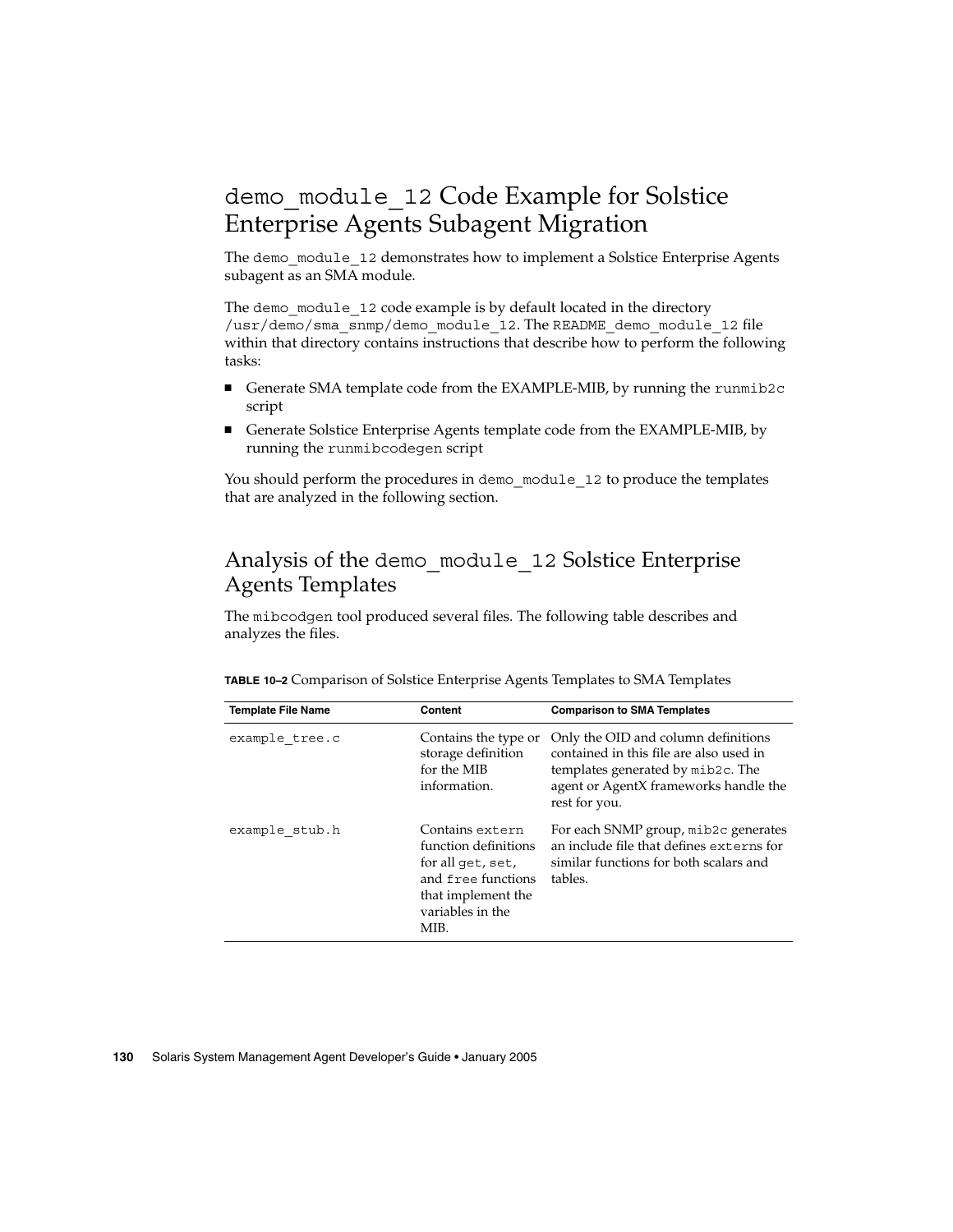## demo_module_12 Code Example for Solstice Enterprise Agents Subagent Migration

The demo_module_12 demonstrates how to implement a Solstice Enterprise Agents subagent as an SMA module.

The demo_module_12 code example is by default located in the directory /usr/demo/sma_snmp/demo_module_12. The README_demo_module_12 file within that directory contains instructions that describe how to perform the following tasks:

- Generate SMA template code from the EXAMPLE-MIB, by running the runmib2c script
- Generate Solstice Enterprise Agents template code from the EXAMPLE-MIB, by running the runmibcodegen script

You should perform the procedures in demo_module_12 to produce the templates that are analyzed in the following section.

## Analysis of the demo_module_12 Solstice Enterprise Agents Templates

The mibcodgen tool produced several files. The following table describes and analyzes the files.

**TABLE 10–2** Comparison of Solstice Enterprise Agents Templates to SMA Templates

| Template File Name | Content | Comparison to SMA Templates |
| --- | --- | --- |
| example_tree.c | Contains the type or storage definition for the MIB information. | Only the OID and column definitions contained in this file are also used in templates generated by mib2c. The agent or AgentX frameworks handle the rest for you. |
| example_stub.h | Contains extern function definitions for all get, set, and free functions that implement the variables in the MIB. | For each SNMP group, mib2c generates an include file that defines externs for similar functions for both scalars and tables. |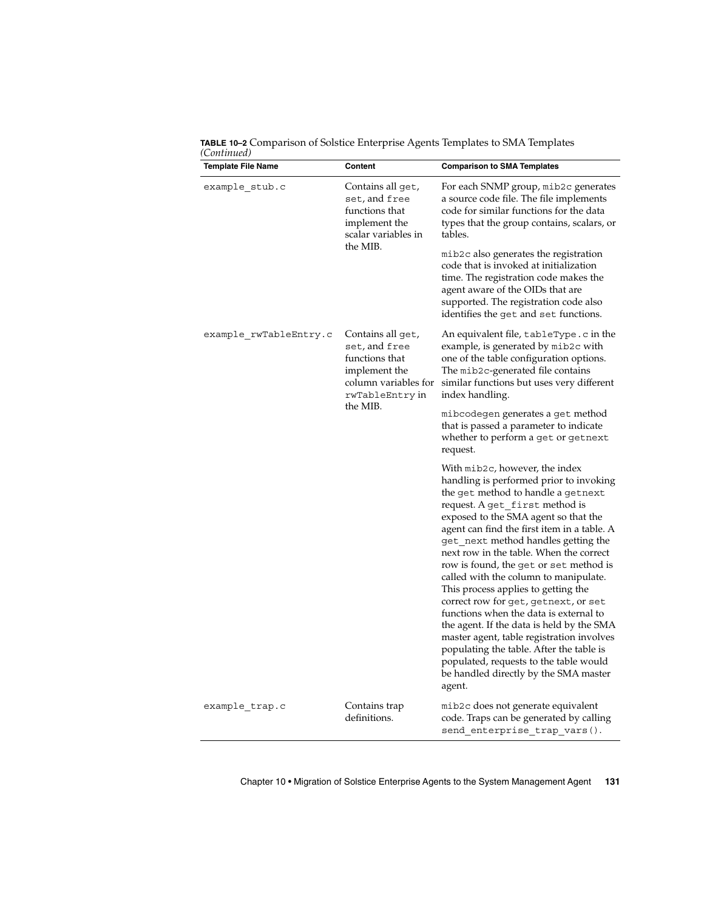**TABLE 10–2** Comparison of Solstice Enterprise Agents Templates to SMA Templates *(Continued)*

| Template File Name | Content | Comparison to SMA Templates |
| --- | --- | --- |
| `example_stub.c` | Contains all `get`, `set`, and `free` functions that implement the scalar variables in the MIB. | For each SNMP group, `mib2c` generates a source code file. The file implements code for similar functions for the data types that the group contains, scalars, or tables.<br><br>`mib2c` also generates the registration code that is invoked at initialization time. The registration code makes the agent aware of the OIDs that are supported. The registration code also identifies the `get` and `set` functions. |
| `example_rwTableEntry.c` | Contains all `get`, `set`, and `free` functions that implement the column variables for `rwTableEntry` in the MIB. | An equivalent file, `tableType.c` in the example, is generated by `mib2c` with one of the table configuration options. The `mib2c`-generated file contains similar functions but uses very different index handling.<br><br>`mibcodegen` generates a `get` method that is passed a parameter to indicate whether to perform a `get` or `getnext` request.<br><br>With `mib2c`, however, the index handling is performed prior to invoking the `get` method to handle a `getnext` request. A `get_first` method is exposed to the SMA agent so that the agent can find the first item in a table. A `get_next` method handles getting the next row in the table. When the correct row is found, the `get` or `set` method is called with the column to manipulate. This process applies to getting the correct row for `get`, `getnext`, or `set` functions when the data is external to the agent. If the data is held by the SMA master agent, table registration involves populating the table. After the table is populated, requests to the table would be handled directly by the SMA master agent. |
| `example_trap.c` | Contains trap definitions. | `mib2c` does not generate equivalent code. Traps can be generated by calling `send_enterprise_trap_vars()`. |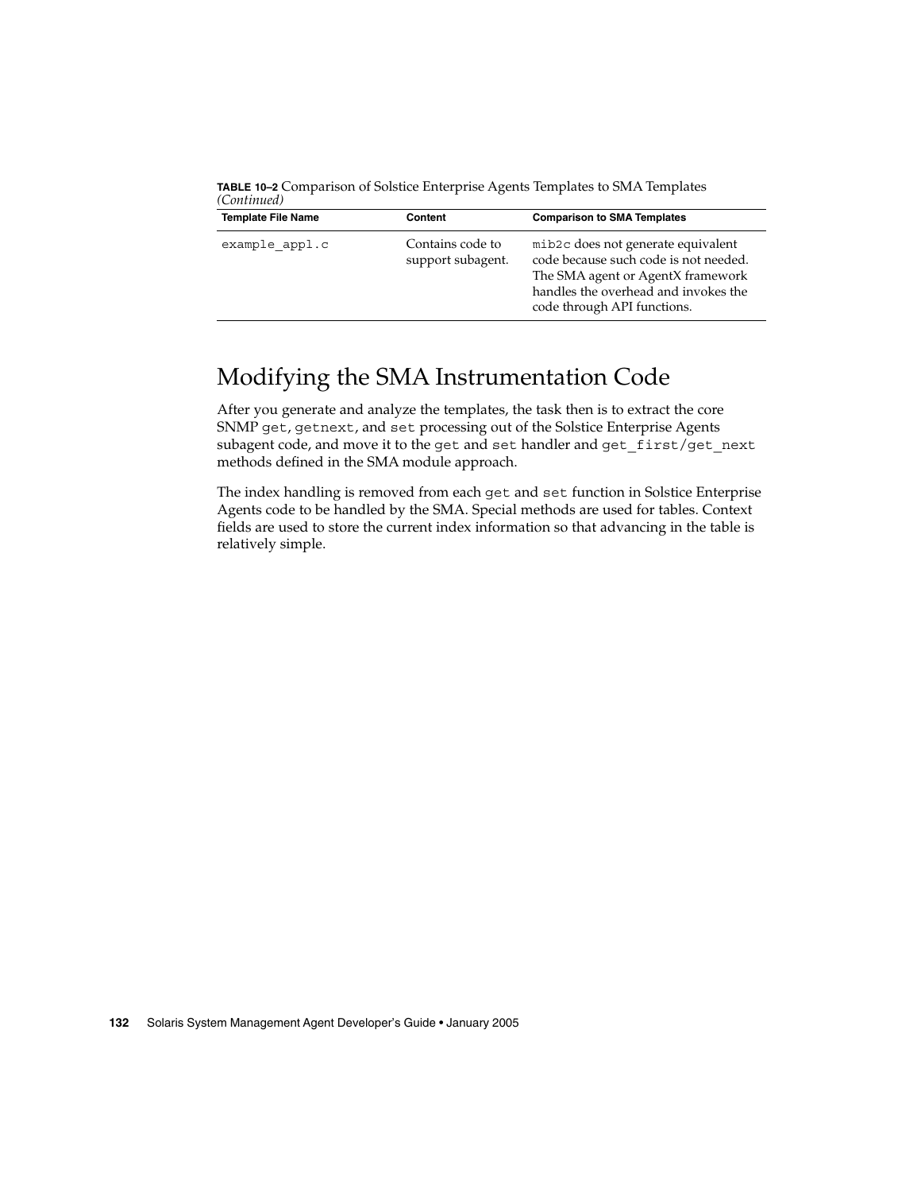**TABLE 10–2** Comparison of Solstice Enterprise Agents Templates to SMA Templates *(Continued)*

| Template File Name | Content | Comparison to SMA Templates |
| --- | --- | --- |
| `example_appl.c` | Contains code to support subagent. | `mib2c` does not generate equivalent code because such code is not needed. The SMA agent or AgentX framework handles the overhead and invokes the code through API functions. |

## Modifying the SMA Instrumentation Code

After you generate and analyze the templates, the task then is to extract the core SNMP `get`, `getnext`, and `set` processing out of the Solstice Enterprise Agents subagent code, and move it to the `get` and `set` handler and `get_first/get_next` methods defined in the SMA module approach.

The index handling is removed from each `get` and `set` function in Solstice Enterprise Agents code to be handled by the SMA. Special methods are used for tables. Context fields are used to store the current index information so that advancing in the table is relatively simple.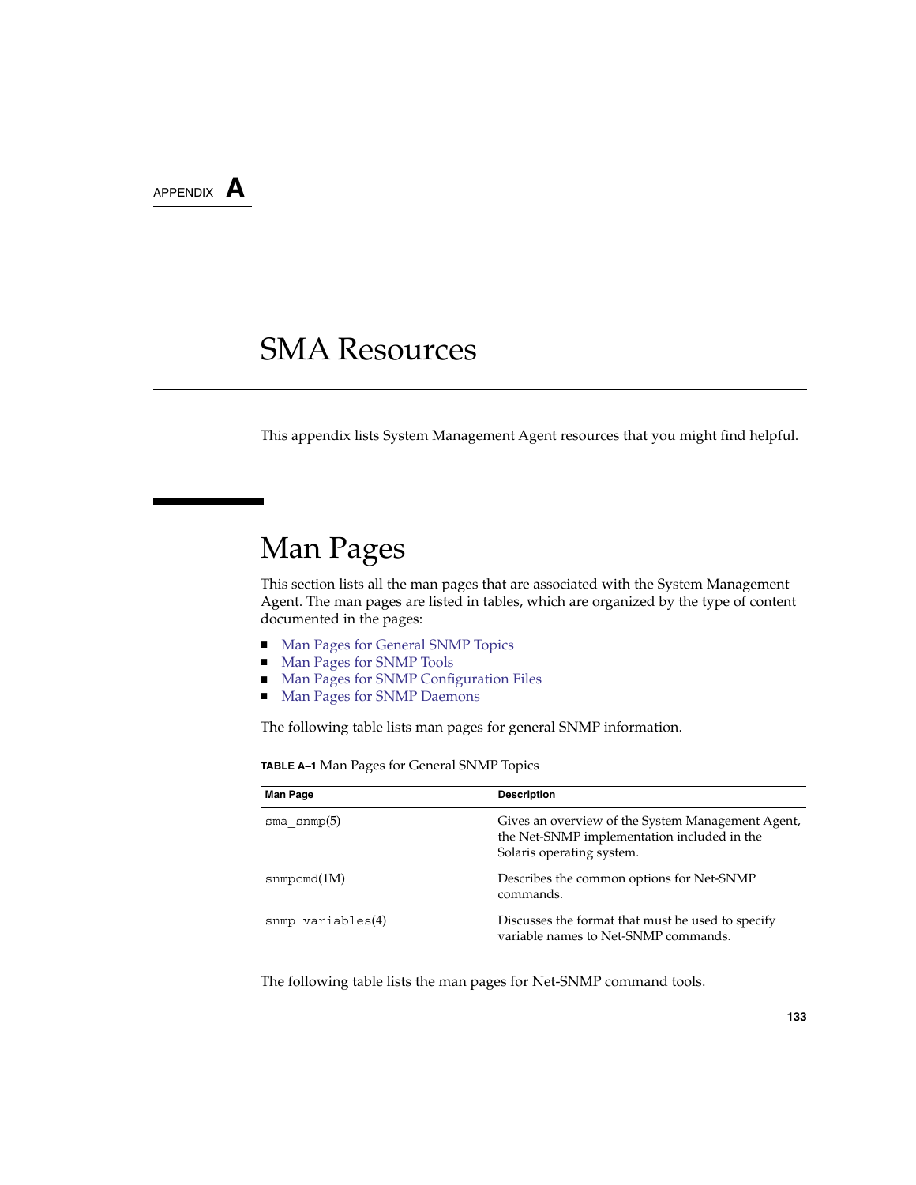APPENDIX A

# SMA Resources

This appendix lists System Management Agent resources that you might find helpful.

## Man Pages

This section lists all the man pages that are associated with the System Management Agent. The man pages are listed in tables, which are organized by the type of content documented in the pages:

- Man Pages for General SNMP Topics
- Man Pages for SNMP Tools
- Man Pages for SNMP Configuration Files
- Man Pages for SNMP Daemons

The following table lists man pages for general SNMP information.

**TABLE A–1** Man Pages for General SNMP Topics

| Man Page | Description |
| --- | --- |
| `sma_snmp`(5) | Gives an overview of the System Management Agent, the Net-SNMP implementation included in the Solaris operating system. |
| `snmpcmd`(1M) | Describes the common options for Net-SNMP commands. |
| `snmp_variables`(4) | Discusses the format that must be used to specify variable names to Net-SNMP commands. |

The following table lists the man pages for Net-SNMP command tools.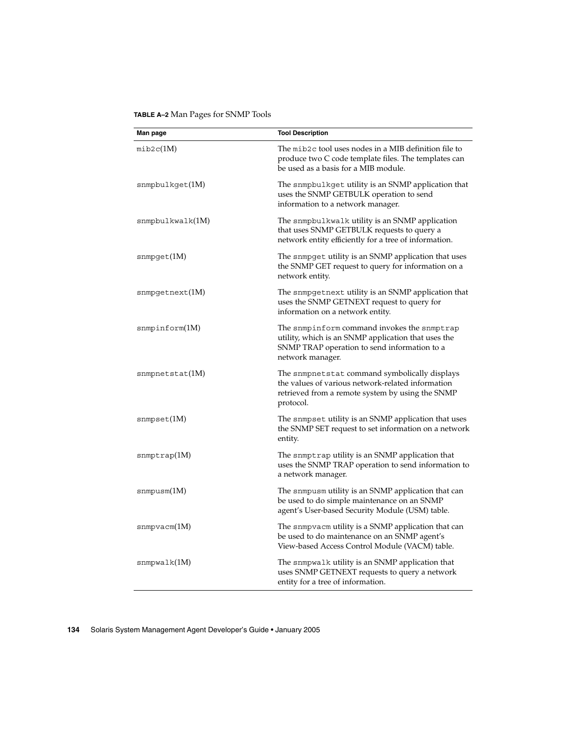**TABLE A–2** Man Pages for SNMP Tools

| Man page | Tool Description |
| --- | --- |
| `mib2c`(1M) | The `mib2c` tool uses nodes in a MIB definition file to produce two C code template files. The templates can be used as a basis for a MIB module. |
| `snmpbulkget`(1M) | The `snmpbulkget` utility is an SNMP application that uses the SNMP GETBULK operation to send information to a network manager. |
| `snmpbulkwalk`(1M) | The `snmpbulkwalk` utility is an SNMP application that uses SNMP GETBULK requests to query a network entity efficiently for a tree of information. |
| `snmpget`(1M) | The `snmpget` utility is an SNMP application that uses the SNMP GET request to query for information on a network entity. |
| `snmpgetnext`(1M) | The `snmpgetnext` utility is an SNMP application that uses the SNMP GETNEXT request to query for information on a network entity. |
| `snmpinform`(1M) | The `snmpinform` command invokes the `snmptrap` utility, which is an SNMP application that uses the SNMP TRAP operation to send information to a network manager. |
| `snmpnetstat`(1M) | The `snmpnetstat` command symbolically displays the values of various network-related information retrieved from a remote system by using the SNMP protocol. |
| `snmpset`(1M) | The `snmpset` utility is an SNMP application that uses the SNMP SET request to set information on a network entity. |
| `snmptrap`(1M) | The `snmptrap` utility is an SNMP application that uses the SNMP TRAP operation to send information to a network manager. |
| `snmpusm`(1M) | The `snmpusm` utility is an SNMP application that can be used to do simple maintenance on an SNMP agent's User-based Security Module (USM) table. |
| `snmpvacm`(1M) | The `snmpvacm` utility is a SNMP application that can be used to do maintenance on an SNMP agent's View-based Access Control Module (VACM) table. |
| `snmpwalk`(1M) | The `snmpwalk` utility is an SNMP application that uses SNMP GETNEXT requests to query a network entity for a tree of information. |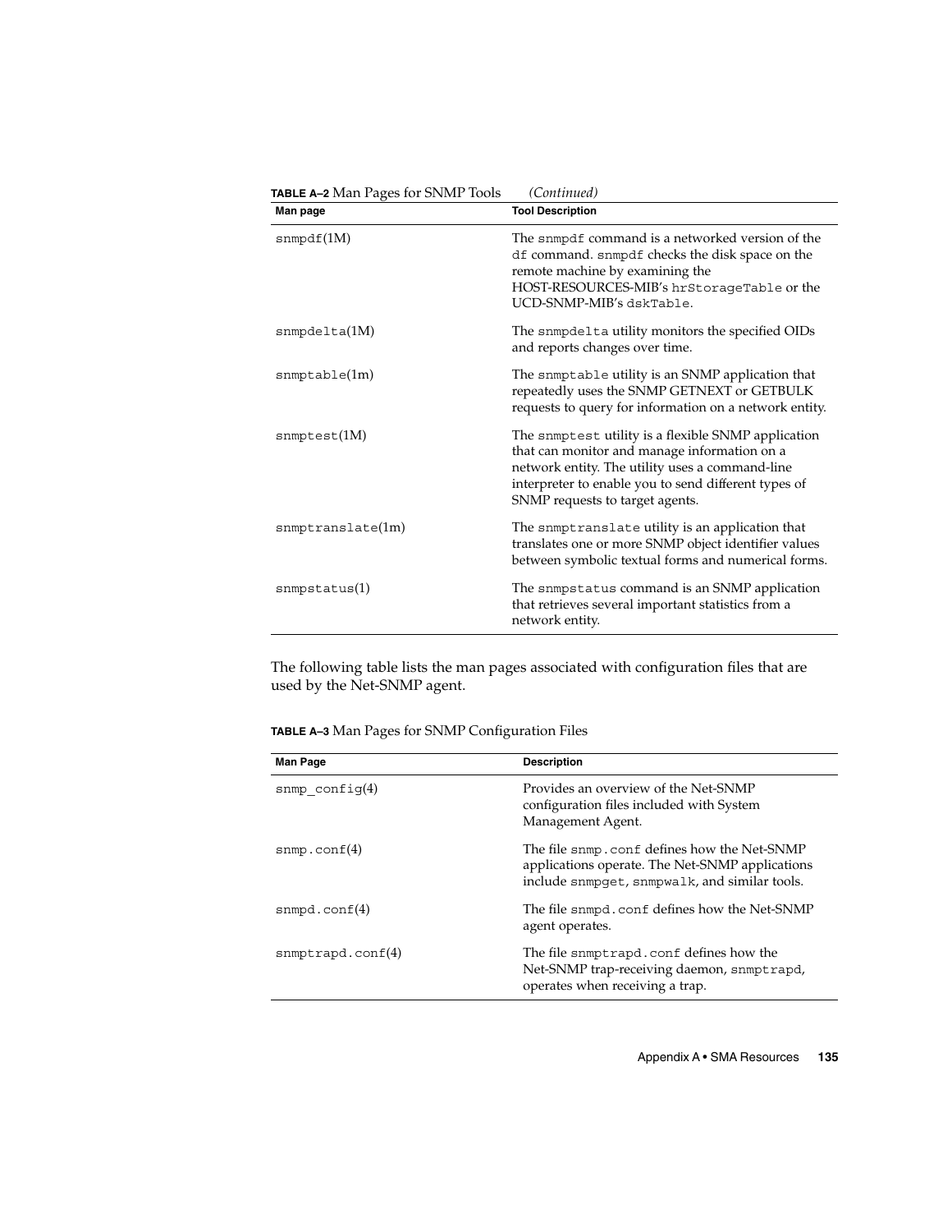**TABLE A–2** Man Pages for SNMP Tools *(Continued)*

| Man page | Tool Description |
| --- | --- |
| snmpdf(1M) | The snmpdf command is a networked version of the df command. snmpdf checks the disk space on the remote machine by examining the HOST-RESOURCES-MIB's hrStorageTable or the UCD-SNMP-MIB's dskTable. |
| snmpdelta(1M) | The snmpdelta utility monitors the specified OIDs and reports changes over time. |
| snmptable(1m) | The snmptable utility is an SNMP application that repeatedly uses the SNMP GETNEXT or GETBULK requests to query for information on a network entity. |
| snmptest(1M) | The snmptest utility is a flexible SNMP application that can monitor and manage information on a network entity. The utility uses a command-line interpreter to enable you to send different types of SNMP requests to target agents. |
| snmptranslate(1m) | The snmptranslate utility is an application that translates one or more SNMP object identifier values between symbolic textual forms and numerical forms. |
| snmpstatus(1) | The snmpstatus command is an SNMP application that retrieves several important statistics from a network entity. |

The following table lists the man pages associated with configuration files that are used by the Net-SNMP agent.

**TABLE A–3** Man Pages for SNMP Configuration Files

| Man Page | Description |
| --- | --- |
| snmp_config(4) | Provides an overview of the Net-SNMP configuration files included with System Management Agent. |
| snmp.conf(4) | The file snmp.conf defines how the Net-SNMP applications operate. The Net-SNMP applications include snmpget, snmpwalk, and similar tools. |
| snmpd.conf(4) | The file snmpd.conf defines how the Net-SNMP agent operates. |
| snmptrapd.conf(4) | The file snmptrapd.conf defines how the Net-SNMP trap-receiving daemon, snmptrapd, operates when receiving a trap. |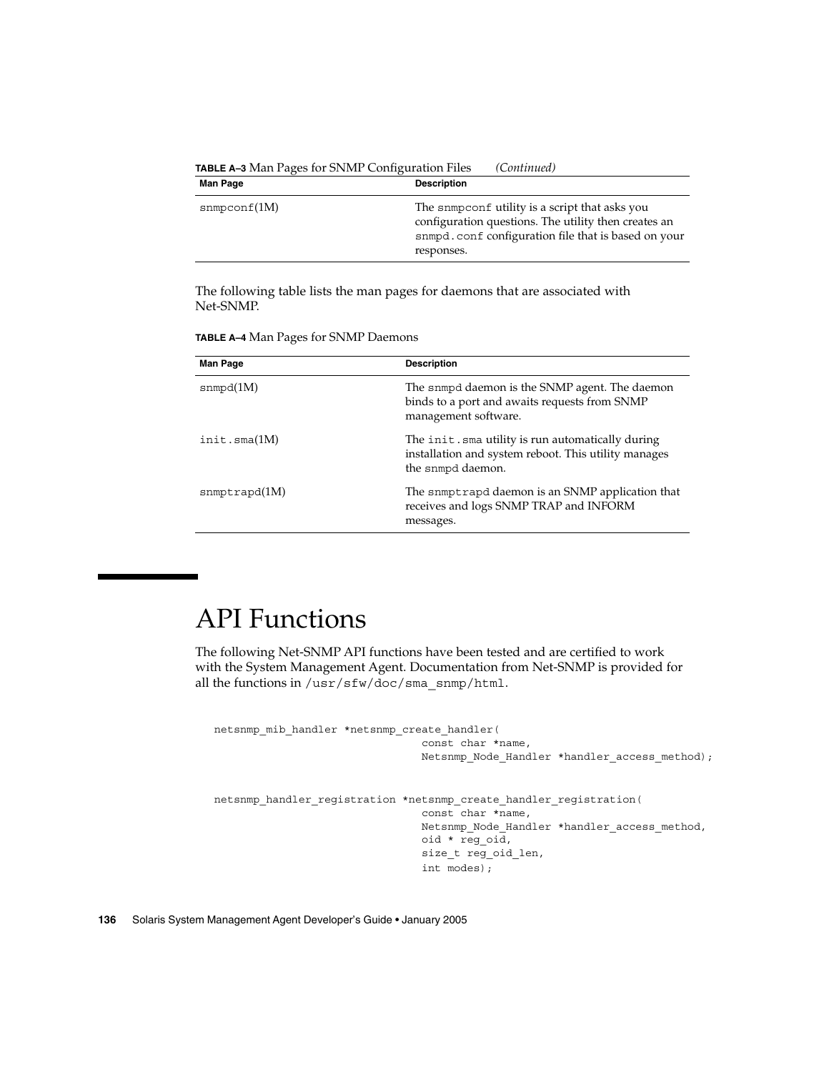**TABLE A–3** Man Pages for SNMP Configuration Files *(Continued)*

| Man Page | Description |
| --- | --- |
| snmpconf(1M) | The snmpconf utility is a script that asks you configuration questions. The utility then creates an snmpd.conf configuration file that is based on your responses. |

The following table lists the man pages for daemons that are associated with Net-SNMP.

**TABLE A–4** Man Pages for SNMP Daemons

| Man Page | Description |
| --- | --- |
| snmpd(1M) | The snmpd daemon is the SNMP agent. The daemon binds to a port and awaits requests from SNMP management software. |
| init.sma(1M) | The init.sma utility is run automatically during installation and system reboot. This utility manages the snmpd daemon. |
| snmptrapd(1M) | The snmptrapd daemon is an SNMP application that receives and logs SNMP TRAP and INFORM messages. |

# API Functions

The following Net-SNMP API functions have been tested and are certified to work with the System Management Agent. Documentation from Net-SNMP is provided for all the functions in /usr/sfw/doc/sma_snmp/html.

```
netsnmp_mib_handler *netsnmp_create_handler(
                                const char *name,
                                Netsnmp_Node_Handler *handler_access_method);


netsnmp_handler_registration *netsnmp_create_handler_registration(
                                const char *name,
                                Netsnmp_Node_Handler *handler_access_method,
                                oid * reg_oid,
                                size_t reg_oid_len,
                                int modes);
```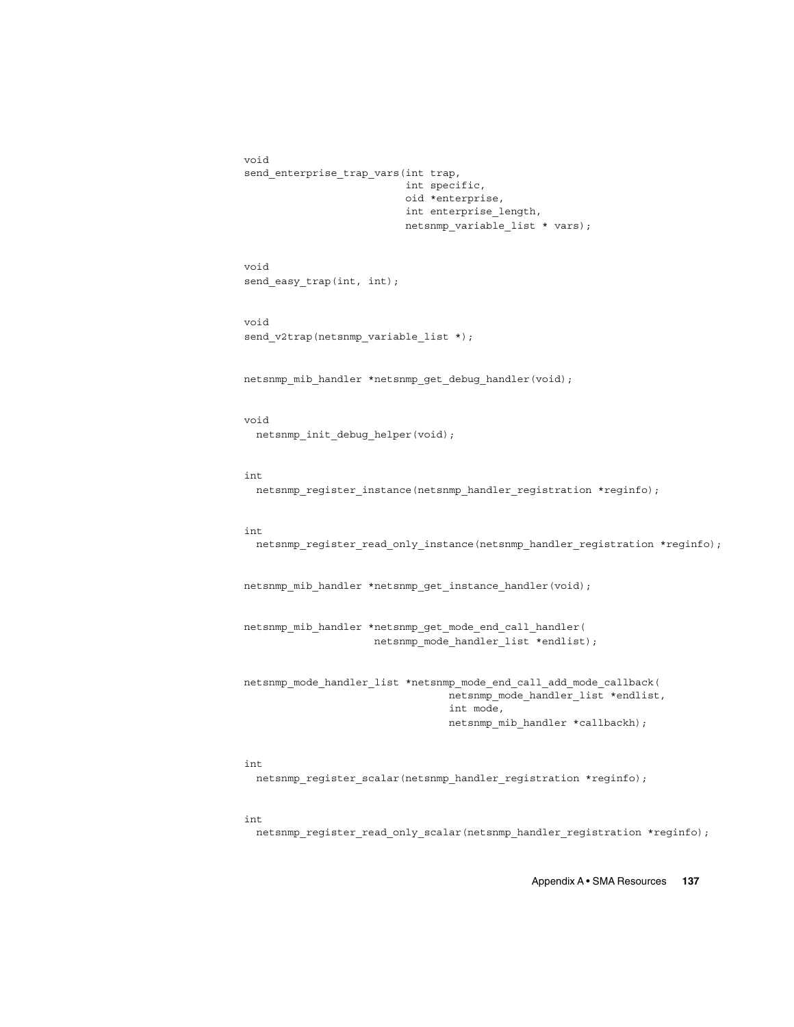```
void
send_enterprise_trap_vars(int trap,
                          int specific,
                          oid *enterprise,
                          int enterprise_length,
                          netsnmp_variable_list * vars);


void
send_easy_trap(int, int);


void
send_v2trap(netsnmp_variable_list *);


netsnmp_mib_handler *netsnmp_get_debug_handler(void);


void
  netsnmp_init_debug_helper(void);


int
  netsnmp_register_instance(netsnmp_handler_registration *reginfo);


int
  netsnmp_register_read_only_instance(netsnmp_handler_registration *reginfo);


netsnmp_mib_handler *netsnmp_get_instance_handler(void);


netsnmp_mib_handler *netsnmp_get_mode_end_call_handler(
                     netsnmp_mode_handler_list *endlist);


netsnmp_mode_handler_list *netsnmp_mode_end_call_add_mode_callback(
                                 netsnmp_mode_handler_list *endlist,
                                 int mode,
                                 netsnmp_mib_handler *callbackh);


int
  netsnmp_register_scalar(netsnmp_handler_registration *reginfo);


int
  netsnmp_register_read_only_scalar(netsnmp_handler_registration *reginfo);
```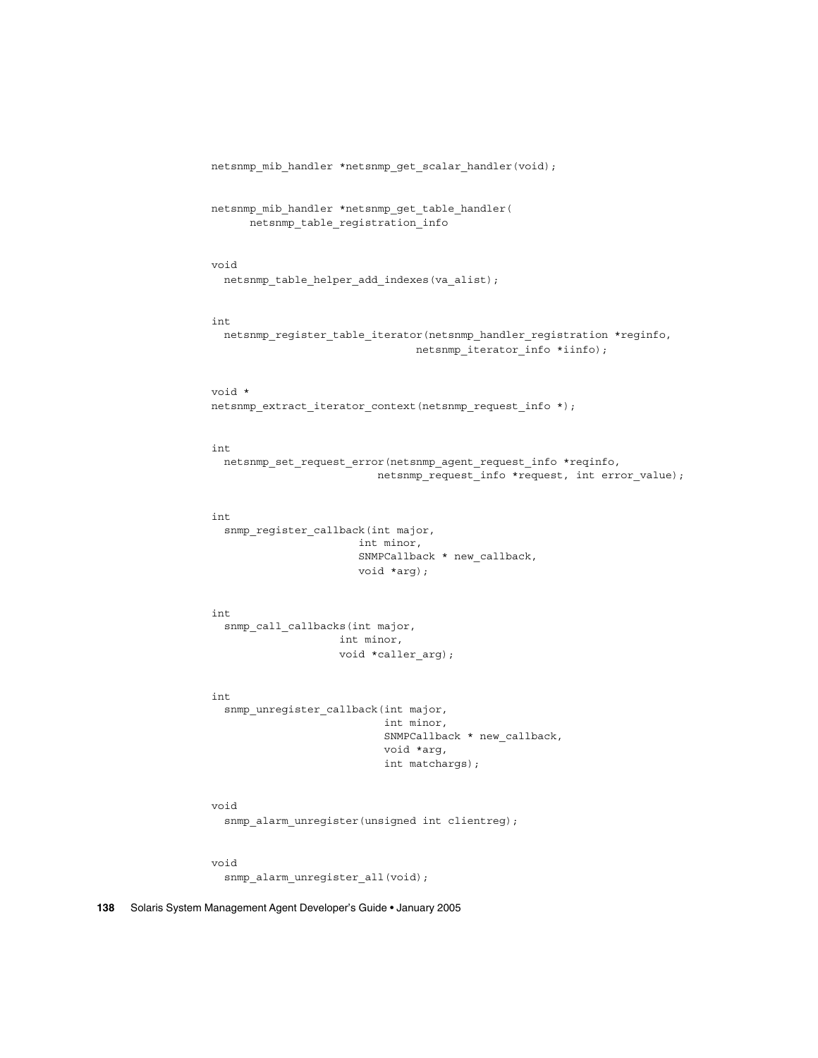```
netsnmp_mib_handler *netsnmp_get_scalar_handler(void);


netsnmp_mib_handler *netsnmp_get_table_handler(
      netsnmp_table_registration_info


void
  netsnmp_table_helper_add_indexes(va_alist);


int
  netsnmp_register_table_iterator(netsnmp_handler_registration *reginfo,
                              netsnmp_iterator_info *iinfo);


void *
netsnmp_extract_iterator_context(netsnmp_request_info *);


int
  netsnmp_set_request_error(netsnmp_agent_request_info *reqinfo,
                        netsnmp_request_info *request, int error_value);


int
  snmp_register_callback(int major,
                       int minor,
                       SNMPCallback * new_callback,
                       void *arg);


int
  snmp_call_callbacks(int major,
                    int minor,
                    void *caller_arg);


int
  snmp_unregister_callback(int major,
                         int minor,
                         SNMPCallback * new_callback,
                         void *arg,
                         int matchargs);


void
  snmp_alarm_unregister(unsigned int clientreg);


void
  snmp_alarm_unregister_all(void);
```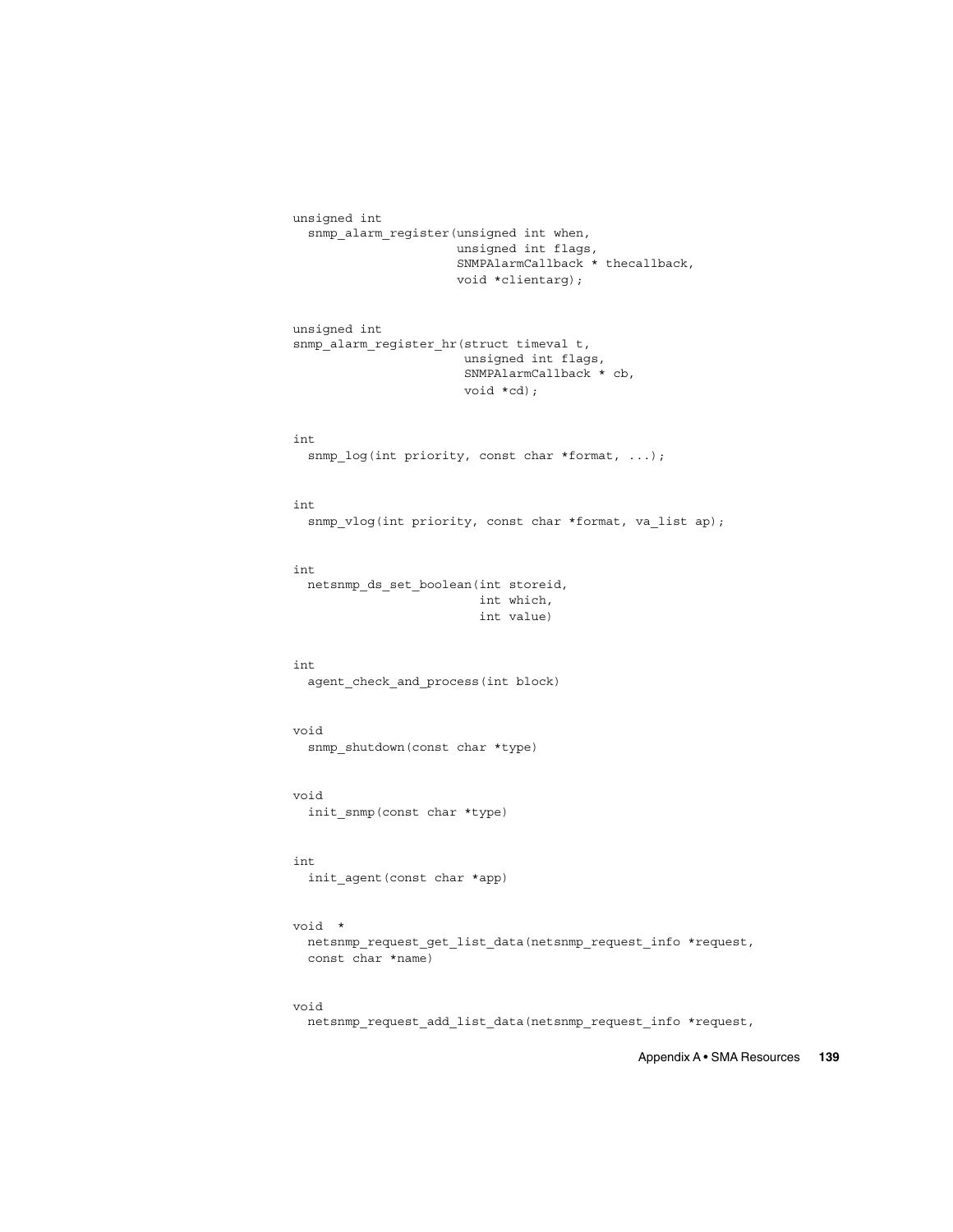```
unsigned int
  snmp_alarm_register(unsigned int when,
                      unsigned int flags,
                      SNMPAlarmCallback * thecallback,
                      void *clientarg);


unsigned int
snmp_alarm_register_hr(struct timeval t,
                       unsigned int flags,
                       SNMPAlarmCallback * cb,
                       void *cd);


int
  snmp_log(int priority, const char *format, ...);


int
  snmp_vlog(int priority, const char *format, va_list ap);


int
  netsnmp_ds_set_boolean(int storeid,
                         int which,
                         int value)


int
  agent_check_and_process(int block)


void
  snmp_shutdown(const char *type)


void
  init_snmp(const char *type)


int
  init_agent(const char *app)


void  *
  netsnmp_request_get_list_data(netsnmp_request_info *request,
  const char *name)


void
  netsnmp_request_add_list_data(netsnmp_request_info *request,
```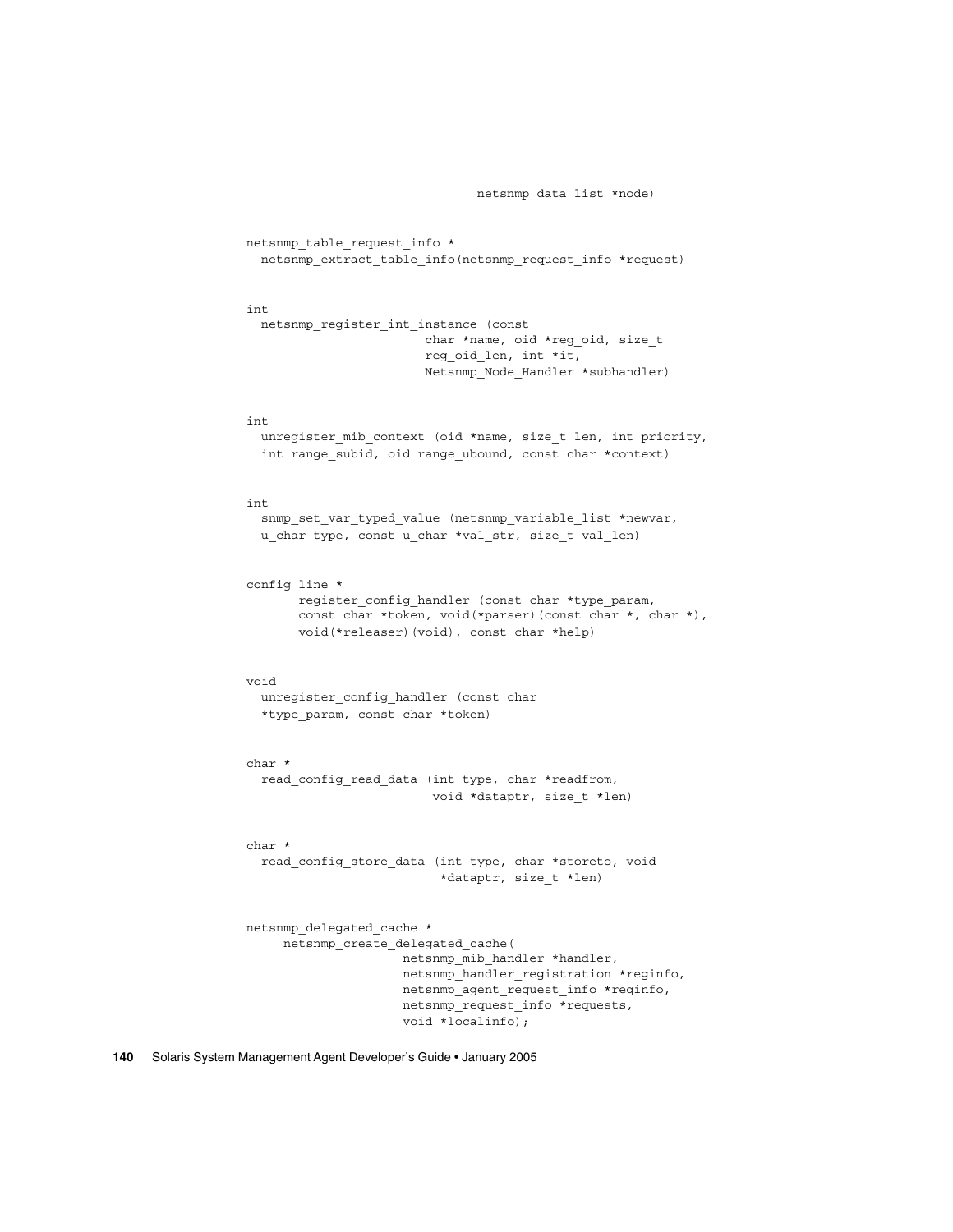```
                                netsnmp_data_list *node)


netsnmp_table_request_info *
  netsnmp_extract_table_info(netsnmp_request_info *request)


int
  netsnmp_register_int_instance (const
                        char *name, oid *reg_oid, size_t
                        reg_oid_len, int *it,
                        Netsnmp_Node_Handler *subhandler)


int
  unregister_mib_context (oid *name, size_t len, int priority,
  int range_subid, oid range_ubound, const char *context)


int
  snmp_set_var_typed_value (netsnmp_variable_list *newvar,
  u_char type, const u_char *val_str, size_t val_len)


config_line *
       register_config_handler (const char *type_param,
       const char *token, void(*parser)(const char *, char *),
       void(*releaser)(void), const char *help)


void
  unregister_config_handler (const char
  *type_param, const char *token)


char *
  read_config_read_data (int type, char *readfrom,
                         void *dataptr, size_t *len)


char *
  read_config_store_data (int type, char *storeto, void
                          *dataptr, size_t *len)


netsnmp_delegated_cache *
     netsnmp_create_delegated_cache(
                     netsnmp_mib_handler *handler,
                     netsnmp_handler_registration *reginfo,
                     netsnmp_agent_request_info *reqinfo,
                     netsnmp_request_info *requests,
                     void *localinfo);
```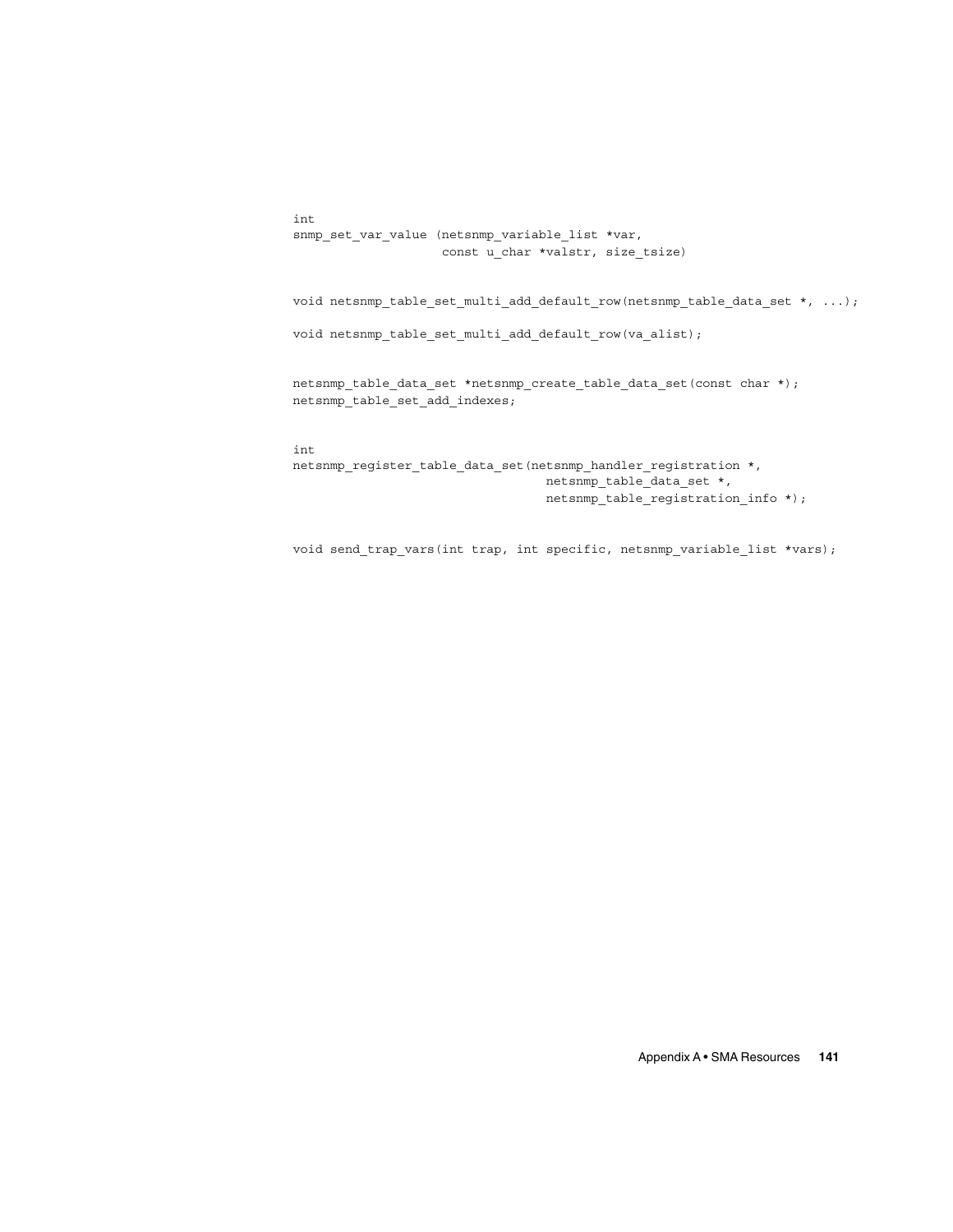```
int
snmp_set_var_value (netsnmp_variable_list *var,
                    const u_char *valstr, size_tsize)


void netsnmp_table_set_multi_add_default_row(netsnmp_table_data_set *, ...);

void netsnmp_table_set_multi_add_default_row(va_alist);


netsnmp_table_data_set *netsnmp_create_table_data_set(const char *);
netsnmp_table_set_add_indexes;


int
netsnmp_register_table_data_set(netsnmp_handler_registration *,
                                  netsnmp_table_data_set *,
                                  netsnmp_table_registration_info *);


void send_trap_vars(int trap, int specific, netsnmp_variable_list *vars);
```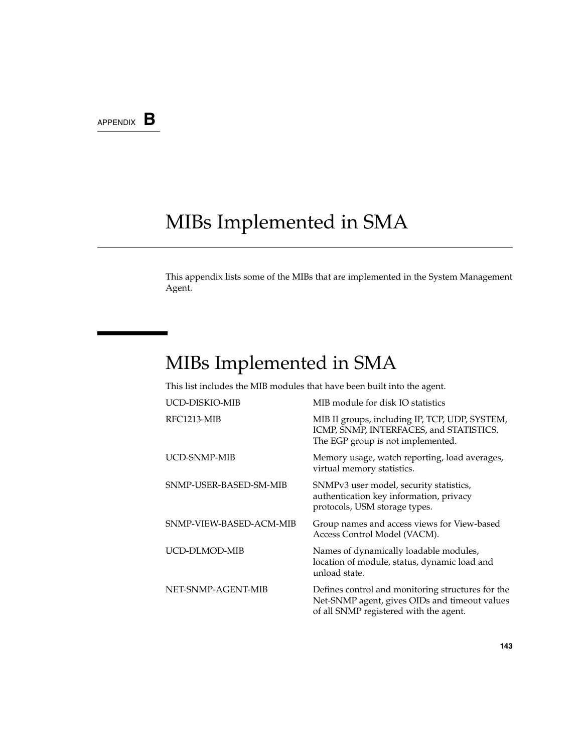APPENDIX **B**

# MIBs Implemented in SMA

This appendix lists some of the MIBs that are implemented in the System Management Agent.

## MIBs Implemented in SMA

This list includes the MIB modules that have been built into the agent.

| | |
|---|---|
| UCD-DISKIO-MIB | MIB module for disk IO statistics |
| RFC1213-MIB | MIB II groups, including IP, TCP, UDP, SYSTEM, ICMP, SNMP, INTERFACES, and STATISTICS. The EGP group is not implemented. |
| UCD-SNMP-MIB | Memory usage, watch reporting, load averages, virtual memory statistics. |
| SNMP-USER-BASED-SM-MIB | SNMPv3 user model, security statistics, authentication key information, privacy protocols, USM storage types. |
| SNMP-VIEW-BASED-ACM-MIB | Group names and access views for View-based Access Control Model (VACM). |
| UCD-DLMOD-MIB | Names of dynamically loadable modules, location of module, status, dynamic load and unload state. |
| NET-SNMP-AGENT-MIB | Defines control and monitoring structures for the Net-SNMP agent, gives OIDs and timeout values of all SNMP registered with the agent. |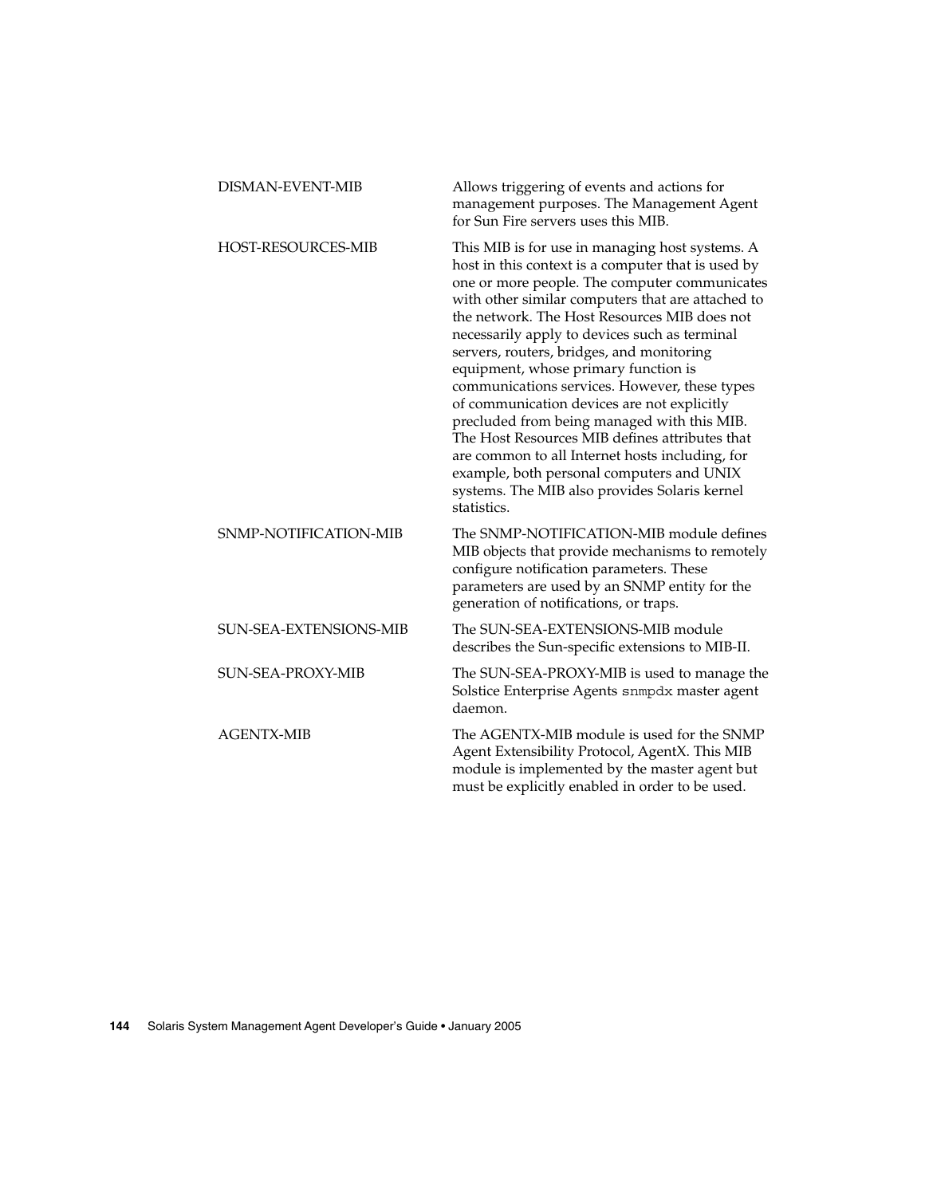| | |
|---|---|
| DISMAN-EVENT-MIB | Allows triggering of events and actions for management purposes. The Management Agent for Sun Fire servers uses this MIB. |
| HOST-RESOURCES-MIB | This MIB is for use in managing host systems. A host in this context is a computer that is used by one or more people. The computer communicates with other similar computers that are attached to the network. The Host Resources MIB does not necessarily apply to devices such as terminal servers, routers, bridges, and monitoring equipment, whose primary function is communications services. However, these types of communication devices are not explicitly precluded from being managed with this MIB. The Host Resources MIB defines attributes that are common to all Internet hosts including, for example, both personal computers and UNIX systems. The MIB also provides Solaris kernel statistics. |
| SNMP-NOTIFICATION-MIB | The SNMP-NOTIFICATION-MIB module defines MIB objects that provide mechanisms to remotely configure notification parameters. These parameters are used by an SNMP entity for the generation of notifications, or traps. |
| SUN-SEA-EXTENSIONS-MIB | The SUN-SEA-EXTENSIONS-MIB module describes the Sun-specific extensions to MIB-II. |
| SUN-SEA-PROXY-MIB | The SUN-SEA-PROXY-MIB is used to manage the Solstice Enterprise Agents `snmpdx` master agent daemon. |
| AGENTX-MIB | The AGENTX-MIB module is used for the SNMP Agent Extensibility Protocol, AgentX. This MIB module is implemented by the master agent but must be explicitly enabled in order to be used. |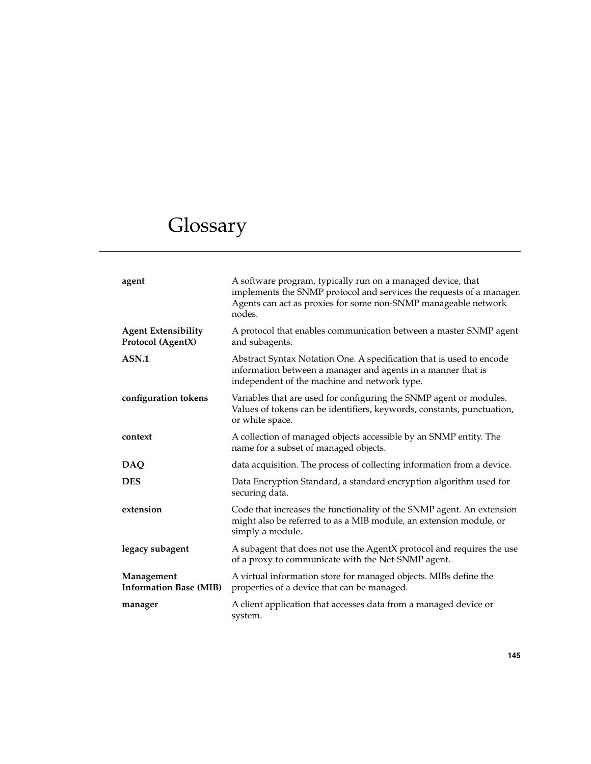# Glossary

**agent**
A software program, typically run on a managed device, that implements the SNMP protocol and services the requests of a manager. Agents can act as proxies for some non-SNMP manageable network nodes.

**Agent Extensibility Protocol (AgentX)**
A protocol that enables communication between a master SNMP agent and subagents.

**ASN.1**
Abstract Syntax Notation One. A specification that is used to encode information between a manager and agents in a manner that is independent of the machine and network type.

**configuration tokens**
Variables that are used for configuring the SNMP agent or modules. Values of tokens can be identifiers, keywords, constants, punctuation, or white space.

**context**
A collection of managed objects accessible by an SNMP entity. The name for a subset of managed objects.

**DAQ**
data acquisition. The process of collecting information from a device.

**DES**
Data Encryption Standard, a standard encryption algorithm used for securing data.

**extension**
Code that increases the functionality of the SNMP agent. An extension might also be referred to as a MIB module, an extension module, or simply a module.

**legacy subagent**
A subagent that does not use the AgentX protocol and requires the use of a proxy to communicate with the Net-SNMP agent.

**Management Information Base (MIB)**
A virtual information store for managed objects. MIBs define the properties of a device that can be managed.

**manager**
A client application that accesses data from a managed device or system.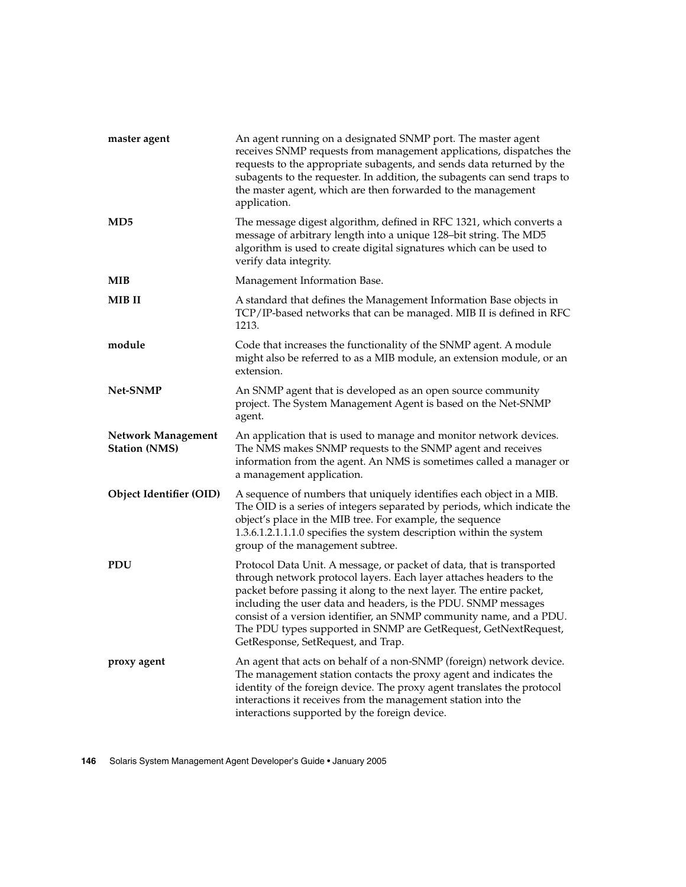**master agent**
An agent running on a designated SNMP port. The master agent receives SNMP requests from management applications, dispatches the requests to the appropriate subagents, and sends data returned by the subagents to the requester. In addition, the subagents can send traps to the master agent, which are then forwarded to the management application.

**MD5**
The message digest algorithm, defined in RFC 1321, which converts a message of arbitrary length into a unique 128–bit string. The MD5 algorithm is used to create digital signatures which can be used to verify data integrity.

**MIB**
Management Information Base.

**MIB II**
A standard that defines the Management Information Base objects in TCP/IP-based networks that can be managed. MIB II is defined in RFC 1213.

**module**
Code that increases the functionality of the SNMP agent. A module might also be referred to as a MIB module, an extension module, or an extension.

**Net-SNMP**
An SNMP agent that is developed as an open source community project. The System Management Agent is based on the Net-SNMP agent.

**Network Management Station (NMS)**
An application that is used to manage and monitor network devices. The NMS makes SNMP requests to the SNMP agent and receives information from the agent. An NMS is sometimes called a manager or a management application.

**Object Identifier (OID)**
A sequence of numbers that uniquely identifies each object in a MIB. The OID is a series of integers separated by periods, which indicate the object's place in the MIB tree. For example, the sequence 1.3.6.1.2.1.1.1.0 specifies the system description within the system group of the management subtree.

**PDU**
Protocol Data Unit. A message, or packet of data, that is transported through network protocol layers. Each layer attaches headers to the packet before passing it along to the next layer. The entire packet, including the user data and headers, is the PDU. SNMP messages consist of a version identifier, an SNMP community name, and a PDU. The PDU types supported in SNMP are GetRequest, GetNextRequest, GetResponse, SetRequest, and Trap.

**proxy agent**
An agent that acts on behalf of a non-SNMP (foreign) network device. The management station contacts the proxy agent and indicates the identity of the foreign device. The proxy agent translates the protocol interactions it receives from the management station into the interactions supported by the foreign device.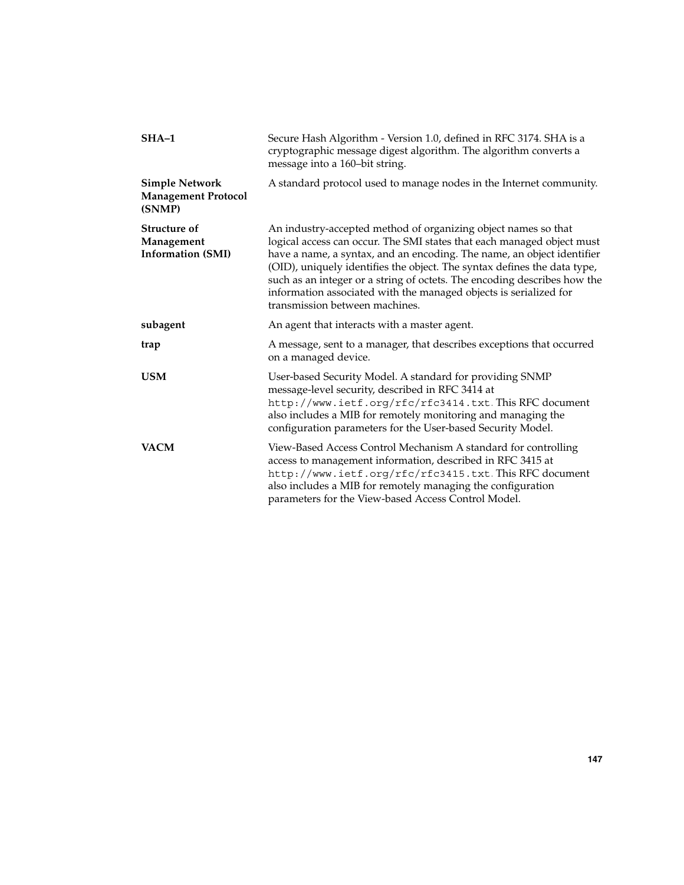**SHA–1**
Secure Hash Algorithm - Version 1.0, defined in RFC 3174. SHA is a cryptographic message digest algorithm. The algorithm converts a message into a 160–bit string.

**Simple Network Management Protocol (SNMP)**
A standard protocol used to manage nodes in the Internet community.

**Structure of Management Information (SMI)**
An industry-accepted method of organizing object names so that logical access can occur. The SMI states that each managed object must have a name, a syntax, and an encoding. The name, an object identifier (OID), uniquely identifies the object. The syntax defines the data type, such as an integer or a string of octets. The encoding describes how the information associated with the managed objects is serialized for transmission between machines.

**subagent**
An agent that interacts with a master agent.

**trap**
A message, sent to a manager, that describes exceptions that occurred on a managed device.

**USM**
User-based Security Model. A standard for providing SNMP message-level security, described in RFC 3414 at `http://www.ietf.org/rfc/rfc3414.txt`. This RFC document also includes a MIB for remotely monitoring and managing the configuration parameters for the User-based Security Model.

**VACM**
View-Based Access Control Mechanism A standard for controlling access to management information, described in RFC 3415 at `http://www.ietf.org/rfc/rfc3415.txt`. This RFC document also includes a MIB for remotely managing the configuration parameters for the View-based Access Control Model.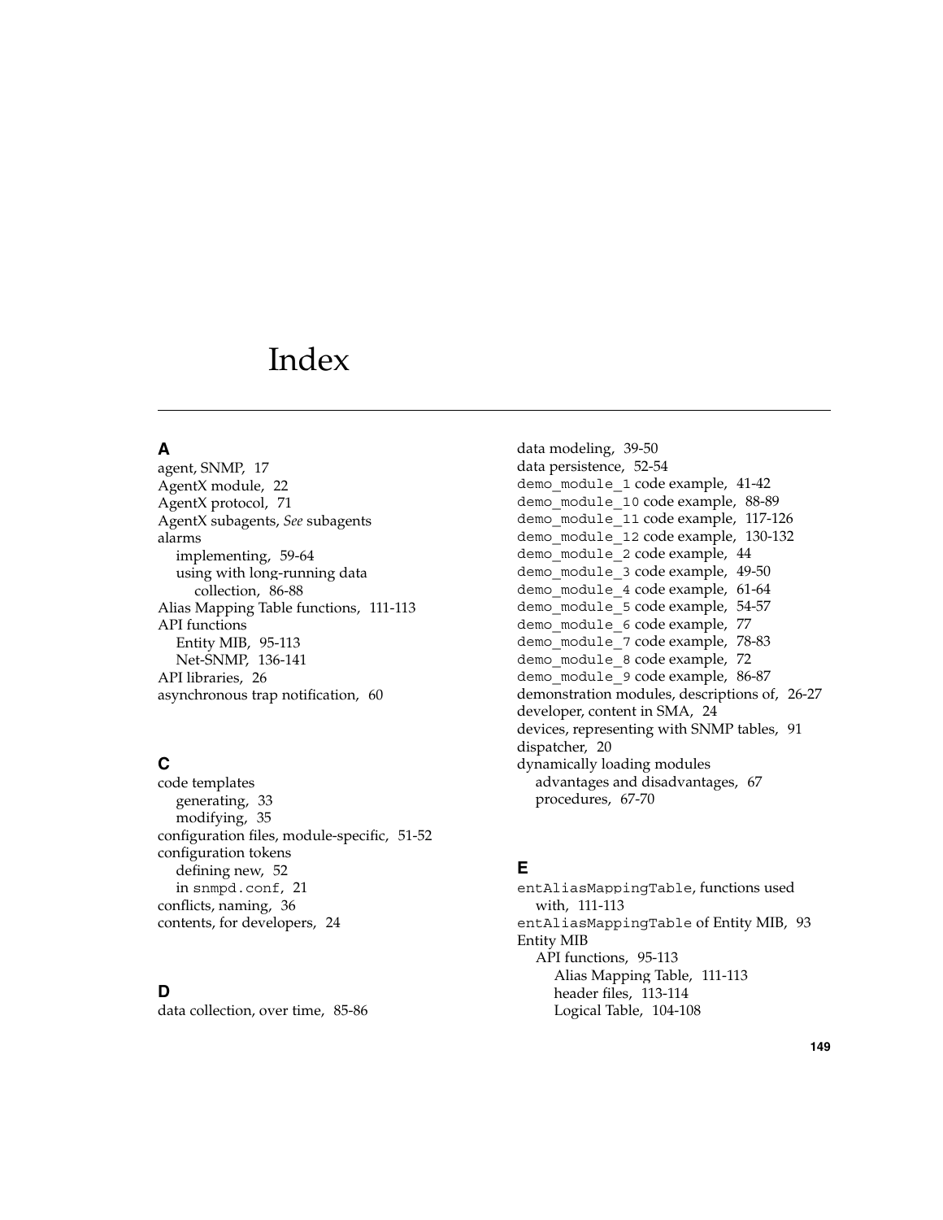# Index

## A

agent, SNMP, 17
AgentX module, 22
AgentX protocol, 71
AgentX subagents, *See* subagents
alarms
- implementing, 59-64
- using with long-running data collection, 86-88

Alias Mapping Table functions, 111-113
API functions
- Entity MIB, 95-113
- Net-SNMP, 136-141

API libraries, 26
asynchronous trap notification, 60

## C

code templates
- generating, 33
- modifying, 35

configuration files, module-specific, 51-52
configuration tokens
- defining new, 52
- in `snmpd.conf`, 21

conflicts, naming, 36
contents, for developers, 24

## D

data collection, over time, 85-86
data modeling, 39-50
data persistence, 52-54
`demo_module_1` code example, 41-42
`demo_module_10` code example, 88-89
`demo_module_11` code example, 117-126
`demo_module_12` code example, 130-132
`demo_module_2` code example, 44
`demo_module_3` code example, 49-50
`demo_module_4` code example, 61-64
`demo_module_5` code example, 54-57
`demo_module_6` code example, 77
`demo_module_7` code example, 78-83
`demo_module_8` code example, 72
`demo_module_9` code example, 86-87
demonstration modules, descriptions of, 26-27
developer, content in SMA, 24
devices, representing with SNMP tables, 91
dispatcher, 20
dynamically loading modules
- advantages and disadvantages, 67
- procedures, 67-70

## E

`entAliasMappingTable`, functions used with, 111-113
`entAliasMappingTable` of Entity MIB, 93
Entity MIB
- API functions, 95-113
  - Alias Mapping Table, 111-113
  - header files, 113-114
  - Logical Table, 104-108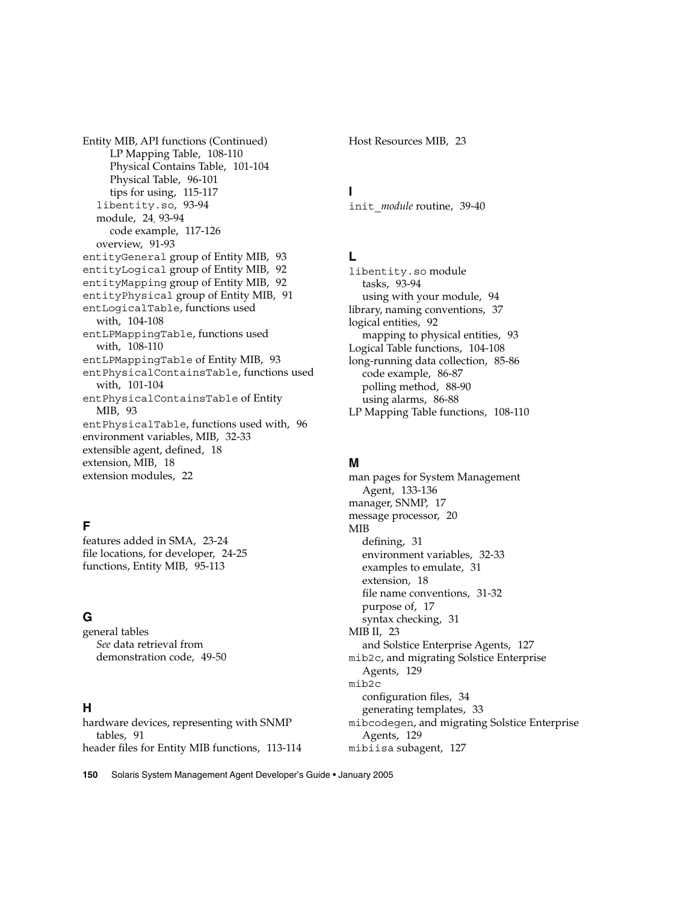Entity MIB, API functions (Continued)
- LP Mapping Table, 108-110
- Physical Contains Table, 101-104
- Physical Table, 96-101
- tips for using, 115-117

libentity.so, 93-94
module, 24, 93-94
- code example, 117-126

overview, 91-93

entityGeneral group of Entity MIB, 93
entityLogical group of Entity MIB, 92
entityMapping group of Entity MIB, 92
entityPhysical group of Entity MIB, 91
entLogicalTable, functions used with, 104-108
entLPMappingTable, functions used with, 108-110
entLPMappingTable of Entity MIB, 93
entPhysicalContainsTable, functions used with, 101-104
entPhysicalContainsTable of Entity MIB, 93
entPhysicalTable, functions used with, 96
environment variables, MIB, 32-33
extensible agent, defined, 18
extension, MIB, 18
extension modules, 22

## F

features added in SMA, 23-24
file locations, for developer, 24-25
functions, Entity MIB, 95-113

## G

general tables
- *See* data retrieval from

demonstration code, 49-50

## H

hardware devices, representing with SNMP tables, 91
header files for Entity MIB functions, 113-114
Host Resources MIB, 23

## I

init_*module* routine, 39-40

## L

libentity.so module
- tasks, 93-94
- using with your module, 94

library, naming conventions, 37
logical entities, 92
- mapping to physical entities, 93

Logical Table functions, 104-108
long-running data collection, 85-86
- code example, 86-87
- polling method, 88-90
- using alarms, 86-88

LP Mapping Table functions, 108-110

## M

man pages for System Management Agent, 133-136
manager, SNMP, 17
message processor, 20
MIB
- defining, 31
- environment variables, 32-33
- examples to emulate, 31
- extension, 18
- file name conventions, 31-32
- purpose of, 17
- syntax checking, 31

MIB II, 23
- and Solstice Enterprise Agents, 127

mib2c, and migrating Solstice Enterprise Agents, 129
mib2c
- configuration files, 34
- generating templates, 33

mibcodegen, and migrating Solstice Enterprise Agents, 129
mibiisa subagent, 127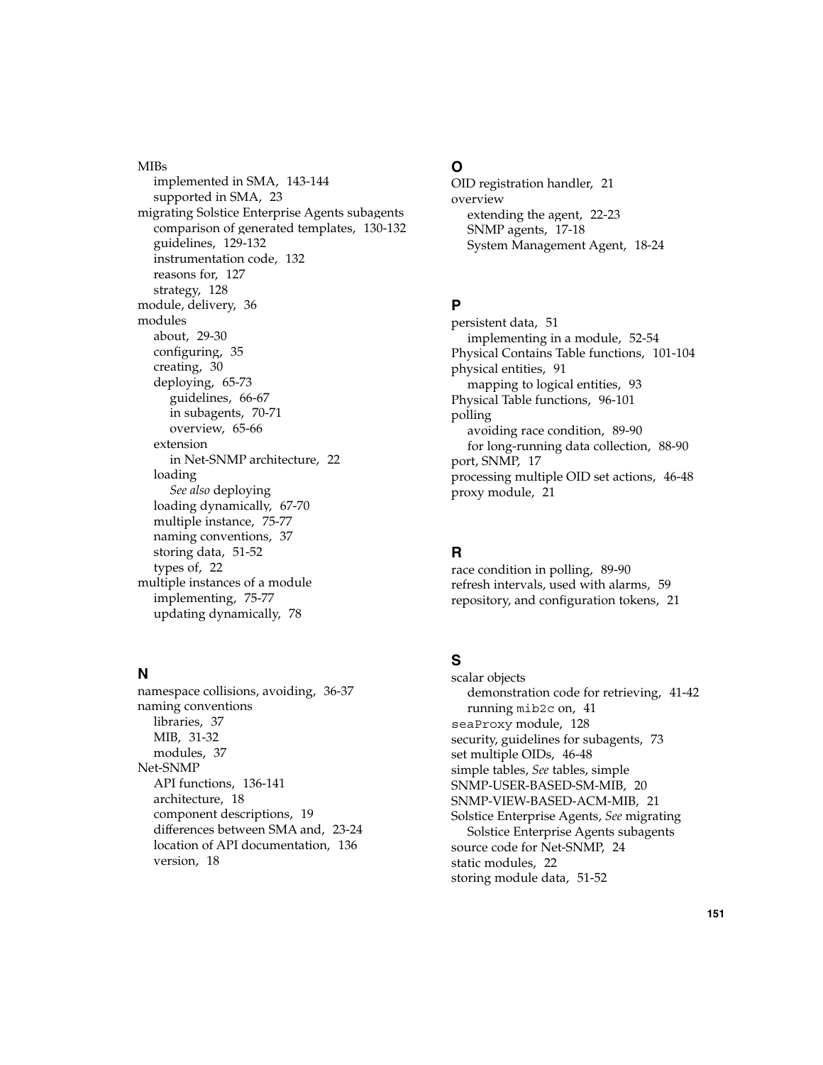MIBs
  implemented in SMA, 143-144
  supported in SMA, 23
migrating Solstice Enterprise Agents subagents
  comparison of generated templates, 130-132
  guidelines, 129-132
  instrumentation code, 132
  reasons for, 127
  strategy, 128
module, delivery, 36
modules
  about, 29-30
  configuring, 35
  creating, 30
  deploying, 65-73
    guidelines, 66-67
    in subagents, 70-71
    overview, 65-66
  extension
    in Net-SNMP architecture, 22
  loading
    *See also* deploying
  loading dynamically, 67-70
  multiple instance, 75-77
  naming conventions, 37
  storing data, 51-52
  types of, 22
multiple instances of a module
  implementing, 75-77
  updating dynamically, 78

## N

namespace collisions, avoiding, 36-37
naming conventions
  libraries, 37
  MIB, 31-32
  modules, 37
Net-SNMP
  API functions, 136-141
  architecture, 18
  component descriptions, 19
  differences between SMA and, 23-24
  location of API documentation, 136
  version, 18

## O

OID registration handler, 21
overview
  extending the agent, 22-23
  SNMP agents, 17-18
  System Management Agent, 18-24

## P

persistent data, 51
  implementing in a module, 52-54
Physical Contains Table functions, 101-104
physical entities, 91
  mapping to logical entities, 93
Physical Table functions, 96-101
polling
  avoiding race condition, 89-90
  for long-running data collection, 88-90
port, SNMP, 17
processing multiple OID set actions, 46-48
proxy module, 21

## R

race condition in polling, 89-90
refresh intervals, used with alarms, 59
repository, and configuration tokens, 21

## S

scalar objects
  demonstration code for retrieving, 41-42
  running `mib2c` on, 41
`seaProxy` module, 128
security, guidelines for subagents, 73
set multiple OIDs, 46-48
simple tables, *See* tables, simple
SNMP-USER-BASED-SM-MIB, 20
SNMP-VIEW-BASED-ACM-MIB, 21
Solstice Enterprise Agents, *See* migrating
  Solstice Enterprise Agents subagents
source code for Net-SNMP, 24
static modules, 22
storing module data, 51-52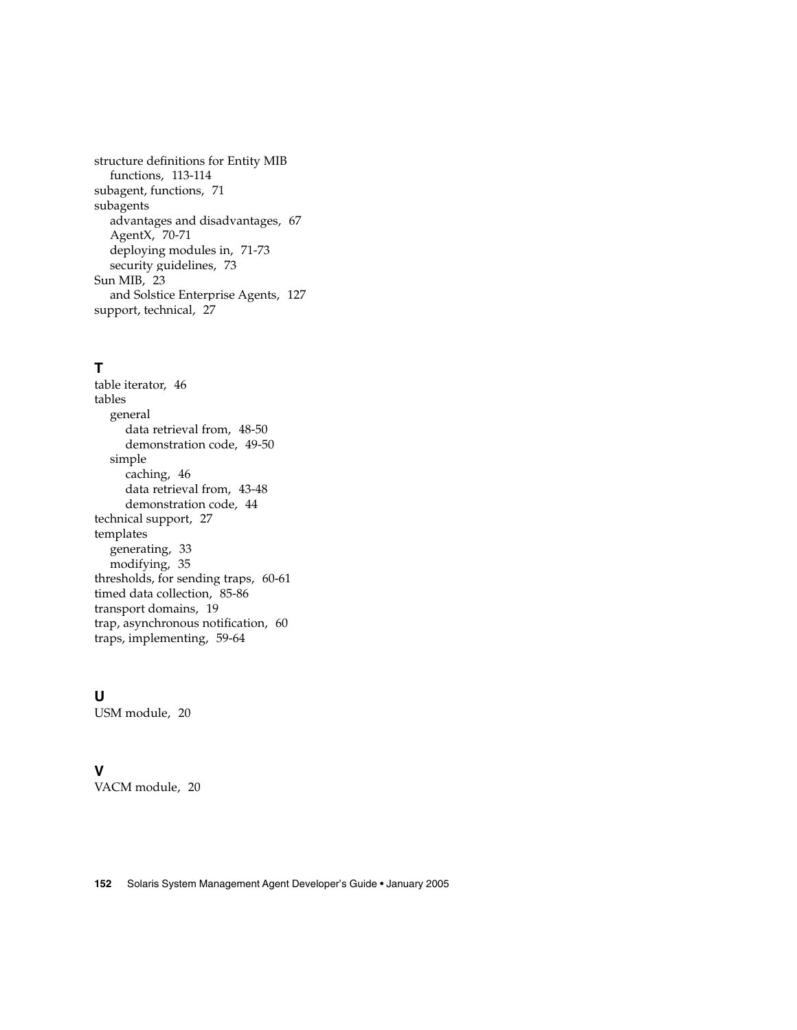structure definitions for Entity MIB
  functions, 113-114
subagent, functions, 71
subagents
  advantages and disadvantages, 67
  AgentX, 70-71
  deploying modules in, 71-73
  security guidelines, 73
Sun MIB, 23
  and Solstice Enterprise Agents, 127
support, technical, 27

## T

table iterator, 46
tables
  general
    data retrieval from, 48-50
    demonstration code, 49-50
  simple
    caching, 46
    data retrieval from, 43-48
    demonstration code, 44
technical support, 27
templates
  generating, 33
  modifying, 35
thresholds, for sending traps, 60-61
timed data collection, 85-86
transport domains, 19
trap, asynchronous notification, 60
traps, implementing, 59-64

## U

USM module, 20

## V

VACM module, 20